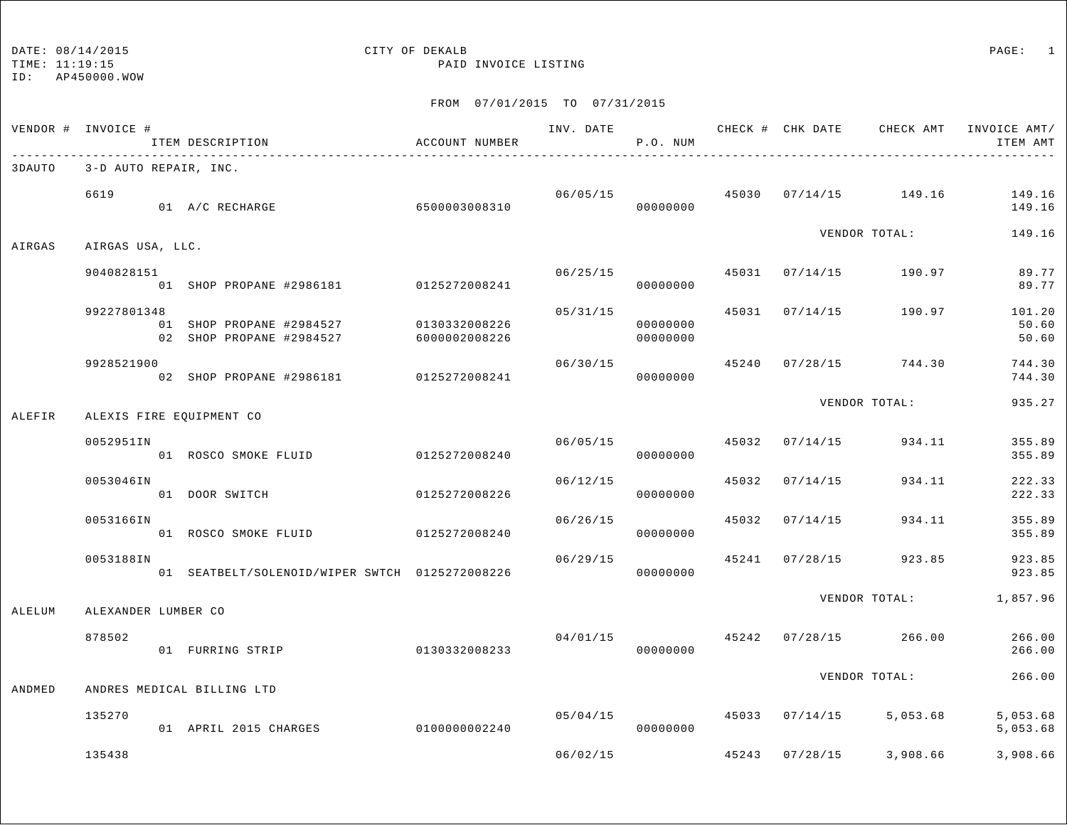DATE: 08/14/2015
TIME: 11:19:15
ID: AP450000.WOW

# CITY OF DEKALB
## PAID INVOICE LISTING

FROM 07/01/2015 TO 07/31/2015

| VENDOR # | INVOICE # / ITEM DESCRIPTION | ACCOUNT NUMBER | INV. DATE | P.O. NUM | CHECK # | CHK DATE | CHECK AMT | INVOICE AMT/ ITEM AMT |
|---|---|---|---|---|---|---|---|---|
| 3DAUTO | 3-D AUTO REPAIR, INC. | | | | | | | |
| | 6619 | | 06/05/15 | | 45030 | 07/14/15 | 149.16 | 149.16 |
| | 01 A/C RECHARGE | 6500003008310 | | 00000000 | | | | 149.16 |
| | | | | | | VENDOR TOTAL: | | 149.16 |
| AIRGAS | AIRGAS USA, LLC. | | | | | | | |
| | 9040828151 | | 06/25/15 | | 45031 | 07/14/15 | 190.97 | 89.77 |
| | 01 SHOP PROPANE #2986181 | 0125272008241 | | 00000000 | | | | 89.77 |
| | 99227801348 | | 05/31/15 | | 45031 | 07/14/15 | 190.97 | 101.20 |
| | 01 SHOP PROPANE #2984527 | 0130332008226 | | 00000000 | | | | 50.60 |
| | 02 SHOP PROPANE #2984527 | 6000002008226 | | 00000000 | | | | 50.60 |
| | 9928521900 | | 06/30/15 | | 45240 | 07/28/15 | 744.30 | 744.30 |
| | 02 SHOP PROPANE #2986181 | 0125272008241 | | 00000000 | | | | 744.30 |
| | | | | | | VENDOR TOTAL: | | 935.27 |
| ALEFIR | ALEXIS FIRE EQUIPMENT CO | | | | | | | |
| | 0052951IN | | 06/05/15 | | 45032 | 07/14/15 | 934.11 | 355.89 |
| | 01 ROSCO SMOKE FLUID | 0125272008240 | | 00000000 | | | | 355.89 |
| | 0053046IN | | 06/12/15 | | 45032 | 07/14/15 | 934.11 | 222.33 |
| | 01 DOOR SWITCH | 0125272008226 | | 00000000 | | | | 222.33 |
| | 0053166IN | | 06/26/15 | | 45032 | 07/14/15 | 934.11 | 355.89 |
| | 01 ROSCO SMOKE FLUID | 0125272008240 | | 00000000 | | | | 355.89 |
| | 0053188IN | | 06/29/15 | | 45241 | 07/28/15 | 923.85 | 923.85 |
| | 01 SEATBELT/SOLENOID/WIPER SWTCH | 0125272008226 | | 00000000 | | | | 923.85 |
| | | | | | | VENDOR TOTAL: | | 1,857.96 |
| ALELUM | ALEXANDER LUMBER CO | | | | | | | |
| | 878502 | | 04/01/15 | | 45242 | 07/28/15 | 266.00 | 266.00 |
| | 01 FURRING STRIP | 0130332008233 | | 00000000 | | | | 266.00 |
| | | | | | | VENDOR TOTAL: | | 266.00 |
| ANDMED | ANDRES MEDICAL BILLING LTD | | | | | | | |
| | 135270 | | 05/04/15 | | 45033 | 07/14/15 | 5,053.68 | 5,053.68 |
| | 01 APRIL 2015 CHARGES | 0100000002240 | | 00000000 | | | | 5,053.68 |
| | 135438 | | 06/02/15 | | 45243 | 07/28/15 | 3,908.66 | 3,908.66 |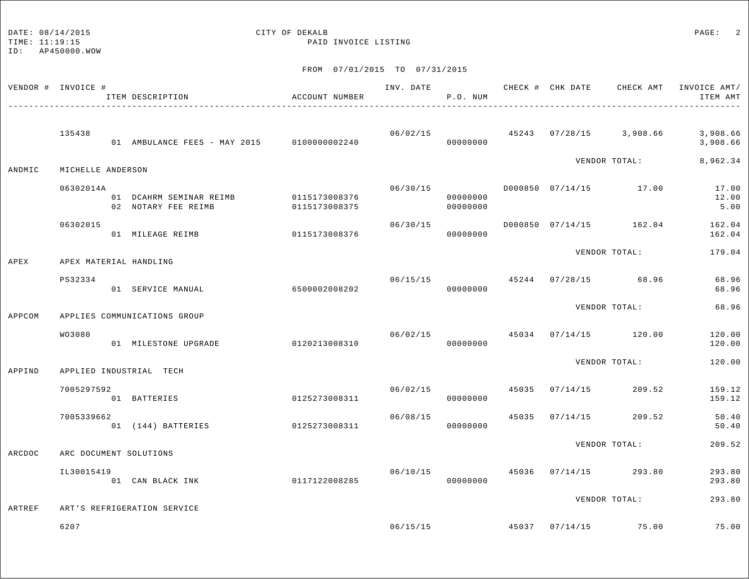DATE: 08/14/2015 CITY OF DEKALB
TIME: 11:19:15 PAID INVOICE LISTING
ID: AP450000.WOW

FROM 07/01/2015 TO 07/31/2015

| VENDOR # | INVOICE # / ITEM DESCRIPTION | ACCOUNT NUMBER | INV. DATE | P.O. NUM | CHECK # | CHK DATE | CHECK AMT | INVOICE AMT/ ITEM AMT |
|---|---|---|---|---|---|---|---|---|
| | 135438 | | 06/02/15 | | 45243 | 07/28/15 | 3,908.66 | 3,908.66 |
| | 01 AMBULANCE FEES - MAY 2015 | 0100000002240 | | 00000000 | | | | 3,908.66 |
| | | | | | | VENDOR TOTAL: | | 8,962.34 |
| ANDMIC | MICHELLE ANDERSON | | | | | | | |
| | 06302014A | | 06/30/15 | | D000850 | 07/14/15 | 17.00 | 17.00 |
| | 01 DCAHRM SEMINAR REIMB | 0115173008376 | | 00000000 | | | | 12.00 |
| | 02 NOTARY FEE REIMB | 0115173008375 | | 00000000 | | | | 5.00 |
| | 06302015 | | 06/30/15 | | D000850 | 07/14/15 | 162.04 | 162.04 |
| | 01 MILEAGE REIMB | 0115173008376 | | 00000000 | | | | 162.04 |
| | | | | | | VENDOR TOTAL: | | 179.04 |
| APEX | APEX MATERIAL HANDLING | | | | | | | |
| | PS32334 | | 06/15/15 | | 45244 | 07/28/15 | 68.96 | 68.96 |
| | 01 SERVICE MANUAL | 6500002008202 | | 00000000 | | | | 68.96 |
| | | | | | | VENDOR TOTAL: | | 68.96 |
| APPCOM | APPLIES COMMUNICATIONS GROUP | | | | | | | |
| | WO3080 | | 06/02/15 | | 45034 | 07/14/15 | 120.00 | 120.00 |
| | 01 MILESTONE UPGRADE | 0120213008310 | | 00000000 | | | | 120.00 |
| | | | | | | VENDOR TOTAL: | | 120.00 |
| APPIND | APPLIED INDUSTRIAL TECH | | | | | | | |
| | 7005297592 | | 06/02/15 | | 45035 | 07/14/15 | 209.52 | 159.12 |
| | 01 BATTERIES | 0125273008311 | | 00000000 | | | | 159.12 |
| | 7005339662 | | 06/08/15 | | 45035 | 07/14/15 | 209.52 | 50.40 |
| | 01 (144) BATTERIES | 0125273008311 | | 00000000 | | | | 50.40 |
| | | | | | | VENDOR TOTAL: | | 209.52 |
| ARCDOC | ARC DOCUMENT SOLUTIONS | | | | | | | |
| | IL30015419 | | 06/10/15 | | 45036 | 07/14/15 | 293.80 | 293.80 |
| | 01 CAN BLACK INK | 0117122008285 | | 00000000 | | | | 293.80 |
| | | | | | | VENDOR TOTAL: | | 293.80 |
| ARTREF | ART'S REFRIGERATION SERVICE | | | | | | | |
| | 6207 | | 06/15/15 | | 45037 | 07/14/15 | 75.00 | 75.00 |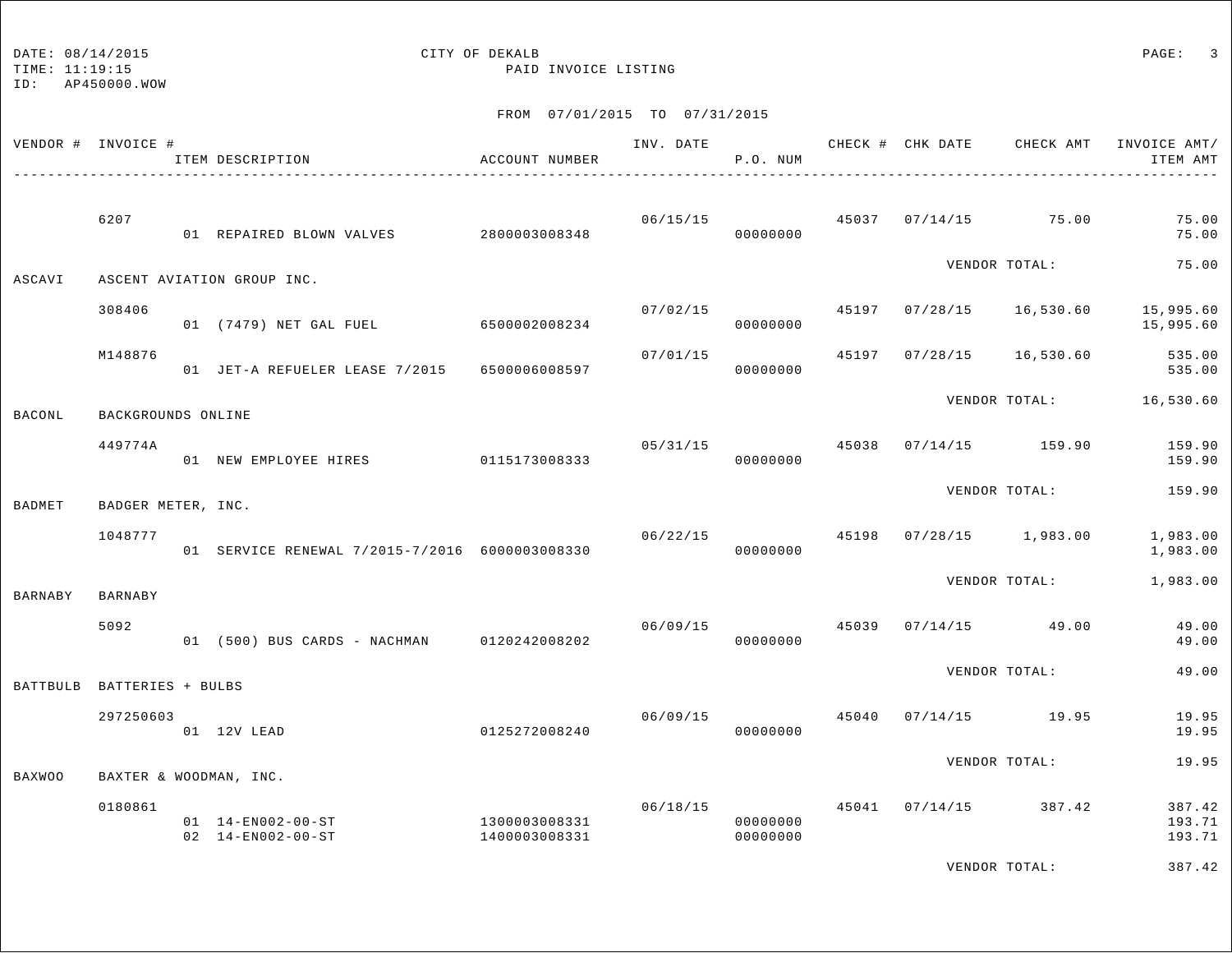DATE: 08/14/2015
TIME: 11:19:15
ID: AP450000.WOW

CITY OF DEKALB
PAID INVOICE LISTING

FROM 07/01/2015 TO 07/31/2015

| VENDOR # | INVOICE # / ITEM DESCRIPTION | ACCOUNT NUMBER | INV. DATE | P.O. NUM | CHECK # | CHK DATE | CHECK AMT | INVOICE AMT/ ITEM AMT |
|---|---|---|---|---|---|---|---|---|
| | 6207 | | 06/15/15 | | 45037 | 07/14/15 | 75.00 | 75.00 |
| | 01 REPAIRED BLOWN VALVES | 2800003008348 | | 00000000 | | | | 75.00 |
| | | | | | | VENDOR TOTAL: | | 75.00 |
| ASCAVI | ASCENT AVIATION GROUP INC. | | | | | | | |
| | 308406 | | 07/02/15 | | 45197 | 07/28/15 | 16,530.60 | 15,995.60 |
| | 01 (7479) NET GAL FUEL | 6500002008234 | | 00000000 | | | | 15,995.60 |
| | M148876 | | 07/01/15 | | 45197 | 07/28/15 | 16,530.60 | 535.00 |
| | 01 JET-A REFUELER LEASE 7/2015 | 6500006008597 | | 00000000 | | | | 535.00 |
| | | | | | | VENDOR TOTAL: | | 16,530.60 |
| BACONL | BACKGROUNDS ONLINE | | | | | | | |
| | 449774A | | 05/31/15 | | 45038 | 07/14/15 | 159.90 | 159.90 |
| | 01 NEW EMPLOYEE HIRES | 0115173008333 | | 00000000 | | | | 159.90 |
| | | | | | | VENDOR TOTAL: | | 159.90 |
| BADMET | BADGER METER, INC. | | | | | | | |
| | 1048777 | | 06/22/15 | | 45198 | 07/28/15 | 1,983.00 | 1,983.00 |
| | 01 SERVICE RENEWAL 7/2015-7/2016 | 6000003008330 | | 00000000 | | | | 1,983.00 |
| | | | | | | VENDOR TOTAL: | | 1,983.00 |
| BARNABY | BARNABY | | | | | | | |
| | 5092 | | 06/09/15 | | 45039 | 07/14/15 | 49.00 | 49.00 |
| | 01 (500) BUS CARDS - NACHMAN | 0120242008202 | | 00000000 | | | | 49.00 |
| | | | | | | VENDOR TOTAL: | | 49.00 |
| BATTBULB | BATTERIES + BULBS | | | | | | | |
| | 297250603 | | 06/09/15 | | 45040 | 07/14/15 | 19.95 | 19.95 |
| | 01 12V LEAD | 0125272008240 | | 00000000 | | | | 19.95 |
| | | | | | | VENDOR TOTAL: | | 19.95 |
| BAXWOO | BAXTER & WOODMAN, INC. | | | | | | | |
| | 0180861 | | 06/18/15 | | 45041 | 07/14/15 | 387.42 | 387.42 |
| | 01 14-EN002-00-ST | 1300003008331 | | 00000000 | | | | 193.71 |
| | 02 14-EN002-00-ST | 1400003008331 | | 00000000 | | | | 193.71 |
| | | | | | | VENDOR TOTAL: | | 387.42 |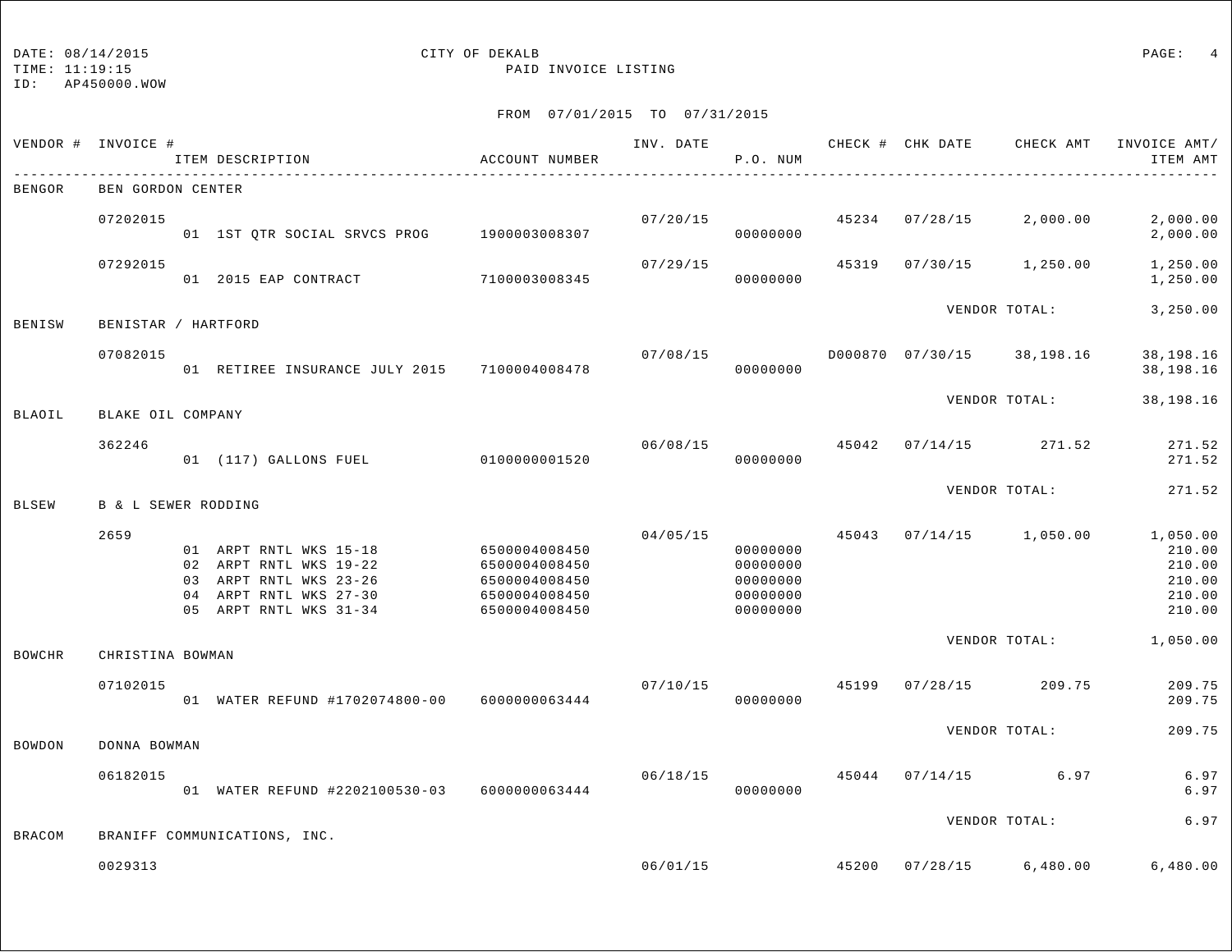DATE: 08/14/2015 CITY OF DEKALB
TIME: 11:19:15 PAID INVOICE LISTING
ID: AP450000.WOW

FROM 07/01/2015 TO 07/31/2015

| VENDOR # | INVOICE # / ITEM DESCRIPTION | ACCOUNT NUMBER | INV. DATE | P.O. NUM | CHECK # | CHK DATE | CHECK AMT | INVOICE AMT/ ITEM AMT |
|---|---|---|---|---|---|---|---|---|
| BENGOR | BEN GORDON CENTER | | | | | | | |
| | 07202015 | | 07/20/15 | | 45234 | 07/28/15 | 2,000.00 | 2,000.00 |
| | 01 1ST QTR SOCIAL SRVCS PROG | 1900003008307 | | 00000000 | | | | 2,000.00 |
| | 07292015 | | 07/29/15 | | 45319 | 07/30/15 | 1,250.00 | 1,250.00 |
| | 01 2015 EAP CONTRACT | 7100003008345 | | 00000000 | | | | 1,250.00 |
| | | | | | | VENDOR TOTAL: | | 3,250.00 |
| BENISW | BENISTAR / HARTFORD | | | | | | | |
| | 07082015 | | 07/08/15 | | D000870 | 07/30/15 | 38,198.16 | 38,198.16 |
| | 01 RETIREE INSURANCE JULY 2015 | 7100004008478 | | 00000000 | | | | 38,198.16 |
| | | | | | | VENDOR TOTAL: | | 38,198.16 |
| BLAOIL | BLAKE OIL COMPANY | | | | | | | |
| | 362246 | | 06/08/15 | | 45042 | 07/14/15 | 271.52 | 271.52 |
| | 01 (117) GALLONS FUEL | 0100000001520 | | 00000000 | | | | 271.52 |
| | | | | | | VENDOR TOTAL: | | 271.52 |
| BLSEW | B & L SEWER RODDING | | | | | | | |
| | 2659 | | 04/05/15 | | 45043 | 07/14/15 | 1,050.00 | 1,050.00 |
| | 01 ARPT RNTL WKS 15-18 | 6500004008450 | | 00000000 | | | | 210.00 |
| | 02 ARPT RNTL WKS 19-22 | 6500004008450 | | 00000000 | | | | 210.00 |
| | 03 ARPT RNTL WKS 23-26 | 6500004008450 | | 00000000 | | | | 210.00 |
| | 04 ARPT RNTL WKS 27-30 | 6500004008450 | | 00000000 | | | | 210.00 |
| | 05 ARPT RNTL WKS 31-34 | 6500004008450 | | 00000000 | | | | 210.00 |
| | | | | | | VENDOR TOTAL: | | 1,050.00 |
| BOWCHR | CHRISTINA BOWMAN | | | | | | | |
| | 07102015 | | 07/10/15 | | 45199 | 07/28/15 | 209.75 | 209.75 |
| | 01 WATER REFUND #1702074800-00 | 6000000063444 | | 00000000 | | | | 209.75 |
| | | | | | | VENDOR TOTAL: | | 209.75 |
| BOWDON | DONNA BOWMAN | | | | | | | |
| | 06182015 | | 06/18/15 | | 45044 | 07/14/15 | 6.97 | 6.97 |
| | 01 WATER REFUND #2202100530-03 | 6000000063444 | | 00000000 | | | | 6.97 |
| | | | | | | VENDOR TOTAL: | | 6.97 |
| BRACOM | BRANIFF COMMUNICATIONS, INC. | | | | | | | |
| | 0029313 | | 06/01/15 | | 45200 | 07/28/15 | 6,480.00 | 6,480.00 |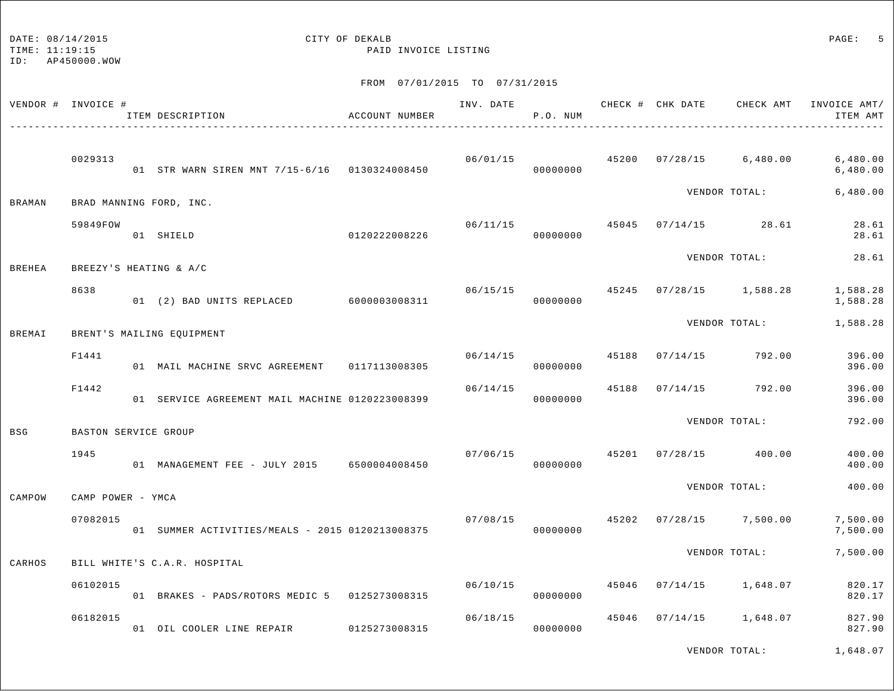CITY OF DEKALB

PAID INVOICE LISTING

DATE: 08/14/2015
TIME: 11:19:15
ID: AP450000.WOW

FROM 07/01/2015 TO 07/31/2015

| VENDOR # | INVOICE # / ITEM DESCRIPTION | ACCOUNT NUMBER | INV. DATE | P.O. NUM | CHECK # | CHK DATE | CHECK AMT | INVOICE AMT/ ITEM AMT |
|---|---|---|---|---|---|---|---|---|
| | 0029313 | | 06/01/15 | | 45200 | 07/28/15 | 6,480.00 | 6,480.00 |
| | 01 STR WARN SIREN MNT 7/15-6/16 | 0130324008450 | | 00000000 | | | | 6,480.00 |
| | | | | | | VENDOR TOTAL: | | 6,480.00 |
| BRAMAN | BRAD MANNING FORD, INC. | | | | | | | |
| | 59849FOW | | 06/11/15 | | 45045 | 07/14/15 | 28.61 | 28.61 |
| | 01 SHIELD | 0120222008226 | | 00000000 | | | | 28.61 |
| | | | | | | VENDOR TOTAL: | | 28.61 |
| BREHEA | BREEZY'S HEATING & A/C | | | | | | | |
| | 8638 | | 06/15/15 | | 45245 | 07/28/15 | 1,588.28 | 1,588.28 |
| | 01 (2) BAD UNITS REPLACED | 6000003008311 | | 00000000 | | | | 1,588.28 |
| | | | | | | VENDOR TOTAL: | | 1,588.28 |
| BREMAI | BRENT'S MAILING EQUIPMENT | | | | | | | |
| | F1441 | | 06/14/15 | | 45188 | 07/14/15 | 792.00 | 396.00 |
| | 01 MAIL MACHINE SRVC AGREEMENT | 0117113008305 | | 00000000 | | | | 396.00 |
| | F1442 | | 06/14/15 | | 45188 | 07/14/15 | 792.00 | 396.00 |
| | 01 SERVICE AGREEMENT MAIL MACHINE | 0120223008399 | | 00000000 | | | | 396.00 |
| | | | | | | VENDOR TOTAL: | | 792.00 |
| BSG | BASTON SERVICE GROUP | | | | | | | |
| | 1945 | | 07/06/15 | | 45201 | 07/28/15 | 400.00 | 400.00 |
| | 01 MANAGEMENT FEE - JULY 2015 | 6500004008450 | | 00000000 | | | | 400.00 |
| | | | | | | VENDOR TOTAL: | | 400.00 |
| CAMPOW | CAMP POWER - YMCA | | | | | | | |
| | 07082015 | | 07/08/15 | | 45202 | 07/28/15 | 7,500.00 | 7,500.00 |
| | 01 SUMMER ACTIVITIES/MEALS - 2015 | 0120213008375 | | 00000000 | | | | 7,500.00 |
| | | | | | | VENDOR TOTAL: | | 7,500.00 |
| CARHOS | BILL WHITE'S C.A.R. HOSPITAL | | | | | | | |
| | 06102015 | | 06/10/15 | | 45046 | 07/14/15 | 1,648.07 | 820.17 |
| | 01 BRAKES - PADS/ROTORS MEDIC 5 | 0125273008315 | | 00000000 | | | | 820.17 |
| | 06182015 | | 06/18/15 | | 45046 | 07/14/15 | 1,648.07 | 827.90 |
| | 01 OIL COOLER LINE REPAIR | 0125273008315 | | 00000000 | | | | 827.90 |
| | | | | | | VENDOR TOTAL: | | 1,648.07 |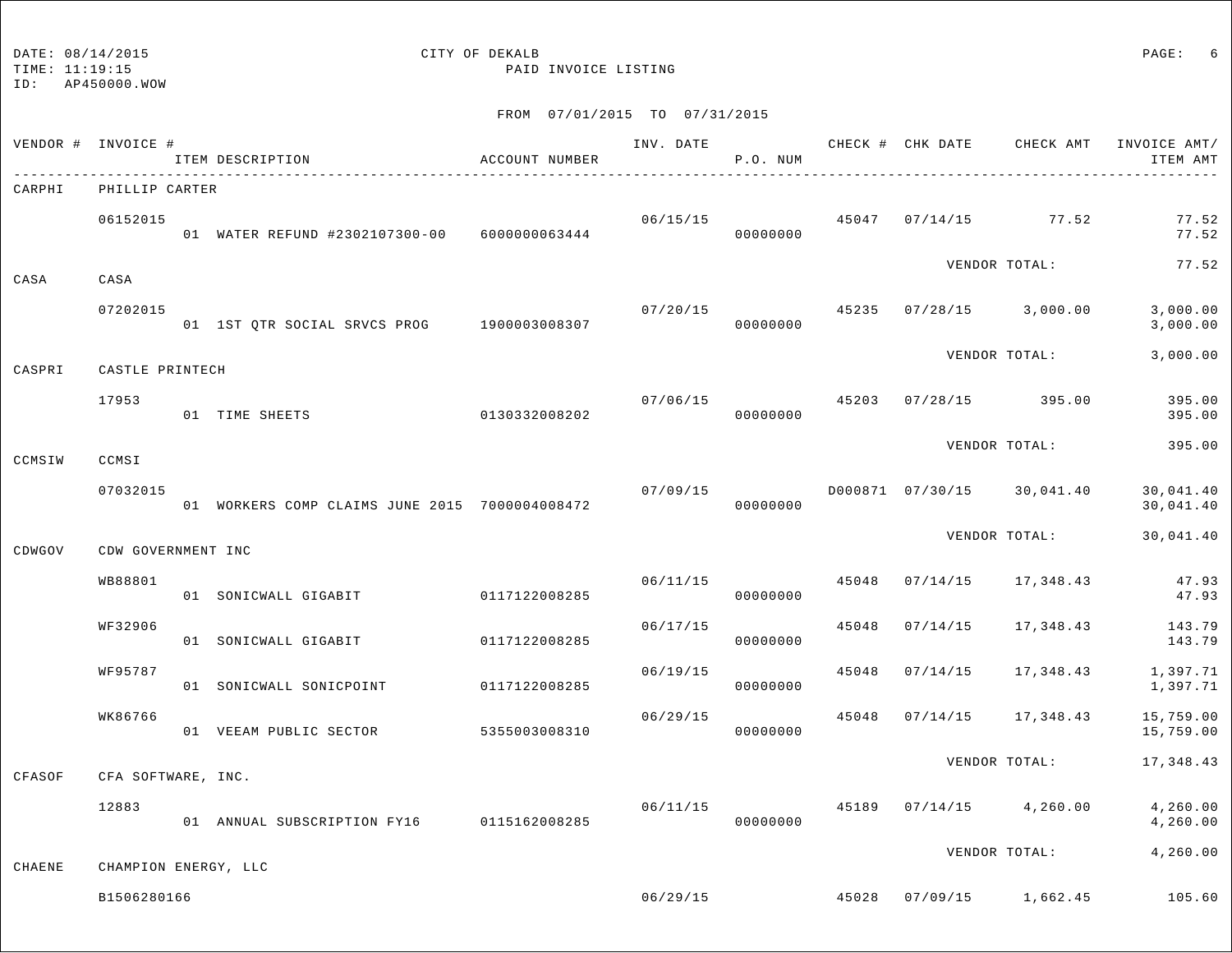DATE: 08/14/2015 CITY OF DEKALB
TIME: 11:19:15 PAID INVOICE LISTING
ID: AP450000.WOW

FROM 07/01/2015 TO 07/31/2015

| VENDOR # | INVOICE # / ITEM DESCRIPTION | ACCOUNT NUMBER | INV. DATE | P.O. NUM | CHECK # | CHK DATE | CHECK AMT | INVOICE AMT/ ITEM AMT |
|---|---|---|---|---|---|---|---|---|
| CARPHI | PHILLIP CARTER | | | | | | | |
| | 06152015 | | 06/15/15 | | 45047 | 07/14/15 | 77.52 | 77.52 |
| | 01 WATER REFUND #2302107300-00 | 6000000063444 | | 00000000 | | | | 77.52 |
| | | | | | | VENDOR TOTAL: | | 77.52 |
| CASA | CASA | | | | | | | |
| | 07202015 | | 07/20/15 | | 45235 | 07/28/15 | 3,000.00 | 3,000.00 |
| | 01 1ST QTR SOCIAL SRVCS PROG | 1900003008307 | | 00000000 | | | | 3,000.00 |
| | | | | | | VENDOR TOTAL: | | 3,000.00 |
| CASPRI | CASTLE PRINTECH | | | | | | | |
| | 17953 | | 07/06/15 | | 45203 | 07/28/15 | 395.00 | 395.00 |
| | 01 TIME SHEETS | 0130332008202 | | 00000000 | | | | 395.00 |
| | | | | | | VENDOR TOTAL: | | 395.00 |
| CCMSIW | CCMSI | | | | | | | |
| | 07032015 | | 07/09/15 | | D000871 | 07/30/15 | 30,041.40 | 30,041.40 |
| | 01 WORKERS COMP CLAIMS JUNE 2015 | 7000004008472 | | 00000000 | | | | 30,041.40 |
| | | | | | | VENDOR TOTAL: | | 30,041.40 |
| CDWGOV | CDW GOVERNMENT INC | | | | | | | |
| | WB88801 | | 06/11/15 | | 45048 | 07/14/15 | 17,348.43 | 47.93 |
| | 01 SONICWALL GIGABIT | 0117122008285 | | 00000000 | | | | 47.93 |
| | WF32906 | | 06/17/15 | | 45048 | 07/14/15 | 17,348.43 | 143.79 |
| | 01 SONICWALL GIGABIT | 0117122008285 | | 00000000 | | | | 143.79 |
| | WF95787 | | 06/19/15 | | 45048 | 07/14/15 | 17,348.43 | 1,397.71 |
| | 01 SONICWALL SONICPOINT | 0117122008285 | | 00000000 | | | | 1,397.71 |
| | WK86766 | | 06/29/15 | | 45048 | 07/14/15 | 17,348.43 | 15,759.00 |
| | 01 VEEAM PUBLIC SECTOR | 5355003008310 | | 00000000 | | | | 15,759.00 |
| | | | | | | VENDOR TOTAL: | | 17,348.43 |
| CFASOF | CFA SOFTWARE, INC. | | | | | | | |
| | 12883 | | 06/11/15 | | 45189 | 07/14/15 | 4,260.00 | 4,260.00 |
| | 01 ANNUAL SUBSCRIPTION FY16 | 0115162008285 | | 00000000 | | | | 4,260.00 |
| | | | | | | VENDOR TOTAL: | | 4,260.00 |
| CHAENE | CHAMPION ENERGY, LLC | | | | | | | |
| | B1506280166 | | 06/29/15 | | 45028 | 07/09/15 | 1,662.45 | 105.60 |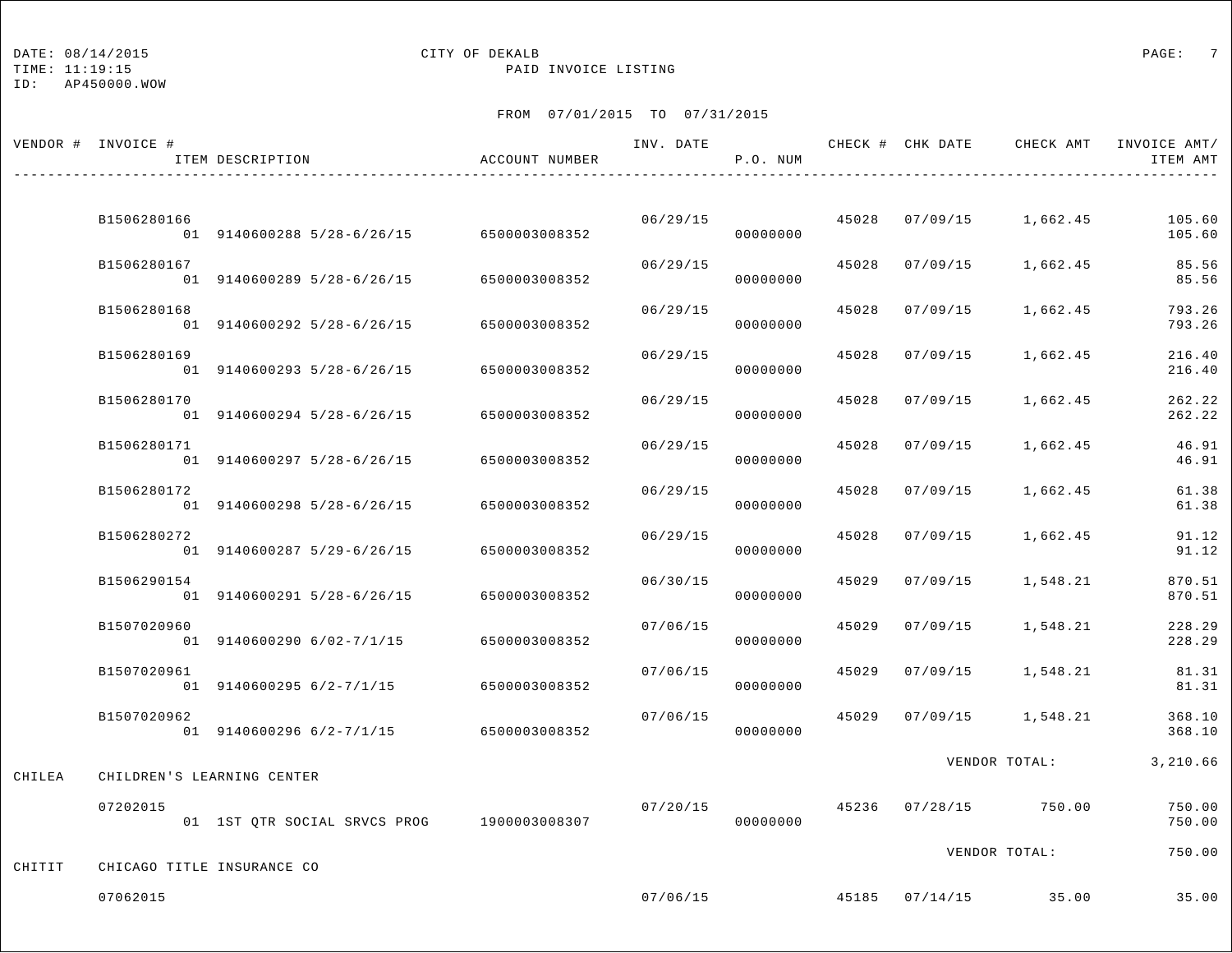DATE: 08/14/2015 CITY OF DEKALB
TIME: 11:19:15 PAID INVOICE LISTING
ID: AP450000.WOW

FROM 07/01/2015 TO 07/31/2015

| VENDOR # | INVOICE # / ITEM DESCRIPTION | ACCOUNT NUMBER | INV. DATE | P.O. NUM | CHECK # | CHK DATE | CHECK AMT | INVOICE AMT/ ITEM AMT |
|---|---|---|---|---|---|---|---|---|
| | B1506280166 | | 06/29/15 | | 45028 | 07/09/15 | 1,662.45 | 105.60 |
| | 01 9140600288 5/28-6/26/15 | 6500003008352 | | 00000000 | | | | 105.60 |
| | B1506280167 | | 06/29/15 | | 45028 | 07/09/15 | 1,662.45 | 85.56 |
| | 01 9140600289 5/28-6/26/15 | 6500003008352 | | 00000000 | | | | 85.56 |
| | B1506280168 | | 06/29/15 | | 45028 | 07/09/15 | 1,662.45 | 793.26 |
| | 01 9140600292 5/28-6/26/15 | 6500003008352 | | 00000000 | | | | 793.26 |
| | B1506280169 | | 06/29/15 | | 45028 | 07/09/15 | 1,662.45 | 216.40 |
| | 01 9140600293 5/28-6/26/15 | 6500003008352 | | 00000000 | | | | 216.40 |
| | B1506280170 | | 06/29/15 | | 45028 | 07/09/15 | 1,662.45 | 262.22 |
| | 01 9140600294 5/28-6/26/15 | 6500003008352 | | 00000000 | | | | 262.22 |
| | B1506280171 | | 06/29/15 | | 45028 | 07/09/15 | 1,662.45 | 46.91 |
| | 01 9140600297 5/28-6/26/15 | 6500003008352 | | 00000000 | | | | 46.91 |
| | B1506280172 | | 06/29/15 | | 45028 | 07/09/15 | 1,662.45 | 61.38 |
| | 01 9140600298 5/28-6/26/15 | 6500003008352 | | 00000000 | | | | 61.38 |
| | B1506280272 | | 06/29/15 | | 45028 | 07/09/15 | 1,662.45 | 91.12 |
| | 01 9140600287 5/29-6/26/15 | 6500003008352 | | 00000000 | | | | 91.12 |
| | B1506290154 | | 06/30/15 | | 45029 | 07/09/15 | 1,548.21 | 870.51 |
| | 01 9140600291 5/28-6/26/15 | 6500003008352 | | 00000000 | | | | 870.51 |
| | B1507020960 | | 07/06/15 | | 45029 | 07/09/15 | 1,548.21 | 228.29 |
| | 01 9140600290 6/02-7/1/15 | 6500003008352 | | 00000000 | | | | 228.29 |
| | B1507020961 | | 07/06/15 | | 45029 | 07/09/15 | 1,548.21 | 81.31 |
| | 01 9140600295 6/2-7/1/15 | 6500003008352 | | 00000000 | | | | 81.31 |
| | B1507020962 | | 07/06/15 | | 45029 | 07/09/15 | 1,548.21 | 368.10 |
| | 01 9140600296 6/2-7/1/15 | 6500003008352 | | 00000000 | | | | 368.10 |
| | | | | | | | VENDOR TOTAL: | 3,210.66 |
| CHILEA | CHILDREN'S LEARNING CENTER | | | | | | | |
| | 07202015 | | 07/20/15 | | 45236 | 07/28/15 | 750.00 | 750.00 |
| | 01 1ST QTR SOCIAL SRVCS PROG | 1900003008307 | | 00000000 | | | | 750.00 |
| | | | | | | | VENDOR TOTAL: | 750.00 |
| CHITIT | CHICAGO TITLE INSURANCE CO | | | | | | | |
| | 07062015 | | 07/06/15 | | 45185 | 07/14/15 | 35.00 | 35.00 |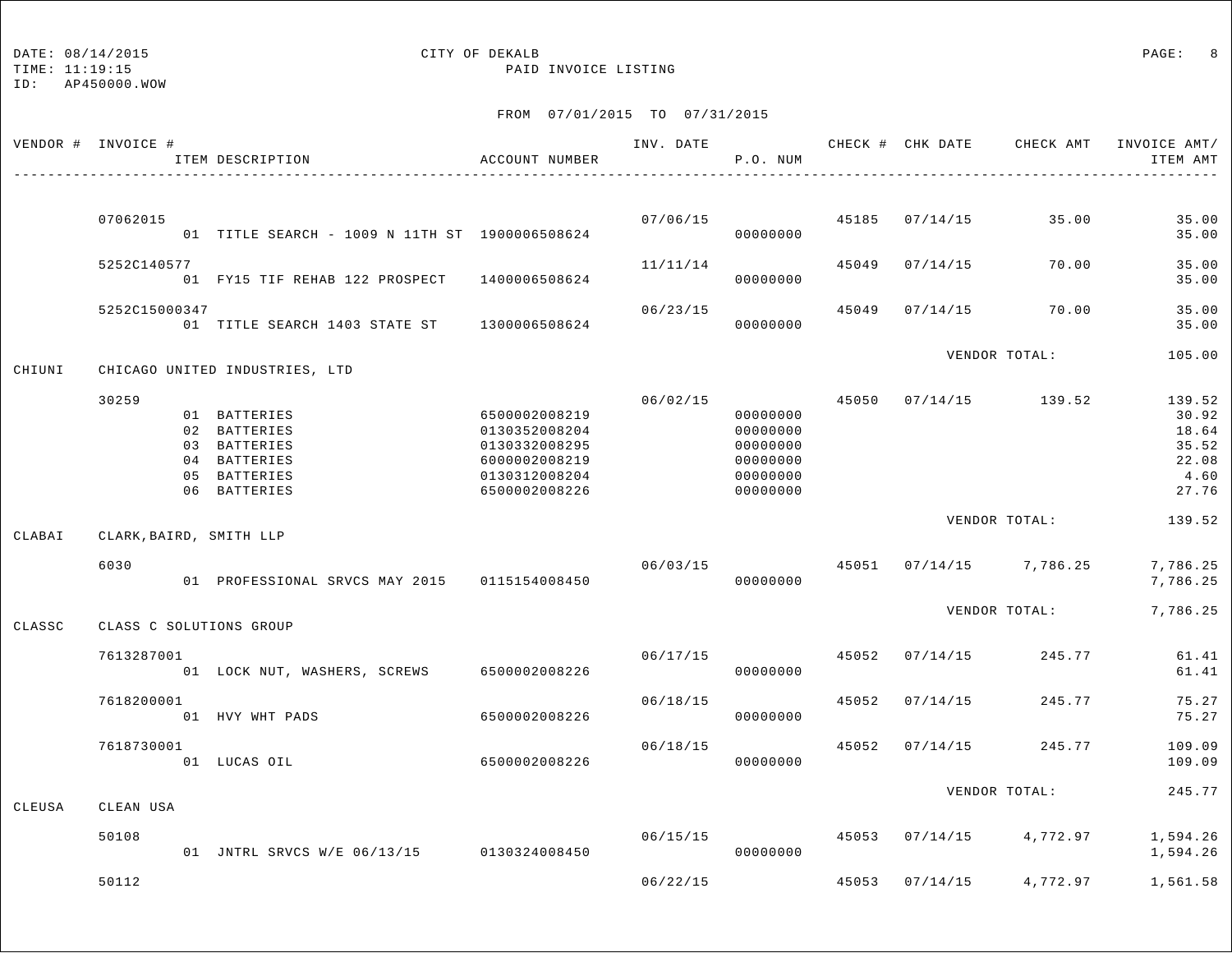DATE: 08/14/2015 CITY OF DEKALB
TIME: 11:19:15 PAID INVOICE LISTING
ID: AP450000.WOW

FROM 07/01/2015 TO 07/31/2015

| VENDOR # | INVOICE # / ITEM DESCRIPTION | ACCOUNT NUMBER | INV. DATE | P.O. NUM | CHECK # | CHK DATE | CHECK AMT | INVOICE AMT/ ITEM AMT |
|---|---|---|---|---|---|---|---|---|
| | 07062015 | | 07/06/15 | | 45185 | 07/14/15 | 35.00 | 35.00 |
| | 01 TITLE SEARCH - 1009 N 11TH ST | 1900006508624 | | 00000000 | | | | 35.00 |
| | 5252C140577 | | 11/11/14 | | 45049 | 07/14/15 | 70.00 | 35.00 |
| | 01 FY15 TIF REHAB 122 PROSPECT | 1400006508624 | | 00000000 | | | | 35.00 |
| | 5252C15000347 | | 06/23/15 | | 45049 | 07/14/15 | 70.00 | 35.00 |
| | 01 TITLE SEARCH 1403 STATE ST | 1300006508624 | | 00000000 | | | | 35.00 |
| | | | | | | | VENDOR TOTAL: | 105.00 |
| CHIUNI | CHICAGO UNITED INDUSTRIES, LTD | | | | | | | |
| | 30259 | | 06/02/15 | | 45050 | 07/14/15 | 139.52 | 139.52 |
| | 01 BATTERIES | 6500002008219 | | 00000000 | | | | 30.92 |
| | 02 BATTERIES | 0130352008204 | | 00000000 | | | | 18.64 |
| | 03 BATTERIES | 0130332008295 | | 00000000 | | | | 35.52 |
| | 04 BATTERIES | 6000002008219 | | 00000000 | | | | 22.08 |
| | 05 BATTERIES | 0130312008204 | | 00000000 | | | | 4.60 |
| | 06 BATTERIES | 6500002008226 | | 00000000 | | | | 27.76 |
| | | | | | | | VENDOR TOTAL: | 139.52 |
| CLABAI | CLARK,BAIRD, SMITH LLP | | | | | | | |
| | 6030 | | 06/03/15 | | 45051 | 07/14/15 | 7,786.25 | 7,786.25 |
| | 01 PROFESSIONAL SRVCS MAY 2015 | 0115154008450 | | 00000000 | | | | 7,786.25 |
| | | | | | | | VENDOR TOTAL: | 7,786.25 |
| CLASSC | CLASS C SOLUTIONS GROUP | | | | | | | |
| | 7613287001 | | 06/17/15 | | 45052 | 07/14/15 | 245.77 | 61.41 |
| | 01 LOCK NUT, WASHERS, SCREWS | 6500002008226 | | 00000000 | | | | 61.41 |
| | 7618200001 | | 06/18/15 | | 45052 | 07/14/15 | 245.77 | 75.27 |
| | 01 HVY WHT PADS | 6500002008226 | | 00000000 | | | | 75.27 |
| | 7618730001 | | 06/18/15 | | 45052 | 07/14/15 | 245.77 | 109.09 |
| | 01 LUCAS OIL | 6500002008226 | | 00000000 | | | | 109.09 |
| | | | | | | | VENDOR TOTAL: | 245.77 |
| CLEUSA | CLEAN USA | | | | | | | |
| | 50108 | | 06/15/15 | | 45053 | 07/14/15 | 4,772.97 | 1,594.26 |
| | 01 JNTRL SRVCS W/E 06/13/15 | 0130324008450 | | 00000000 | | | | 1,594.26 |
| | 50112 | | 06/22/15 | | 45053 | 07/14/15 | 4,772.97 | 1,561.58 |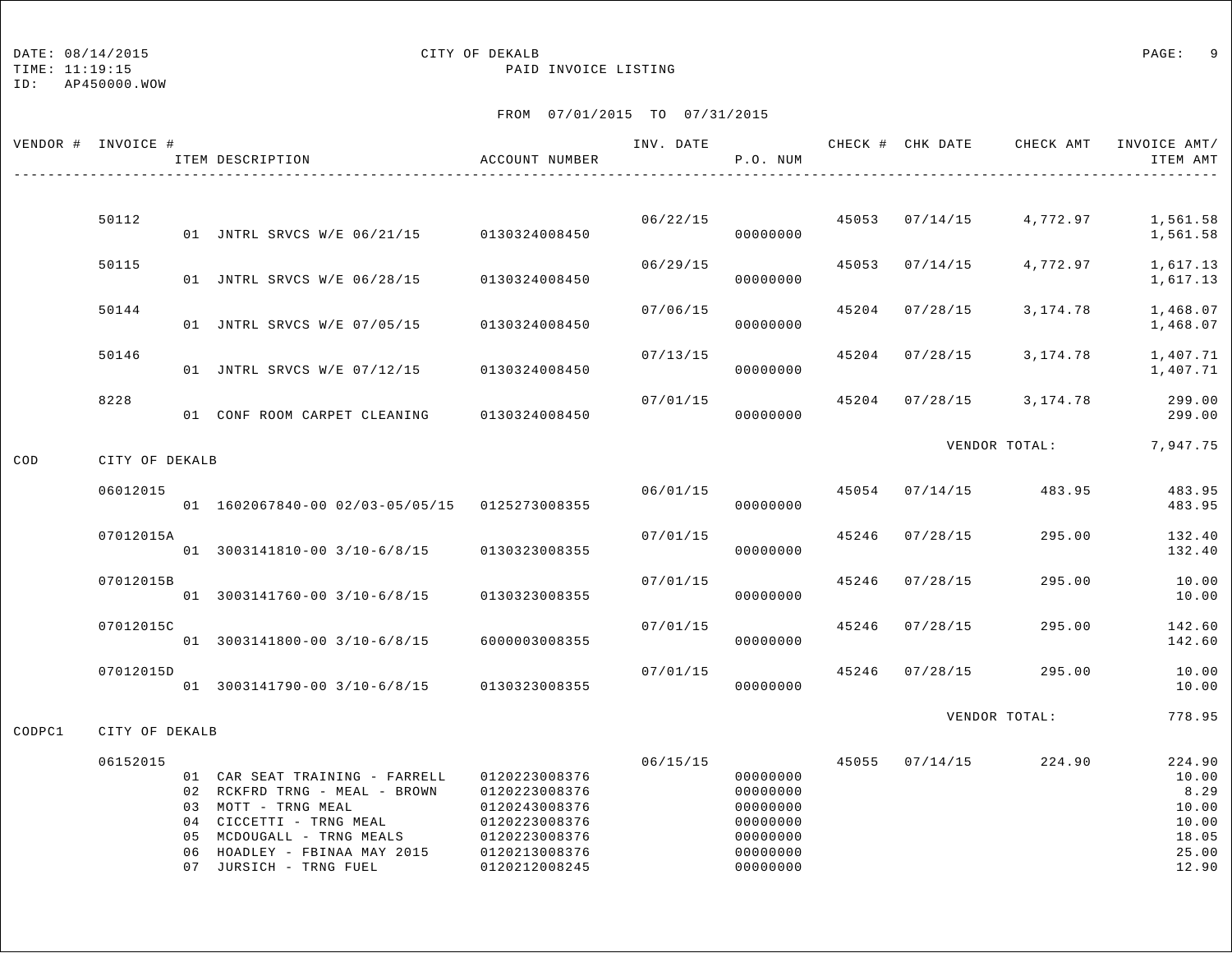CITY OF DEKALB

PAID INVOICE LISTING

DATE: 08/14/2015
TIME: 11:19:15
ID: AP450000.WOW

FROM 07/01/2015 TO 07/31/2015

| VENDOR # | INVOICE # | ITEM DESCRIPTION | ACCOUNT NUMBER | INV. DATE | P.O. NUM | CHECK # | CHK DATE | CHECK AMT | INVOICE AMT/ ITEM AMT |
|---|---|---|---|---|---|---|---|---|---|
| | 50112 | | | 06/22/15 | | 45053 | 07/14/15 | 4,772.97 | 1,561.58 |
| | | 01 JNTRL SRVCS W/E 06/21/15 | 0130324008450 | | 00000000 | | | | 1,561.58 |
| | 50115 | | | 06/29/15 | | 45053 | 07/14/15 | 4,772.97 | 1,617.13 |
| | | 01 JNTRL SRVCS W/E 06/28/15 | 0130324008450 | | 00000000 | | | | 1,617.13 |
| | 50144 | | | 07/06/15 | | 45204 | 07/28/15 | 3,174.78 | 1,468.07 |
| | | 01 JNTRL SRVCS W/E 07/05/15 | 0130324008450 | | 00000000 | | | | 1,468.07 |
| | 50146 | | | 07/13/15 | | 45204 | 07/28/15 | 3,174.78 | 1,407.71 |
| | | 01 JNTRL SRVCS W/E 07/12/15 | 0130324008450 | | 00000000 | | | | 1,407.71 |
| | 8228 | | | 07/01/15 | | 45204 | 07/28/15 | 3,174.78 | 299.00 |
| | | 01 CONF ROOM CARPET CLEANING | 0130324008450 | | 00000000 | | | | 299.00 |
| | | | | | | | | VENDOR TOTAL: | 7,947.75 |
| COD | CITY OF DEKALB | | | | | | | | |
| | 06012015 | | | 06/01/15 | | 45054 | 07/14/15 | 483.95 | 483.95 |
| | | 01 1602067840-00 02/03-05/05/15 | 0125273008355 | | 00000000 | | | | 483.95 |
| | 07012015A | | | 07/01/15 | | 45246 | 07/28/15 | 295.00 | 132.40 |
| | | 01 3003141810-00 3/10-6/8/15 | 0130323008355 | | 00000000 | | | | 132.40 |
| | 07012015B | | | 07/01/15 | | 45246 | 07/28/15 | 295.00 | 10.00 |
| | | 01 3003141760-00 3/10-6/8/15 | 0130323008355 | | 00000000 | | | | 10.00 |
| | 07012015C | | | 07/01/15 | | 45246 | 07/28/15 | 295.00 | 142.60 |
| | | 01 3003141800-00 3/10-6/8/15 | 6000003008355 | | 00000000 | | | | 142.60 |
| | 07012015D | | | 07/01/15 | | 45246 | 07/28/15 | 295.00 | 10.00 |
| | | 01 3003141790-00 3/10-6/8/15 | 0130323008355 | | 00000000 | | | | 10.00 |
| | | | | | | | | VENDOR TOTAL: | 778.95 |
| CODPC1 | CITY OF DEKALB | | | | | | | | |
| | 06152015 | | | 06/15/15 | | 45055 | 07/14/15 | 224.90 | 224.90 |
| | | 01 CAR SEAT TRAINING - FARRELL | 0120223008376 | | 00000000 | | | | 10.00 |
| | | 02 RCKFRD TRNG - MEAL - BROWN | 0120223008376 | | 00000000 | | | | 8.29 |
| | | 03 MOTT - TRNG MEAL | 0120243008376 | | 00000000 | | | | 10.00 |
| | | 04 CICCETTI - TRNG MEAL | 0120223008376 | | 00000000 | | | | 10.00 |
| | | 05 MCDOUGALL - TRNG MEALS | 0120223008376 | | 00000000 | | | | 18.05 |
| | | 06 HOADLEY - FBINAA MAY 2015 | 0120213008376 | | 00000000 | | | | 25.00 |
| | | 07 JURSICH - TRNG FUEL | 0120212008245 | | 00000000 | | | | 12.90 |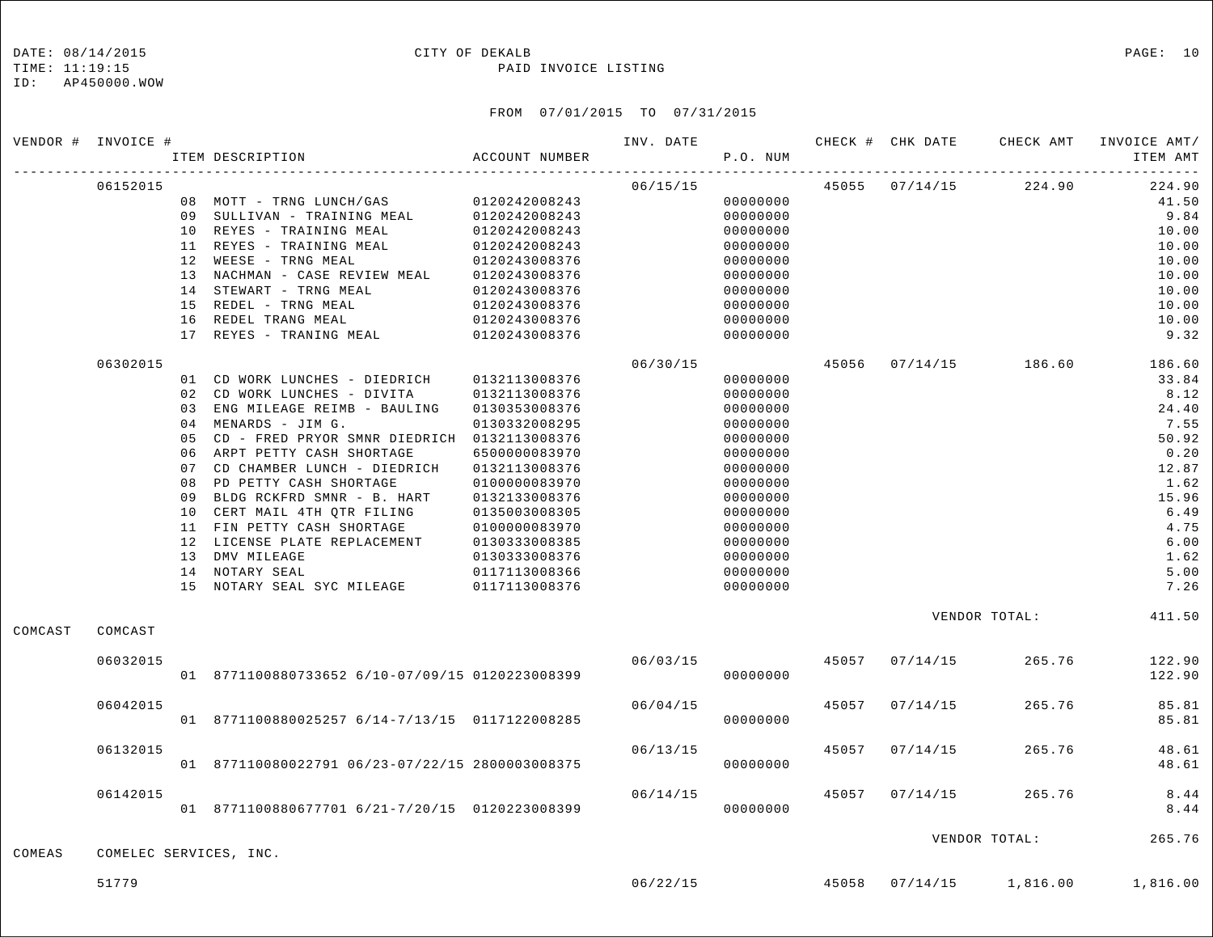DATE: 08/14/2015 CITY OF DEKALB
TIME: 11:19:15 PAID INVOICE LISTING
ID: AP450000.WOW

FROM 07/01/2015 TO 07/31/2015

| VENDOR # | INVOICE # | ITEM DESCRIPTION | ACCOUNT NUMBER | INV. DATE | P.O. NUM | CHECK # | CHK DATE | CHECK AMT | INVOICE AMT/ ITEM AMT |
|---|---|---|---|---|---|---|---|---|---|
| | 06152015 | | | 06/15/15 | | 45055 | 07/14/15 | 224.90 | 224.90 |
| | | 08 MOTT - TRNG LUNCH/GAS | 0120242008243 | | 00000000 | | | | 41.50 |
| | | 09 SULLIVAN - TRAINING MEAL | 0120242008243 | | 00000000 | | | | 9.84 |
| | | 10 REYES - TRAINING MEAL | 0120242008243 | | 00000000 | | | | 10.00 |
| | | 11 REYES - TRAINING MEAL | 0120242008243 | | 00000000 | | | | 10.00 |
| | | 12 WEESE - TRNG MEAL | 0120243008376 | | 00000000 | | | | 10.00 |
| | | 13 NACHMAN - CASE REVIEW MEAL | 0120243008376 | | 00000000 | | | | 10.00 |
| | | 14 STEWART - TRNG MEAL | 0120243008376 | | 00000000 | | | | 10.00 |
| | | 15 REDEL - TRNG MEAL | 0120243008376 | | 00000000 | | | | 10.00 |
| | | 16 REDEL TRANG MEAL | 0120243008376 | | 00000000 | | | | 10.00 |
| | | 17 REYES - TRANING MEAL | 0120243008376 | | 00000000 | | | | 9.32 |
| | 06302015 | | | 06/30/15 | | 45056 | 07/14/15 | 186.60 | 186.60 |
| | | 01 CD WORK LUNCHES - DIEDRICH | 0132113008376 | | 00000000 | | | | 33.84 |
| | | 02 CD WORK LUNCHES - DIVITA | 0132113008376 | | 00000000 | | | | 8.12 |
| | | 03 ENG MILEAGE REIMB - BAULING | 0130353008376 | | 00000000 | | | | 24.40 |
| | | 04 MENARDS - JIM G. | 0130332008295 | | 00000000 | | | | 7.55 |
| | | 05 CD - FRED PRYOR SMNR DIEDRICH | 0132113008376 | | 00000000 | | | | 50.92 |
| | | 06 ARPT PETTY CASH SHORTAGE | 6500000083970 | | 00000000 | | | | 0.20 |
| | | 07 CD CHAMBER LUNCH - DIEDRICH | 0132113008376 | | 00000000 | | | | 12.87 |
| | | 08 PD PETTY CASH SHORTAGE | 0100000083970 | | 00000000 | | | | 1.62 |
| | | 09 BLDG RCKFRD SMNR - B. HART | 0132133008376 | | 00000000 | | | | 15.96 |
| | | 10 CERT MAIL 4TH QTR FILING | 0135003008305 | | 00000000 | | | | 6.49 |
| | | 11 FIN PETTY CASH SHORTAGE | 0100000083970 | | 00000000 | | | | 4.75 |
| | | 12 LICENSE PLATE REPLACEMENT | 0130333008385 | | 00000000 | | | | 6.00 |
| | | 13 DMV MILEAGE | 0130333008376 | | 00000000 | | | | 1.62 |
| | | 14 NOTARY SEAL | 0117113008366 | | 00000000 | | | | 5.00 |
| | | 15 NOTARY SEAL SYC MILEAGE | 0117113008376 | | 00000000 | | | | 7.26 |
| | | | | | | | | VENDOR TOTAL: | 411.50 |
| COMCAST | COMCAST | | | | | | | | |
| | 06032015 | | | 06/03/15 | | 45057 | 07/14/15 | 265.76 | 122.90 |
| | | 01 8771100880733652 6/10-07/09/15 | 0120223008399 | | 00000000 | | | | 122.90 |
| | 06042015 | | | 06/04/15 | | 45057 | 07/14/15 | 265.76 | 85.81 |
| | | 01 8771100880025257 6/14-7/13/15 | 0117122008285 | | 00000000 | | | | 85.81 |
| | 06132015 | | | 06/13/15 | | 45057 | 07/14/15 | 265.76 | 48.61 |
| | | 01 877110080022791 06/23-07/22/15 | 2800003008375 | | 00000000 | | | | 48.61 |
| | 06142015 | | | 06/14/15 | | 45057 | 07/14/15 | 265.76 | 8.44 |
| | | 01 8771100880677701 6/21-7/20/15 | 0120223008399 | | 00000000 | | | | 8.44 |
| | | | | | | | | VENDOR TOTAL: | 265.76 |
| COMEAS | COMELEC SERVICES, INC. | | | | | | | | |
| | 51779 | | | 06/22/15 | | 45058 | 07/14/15 | 1,816.00 | 1,816.00 |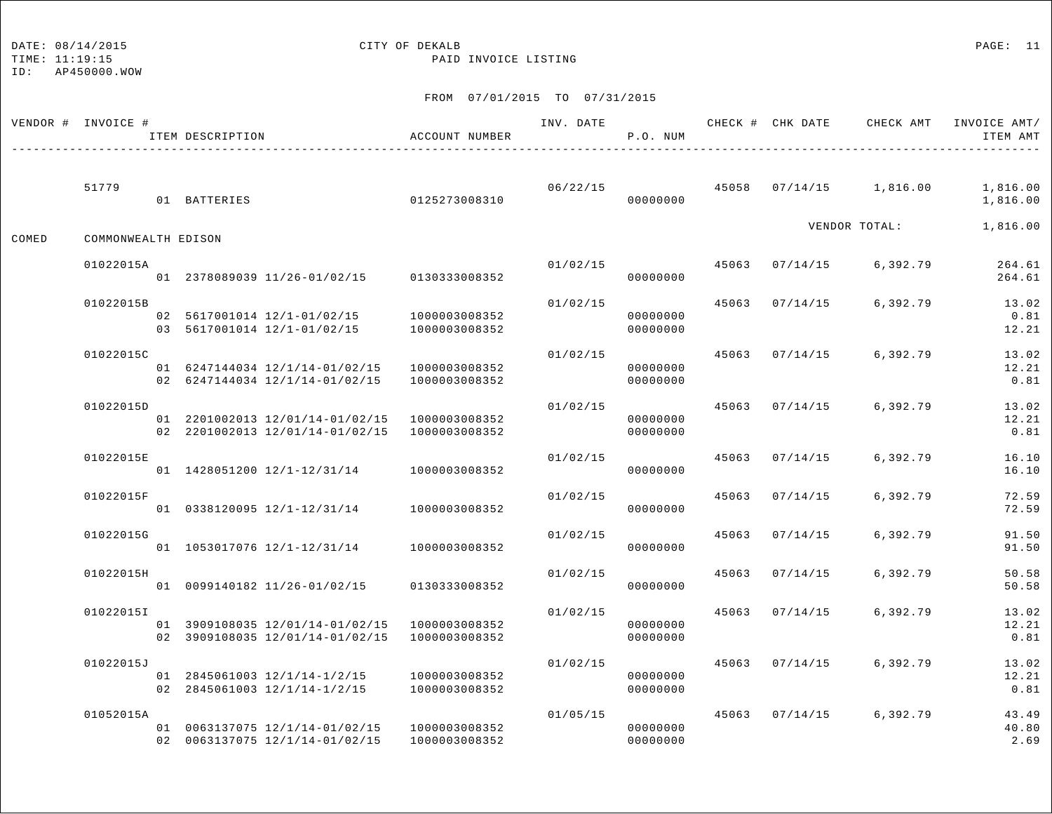DATE: 08/14/2015 CITY OF DEKALB
TIME: 11:19:15 PAID INVOICE LISTING
ID: AP450000.WOW

FROM 07/01/2015 TO 07/31/2015

| VENDOR # | INVOICE # | ITEM DESCRIPTION | ACCOUNT NUMBER | INV. DATE | P.O. NUM | CHECK # | CHK DATE | CHECK AMT | INVOICE AMT/ ITEM AMT |
|---|---|---|---|---|---|---|---|---|---|
| | 51779 | | | 06/22/15 | | 45058 | 07/14/15 | 1,816.00 | 1,816.00 |
| | | 01 BATTERIES | 0125273008310 | | 00000000 | | | | 1,816.00 |
| | | | | | | | | VENDOR TOTAL: | 1,816.00 |
| COMED | COMMONWEALTH EDISON | | | | | | | | |
| | 01022015A | | | 01/02/15 | | 45063 | 07/14/15 | 6,392.79 | 264.61 |
| | | 01 2378089039 11/26-01/02/15 | 0130333008352 | | 00000000 | | | | 264.61 |
| | 01022015B | | | 01/02/15 | | 45063 | 07/14/15 | 6,392.79 | 13.02 |
| | | 02 5617001014 12/1-01/02/15 | 1000003008352 | | 00000000 | | | | 0.81 |
| | | 03 5617001014 12/1-01/02/15 | 1000003008352 | | 00000000 | | | | 12.21 |
| | 01022015C | | | 01/02/15 | | 45063 | 07/14/15 | 6,392.79 | 13.02 |
| | | 01 6247144034 12/1/14-01/02/15 | 1000003008352 | | 00000000 | | | | 12.21 |
| | | 02 6247144034 12/1/14-01/02/15 | 1000003008352 | | 00000000 | | | | 0.81 |
| | 01022015D | | | 01/02/15 | | 45063 | 07/14/15 | 6,392.79 | 13.02 |
| | | 01 2201002013 12/01/14-01/02/15 | 1000003008352 | | 00000000 | | | | 12.21 |
| | | 02 2201002013 12/01/14-01/02/15 | 1000003008352 | | 00000000 | | | | 0.81 |
| | 01022015E | | | 01/02/15 | | 45063 | 07/14/15 | 6,392.79 | 16.10 |
| | | 01 1428051200 12/1-12/31/14 | 1000003008352 | | 00000000 | | | | 16.10 |
| | 01022015F | | | 01/02/15 | | 45063 | 07/14/15 | 6,392.79 | 72.59 |
| | | 01 0338120095 12/1-12/31/14 | 1000003008352 | | 00000000 | | | | 72.59 |
| | 01022015G | | | 01/02/15 | | 45063 | 07/14/15 | 6,392.79 | 91.50 |
| | | 01 1053017076 12/1-12/31/14 | 1000003008352 | | 00000000 | | | | 91.50 |
| | 01022015H | | | 01/02/15 | | 45063 | 07/14/15 | 6,392.79 | 50.58 |
| | | 01 0099140182 11/26-01/02/15 | 0130333008352 | | 00000000 | | | | 50.58 |
| | 01022015I | | | 01/02/15 | | 45063 | 07/14/15 | 6,392.79 | 13.02 |
| | | 01 3909108035 12/01/14-01/02/15 | 1000003008352 | | 00000000 | | | | 12.21 |
| | | 02 3909108035 12/01/14-01/02/15 | 1000003008352 | | 00000000 | | | | 0.81 |
| | 01022015J | | | 01/02/15 | | 45063 | 07/14/15 | 6,392.79 | 13.02 |
| | | 01 2845061003 12/1/14-1/2/15 | 1000003008352 | | 00000000 | | | | 12.21 |
| | | 02 2845061003 12/1/14-1/2/15 | 1000003008352 | | 00000000 | | | | 0.81 |
| | 01052015A | | | 01/05/15 | | 45063 | 07/14/15 | 6,392.79 | 43.49 |
| | | 01 0063137075 12/1/14-01/02/15 | 1000003008352 | | 00000000 | | | | 40.80 |
| | | 02 0063137075 12/1/14-01/02/15 | 1000003008352 | | 00000000 | | | | 2.69 |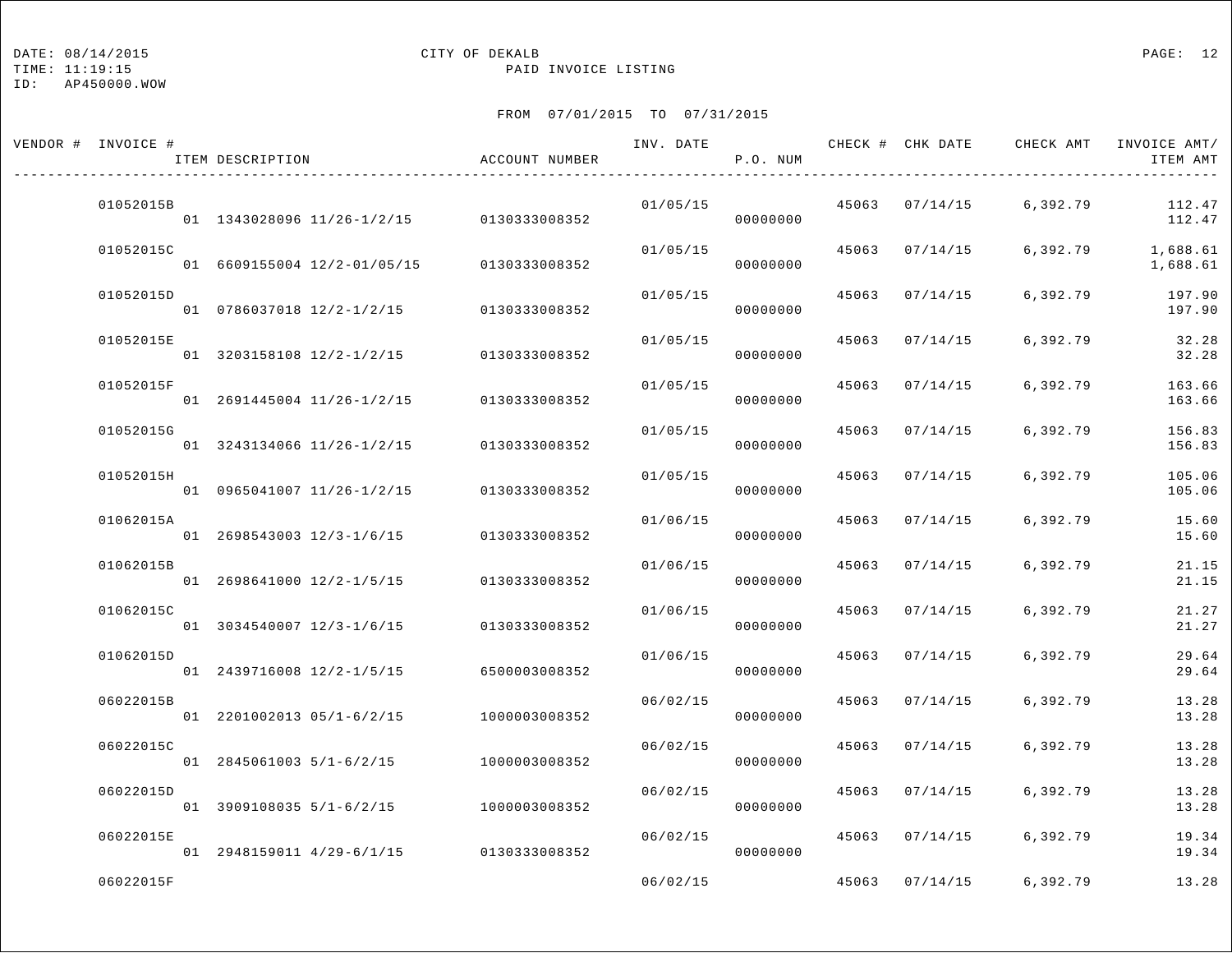DATE: 08/14/2015
TIME: 11:19:15
ID: AP450000.WOW

# CITY OF DEKALB

## PAID INVOICE LISTING

FROM 07/01/2015 TO 07/31/2015

| VENDOR # | INVOICE # / ITEM DESCRIPTION | ACCOUNT NUMBER | INV. DATE | P.O. NUM | CHECK # | CHK DATE | CHECK AMT | INVOICE AMT/ ITEM AMT |
|---|---|---|---|---|---|---|---|---|
| | 01052015B | | 01/05/15 | | 45063 | 07/14/15 | 6,392.79 | 112.47 |
| | 01 1343028096 11/26-1/2/15 | 0130333008352 | | 00000000 | | | | 112.47 |
| | 01052015C | | 01/05/15 | | 45063 | 07/14/15 | 6,392.79 | 1,688.61 |
| | 01 6609155004 12/2-01/05/15 | 0130333008352 | | 00000000 | | | | 1,688.61 |
| | 01052015D | | 01/05/15 | | 45063 | 07/14/15 | 6,392.79 | 197.90 |
| | 01 0786037018 12/2-1/2/15 | 0130333008352 | | 00000000 | | | | 197.90 |
| | 01052015E | | 01/05/15 | | 45063 | 07/14/15 | 6,392.79 | 32.28 |
| | 01 3203158108 12/2-1/2/15 | 0130333008352 | | 00000000 | | | | 32.28 |
| | 01052015F | | 01/05/15 | | 45063 | 07/14/15 | 6,392.79 | 163.66 |
| | 01 2691445004 11/26-1/2/15 | 0130333008352 | | 00000000 | | | | 163.66 |
| | 01052015G | | 01/05/15 | | 45063 | 07/14/15 | 6,392.79 | 156.83 |
| | 01 3243134066 11/26-1/2/15 | 0130333008352 | | 00000000 | | | | 156.83 |
| | 01052015H | | 01/05/15 | | 45063 | 07/14/15 | 6,392.79 | 105.06 |
| | 01 0965041007 11/26-1/2/15 | 0130333008352 | | 00000000 | | | | 105.06 |
| | 01062015A | | 01/06/15 | | 45063 | 07/14/15 | 6,392.79 | 15.60 |
| | 01 2698543003 12/3-1/6/15 | 0130333008352 | | 00000000 | | | | 15.60 |
| | 01062015B | | 01/06/15 | | 45063 | 07/14/15 | 6,392.79 | 21.15 |
| | 01 2698641000 12/2-1/5/15 | 0130333008352 | | 00000000 | | | | 21.15 |
| | 01062015C | | 01/06/15 | | 45063 | 07/14/15 | 6,392.79 | 21.27 |
| | 01 3034540007 12/3-1/6/15 | 0130333008352 | | 00000000 | | | | 21.27 |
| | 01062015D | | 01/06/15 | | 45063 | 07/14/15 | 6,392.79 | 29.64 |
| | 01 2439716008 12/2-1/5/15 | 6500003008352 | | 00000000 | | | | 29.64 |
| | 06022015B | | 06/02/15 | | 45063 | 07/14/15 | 6,392.79 | 13.28 |
| | 01 2201002013 05/1-6/2/15 | 1000003008352 | | 00000000 | | | | 13.28 |
| | 06022015C | | 06/02/15 | | 45063 | 07/14/15 | 6,392.79 | 13.28 |
| | 01 2845061003 5/1-6/2/15 | 1000003008352 | | 00000000 | | | | 13.28 |
| | 06022015D | | 06/02/15 | | 45063 | 07/14/15 | 6,392.79 | 13.28 |
| | 01 3909108035 5/1-6/2/15 | 1000003008352 | | 00000000 | | | | 13.28 |
| | 06022015E | | 06/02/15 | | 45063 | 07/14/15 | 6,392.79 | 19.34 |
| | 01 2948159011 4/29-6/1/15 | 0130333008352 | | 00000000 | | | | 19.34 |
| | 06022015F | | 06/02/15 | | 45063 | 07/14/15 | 6,392.79 | 13.28 |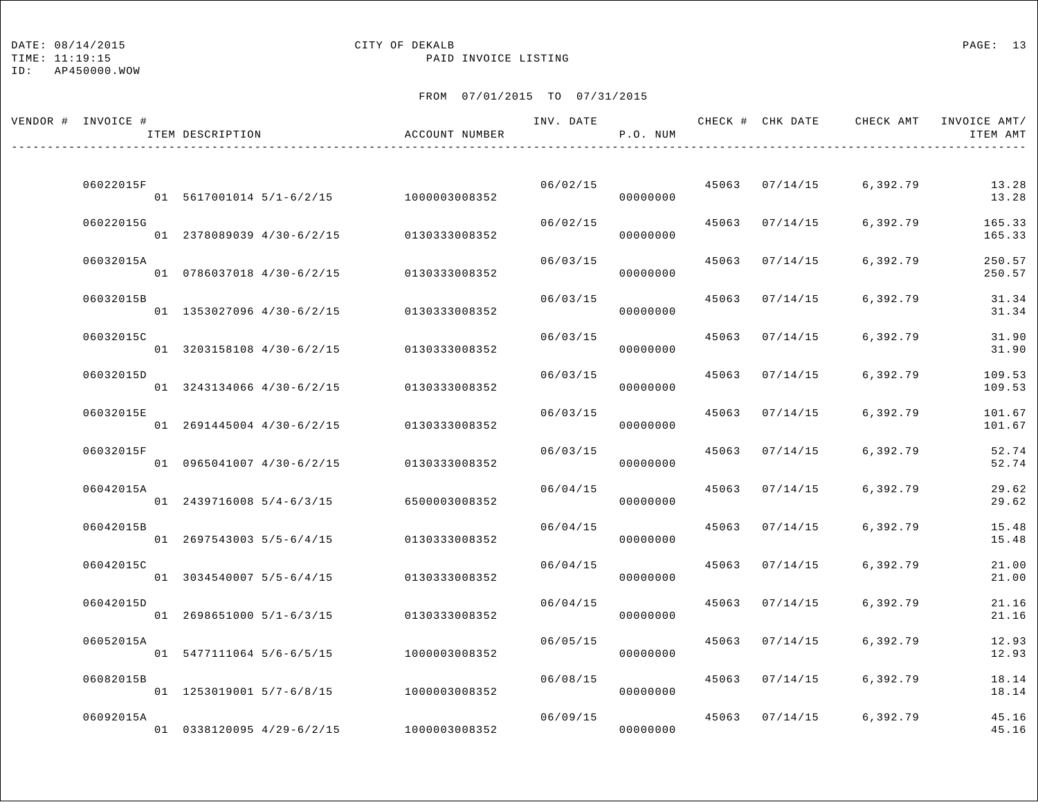CITY OF DEKALB

PAID INVOICE LISTING

FROM 07/01/2015 TO 07/31/2015

| VENDOR # | INVOICE # / ITEM DESCRIPTION | ACCOUNT NUMBER | INV. DATE | P.O. NUM | CHECK # | CHK DATE | CHECK AMT | INVOICE AMT/ ITEM AMT |
|---|---|---|---|---|---|---|---|---|
| | 06022015F | | 06/02/15 | | 45063 | 07/14/15 | 6,392.79 | 13.28 |
| | 01 5617001014 5/1-6/2/15 | 1000003008352 | | 00000000 | | | | 13.28 |
| | 06022015G | | 06/02/15 | | 45063 | 07/14/15 | 6,392.79 | 165.33 |
| | 01 2378089039 4/30-6/2/15 | 0130333008352 | | 00000000 | | | | 165.33 |
| | 06032015A | | 06/03/15 | | 45063 | 07/14/15 | 6,392.79 | 250.57 |
| | 01 0786037018 4/30-6/2/15 | 0130333008352 | | 00000000 | | | | 250.57 |
| | 06032015B | | 06/03/15 | | 45063 | 07/14/15 | 6,392.79 | 31.34 |
| | 01 1353027096 4/30-6/2/15 | 0130333008352 | | 00000000 | | | | 31.34 |
| | 06032015C | | 06/03/15 | | 45063 | 07/14/15 | 6,392.79 | 31.90 |
| | 01 3203158108 4/30-6/2/15 | 0130333008352 | | 00000000 | | | | 31.90 |
| | 06032015D | | 06/03/15 | | 45063 | 07/14/15 | 6,392.79 | 109.53 |
| | 01 3243134066 4/30-6/2/15 | 0130333008352 | | 00000000 | | | | 109.53 |
| | 06032015E | | 06/03/15 | | 45063 | 07/14/15 | 6,392.79 | 101.67 |
| | 01 2691445004 4/30-6/2/15 | 0130333008352 | | 00000000 | | | | 101.67 |
| | 06032015F | | 06/03/15 | | 45063 | 07/14/15 | 6,392.79 | 52.74 |
| | 01 0965041007 4/30-6/2/15 | 0130333008352 | | 00000000 | | | | 52.74 |
| | 06042015A | | 06/04/15 | | 45063 | 07/14/15 | 6,392.79 | 29.62 |
| | 01 2439716008 5/4-6/3/15 | 6500003008352 | | 00000000 | | | | 29.62 |
| | 06042015B | | 06/04/15 | | 45063 | 07/14/15 | 6,392.79 | 15.48 |
| | 01 2697543003 5/5-6/4/15 | 0130333008352 | | 00000000 | | | | 15.48 |
| | 06042015C | | 06/04/15 | | 45063 | 07/14/15 | 6,392.79 | 21.00 |
| | 01 3034540007 5/5-6/4/15 | 0130333008352 | | 00000000 | | | | 21.00 |
| | 06042015D | | 06/04/15 | | 45063 | 07/14/15 | 6,392.79 | 21.16 |
| | 01 2698651000 5/1-6/3/15 | 0130333008352 | | 00000000 | | | | 21.16 |
| | 06052015A | | 06/05/15 | | 45063 | 07/14/15 | 6,392.79 | 12.93 |
| | 01 5477111064 5/6-6/5/15 | 1000003008352 | | 00000000 | | | | 12.93 |
| | 06082015B | | 06/08/15 | | 45063 | 07/14/15 | 6,392.79 | 18.14 |
| | 01 1253019001 5/7-6/8/15 | 1000003008352 | | 00000000 | | | | 18.14 |
| | 06092015A | | 06/09/15 | | 45063 | 07/14/15 | 6,392.79 | 45.16 |
| | 01 0338120095 4/29-6/2/15 | 1000003008352 | | 00000000 | | | | 45.16 |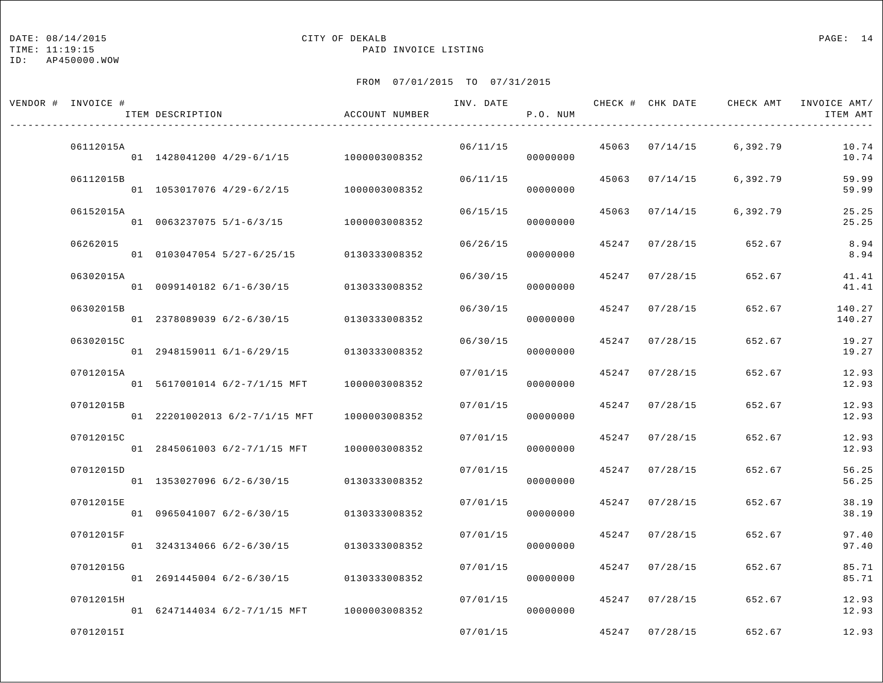CITY OF DEKALB

PAID INVOICE LISTING

DATE: 08/14/2015
TIME: 11:19:15
ID: AP450000.WOW

FROM 07/01/2015 TO 07/31/2015

| VENDOR # | INVOICE # / ITEM DESCRIPTION | ACCOUNT NUMBER | INV. DATE | P.O. NUM | CHECK # | CHK DATE | CHECK AMT | INVOICE AMT/ ITEM AMT |
|---|---|---|---|---|---|---|---|---|
| | 06112015A | | 06/11/15 | | 45063 | 07/14/15 | 6,392.79 | 10.74 |
| | 01 1428041200 4/29-6/1/15 | 1000003008352 | | 00000000 | | | | 10.74 |
| | 06112015B | | 06/11/15 | | 45063 | 07/14/15 | 6,392.79 | 59.99 |
| | 01 1053017076 4/29-6/2/15 | 1000003008352 | | 00000000 | | | | 59.99 |
| | 06152015A | | 06/15/15 | | 45063 | 07/14/15 | 6,392.79 | 25.25 |
| | 01 0063237075 5/1-6/3/15 | 1000003008352 | | 00000000 | | | | 25.25 |
| | 06262015 | | 06/26/15 | | 45247 | 07/28/15 | 652.67 | 8.94 |
| | 01 0103047054 5/27-6/25/15 | 0130333008352 | | 00000000 | | | | 8.94 |
| | 06302015A | | 06/30/15 | | 45247 | 07/28/15 | 652.67 | 41.41 |
| | 01 0099140182 6/1-6/30/15 | 0130333008352 | | 00000000 | | | | 41.41 |
| | 06302015B | | 06/30/15 | | 45247 | 07/28/15 | 652.67 | 140.27 |
| | 01 2378089039 6/2-6/30/15 | 0130333008352 | | 00000000 | | | | 140.27 |
| | 06302015C | | 06/30/15 | | 45247 | 07/28/15 | 652.67 | 19.27 |
| | 01 2948159011 6/1-6/29/15 | 0130333008352 | | 00000000 | | | | 19.27 |
| | 07012015A | | 07/01/15 | | 45247 | 07/28/15 | 652.67 | 12.93 |
| | 01 5617001014 6/2-7/1/15 MFT | 1000003008352 | | 00000000 | | | | 12.93 |
| | 07012015B | | 07/01/15 | | 45247 | 07/28/15 | 652.67 | 12.93 |
| | 01 22201002013 6/2-7/1/15 MFT | 1000003008352 | | 00000000 | | | | 12.93 |
| | 07012015C | | 07/01/15 | | 45247 | 07/28/15 | 652.67 | 12.93 |
| | 01 2845061003 6/2-7/1/15 MFT | 1000003008352 | | 00000000 | | | | 12.93 |
| | 07012015D | | 07/01/15 | | 45247 | 07/28/15 | 652.67 | 56.25 |
| | 01 1353027096 6/2-6/30/15 | 0130333008352 | | 00000000 | | | | 56.25 |
| | 07012015E | | 07/01/15 | | 45247 | 07/28/15 | 652.67 | 38.19 |
| | 01 0965041007 6/2-6/30/15 | 0130333008352 | | 00000000 | | | | 38.19 |
| | 07012015F | | 07/01/15 | | 45247 | 07/28/15 | 652.67 | 97.40 |
| | 01 3243134066 6/2-6/30/15 | 0130333008352 | | 00000000 | | | | 97.40 |
| | 07012015G | | 07/01/15 | | 45247 | 07/28/15 | 652.67 | 85.71 |
| | 01 2691445004 6/2-6/30/15 | 0130333008352 | | 00000000 | | | | 85.71 |
| | 07012015H | | 07/01/15 | | 45247 | 07/28/15 | 652.67 | 12.93 |
| | 01 6247144034 6/2-7/1/15 MFT | 1000003008352 | | 00000000 | | | | 12.93 |
| | 07012015I | | 07/01/15 | | 45247 | 07/28/15 | 652.67 | 12.93 |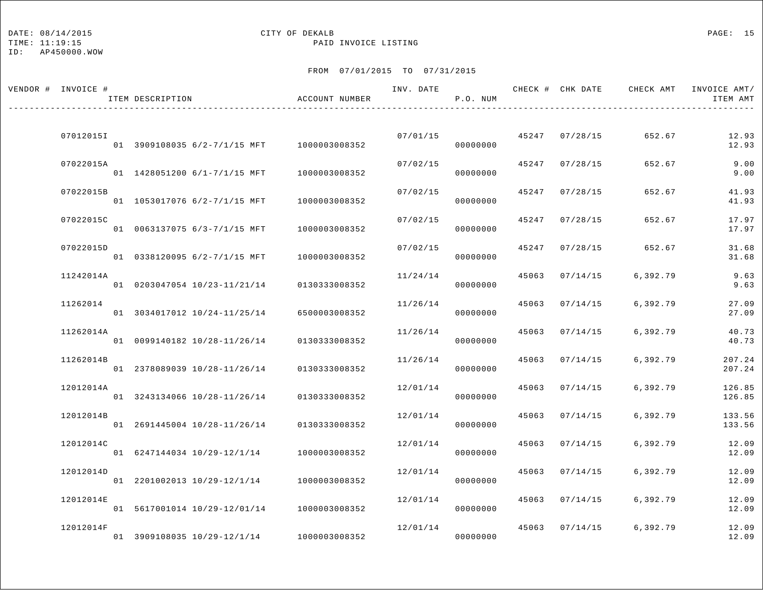DATE: 08/14/2015
TIME: 11:19:15
ID: AP450000.WOW

CITY OF DEKALB
PAID INVOICE LISTING

FROM 07/01/2015 TO 07/31/2015

| VENDOR # | INVOICE # / ITEM DESCRIPTION | ACCOUNT NUMBER | INV. DATE | P.O. NUM | CHECK # | CHK DATE | CHECK AMT | INVOICE AMT/ ITEM AMT |
|---|---|---|---|---|---|---|---|---|
| | 07012015I | | 07/01/15 | | 45247 | 07/28/15 | 652.67 | 12.93 |
| | 01 3909108035 6/2-7/1/15 MFT | 1000003008352 | | 00000000 | | | | 12.93 |
| | 07022015A | | 07/02/15 | | 45247 | 07/28/15 | 652.67 | 9.00 |
| | 01 1428051200 6/1-7/1/15 MFT | 1000003008352 | | 00000000 | | | | 9.00 |
| | 07022015B | | 07/02/15 | | 45247 | 07/28/15 | 652.67 | 41.93 |
| | 01 1053017076 6/2-7/1/15 MFT | 1000003008352 | | 00000000 | | | | 41.93 |
| | 07022015C | | 07/02/15 | | 45247 | 07/28/15 | 652.67 | 17.97 |
| | 01 0063137075 6/3-7/1/15 MFT | 1000003008352 | | 00000000 | | | | 17.97 |
| | 07022015D | | 07/02/15 | | 45247 | 07/28/15 | 652.67 | 31.68 |
| | 01 0338120095 6/2-7/1/15 MFT | 1000003008352 | | 00000000 | | | | 31.68 |
| | 11242014A | | 11/24/14 | | 45063 | 07/14/15 | 6,392.79 | 9.63 |
| | 01 0203047054 10/23-11/21/14 | 0130333008352 | | 00000000 | | | | 9.63 |
| | 11262014 | | 11/26/14 | | 45063 | 07/14/15 | 6,392.79 | 27.09 |
| | 01 3034017012 10/24-11/25/14 | 6500003008352 | | 00000000 | | | | 27.09 |
| | 11262014A | | 11/26/14 | | 45063 | 07/14/15 | 6,392.79 | 40.73 |
| | 01 0099140182 10/28-11/26/14 | 0130333008352 | | 00000000 | | | | 40.73 |
| | 11262014B | | 11/26/14 | | 45063 | 07/14/15 | 6,392.79 | 207.24 |
| | 01 2378089039 10/28-11/26/14 | 0130333008352 | | 00000000 | | | | 207.24 |
| | 12012014A | | 12/01/14 | | 45063 | 07/14/15 | 6,392.79 | 126.85 |
| | 01 3243134066 10/28-11/26/14 | 0130333008352 | | 00000000 | | | | 126.85 |
| | 12012014B | | 12/01/14 | | 45063 | 07/14/15 | 6,392.79 | 133.56 |
| | 01 2691445004 10/28-11/26/14 | 0130333008352 | | 00000000 | | | | 133.56 |
| | 12012014C | | 12/01/14 | | 45063 | 07/14/15 | 6,392.79 | 12.09 |
| | 01 6247144034 10/29-12/1/14 | 1000003008352 | | 00000000 | | | | 12.09 |
| | 12012014D | | 12/01/14 | | 45063 | 07/14/15 | 6,392.79 | 12.09 |
| | 01 2201002013 10/29-12/1/14 | 1000003008352 | | 00000000 | | | | 12.09 |
| | 12012014E | | 12/01/14 | | 45063 | 07/14/15 | 6,392.79 | 12.09 |
| | 01 5617001014 10/29-12/01/14 | 1000003008352 | | 00000000 | | | | 12.09 |
| | 12012014F | | 12/01/14 | | 45063 | 07/14/15 | 6,392.79 | 12.09 |
| | 01 3909108035 10/29-12/1/14 | 1000003008352 | | 00000000 | | | | 12.09 |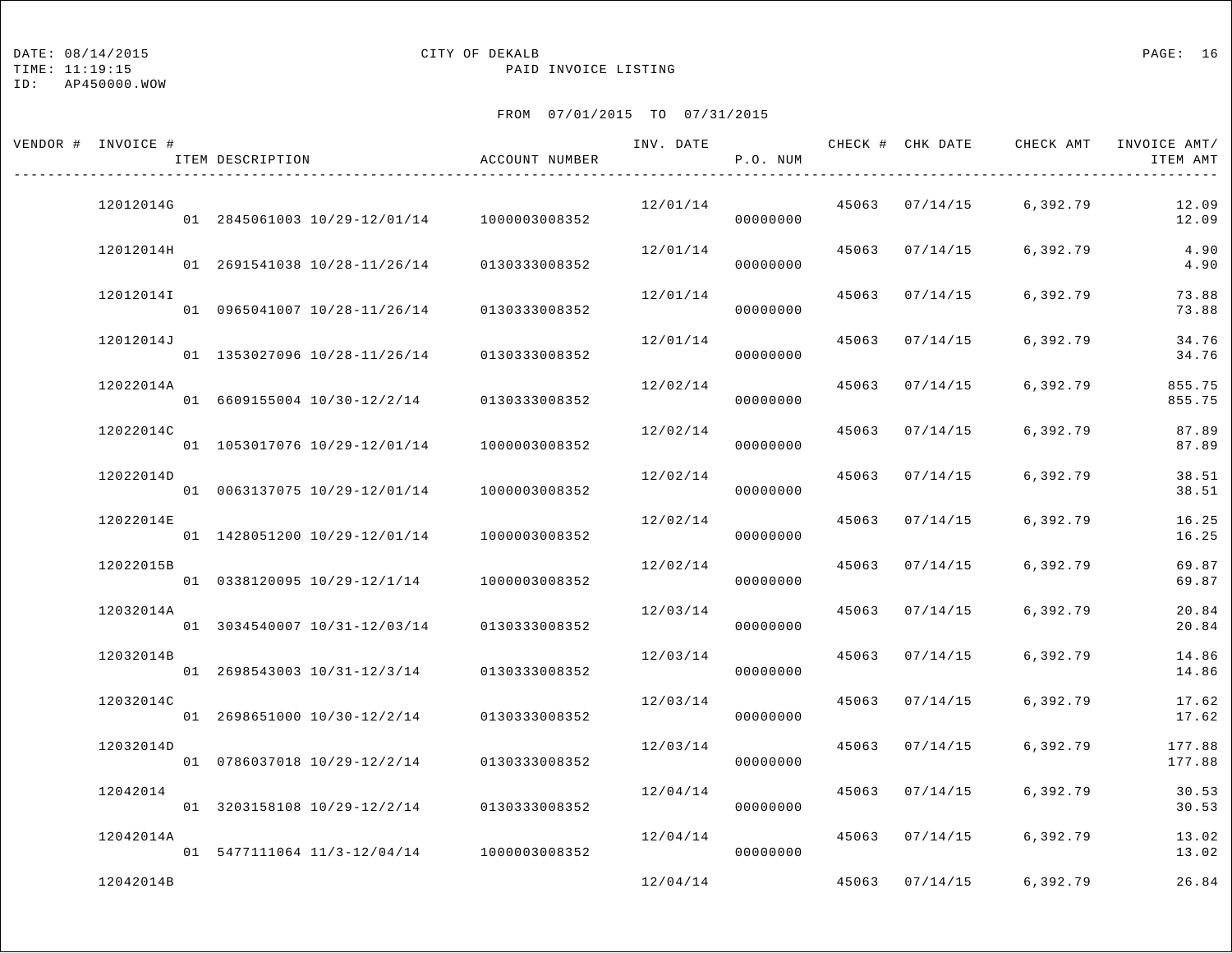DATE: 08/14/2015 CITY OF DEKALB
TIME: 11:19:15 PAID INVOICE LISTING
ID: AP450000.WOW

FROM 07/01/2015 TO 07/31/2015

| VENDOR # | INVOICE # | ITEM DESCRIPTION | ACCOUNT NUMBER | INV. DATE | P.O. NUM | CHECK # | CHK DATE | CHECK AMT | INVOICE AMT/ ITEM AMT |
|---|---|---|---|---|---|---|---|---|---|
| | 12012014G | | | 12/01/14 | | 45063 | 07/14/15 | 6,392.79 | 12.09 |
| | | 01 2845061003 10/29-12/01/14 | 1000003008352 | | 00000000 | | | | 12.09 |
| | 12012014H | | | 12/01/14 | | 45063 | 07/14/15 | 6,392.79 | 4.90 |
| | | 01 2691541038 10/28-11/26/14 | 0130333008352 | | 00000000 | | | | 4.90 |
| | 12012014I | | | 12/01/14 | | 45063 | 07/14/15 | 6,392.79 | 73.88 |
| | | 01 0965041007 10/28-11/26/14 | 0130333008352 | | 00000000 | | | | 73.88 |
| | 12012014J | | | 12/01/14 | | 45063 | 07/14/15 | 6,392.79 | 34.76 |
| | | 01 1353027096 10/28-11/26/14 | 0130333008352 | | 00000000 | | | | 34.76 |
| | 12022014A | | | 12/02/14 | | 45063 | 07/14/15 | 6,392.79 | 855.75 |
| | | 01 6609155004 10/30-12/2/14 | 0130333008352 | | 00000000 | | | | 855.75 |
| | 12022014C | | | 12/02/14 | | 45063 | 07/14/15 | 6,392.79 | 87.89 |
| | | 01 1053017076 10/29-12/01/14 | 1000003008352 | | 00000000 | | | | 87.89 |
| | 12022014D | | | 12/02/14 | | 45063 | 07/14/15 | 6,392.79 | 38.51 |
| | | 01 0063137075 10/29-12/01/14 | 1000003008352 | | 00000000 | | | | 38.51 |
| | 12022014E | | | 12/02/14 | | 45063 | 07/14/15 | 6,392.79 | 16.25 |
| | | 01 1428051200 10/29-12/01/14 | 1000003008352 | | 00000000 | | | | 16.25 |
| | 12022015B | | | 12/02/14 | | 45063 | 07/14/15 | 6,392.79 | 69.87 |
| | | 01 0338120095 10/29-12/1/14 | 1000003008352 | | 00000000 | | | | 69.87 |
| | 12032014A | | | 12/03/14 | | 45063 | 07/14/15 | 6,392.79 | 20.84 |
| | | 01 3034540007 10/31-12/03/14 | 0130333008352 | | 00000000 | | | | 20.84 |
| | 12032014B | | | 12/03/14 | | 45063 | 07/14/15 | 6,392.79 | 14.86 |
| | | 01 2698543003 10/31-12/3/14 | 0130333008352 | | 00000000 | | | | 14.86 |
| | 12032014C | | | 12/03/14 | | 45063 | 07/14/15 | 6,392.79 | 17.62 |
| | | 01 2698651000 10/30-12/2/14 | 0130333008352 | | 00000000 | | | | 17.62 |
| | 12032014D | | | 12/03/14 | | 45063 | 07/14/15 | 6,392.79 | 177.88 |
| | | 01 0786037018 10/29-12/2/14 | 0130333008352 | | 00000000 | | | | 177.88 |
| | 12042014 | | | 12/04/14 | | 45063 | 07/14/15 | 6,392.79 | 30.53 |
| | | 01 3203158108 10/29-12/2/14 | 0130333008352 | | 00000000 | | | | 30.53 |
| | 12042014A | | | 12/04/14 | | 45063 | 07/14/15 | 6,392.79 | 13.02 |
| | | 01 5477111064 11/3-12/04/14 | 1000003008352 | | 00000000 | | | | 13.02 |
| | 12042014B | | | 12/04/14 | | 45063 | 07/14/15 | 6,392.79 | 26.84 |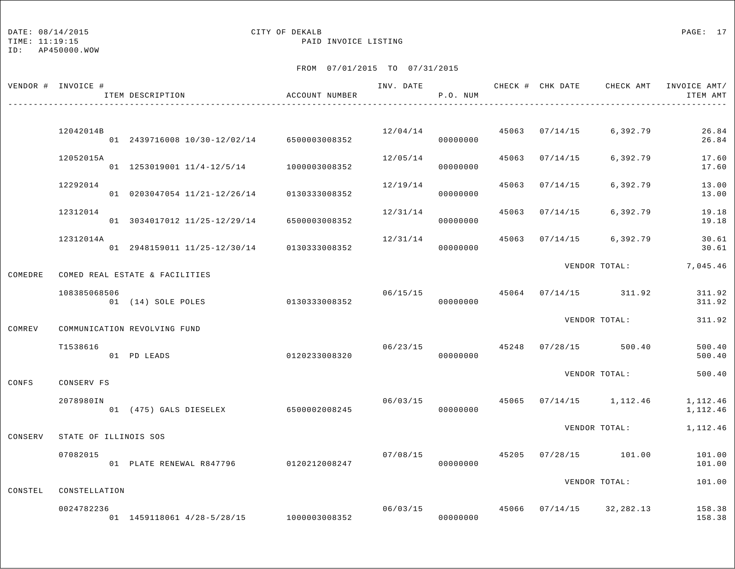CITY OF DEKALB
PAID INVOICE LISTING

DATE: 08/14/2015
TIME: 11:19:15
ID: AP450000.WOW

FROM 07/01/2015 TO 07/31/2015

| VENDOR # | INVOICE # / ITEM DESCRIPTION | ACCOUNT NUMBER | INV. DATE | P.O. NUM | CHECK # | CHK DATE | CHECK AMT | INVOICE AMT/ ITEM AMT |
|---|---|---|---|---|---|---|---|---|
| | 12042014B | | 12/04/14 | | 45063 | 07/14/15 | 6,392.79 | 26.84 |
| | 01 2439716008 10/30-12/02/14 | 6500003008352 | | 00000000 | | | | 26.84 |
| | 12052015A | | 12/05/14 | | 45063 | 07/14/15 | 6,392.79 | 17.60 |
| | 01 1253019001 11/4-12/5/14 | 1000003008352 | | 00000000 | | | | 17.60 |
| | 12292014 | | 12/19/14 | | 45063 | 07/14/15 | 6,392.79 | 13.00 |
| | 01 0203047054 11/21-12/26/14 | 0130333008352 | | 00000000 | | | | 13.00 |
| | 12312014 | | 12/31/14 | | 45063 | 07/14/15 | 6,392.79 | 19.18 |
| | 01 3034017012 11/25-12/29/14 | 6500003008352 | | 00000000 | | | | 19.18 |
| | 12312014A | | 12/31/14 | | 45063 | 07/14/15 | 6,392.79 | 30.61 |
| | 01 2948159011 11/25-12/30/14 | 0130333008352 | | 00000000 | | | | 30.61 |
| | | | | | | | VENDOR TOTAL: | 7,045.46 |
| COMEDRE | COMED REAL ESTATE & FACILITIES | | | | | | | |
| | 108385068506 | | 06/15/15 | | 45064 | 07/14/15 | 311.92 | 311.92 |
| | 01 (14) SOLE POLES | 0130333008352 | | 00000000 | | | | 311.92 |
| | | | | | | | VENDOR TOTAL: | 311.92 |
| COMREV | COMMUNICATION REVOLVING FUND | | | | | | | |
| | T1538616 | | 06/23/15 | | 45248 | 07/28/15 | 500.40 | 500.40 |
| | 01 PD LEADS | 0120233008320 | | 00000000 | | | | 500.40 |
| | | | | | | | VENDOR TOTAL: | 500.40 |
| CONFS | CONSERV FS | | | | | | | |
| | 2078980IN | | 06/03/15 | | 45065 | 07/14/15 | 1,112.46 | 1,112.46 |
| | 01 (475) GALS DIESELEX | 6500002008245 | | 00000000 | | | | 1,112.46 |
| | | | | | | | VENDOR TOTAL: | 1,112.46 |
| CONSERV | STATE OF ILLINOIS SOS | | | | | | | |
| | 07082015 | | 07/08/15 | | 45205 | 07/28/15 | 101.00 | 101.00 |
| | 01 PLATE RENEWAL R847796 | 0120212008247 | | 00000000 | | | | 101.00 |
| | | | | | | | VENDOR TOTAL: | 101.00 |
| CONSTEL | CONSTELLATION | | | | | | | |
| | 0024782236 | | 06/03/15 | | 45066 | 07/14/15 | 32,282.13 | 158.38 |
| | 01 1459118061 4/28-5/28/15 | 1000003008352 | | 00000000 | | | | 158.38 |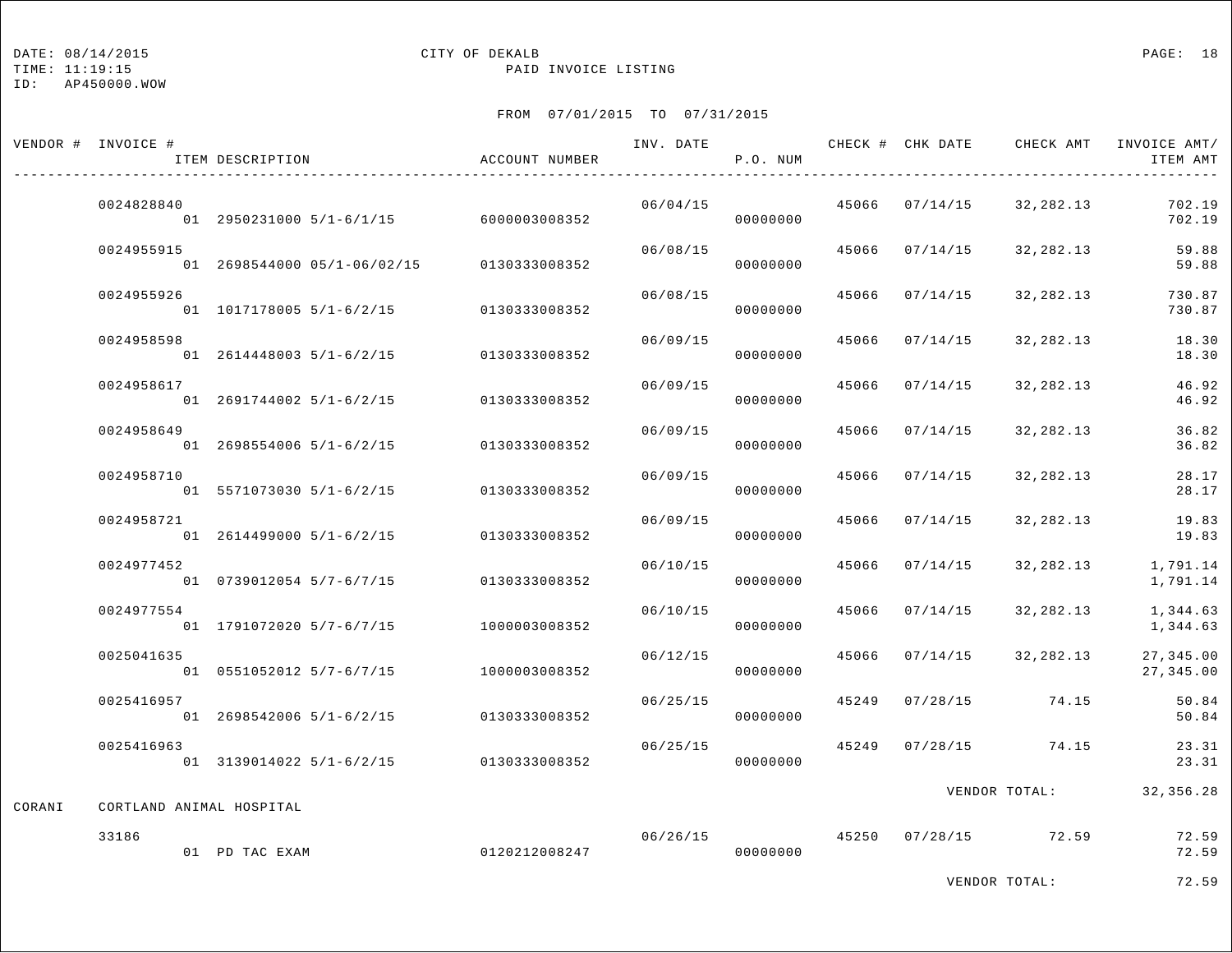DATE: 08/14/2015 CITY OF DEKALB
TIME: 11:19:15 PAID INVOICE LISTING
ID: AP450000.WOW

FROM 07/01/2015 TO 07/31/2015

| VENDOR # | INVOICE # / ITEM DESCRIPTION | ACCOUNT NUMBER | INV. DATE | P.O. NUM | CHECK # | CHK DATE | CHECK AMT | INVOICE AMT/ ITEM AMT |
|---|---|---|---|---|---|---|---|---|
| | 0024828840 | | 06/04/15 | | 45066 | 07/14/15 | 32,282.13 | 702.19 |
| | 01 2950231000 5/1-6/1/15 | 6000003008352 | | 00000000 | | | | 702.19 |
| | 0024955915 | | 06/08/15 | | 45066 | 07/14/15 | 32,282.13 | 59.88 |
| | 01 2698544000 05/1-06/02/15 | 0130333008352 | | 00000000 | | | | 59.88 |
| | 0024955926 | | 06/08/15 | | 45066 | 07/14/15 | 32,282.13 | 730.87 |
| | 01 1017178005 5/1-6/2/15 | 0130333008352 | | 00000000 | | | | 730.87 |
| | 0024958598 | | 06/09/15 | | 45066 | 07/14/15 | 32,282.13 | 18.30 |
| | 01 2614448003 5/1-6/2/15 | 0130333008352 | | 00000000 | | | | 18.30 |
| | 0024958617 | | 06/09/15 | | 45066 | 07/14/15 | 32,282.13 | 46.92 |
| | 01 2691744002 5/1-6/2/15 | 0130333008352 | | 00000000 | | | | 46.92 |
| | 0024958649 | | 06/09/15 | | 45066 | 07/14/15 | 32,282.13 | 36.82 |
| | 01 2698554006 5/1-6/2/15 | 0130333008352 | | 00000000 | | | | 36.82 |
| | 0024958710 | | 06/09/15 | | 45066 | 07/14/15 | 32,282.13 | 28.17 |
| | 01 5571073030 5/1-6/2/15 | 0130333008352 | | 00000000 | | | | 28.17 |
| | 0024958721 | | 06/09/15 | | 45066 | 07/14/15 | 32,282.13 | 19.83 |
| | 01 2614499000 5/1-6/2/15 | 0130333008352 | | 00000000 | | | | 19.83 |
| | 0024977452 | | 06/10/15 | | 45066 | 07/14/15 | 32,282.13 | 1,791.14 |
| | 01 0739012054 5/7-6/7/15 | 0130333008352 | | 00000000 | | | | 1,791.14 |
| | 0024977554 | | 06/10/15 | | 45066 | 07/14/15 | 32,282.13 | 1,344.63 |
| | 01 1791072020 5/7-6/7/15 | 1000003008352 | | 00000000 | | | | 1,344.63 |
| | 0025041635 | | 06/12/15 | | 45066 | 07/14/15 | 32,282.13 | 27,345.00 |
| | 01 0551052012 5/7-6/7/15 | 1000003008352 | | 00000000 | | | | 27,345.00 |
| | 0025416957 | | 06/25/15 | | 45249 | 07/28/15 | 74.15 | 50.84 |
| | 01 2698542006 5/1-6/2/15 | 0130333008352 | | 00000000 | | | | 50.84 |
| | 0025416963 | | 06/25/15 | | 45249 | 07/28/15 | 74.15 | 23.31 |
| | 01 3139014022 5/1-6/2/15 | 0130333008352 | | 00000000 | | | | 23.31 |
| | | | | | | | VENDOR TOTAL: | 32,356.28 |
| CORANI | CORTLAND ANIMAL HOSPITAL | | | | | | | |
| | 33186 | | 06/26/15 | | 45250 | 07/28/15 | 72.59 | 72.59 |
| | 01 PD TAC EXAM | 0120212008247 | | 00000000 | | | | 72.59 |
| | | | | | | | VENDOR TOTAL: | 72.59 |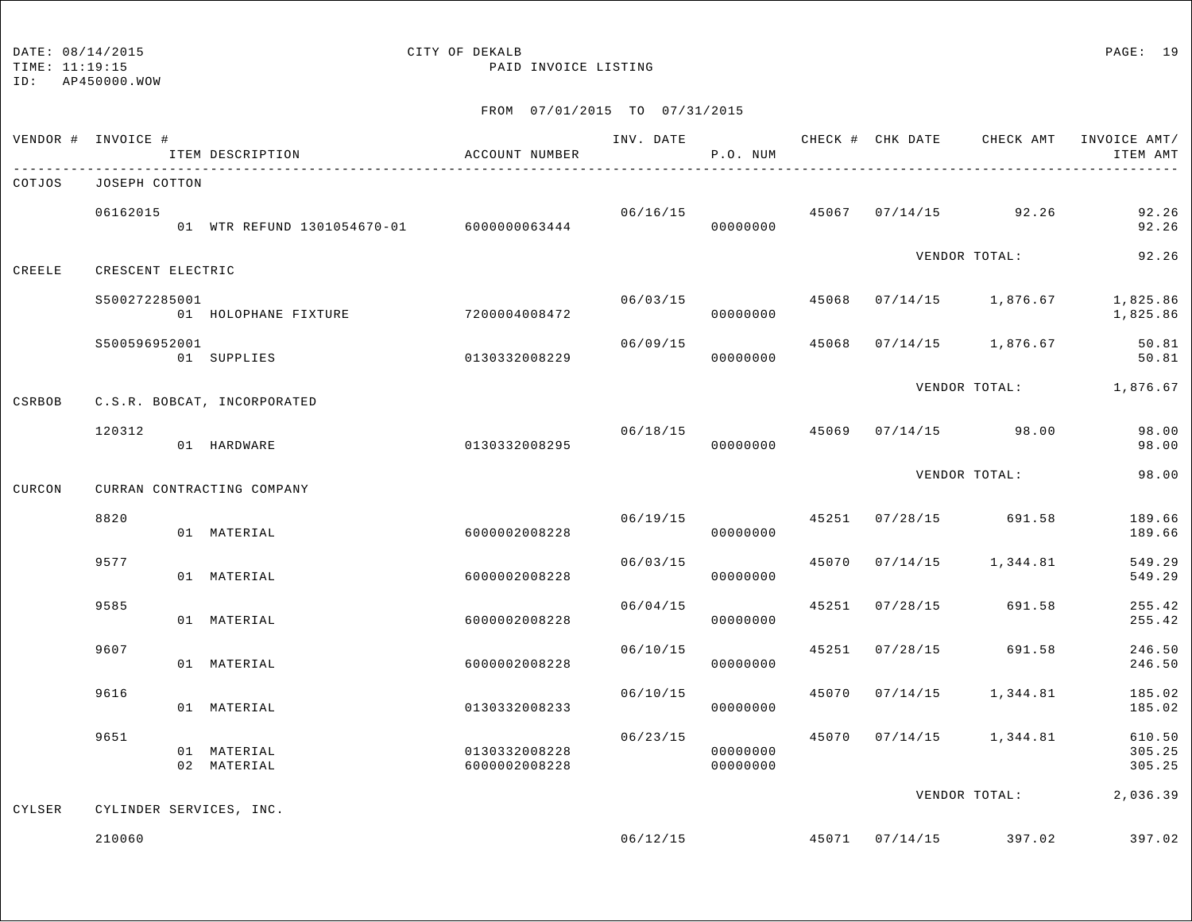DATE: 08/14/2015
TIME: 11:19:15
ID: AP450000.WOW

CITY OF DEKALB
PAID INVOICE LISTING

FROM 07/01/2015 TO 07/31/2015

| VENDOR # | INVOICE # / ITEM DESCRIPTION | ACCOUNT NUMBER | INV. DATE | P.O. NUM | CHECK # | CHK DATE | CHECK AMT | INVOICE AMT/ ITEM AMT |
|---|---|---|---|---|---|---|---|---|
| COTJOS | JOSEPH COTTON | | | | | | | |
| | 06162015 | | 06/16/15 | | 45067 | 07/14/15 | 92.26 | 92.26 |
| | 01 WTR REFUND 1301054670-01 | 6000000063444 | | 00000000 | | | | 92.26 |
| | | | | | | | VENDOR TOTAL: | 92.26 |
| CREELE | CRESCENT ELECTRIC | | | | | | | |
| | S500272285001 | | 06/03/15 | | 45068 | 07/14/15 | 1,876.67 | 1,825.86 |
| | 01 HOLOPHANE FIXTURE | 7200004008472 | | 00000000 | | | | 1,825.86 |
| | S500596952001 | | 06/09/15 | | 45068 | 07/14/15 | 1,876.67 | 50.81 |
| | 01 SUPPLIES | 0130332008229 | | 00000000 | | | | 50.81 |
| | | | | | | | VENDOR TOTAL: | 1,876.67 |
| CSRBOB | C.S.R. BOBCAT, INCORPORATED | | | | | | | |
| | 120312 | | 06/18/15 | | 45069 | 07/14/15 | 98.00 | 98.00 |
| | 01 HARDWARE | 0130332008295 | | 00000000 | | | | 98.00 |
| | | | | | | | VENDOR TOTAL: | 98.00 |
| CURCON | CURRAN CONTRACTING COMPANY | | | | | | | |
| | 8820 | | 06/19/15 | | 45251 | 07/28/15 | 691.58 | 189.66 |
| | 01 MATERIAL | 6000002008228 | | 00000000 | | | | 189.66 |
| | 9577 | | 06/03/15 | | 45070 | 07/14/15 | 1,344.81 | 549.29 |
| | 01 MATERIAL | 6000002008228 | | 00000000 | | | | 549.29 |
| | 9585 | | 06/04/15 | | 45251 | 07/28/15 | 691.58 | 255.42 |
| | 01 MATERIAL | 6000002008228 | | 00000000 | | | | 255.42 |
| | 9607 | | 06/10/15 | | 45251 | 07/28/15 | 691.58 | 246.50 |
| | 01 MATERIAL | 6000002008228 | | 00000000 | | | | 246.50 |
| | 9616 | | 06/10/15 | | 45070 | 07/14/15 | 1,344.81 | 185.02 |
| | 01 MATERIAL | 0130332008233 | | 00000000 | | | | 185.02 |
| | 9651 | | 06/23/15 | | 45070 | 07/14/15 | 1,344.81 | 610.50 |
| | 01 MATERIAL | 0130332008228 | | 00000000 | | | | 305.25 |
| | 02 MATERIAL | 6000002008228 | | 00000000 | | | | 305.25 |
| | | | | | | | VENDOR TOTAL: | 2,036.39 |
| CYLSER | CYLINDER SERVICES, INC. | | | | | | | |
| | 210060 | | 06/12/15 | | 45071 | 07/14/15 | 397.02 | 397.02 |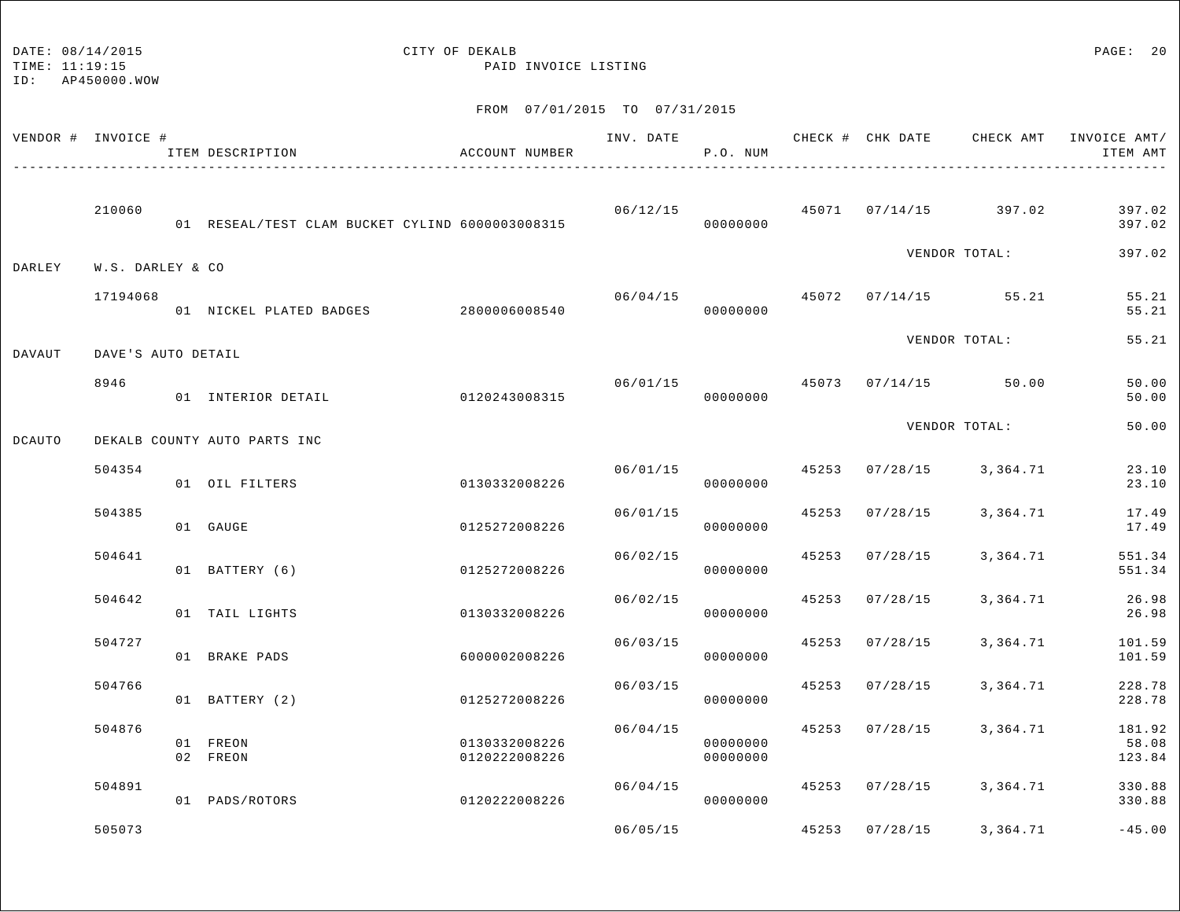DATE: 08/14/2015 CITY OF DEKALB
TIME: 11:19:15 PAID INVOICE LISTING
ID: AP450000.WOW

FROM 07/01/2015 TO 07/31/2015

| VENDOR # | INVOICE # | ITEM DESCRIPTION | ACCOUNT NUMBER | INV. DATE | P.O. NUM | CHECK # | CHK DATE | CHECK AMT | INVOICE AMT/ ITEM AMT |
|---|---|---|---|---|---|---|---|---|---|
| | 210060 | | | 06/12/15 | | 45071 | 07/14/15 | 397.02 | 397.02 |
| | | 01 RESEAL/TEST CLAM BUCKET CYLIND | 6000003008315 | | 00000000 | | | | 397.02 |
| | | | | | | | VENDOR TOTAL: | | 397.02 |
| DARLEY | W.S. DARLEY & CO | | | | | | | | |
| | 17194068 | | | 06/04/15 | | 45072 | 07/14/15 | 55.21 | 55.21 |
| | | 01 NICKEL PLATED BADGES | 2800006008540 | | 00000000 | | | | 55.21 |
| | | | | | | | VENDOR TOTAL: | | 55.21 |
| DAVAUT | DAVE'S AUTO DETAIL | | | | | | | | |
| | 8946 | | | 06/01/15 | | 45073 | 07/14/15 | 50.00 | 50.00 |
| | | 01 INTERIOR DETAIL | 0120243008315 | | 00000000 | | | | 50.00 |
| | | | | | | | VENDOR TOTAL: | | 50.00 |
| DCAUTO | DEKALB COUNTY AUTO PARTS INC | | | | | | | | |
| | 504354 | | | 06/01/15 | | 45253 | 07/28/15 | 3,364.71 | 23.10 |
| | | 01 OIL FILTERS | 0130332008226 | | 00000000 | | | | 23.10 |
| | 504385 | | | 06/01/15 | | 45253 | 07/28/15 | 3,364.71 | 17.49 |
| | | 01 GAUGE | 0125272008226 | | 00000000 | | | | 17.49 |
| | 504641 | | | 06/02/15 | | 45253 | 07/28/15 | 3,364.71 | 551.34 |
| | | 01 BATTERY (6) | 0125272008226 | | 00000000 | | | | 551.34 |
| | 504642 | | | 06/02/15 | | 45253 | 07/28/15 | 3,364.71 | 26.98 |
| | | 01 TAIL LIGHTS | 0130332008226 | | 00000000 | | | | 26.98 |
| | 504727 | | | 06/03/15 | | 45253 | 07/28/15 | 3,364.71 | 101.59 |
| | | 01 BRAKE PADS | 6000002008226 | | 00000000 | | | | 101.59 |
| | 504766 | | | 06/03/15 | | 45253 | 07/28/15 | 3,364.71 | 228.78 |
| | | 01 BATTERY (2) | 0125272008226 | | 00000000 | | | | 228.78 |
| | 504876 | | | 06/04/15 | | 45253 | 07/28/15 | 3,364.71 | 181.92 |
| | | 01 FREON | 0130332008226 | | 00000000 | | | | 58.08 |
| | | 02 FREON | 0120222008226 | | 00000000 | | | | 123.84 |
| | 504891 | | | 06/04/15 | | 45253 | 07/28/15 | 3,364.71 | 330.88 |
| | | 01 PADS/ROTORS | 0120222008226 | | 00000000 | | | | 330.88 |
| | 505073 | | | 06/05/15 | | 45253 | 07/28/15 | 3,364.71 | -45.00 |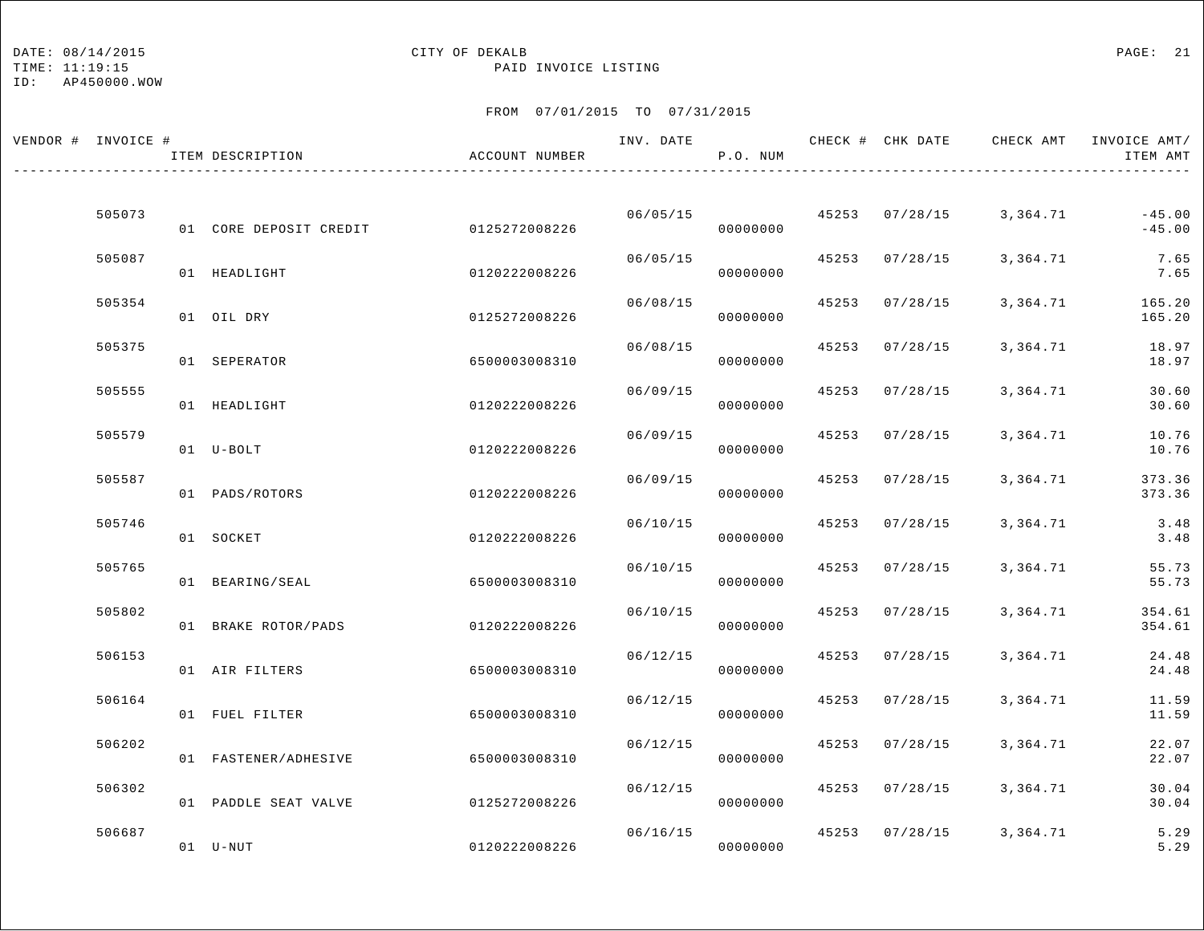DATE: 08/14/2015 CITY OF DEKALB
TIME: 11:19:15 PAID INVOICE LISTING
ID: AP450000.WOW

FROM 07/01/2015 TO 07/31/2015

| VENDOR # | INVOICE # / ITEM DESCRIPTION | ACCOUNT NUMBER | INV. DATE | P.O. NUM | CHECK # | CHK DATE | CHECK AMT | INVOICE AMT/ ITEM AMT |
|---|---|---|---|---|---|---|---|---|
| | 505073 | | 06/05/15 | | 45253 | 07/28/15 | 3,364.71 | -45.00 |
| | 01 CORE DEPOSIT CREDIT | 0125272008226 | | 00000000 | | | | -45.00 |
| | 505087 | | 06/05/15 | | 45253 | 07/28/15 | 3,364.71 | 7.65 |
| | 01 HEADLIGHT | 0120222008226 | | 00000000 | | | | 7.65 |
| | 505354 | | 06/08/15 | | 45253 | 07/28/15 | 3,364.71 | 165.20 |
| | 01 OIL DRY | 0125272008226 | | 00000000 | | | | 165.20 |
| | 505375 | | 06/08/15 | | 45253 | 07/28/15 | 3,364.71 | 18.97 |
| | 01 SEPERATOR | 6500003008310 | | 00000000 | | | | 18.97 |
| | 505555 | | 06/09/15 | | 45253 | 07/28/15 | 3,364.71 | 30.60 |
| | 01 HEADLIGHT | 0120222008226 | | 00000000 | | | | 30.60 |
| | 505579 | | 06/09/15 | | 45253 | 07/28/15 | 3,364.71 | 10.76 |
| | 01 U-BOLT | 0120222008226 | | 00000000 | | | | 10.76 |
| | 505587 | | 06/09/15 | | 45253 | 07/28/15 | 3,364.71 | 373.36 |
| | 01 PADS/ROTORS | 0120222008226 | | 00000000 | | | | 373.36 |
| | 505746 | | 06/10/15 | | 45253 | 07/28/15 | 3,364.71 | 3.48 |
| | 01 SOCKET | 0120222008226 | | 00000000 | | | | 3.48 |
| | 505765 | | 06/10/15 | | 45253 | 07/28/15 | 3,364.71 | 55.73 |
| | 01 BEARING/SEAL | 6500003008310 | | 00000000 | | | | 55.73 |
| | 505802 | | 06/10/15 | | 45253 | 07/28/15 | 3,364.71 | 354.61 |
| | 01 BRAKE ROTOR/PADS | 0120222008226 | | 00000000 | | | | 354.61 |
| | 506153 | | 06/12/15 | | 45253 | 07/28/15 | 3,364.71 | 24.48 |
| | 01 AIR FILTERS | 6500003008310 | | 00000000 | | | | 24.48 |
| | 506164 | | 06/12/15 | | 45253 | 07/28/15 | 3,364.71 | 11.59 |
| | 01 FUEL FILTER | 6500003008310 | | 00000000 | | | | 11.59 |
| | 506202 | | 06/12/15 | | 45253 | 07/28/15 | 3,364.71 | 22.07 |
| | 01 FASTENER/ADHESIVE | 6500003008310 | | 00000000 | | | | 22.07 |
| | 506302 | | 06/12/15 | | 45253 | 07/28/15 | 3,364.71 | 30.04 |
| | 01 PADDLE SEAT VALVE | 0125272008226 | | 00000000 | | | | 30.04 |
| | 506687 | | 06/16/15 | | 45253 | 07/28/15 | 3,364.71 | 5.29 |
| | 01 U-NUT | 0120222008226 | | 00000000 | | | | 5.29 |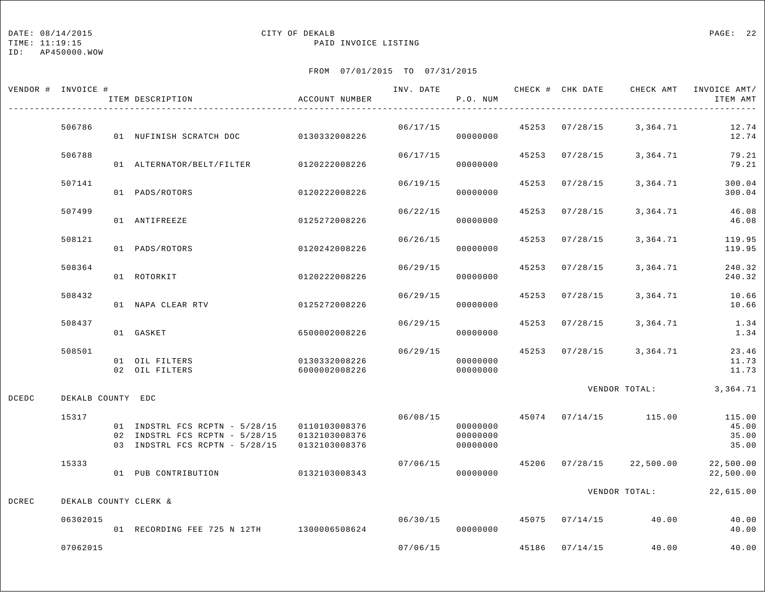DATE: 08/14/2015
TIME: 11:19:15
ID: AP450000.WOW

# CITY OF DEKALB
## PAID INVOICE LISTING

FROM 07/01/2015 TO 07/31/2015

| VENDOR # | INVOICE # | ITEM DESCRIPTION | ACCOUNT NUMBER | INV. DATE | P.O. NUM | CHECK # | CHK DATE | CHECK AMT | INVOICE AMT/ ITEM AMT |
|---|---|---|---|---|---|---|---|---|---|
| | 506786 | | | 06/17/15 | | 45253 | 07/28/15 | 3,364.71 | 12.74 |
| | | 01 NUFINISH SCRATCH DOC | 0130332008226 | | 00000000 | | | | 12.74 |
| | 506788 | | | 06/17/15 | | 45253 | 07/28/15 | 3,364.71 | 79.21 |
| | | 01 ALTERNATOR/BELT/FILTER | 0120222008226 | | 00000000 | | | | 79.21 |
| | 507141 | | | 06/19/15 | | 45253 | 07/28/15 | 3,364.71 | 300.04 |
| | | 01 PADS/ROTORS | 0120222008226 | | 00000000 | | | | 300.04 |
| | 507499 | | | 06/22/15 | | 45253 | 07/28/15 | 3,364.71 | 46.08 |
| | | 01 ANTIFREEZE | 0125272008226 | | 00000000 | | | | 46.08 |
| | 508121 | | | 06/26/15 | | 45253 | 07/28/15 | 3,364.71 | 119.95 |
| | | 01 PADS/ROTORS | 0120242008226 | | 00000000 | | | | 119.95 |
| | 508364 | | | 06/29/15 | | 45253 | 07/28/15 | 3,364.71 | 240.32 |
| | | 01 ROTORKIT | 0120222008226 | | 00000000 | | | | 240.32 |
| | 508432 | | | 06/29/15 | | 45253 | 07/28/15 | 3,364.71 | 10.66 |
| | | 01 NAPA CLEAR RTV | 0125272008226 | | 00000000 | | | | 10.66 |
| | 508437 | | | 06/29/15 | | 45253 | 07/28/15 | 3,364.71 | 1.34 |
| | | 01 GASKET | 6500002008226 | | 00000000 | | | | 1.34 |
| | 508501 | | | 06/29/15 | | 45253 | 07/28/15 | 3,364.71 | 23.46 |
| | | 01 OIL FILTERS | 0130332008226 | | 00000000 | | | | 11.73 |
| | | 02 OIL FILTERS | 6000002008226 | | 00000000 | | | | 11.73 |
| | | | | | | | | VENDOR TOTAL: | 3,364.71 |
| DCEDC | DEKALB COUNTY EDC | | | | | | | | |
| | 15317 | | | 06/08/15 | | 45074 | 07/14/15 | 115.00 | 115.00 |
| | | 01 INDSTRL FCS RCPTN - 5/28/15 | 0110103008376 | | 00000000 | | | | 45.00 |
| | | 02 INDSTRL FCS RCPTN - 5/28/15 | 0132103008376 | | 00000000 | | | | 35.00 |
| | | 03 INDSTRL FCS RCPTN - 5/28/15 | 0132103008376 | | 00000000 | | | | 35.00 |
| | 15333 | | | 07/06/15 | | 45206 | 07/28/15 | 22,500.00 | 22,500.00 |
| | | 01 PUB CONTRIBUTION | 0132103008343 | | 00000000 | | | | 22,500.00 |
| | | | | | | | | VENDOR TOTAL: | 22,615.00 |
| DCREC | DEKALB COUNTY CLERK & | | | | | | | | |
| | 06302015 | | | 06/30/15 | | 45075 | 07/14/15 | 40.00 | 40.00 |
| | | 01 RECORDING FEE 725 N 12TH | 1300006508624 | | 00000000 | | | | 40.00 |
| | 07062015 | | | 07/06/15 | | 45186 | 07/14/15 | 40.00 | 40.00 |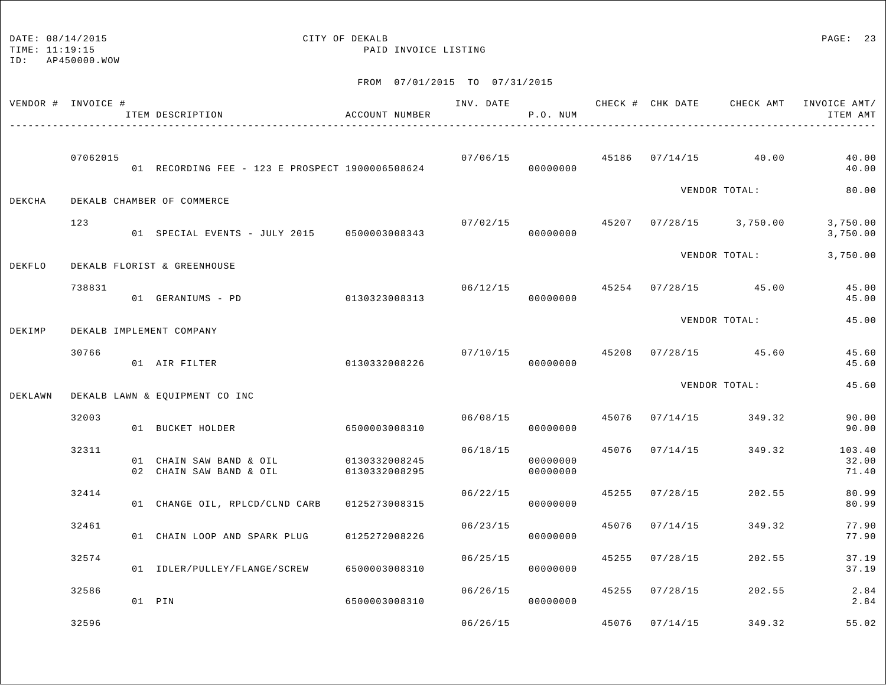DATE: 08/14/2015
TIME: 11:19:15
ID: AP450000.WOW

# CITY OF DEKALB
## PAID INVOICE LISTING

FROM 07/01/2015 TO 07/31/2015

| VENDOR # | INVOICE # / ITEM DESCRIPTION | ACCOUNT NUMBER | INV. DATE | P.O. NUM | CHECK # | CHK DATE | CHECK AMT | INVOICE AMT/ ITEM AMT |
|---|---|---|---|---|---|---|---|---|
| | 07062015 | | 07/06/15 | | 45186 | 07/14/15 | 40.00 | 40.00 |
| | 01 RECORDING FEE - 123 E PROSPECT | 1900006508624 | | 00000000 | | | | 40.00 |
| | | | | | | | VENDOR TOTAL: | 80.00 |
| DEKCHA | DEKALB CHAMBER OF COMMERCE | | | | | | | |
| | 123 | | 07/02/15 | | 45207 | 07/28/15 | 3,750.00 | 3,750.00 |
| | 01 SPECIAL EVENTS - JULY 2015 | 0500003008343 | | 00000000 | | | | 3,750.00 |
| | | | | | | | VENDOR TOTAL: | 3,750.00 |
| DEKFLO | DEKALB FLORIST & GREENHOUSE | | | | | | | |
| | 738831 | | 06/12/15 | | 45254 | 07/28/15 | 45.00 | 45.00 |
| | 01 GERANIUMS - PD | 0130323008313 | | 00000000 | | | | 45.00 |
| | | | | | | | VENDOR TOTAL: | 45.00 |
| DEKIMP | DEKALB IMPLEMENT COMPANY | | | | | | | |
| | 30766 | | 07/10/15 | | 45208 | 07/28/15 | 45.60 | 45.60 |
| | 01 AIR FILTER | 0130332008226 | | 00000000 | | | | 45.60 |
| | | | | | | | VENDOR TOTAL: | 45.60 |
| DEKLAWN | DEKALB LAWN & EQUIPMENT CO INC | | | | | | | |
| | 32003 | | 06/08/15 | | 45076 | 07/14/15 | 349.32 | 90.00 |
| | 01 BUCKET HOLDER | 6500003008310 | | 00000000 | | | | 90.00 |
| | 32311 | | 06/18/15 | | 45076 | 07/14/15 | 349.32 | 103.40 |
| | 01 CHAIN SAW BAND & OIL | 0130332008245 | | 00000000 | | | | 32.00 |
| | 02 CHAIN SAW BAND & OIL | 0130332008295 | | 00000000 | | | | 71.40 |
| | 32414 | | 06/22/15 | | 45255 | 07/28/15 | 202.55 | 80.99 |
| | 01 CHANGE OIL, RPLCD/CLND CARB | 0125273008315 | | 00000000 | | | | 80.99 |
| | 32461 | | 06/23/15 | | 45076 | 07/14/15 | 349.32 | 77.90 |
| | 01 CHAIN LOOP AND SPARK PLUG | 0125272008226 | | 00000000 | | | | 77.90 |
| | 32574 | | 06/25/15 | | 45255 | 07/28/15 | 202.55 | 37.19 |
| | 01 IDLER/PULLEY/FLANGE/SCREW | 6500003008310 | | 00000000 | | | | 37.19 |
| | 32586 | | 06/26/15 | | 45255 | 07/28/15 | 202.55 | 2.84 |
| | 01 PIN | 6500003008310 | | 00000000 | | | | 2.84 |
| | 32596 | | 06/26/15 | | 45076 | 07/14/15 | 349.32 | 55.02 |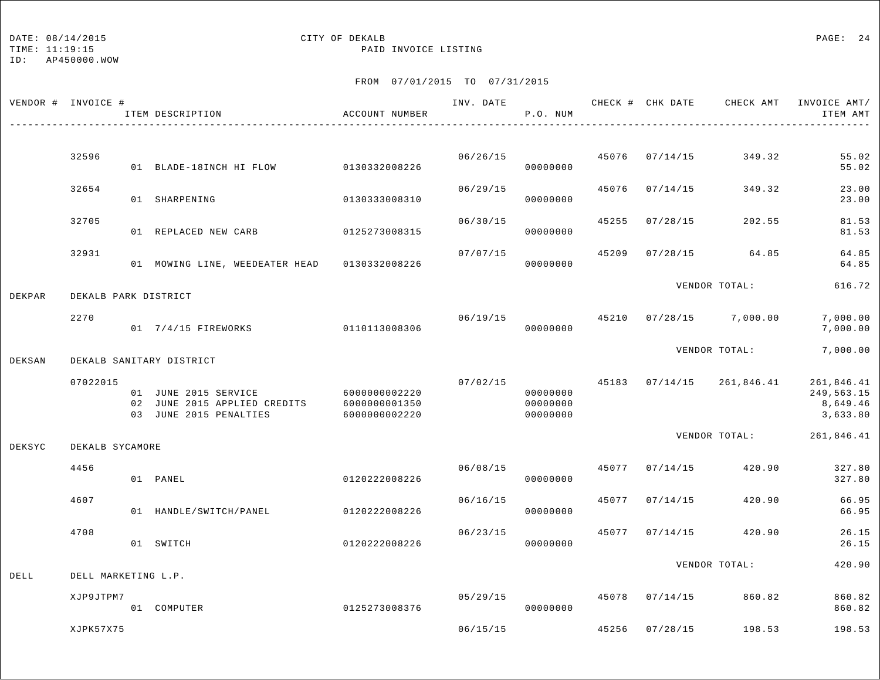DATE: 08/14/2015 CITY OF DEKALB
TIME: 11:19:15 PAID INVOICE LISTING
ID: AP450000.WOW

FROM 07/01/2015 TO 07/31/2015

| VENDOR # | INVOICE # / ITEM DESCRIPTION | ACCOUNT NUMBER | INV. DATE | P.O. NUM | CHECK # | CHK DATE | CHECK AMT | INVOICE AMT/ ITEM AMT |
|---|---|---|---|---|---|---|---|---|
| | 32596 | | 06/26/15 | | 45076 | 07/14/15 | 349.32 | 55.02 |
| | 01 BLADE-18INCH HI FLOW | 0130332008226 | | 00000000 | | | | 55.02 |
| | 32654 | | 06/29/15 | | 45076 | 07/14/15 | 349.32 | 23.00 |
| | 01 SHARPENING | 0130333008310 | | 00000000 | | | | 23.00 |
| | 32705 | | 06/30/15 | | 45255 | 07/28/15 | 202.55 | 81.53 |
| | 01 REPLACED NEW CARB | 0125273008315 | | 00000000 | | | | 81.53 |
| | 32931 | | 07/07/15 | | 45209 | 07/28/15 | 64.85 | 64.85 |
| | 01 MOWING LINE, WEEDEATER HEAD | 0130332008226 | | 00000000 | | | | 64.85 |
| | | | | | | | VENDOR TOTAL: | 616.72 |
| DEKPAR | DEKALB PARK DISTRICT | | | | | | | |
| | 2270 | | 06/19/15 | | 45210 | 07/28/15 | 7,000.00 | 7,000.00 |
| | 01 7/4/15 FIREWORKS | 0110113008306 | | 00000000 | | | | 7,000.00 |
| | | | | | | | VENDOR TOTAL: | 7,000.00 |
| DEKSAN | DEKALB SANITARY DISTRICT | | | | | | | |
| | 07022015 | | 07/02/15 | | 45183 | 07/14/15 | 261,846.41 | 261,846.41 |
| | 01 JUNE 2015 SERVICE | 6000000002220 | | 00000000 | | | | 249,563.15 |
| | 02 JUNE 2015 APPLIED CREDITS | 6000000001350 | | 00000000 | | | | 8,649.46 |
| | 03 JUNE 2015 PENALTIES | 6000000002220 | | 00000000 | | | | 3,633.80 |
| | | | | | | | VENDOR TOTAL: | 261,846.41 |
| DEKSYC | DEKALB SYCAMORE | | | | | | | |
| | 4456 | | 06/08/15 | | 45077 | 07/14/15 | 420.90 | 327.80 |
| | 01 PANEL | 0120222008226 | | 00000000 | | | | 327.80 |
| | 4607 | | 06/16/15 | | 45077 | 07/14/15 | 420.90 | 66.95 |
| | 01 HANDLE/SWITCH/PANEL | 0120222008226 | | 00000000 | | | | 66.95 |
| | 4708 | | 06/23/15 | | 45077 | 07/14/15 | 420.90 | 26.15 |
| | 01 SWITCH | 0120222008226 | | 00000000 | | | | 26.15 |
| | | | | | | | VENDOR TOTAL: | 420.90 |
| DELL | DELL MARKETING L.P. | | | | | | | |
| | XJP9JTPM7 | | 05/29/15 | | 45078 | 07/14/15 | 860.82 | 860.82 |
| | 01 COMPUTER | 0125273008376 | | 00000000 | | | | 860.82 |
| | XJPK57X75 | | 06/15/15 | | 45256 | 07/28/15 | 198.53 | 198.53 |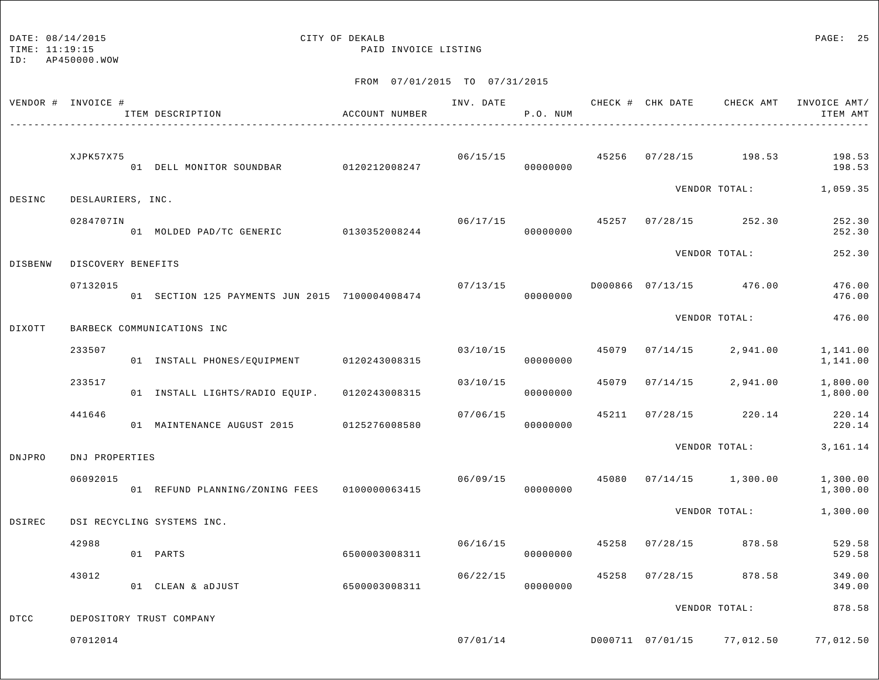DATE: 08/14/2015 CITY OF DEKALB
TIME: 11:19:15 PAID INVOICE LISTING
ID: AP450000.WOW

FROM 07/01/2015 TO 07/31/2015

| VENDOR # | INVOICE # / ITEM DESCRIPTION | ACCOUNT NUMBER | INV. DATE | P.O. NUM | CHECK # | CHK DATE | CHECK AMT | INVOICE AMT/ ITEM AMT |
|---|---|---|---|---|---|---|---|---|
| | XJPK57X75 | | 06/15/15 | | 45256 | 07/28/15 | 198.53 | 198.53 |
| | 01 DELL MONITOR SOUNDBAR | 0120212008247 | | 00000000 | | | | 198.53 |
| | | | | | | VENDOR TOTAL: | | 1,059.35 |
| DESINC | DESLAURIERS, INC. | | | | | | | |
| | 0284707IN | | 06/17/15 | | 45257 | 07/28/15 | 252.30 | 252.30 |
| | 01 MOLDED PAD/TC GENERIC | 0130352008244 | | 00000000 | | | | 252.30 |
| | | | | | | VENDOR TOTAL: | | 252.30 |
| DISBENW | DISCOVERY BENEFITS | | | | | | | |
| | 07132015 | | 07/13/15 | | D000866 | 07/13/15 | 476.00 | 476.00 |
| | 01 SECTION 125 PAYMENTS JUN 2015 | 7100004008474 | | 00000000 | | | | 476.00 |
| | | | | | | VENDOR TOTAL: | | 476.00 |
| DIXOTT | BARBECK COMMUNICATIONS INC | | | | | | | |
| | 233507 | | 03/10/15 | | 45079 | 07/14/15 | 2,941.00 | 1,141.00 |
| | 01 INSTALL PHONES/EQUIPMENT | 0120243008315 | | 00000000 | | | | 1,141.00 |
| | 233517 | | 03/10/15 | | 45079 | 07/14/15 | 2,941.00 | 1,800.00 |
| | 01 INSTALL LIGHTS/RADIO EQUIP. | 0120243008315 | | 00000000 | | | | 1,800.00 |
| | 441646 | | 07/06/15 | | 45211 | 07/28/15 | 220.14 | 220.14 |
| | 01 MAINTENANCE AUGUST 2015 | 0125276008580 | | 00000000 | | | | 220.14 |
| | | | | | | VENDOR TOTAL: | | 3,161.14 |
| DNJPRO | DNJ PROPERTIES | | | | | | | |
| | 06092015 | | 06/09/15 | | 45080 | 07/14/15 | 1,300.00 | 1,300.00 |
| | 01 REFUND PLANNING/ZONING FEES | 0100000063415 | | 00000000 | | | | 1,300.00 |
| | | | | | | VENDOR TOTAL: | | 1,300.00 |
| DSIREC | DSI RECYCLING SYSTEMS INC. | | | | | | | |
| | 42988 | | 06/16/15 | | 45258 | 07/28/15 | 878.58 | 529.58 |
| | 01 PARTS | 6500003008311 | | 00000000 | | | | 529.58 |
| | 43012 | | 06/22/15 | | 45258 | 07/28/15 | 878.58 | 349.00 |
| | 01 CLEAN & aDJUST | 6500003008311 | | 00000000 | | | | 349.00 |
| | | | | | | VENDOR TOTAL: | | 878.58 |
| DTCC | DEPOSITORY TRUST COMPANY | | | | | | | |
| | 07012014 | | 07/01/14 | | D000711 | 07/01/15 | 77,012.50 | 77,012.50 |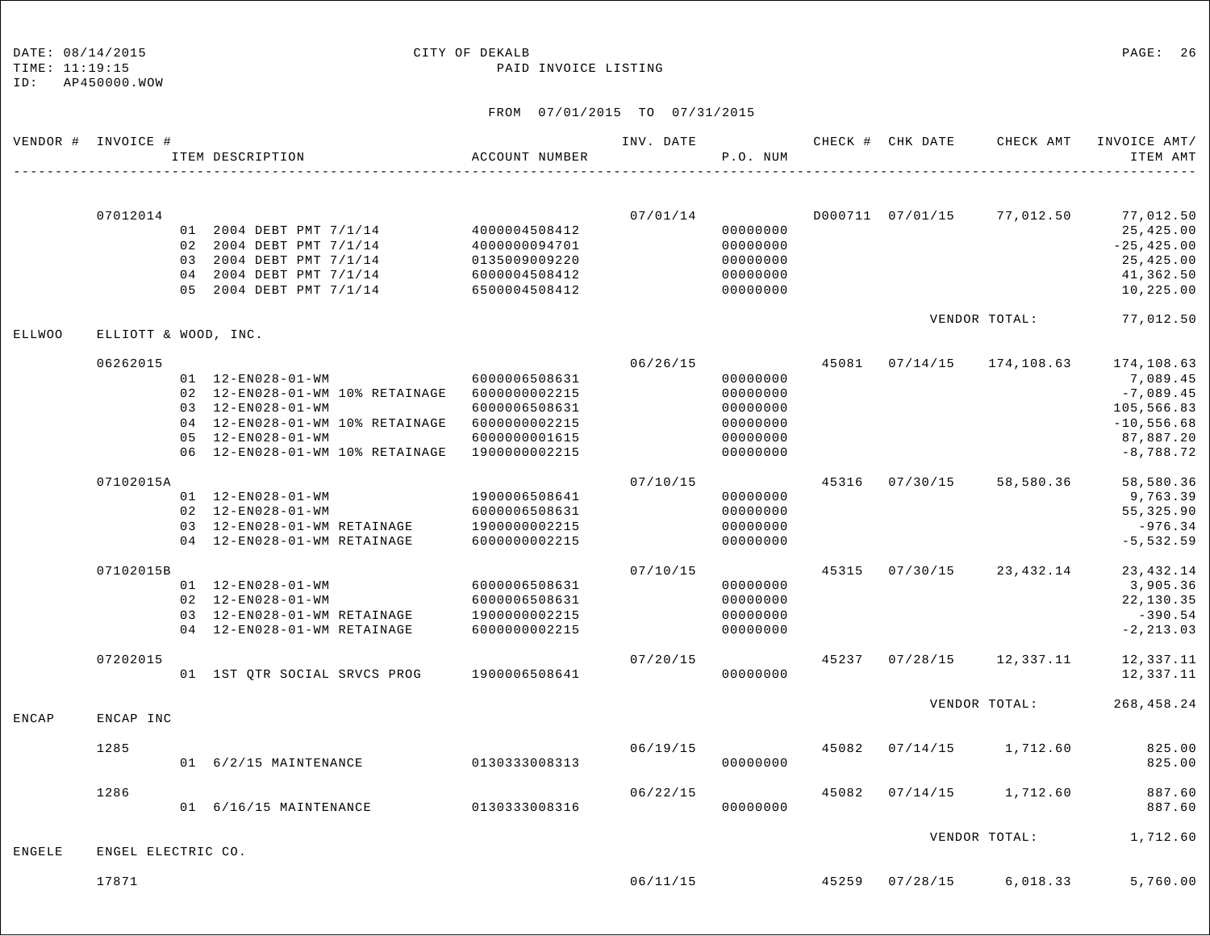DATE: 08/14/2015 CITY OF DEKALB
TIME: 11:19:15 PAID INVOICE LISTING
ID: AP450000.WOW

FROM 07/01/2015 TO 07/31/2015

| VENDOR # | INVOICE # | ITEM DESCRIPTION | ACCOUNT NUMBER | INV. DATE | P.O. NUM | CHECK # | CHK DATE | CHECK AMT | INVOICE AMT/ ITEM AMT |
|---|---|---|---|---|---|---|---|---|---|
| | 07012014 | | | 07/01/14 | | D000711 | 07/01/15 | 77,012.50 | 77,012.50 |
| | | 01 2004 DEBT PMT 7/1/14 | 4000004508412 | | 00000000 | | | | 25,425.00 |
| | | 02 2004 DEBT PMT 7/1/14 | 4000000094701 | | 00000000 | | | | -25,425.00 |
| | | 03 2004 DEBT PMT 7/1/14 | 0135009009220 | | 00000000 | | | | 25,425.00 |
| | | 04 2004 DEBT PMT 7/1/14 | 6000004508412 | | 00000000 | | | | 41,362.50 |
| | | 05 2004 DEBT PMT 7/1/14 | 6500004508412 | | 00000000 | | | | 10,225.00 |
| | | | | | | | VENDOR TOTAL: | | 77,012.50 |
| ELLWOO | ELLIOTT & WOOD, INC. | | | | | | | | |
| | 06262015 | | | 06/26/15 | | 45081 | 07/14/15 | 174,108.63 | 174,108.63 |
| | | 01 12-EN028-01-WM | 6000006508631 | | 00000000 | | | | 7,089.45 |
| | | 02 12-EN028-01-WM 10% RETAINAGE | 6000000002215 | | 00000000 | | | | -7,089.45 |
| | | 03 12-EN028-01-WM | 6000006508631 | | 00000000 | | | | 105,566.83 |
| | | 04 12-EN028-01-WM 10% RETAINAGE | 6000000002215 | | 00000000 | | | | -10,556.68 |
| | | 05 12-EN028-01-WM | 6000000001615 | | 00000000 | | | | 87,887.20 |
| | | 06 12-EN028-01-WM 10% RETAINAGE | 1900000002215 | | 00000000 | | | | -8,788.72 |
| | 07102015A | | | 07/10/15 | | 45316 | 07/30/15 | 58,580.36 | 58,580.36 |
| | | 01 12-EN028-01-WM | 1900006508641 | | 00000000 | | | | 9,763.39 |
| | | 02 12-EN028-01-WM | 6000006508631 | | 00000000 | | | | 55,325.90 |
| | | 03 12-EN028-01-WM RETAINAGE | 1900000002215 | | 00000000 | | | | -976.34 |
| | | 04 12-EN028-01-WM RETAINAGE | 6000000002215 | | 00000000 | | | | -5,532.59 |
| | 07102015B | | | 07/10/15 | | 45315 | 07/30/15 | 23,432.14 | 23,432.14 |
| | | 01 12-EN028-01-WM | 6000006508631 | | 00000000 | | | | 3,905.36 |
| | | 02 12-EN028-01-WM | 6000006508631 | | 00000000 | | | | 22,130.35 |
| | | 03 12-EN028-01-WM RETAINAGE | 1900000002215 | | 00000000 | | | | -390.54 |
| | | 04 12-EN028-01-WM RETAINAGE | 6000000002215 | | 00000000 | | | | -2,213.03 |
| | 07202015 | | | 07/20/15 | | 45237 | 07/28/15 | 12,337.11 | 12,337.11 |
| | | 01 1ST QTR SOCIAL SRVCS PROG | 1900006508641 | | 00000000 | | | | 12,337.11 |
| | | | | | | | VENDOR TOTAL: | | 268,458.24 |
| ENCAP | ENCAP INC | | | | | | | | |
| | 1285 | | | 06/19/15 | | 45082 | 07/14/15 | 1,712.60 | 825.00 |
| | | 01 6/2/15 MAINTENANCE | 0130333008313 | | 00000000 | | | | 825.00 |
| | 1286 | | | 06/22/15 | | 45082 | 07/14/15 | 1,712.60 | 887.60 |
| | | 01 6/16/15 MAINTENANCE | 0130333008316 | | 00000000 | | | | 887.60 |
| | | | | | | | VENDOR TOTAL: | | 1,712.60 |
| ENGELE | ENGEL ELECTRIC CO. | | | | | | | | |
| | 17871 | | | 06/11/15 | | 45259 | 07/28/15 | 6,018.33 | 5,760.00 |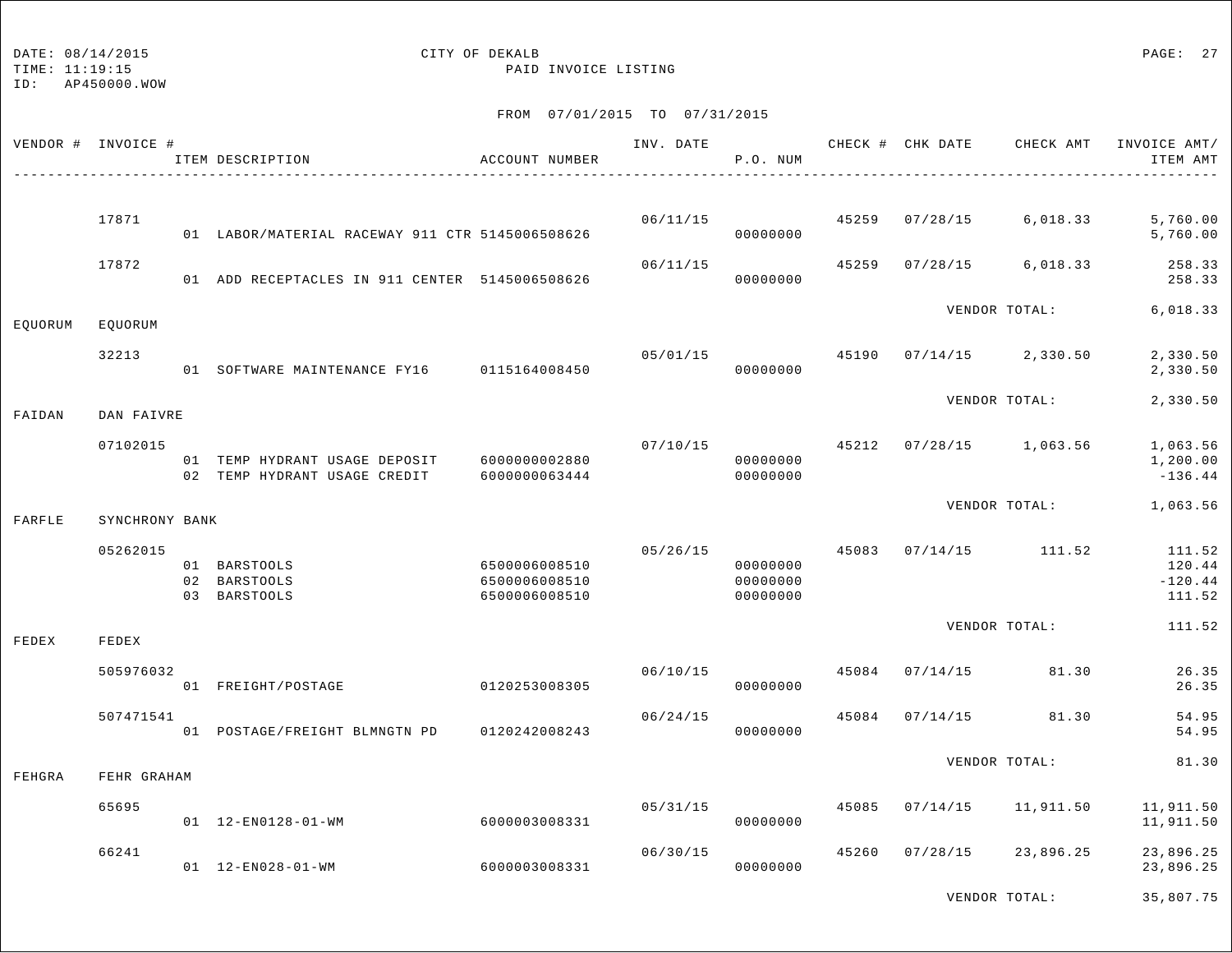DATE: 08/14/2015 CITY OF DEKALB
TIME: 11:19:15 PAID INVOICE LISTING
ID: AP450000.WOW

FROM 07/01/2015 TO 07/31/2015

| VENDOR # | INVOICE # | ITEM DESCRIPTION | ACCOUNT NUMBER | INV. DATE | P.O. NUM | CHECK # | CHK DATE | CHECK AMT | INVOICE AMT/ ITEM AMT |
|---|---|---|---|---|---|---|---|---|---|
| | 17871 | | | 06/11/15 | | 45259 | 07/28/15 | 6,018.33 | 5,760.00 |
| | | 01 LABOR/MATERIAL RACEWAY 911 CTR | 5145006508626 | | 00000000 | | | | 5,760.00 |
| | 17872 | | | 06/11/15 | | 45259 | 07/28/15 | 6,018.33 | 258.33 |
| | | 01 ADD RECEPTACLES IN 911 CENTER | 5145006508626 | | 00000000 | | | | 258.33 |
| | | | | | | | VENDOR TOTAL: | | 6,018.33 |
| EQUORUM | EQUORUM | | | | | | | | |
| | 32213 | | | 05/01/15 | | 45190 | 07/14/15 | 2,330.50 | 2,330.50 |
| | | 01 SOFTWARE MAINTENANCE FY16 | 0115164008450 | | 00000000 | | | | 2,330.50 |
| | | | | | | | VENDOR TOTAL: | | 2,330.50 |
| FAIDAN | DAN FAIVRE | | | | | | | | |
| | 07102015 | | | 07/10/15 | | 45212 | 07/28/15 | 1,063.56 | 1,063.56 |
| | | 01 TEMP HYDRANT USAGE DEPOSIT | 6000000002880 | | 00000000 | | | | 1,200.00 |
| | | 02 TEMP HYDRANT USAGE CREDIT | 6000000063444 | | 00000000 | | | | -136.44 |
| | | | | | | | VENDOR TOTAL: | | 1,063.56 |
| FARFLE | SYNCHRONY BANK | | | | | | | | |
| | 05262015 | | | 05/26/15 | | 45083 | 07/14/15 | 111.52 | 111.52 |
| | | 01 BARSTOOLS | 6500006008510 | | 00000000 | | | | 120.44 |
| | | 02 BARSTOOLS | 6500006008510 | | 00000000 | | | | -120.44 |
| | | 03 BARSTOOLS | 6500006008510 | | 00000000 | | | | 111.52 |
| | | | | | | | VENDOR TOTAL: | | 111.52 |
| FEDEX | FEDEX | | | | | | | | |
| | 505976032 | | | 06/10/15 | | 45084 | 07/14/15 | 81.30 | 26.35 |
| | | 01 FREIGHT/POSTAGE | 0120253008305 | | 00000000 | | | | 26.35 |
| | 507471541 | | | 06/24/15 | | 45084 | 07/14/15 | 81.30 | 54.95 |
| | | 01 POSTAGE/FREIGHT BLMNGTN PD | 0120242008243 | | 00000000 | | | | 54.95 |
| | | | | | | | VENDOR TOTAL: | | 81.30 |
| FEHGRA | FEHR GRAHAM | | | | | | | | |
| | 65695 | | | 05/31/15 | | 45085 | 07/14/15 | 11,911.50 | 11,911.50 |
| | | 01 12-EN0128-01-WM | 6000003008331 | | 00000000 | | | | 11,911.50 |
| | 66241 | | | 06/30/15 | | 45260 | 07/28/15 | 23,896.25 | 23,896.25 |
| | | 01 12-EN028-01-WM | 6000003008331 | | 00000000 | | | | 23,896.25 |
| | | | | | | | VENDOR TOTAL: | | 35,807.75 |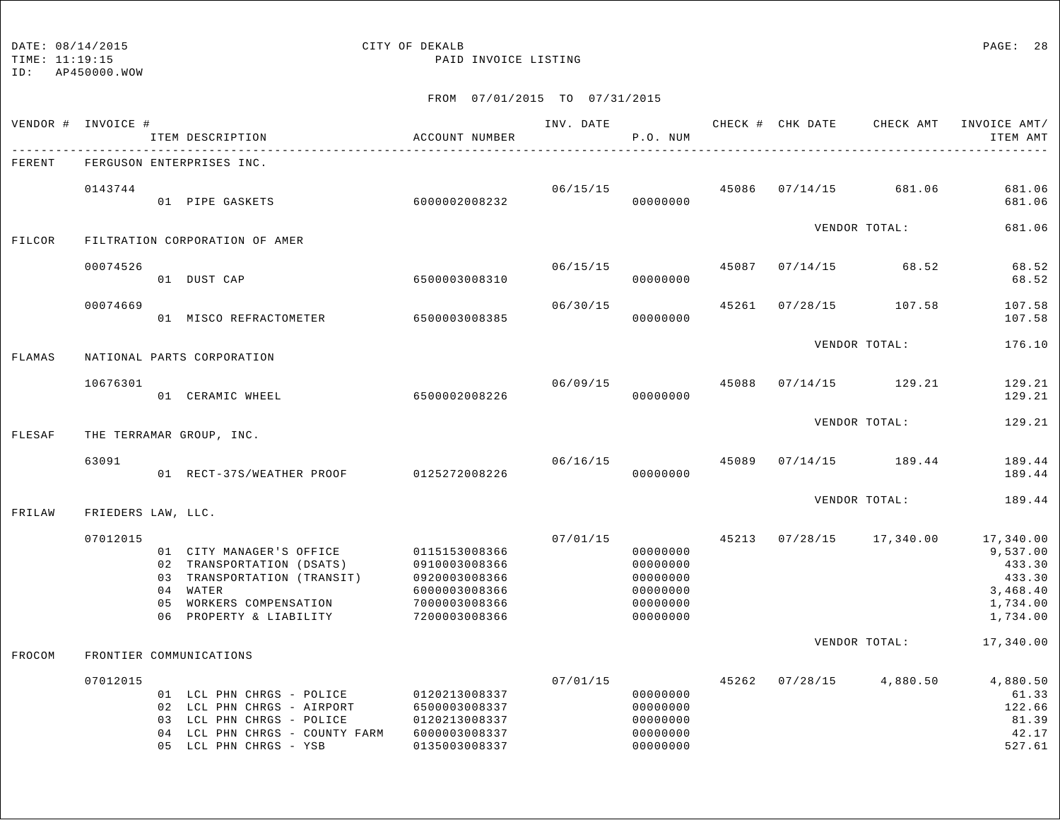DATE: 08/14/2015
TIME: 11:19:15
ID: AP450000.WOW

CITY OF DEKALB
PAID INVOICE LISTING

FROM 07/01/2015 TO 07/31/2015

| VENDOR # | INVOICE # | ITEM DESCRIPTION | ACCOUNT NUMBER | INV. DATE | P.O. NUM | CHECK # | CHK DATE | CHECK AMT | INVOICE AMT/ ITEM AMT |
|---|---|---|---|---|---|---|---|---|---|
| FERENT | FERGUSON ENTERPRISES INC. | | | | | | | | |
| | 0143744 | | | 06/15/15 | | 45086 | 07/14/15 | 681.06 | 681.06 |
| | | 01 PIPE GASKETS | 6000002008232 | | 00000000 | | | | 681.06 |
| | | | | | | | VENDOR TOTAL: | | 681.06 |
| FILCOR | FILTRATION CORPORATION OF AMER | | | | | | | | |
| | 00074526 | | | 06/15/15 | | 45087 | 07/14/15 | 68.52 | 68.52 |
| | | 01 DUST CAP | 6500003008310 | | 00000000 | | | | 68.52 |
| | 00074669 | | | 06/30/15 | | 45261 | 07/28/15 | 107.58 | 107.58 |
| | | 01 MISCO REFRACTOMETER | 6500003008385 | | 00000000 | | | | 107.58 |
| | | | | | | | VENDOR TOTAL: | | 176.10 |
| FLAMAS | NATIONAL PARTS CORPORATION | | | | | | | | |
| | 10676301 | | | 06/09/15 | | 45088 | 07/14/15 | 129.21 | 129.21 |
| | | 01 CERAMIC WHEEL | 6500002008226 | | 00000000 | | | | 129.21 |
| | | | | | | | VENDOR TOTAL: | | 129.21 |
| FLESAF | THE TERRAMAR GROUP, INC. | | | | | | | | |
| | 63091 | | | 06/16/15 | | 45089 | 07/14/15 | 189.44 | 189.44 |
| | | 01 RECT-37S/WEATHER PROOF | 0125272008226 | | 00000000 | | | | 189.44 |
| | | | | | | | VENDOR TOTAL: | | 189.44 |
| FRILAW | FRIEDERS LAW, LLC. | | | | | | | | |
| | 07012015 | | | 07/01/15 | | 45213 | 07/28/15 | 17,340.00 | 17,340.00 |
| | | 01 CITY MANAGER'S OFFICE | 0115153008366 | | 00000000 | | | | 9,537.00 |
| | | 02 TRANSPORTATION (DSATS) | 0910003008366 | | 00000000 | | | | 433.30 |
| | | 03 TRANSPORTATION (TRANSIT) | 0920003008366 | | 00000000 | | | | 433.30 |
| | | 04 WATER | 6000003008366 | | 00000000 | | | | 3,468.40 |
| | | 05 WORKERS COMPENSATION | 7000003008366 | | 00000000 | | | | 1,734.00 |
| | | 06 PROPERTY & LIABILITY | 7200003008366 | | 00000000 | | | | 1,734.00 |
| | | | | | | | VENDOR TOTAL: | | 17,340.00 |
| FROCOM | FRONTIER COMMUNICATIONS | | | | | | | | |
| | 07012015 | | | 07/01/15 | | 45262 | 07/28/15 | 4,880.50 | 4,880.50 |
| | | 01 LCL PHN CHRGS - POLICE | 0120213008337 | | 00000000 | | | | 61.33 |
| | | 02 LCL PHN CHRGS - AIRPORT | 6500003008337 | | 00000000 | | | | 122.66 |
| | | 03 LCL PHN CHRGS - POLICE | 0120213008337 | | 00000000 | | | | 81.39 |
| | | 04 LCL PHN CHRGS - COUNTY FARM | 6000003008337 | | 00000000 | | | | 42.17 |
| | | 05 LCL PHN CHRGS - YSB | 0135003008337 | | 00000000 | | | | 527.61 |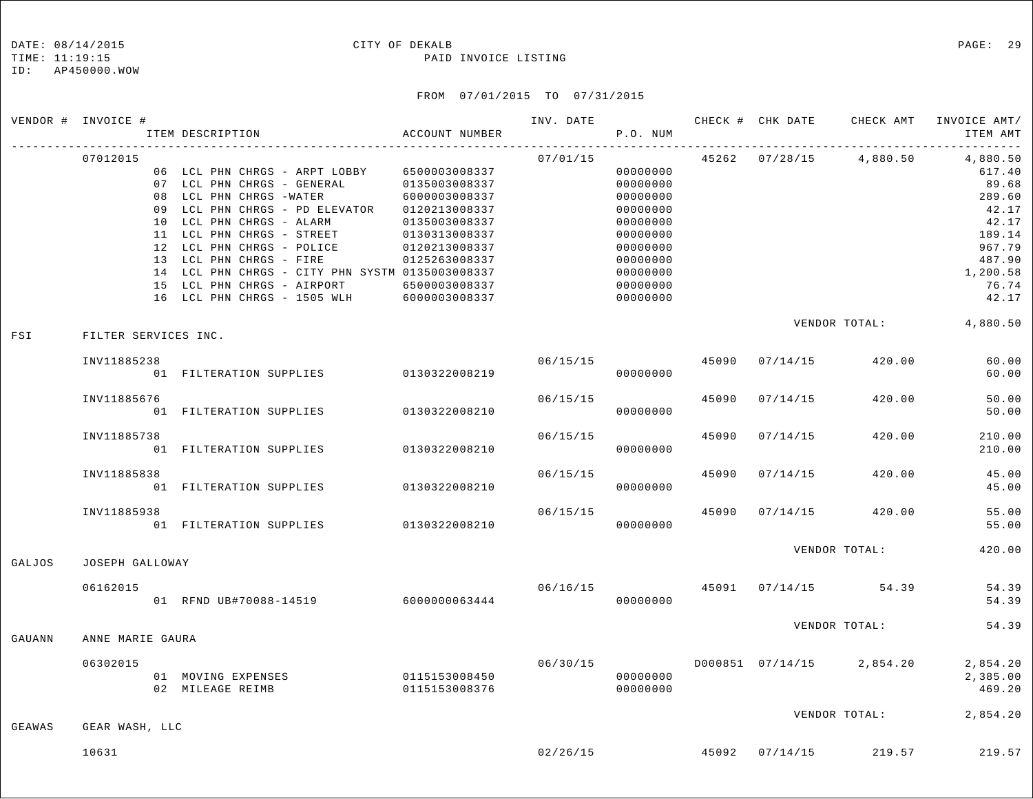DATE: 08/14/2015 CITY OF DEKALB
TIME: 11:19:15 PAID INVOICE LISTING
ID: AP450000.WOW

FROM 07/01/2015 TO 07/31/2015

| VENDOR # | INVOICE # | ITEM DESCRIPTION | ACCOUNT NUMBER | INV. DATE | P.O. NUM | CHECK # | CHK DATE | CHECK AMT | INVOICE AMT/ ITEM AMT |
|---|---|---|---|---|---|---|---|---|---|
| | 07012015 | | | 07/01/15 | | 45262 | 07/28/15 | 4,880.50 | 4,880.50 |
| | | 06 LCL PHN CHRGS - ARPT LOBBY | 6500003008337 | | 00000000 | | | | 617.40 |
| | | 07 LCL PHN CHRGS - GENERAL | 0135003008337 | | 00000000 | | | | 89.68 |
| | | 08 LCL PHN CHRGS -WATER | 6000003008337 | | 00000000 | | | | 289.60 |
| | | 09 LCL PHN CHRGS - PD ELEVATOR | 0120213008337 | | 00000000 | | | | 42.17 |
| | | 10 LCL PHN CHRGS - ALARM | 0135003008337 | | 00000000 | | | | 42.17 |
| | | 11 LCL PHN CHRGS - STREET | 0130313008337 | | 00000000 | | | | 189.14 |
| | | 12 LCL PHN CHRGS - POLICE | 0120213008337 | | 00000000 | | | | 967.79 |
| | | 13 LCL PHN CHRGS - FIRE | 0125263008337 | | 00000000 | | | | 487.90 |
| | | 14 LCL PHN CHRGS - CITY PHN SYSTM | 0135003008337 | | 00000000 | | | | 1,200.58 |
| | | 15 LCL PHN CHRGS - AIRPORT | 6500003008337 | | 00000000 | | | | 76.74 |
| | | 16 LCL PHN CHRGS - 1505 WLH | 6000003008337 | | 00000000 | | | | 42.17 |
| | | | | | | | VENDOR TOTAL: | | 4,880.50 |
| FSI | FILTER SERVICES INC. | | | | | | | | |
| | INV11885238 | | | 06/15/15 | | 45090 | 07/14/15 | 420.00 | 60.00 |
| | | 01 FILTERATION SUPPLIES | 0130322008219 | | 00000000 | | | | 60.00 |
| | INV11885676 | | | 06/15/15 | | 45090 | 07/14/15 | 420.00 | 50.00 |
| | | 01 FILTERATION SUPPLIES | 0130322008210 | | 00000000 | | | | 50.00 |
| | INV11885738 | | | 06/15/15 | | 45090 | 07/14/15 | 420.00 | 210.00 |
| | | 01 FILTERATION SUPPLIES | 0130322008210 | | 00000000 | | | | 210.00 |
| | INV11885838 | | | 06/15/15 | | 45090 | 07/14/15 | 420.00 | 45.00 |
| | | 01 FILTERATION SUPPLIES | 0130322008210 | | 00000000 | | | | 45.00 |
| | INV11885938 | | | 06/15/15 | | 45090 | 07/14/15 | 420.00 | 55.00 |
| | | 01 FILTERATION SUPPLIES | 0130322008210 | | 00000000 | | | | 55.00 |
| | | | | | | | VENDOR TOTAL: | | 420.00 |
| GALJOS | JOSEPH GALLOWAY | | | | | | | | |
| | 06162015 | | | 06/16/15 | | 45091 | 07/14/15 | 54.39 | 54.39 |
| | | 01 RFND UB#70088-14519 | 6000000063444 | | 00000000 | | | | 54.39 |
| | | | | | | | VENDOR TOTAL: | | 54.39 |
| GAUANN | ANNE MARIE GAURA | | | | | | | | |
| | 06302015 | | | 06/30/15 | | D000851 | 07/14/15 | 2,854.20 | 2,854.20 |
| | | 01 MOVING EXPENSES | 0115153008450 | | 00000000 | | | | 2,385.00 |
| | | 02 MILEAGE REIMB | 0115153008376 | | 00000000 | | | | 469.20 |
| | | | | | | | VENDOR TOTAL: | | 2,854.20 |
| GEAWAS | GEAR WASH, LLC | | | | | | | | |
| | 10631 | | | 02/26/15 | | 45092 | 07/14/15 | 219.57 | 219.57 |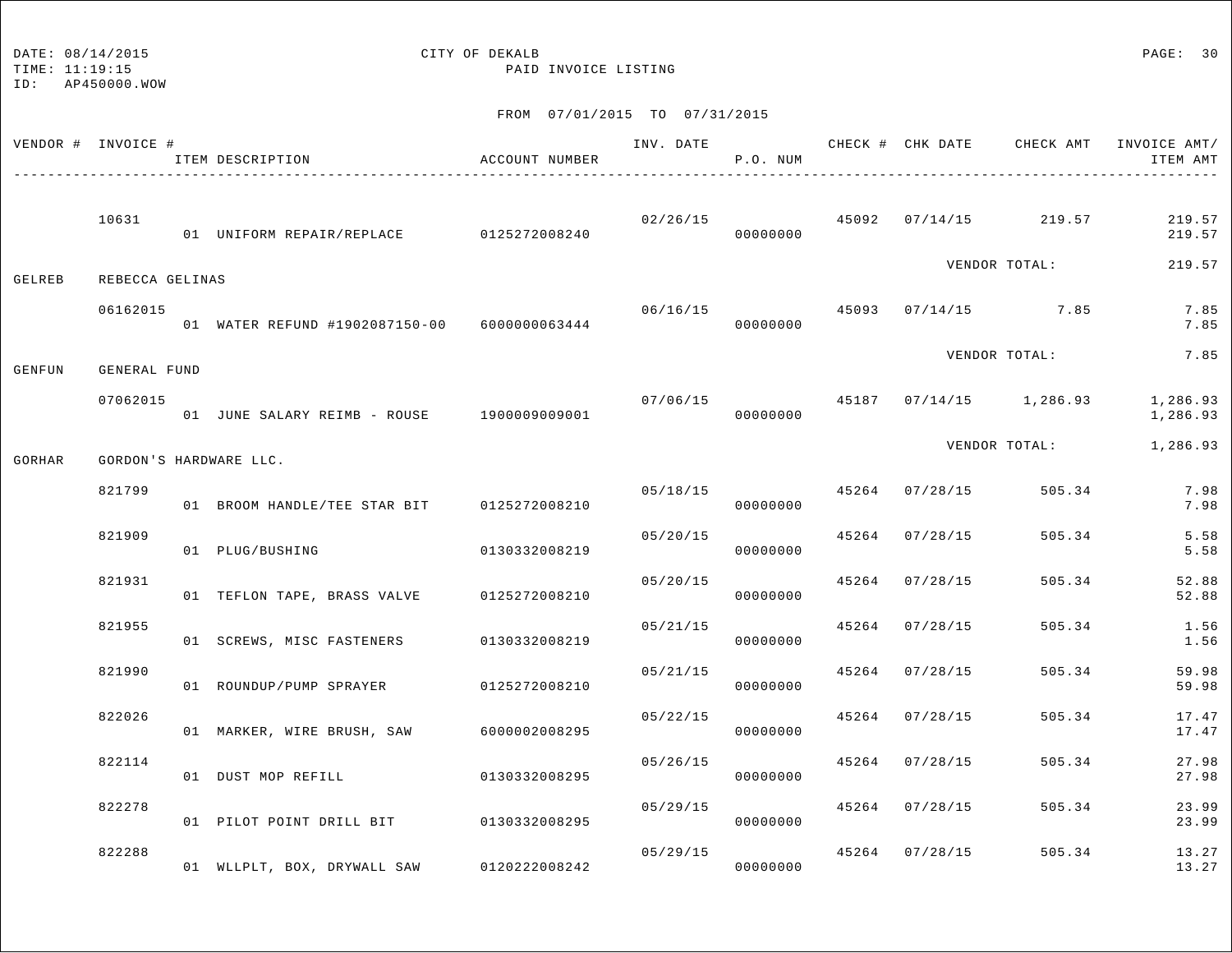DATE: 08/14/2015 CITY OF DEKALB
TIME: 11:19:15 PAID INVOICE LISTING
ID: AP450000.WOW

FROM 07/01/2015 TO 07/31/2015

| VENDOR # | INVOICE # / ITEM DESCRIPTION | ACCOUNT NUMBER | INV. DATE | P.O. NUM | CHECK # | CHK DATE | CHECK AMT | INVOICE AMT/ ITEM AMT |
|---|---|---|---|---|---|---|---|---|
| | 10631 | | 02/26/15 | | 45092 | 07/14/15 | 219.57 | 219.57 |
| | 01 UNIFORM REPAIR/REPLACE | 0125272008240 | | 00000000 | | | | 219.57 |
| | | | | | | VENDOR TOTAL: | | 219.57 |
| GELREB | REBECCA GELINAS | | | | | | | |
| | 06162015 | | 06/16/15 | | 45093 | 07/14/15 | 7.85 | 7.85 |
| | 01 WATER REFUND #1902087150-00 | 6000000063444 | | 00000000 | | | | 7.85 |
| | | | | | | VENDOR TOTAL: | | 7.85 |
| GENFUN | GENERAL FUND | | | | | | | |
| | 07062015 | | 07/06/15 | | 45187 | 07/14/15 | 1,286.93 | 1,286.93 |
| | 01 JUNE SALARY REIMB - ROUSE | 1900009009001 | | 00000000 | | | | 1,286.93 |
| | | | | | | VENDOR TOTAL: | | 1,286.93 |
| GORHAR | GORDON'S HARDWARE LLC. | | | | | | | |
| | 821799 | | 05/18/15 | | 45264 | 07/28/15 | 505.34 | 7.98 |
| | 01 BROOM HANDLE/TEE STAR BIT | 0125272008210 | | 00000000 | | | | 7.98 |
| | 821909 | | 05/20/15 | | 45264 | 07/28/15 | 505.34 | 5.58 |
| | 01 PLUG/BUSHING | 0130332008219 | | 00000000 | | | | 5.58 |
| | 821931 | | 05/20/15 | | 45264 | 07/28/15 | 505.34 | 52.88 |
| | 01 TEFLON TAPE, BRASS VALVE | 0125272008210 | | 00000000 | | | | 52.88 |
| | 821955 | | 05/21/15 | | 45264 | 07/28/15 | 505.34 | 1.56 |
| | 01 SCREWS, MISC FASTENERS | 0130332008219 | | 00000000 | | | | 1.56 |
| | 821990 | | 05/21/15 | | 45264 | 07/28/15 | 505.34 | 59.98 |
| | 01 ROUNDUP/PUMP SPRAYER | 0125272008210 | | 00000000 | | | | 59.98 |
| | 822026 | | 05/22/15 | | 45264 | 07/28/15 | 505.34 | 17.47 |
| | 01 MARKER, WIRE BRUSH, SAW | 6000002008295 | | 00000000 | | | | 17.47 |
| | 822114 | | 05/26/15 | | 45264 | 07/28/15 | 505.34 | 27.98 |
| | 01 DUST MOP REFILL | 0130332008295 | | 00000000 | | | | 27.98 |
| | 822278 | | 05/29/15 | | 45264 | 07/28/15 | 505.34 | 23.99 |
| | 01 PILOT POINT DRILL BIT | 0130332008295 | | 00000000 | | | | 23.99 |
| | 822288 | | 05/29/15 | | 45264 | 07/28/15 | 505.34 | 13.27 |
| | 01 WLLPLT, BOX, DRYWALL SAW | 0120222008242 | | 00000000 | | | | 13.27 |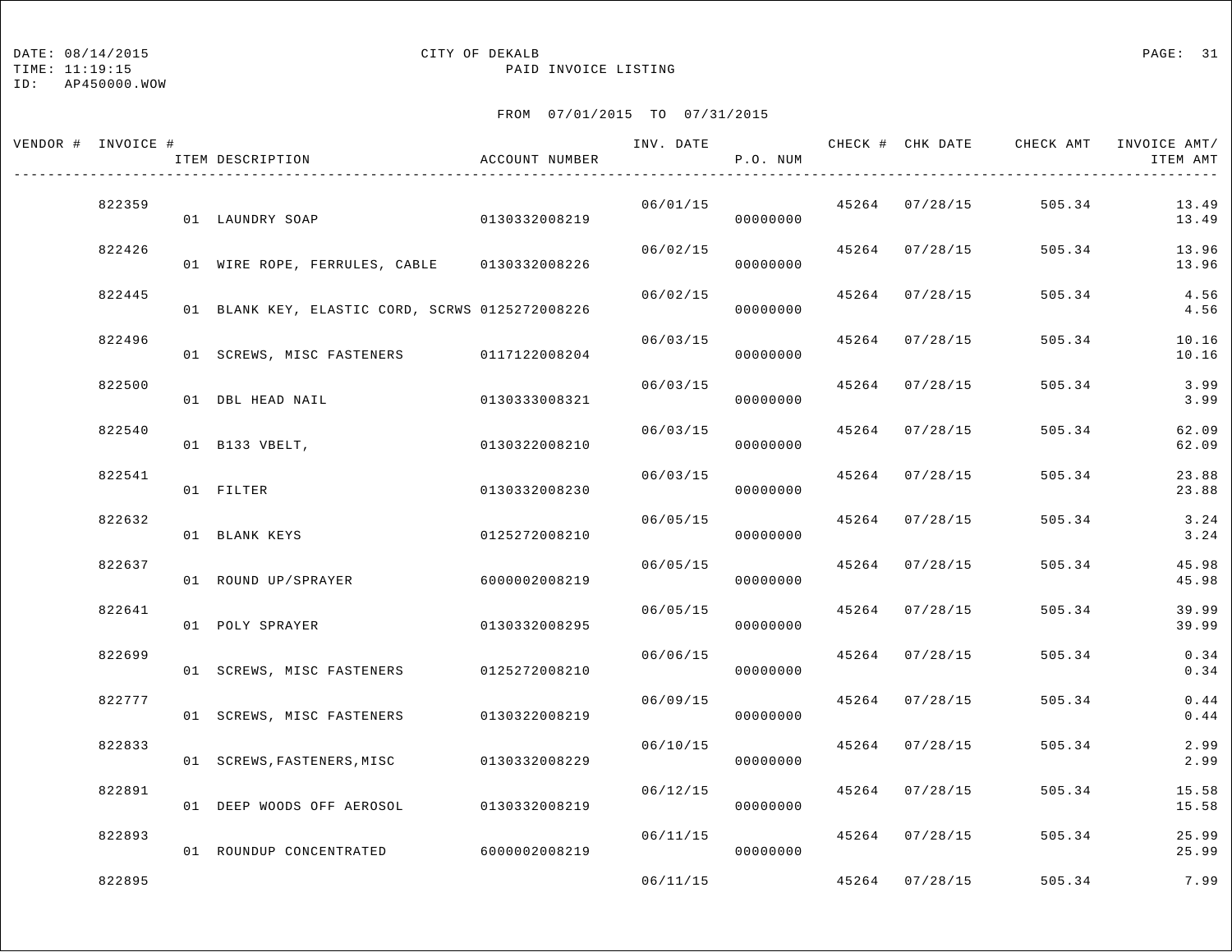DATE: 08/14/2015
TIME: 11:19:15
ID: AP450000.WOW

CITY OF DEKALB
PAID INVOICE LISTING

FROM 07/01/2015 TO 07/31/2015

| VENDOR # | INVOICE # | ITEM DESCRIPTION | ACCOUNT NUMBER | INV. DATE | P.O. NUM | CHECK # | CHK DATE | CHECK AMT | INVOICE AMT/ ITEM AMT |
|---|---|---|---|---|---|---|---|---|---|
| | 822359 | | | 06/01/15 | | 45264 | 07/28/15 | 505.34 | 13.49 |
| | | 01 LAUNDRY SOAP | 0130332008219 | | 00000000 | | | | 13.49 |
| | 822426 | | | 06/02/15 | | 45264 | 07/28/15 | 505.34 | 13.96 |
| | | 01 WIRE ROPE, FERRULES, CABLE | 0130332008226 | | 00000000 | | | | 13.96 |
| | 822445 | | | 06/02/15 | | 45264 | 07/28/15 | 505.34 | 4.56 |
| | | 01 BLANK KEY, ELASTIC CORD, SCRWS | 0125272008226 | | 00000000 | | | | 4.56 |
| | 822496 | | | 06/03/15 | | 45264 | 07/28/15 | 505.34 | 10.16 |
| | | 01 SCREWS, MISC FASTENERS | 0117122008204 | | 00000000 | | | | 10.16 |
| | 822500 | | | 06/03/15 | | 45264 | 07/28/15 | 505.34 | 3.99 |
| | | 01 DBL HEAD NAIL | 0130333008321 | | 00000000 | | | | 3.99 |
| | 822540 | | | 06/03/15 | | 45264 | 07/28/15 | 505.34 | 62.09 |
| | | 01 B133 VBELT, | 0130322008210 | | 00000000 | | | | 62.09 |
| | 822541 | | | 06/03/15 | | 45264 | 07/28/15 | 505.34 | 23.88 |
| | | 01 FILTER | 0130332008230 | | 00000000 | | | | 23.88 |
| | 822632 | | | 06/05/15 | | 45264 | 07/28/15 | 505.34 | 3.24 |
| | | 01 BLANK KEYS | 0125272008210 | | 00000000 | | | | 3.24 |
| | 822637 | | | 06/05/15 | | 45264 | 07/28/15 | 505.34 | 45.98 |
| | | 01 ROUND UP/SPRAYER | 6000002008219 | | 00000000 | | | | 45.98 |
| | 822641 | | | 06/05/15 | | 45264 | 07/28/15 | 505.34 | 39.99 |
| | | 01 POLY SPRAYER | 0130332008295 | | 00000000 | | | | 39.99 |
| | 822699 | | | 06/06/15 | | 45264 | 07/28/15 | 505.34 | 0.34 |
| | | 01 SCREWS, MISC FASTENERS | 0125272008210 | | 00000000 | | | | 0.34 |
| | 822777 | | | 06/09/15 | | 45264 | 07/28/15 | 505.34 | 0.44 |
| | | 01 SCREWS, MISC FASTENERS | 0130322008219 | | 00000000 | | | | 0.44 |
| | 822833 | | | 06/10/15 | | 45264 | 07/28/15 | 505.34 | 2.99 |
| | | 01 SCREWS,FASTENERS,MISC | 0130332008229 | | 00000000 | | | | 2.99 |
| | 822891 | | | 06/12/15 | | 45264 | 07/28/15 | 505.34 | 15.58 |
| | | 01 DEEP WOODS OFF AEROSOL | 0130332008219 | | 00000000 | | | | 15.58 |
| | 822893 | | | 06/11/15 | | 45264 | 07/28/15 | 505.34 | 25.99 |
| | | 01 ROUNDUP CONCENTRATED | 6000002008219 | | 00000000 | | | | 25.99 |
| | 822895 | | | 06/11/15 | | 45264 | 07/28/15 | 505.34 | 7.99 |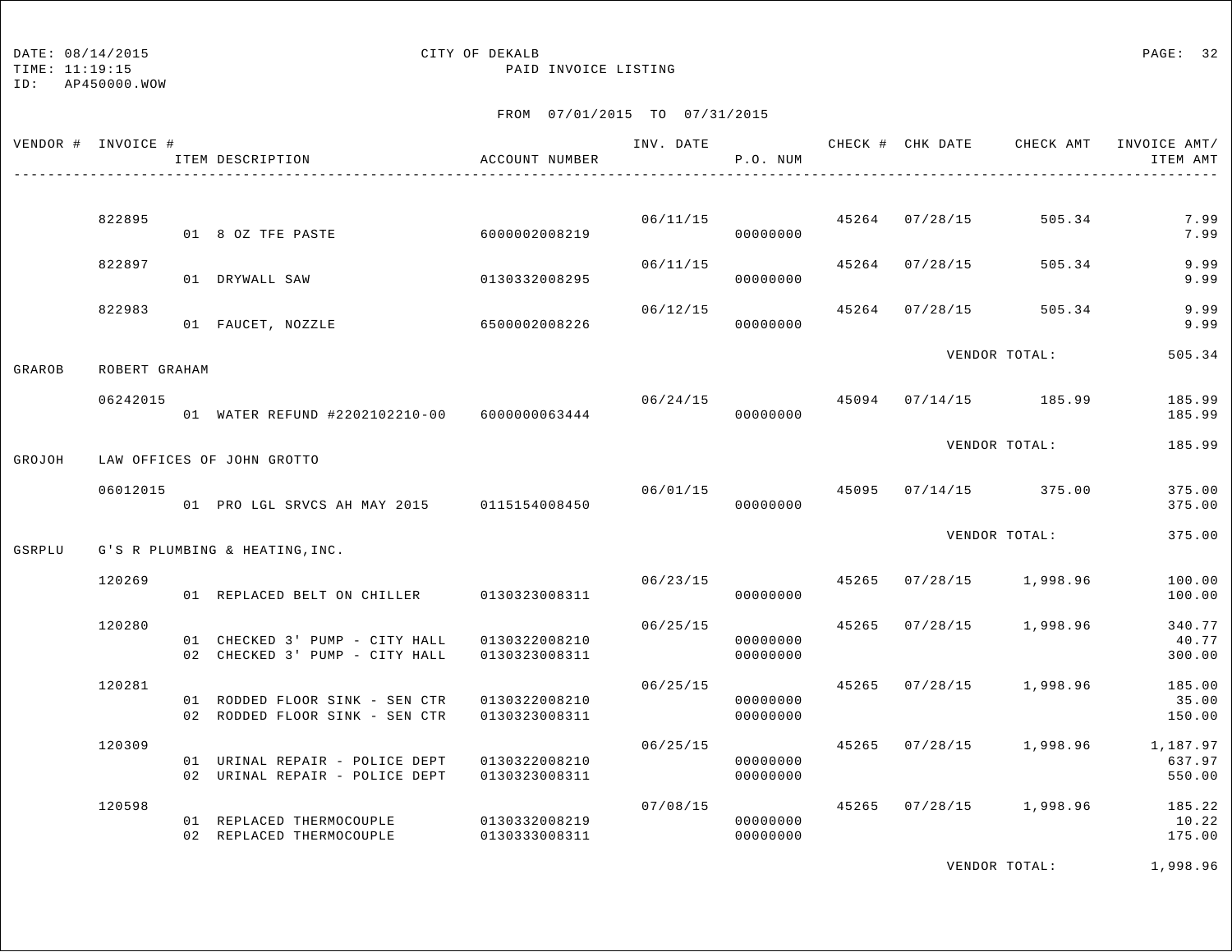DATE: 08/14/2015 CITY OF DEKALB
TIME: 11:19:15 PAID INVOICE LISTING
ID: AP450000.WOW

FROM 07/01/2015 TO 07/31/2015

| VENDOR # | INVOICE # | ITEM DESCRIPTION | ACCOUNT NUMBER | INV. DATE | P.O. NUM | CHECK # | CHK DATE | CHECK AMT | INVOICE AMT/ ITEM AMT |
|---|---|---|---|---|---|---|---|---|---|
| | 822895 | | | 06/11/15 | | 45264 | 07/28/15 | 505.34 | 7.99 |
| | | 01 8 OZ TFE PASTE | 6000002008219 | | 00000000 | | | | 7.99 |
| | 822897 | | | 06/11/15 | | 45264 | 07/28/15 | 505.34 | 9.99 |
| | | 01 DRYWALL SAW | 0130332008295 | | 00000000 | | | | 9.99 |
| | 822983 | | | 06/12/15 | | 45264 | 07/28/15 | 505.34 | 9.99 |
| | | 01 FAUCET, NOZZLE | 6500002008226 | | 00000000 | | | | 9.99 |
| | | | | | | | VENDOR TOTAL: | | 505.34 |
| GRAROB | ROBERT GRAHAM | | | | | | | | |
| | 06242015 | | | 06/24/15 | | 45094 | 07/14/15 | 185.99 | 185.99 |
| | | 01 WATER REFUND #2202102210-00 | 6000000063444 | | 00000000 | | | | 185.99 |
| | | | | | | | VENDOR TOTAL: | | 185.99 |
| GROJOH | LAW OFFICES OF JOHN GROTTO | | | | | | | | |
| | 06012015 | | | 06/01/15 | | 45095 | 07/14/15 | 375.00 | 375.00 |
| | | 01 PRO LGL SRVCS AH MAY 2015 | 0115154008450 | | 00000000 | | | | 375.00 |
| | | | | | | | VENDOR TOTAL: | | 375.00 |
| GSRPLU | G'S R PLUMBING & HEATING,INC. | | | | | | | | |
| | 120269 | | | 06/23/15 | | 45265 | 07/28/15 | 1,998.96 | 100.00 |
| | | 01 REPLACED BELT ON CHILLER | 0130323008311 | | 00000000 | | | | 100.00 |
| | 120280 | | | 06/25/15 | | 45265 | 07/28/15 | 1,998.96 | 340.77 |
| | | 01 CHECKED 3' PUMP - CITY HALL | 0130322008210 | | 00000000 | | | | 40.77 |
| | | 02 CHECKED 3' PUMP - CITY HALL | 0130323008311 | | 00000000 | | | | 300.00 |
| | 120281 | | | 06/25/15 | | 45265 | 07/28/15 | 1,998.96 | 185.00 |
| | | 01 RODDED FLOOR SINK - SEN CTR | 0130322008210 | | 00000000 | | | | 35.00 |
| | | 02 RODDED FLOOR SINK - SEN CTR | 0130323008311 | | 00000000 | | | | 150.00 |
| | 120309 | | | 06/25/15 | | 45265 | 07/28/15 | 1,998.96 | 1,187.97 |
| | | 01 URINAL REPAIR - POLICE DEPT | 0130322008210 | | 00000000 | | | | 637.97 |
| | | 02 URINAL REPAIR - POLICE DEPT | 0130323008311 | | 00000000 | | | | 550.00 |
| | 120598 | | | 07/08/15 | | 45265 | 07/28/15 | 1,998.96 | 185.22 |
| | | 01 REPLACED THERMOCOUPLE | 0130332008219 | | 00000000 | | | | 10.22 |
| | | 02 REPLACED THERMOCOUPLE | 0130333008311 | | 00000000 | | | | 175.00 |
| | | | | | | | VENDOR TOTAL: | | 1,998.96 |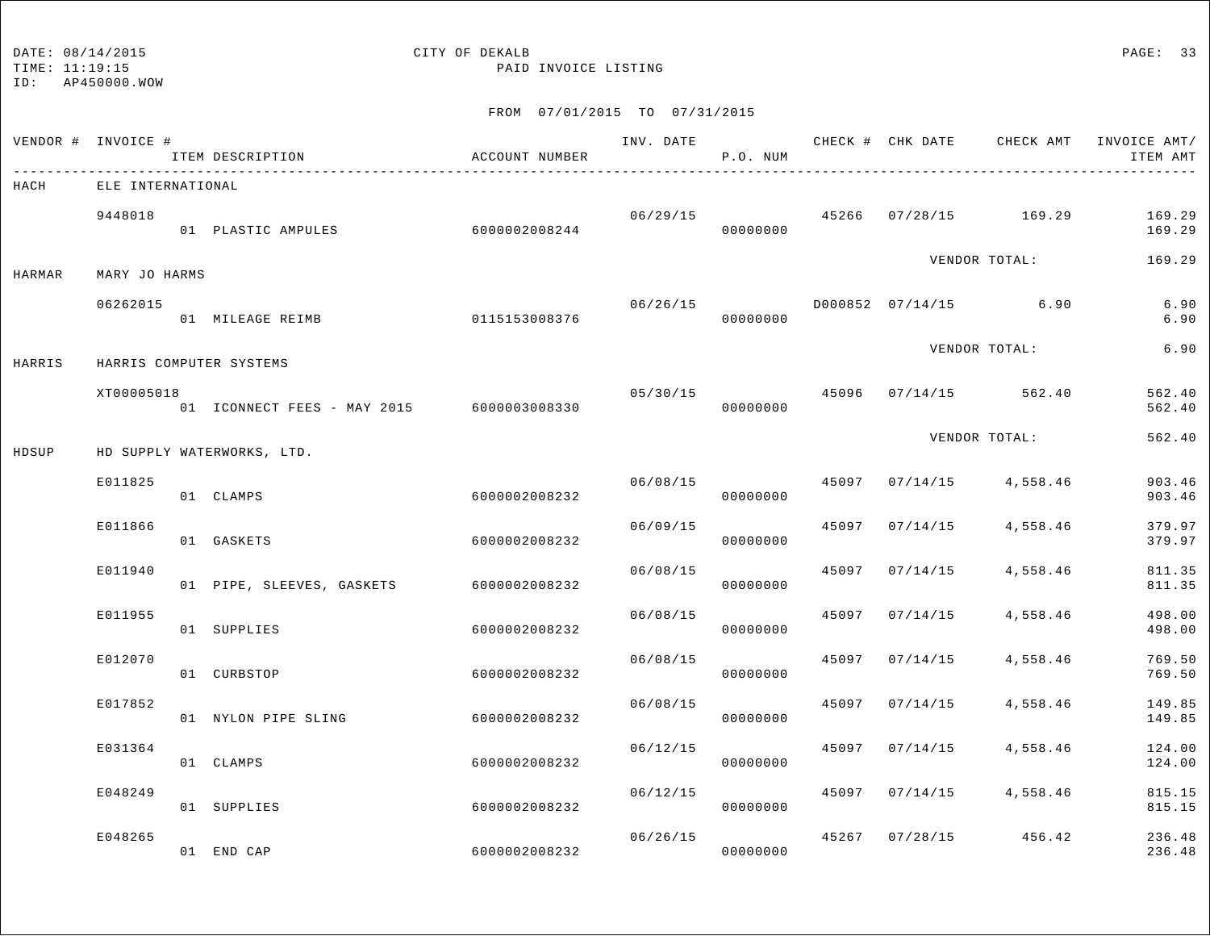DATE: 08/14/2015
TIME: 11:19:15
ID: AP450000.WOW

CITY OF DEKALB
PAID INVOICE LISTING

FROM 07/01/2015 TO 07/31/2015

| VENDOR # | INVOICE # / ITEM DESCRIPTION | ACCOUNT NUMBER | INV. DATE | P.O. NUM | CHECK # | CHK DATE | CHECK AMT | INVOICE AMT/ ITEM AMT |
|---|---|---|---|---|---|---|---|---|
| HACH | ELE INTERNATIONAL | | | | | | | |
| | 9448018 | | 06/29/15 | | 45266 | 07/28/15 | 169.29 | 169.29 |
| | 01 PLASTIC AMPULES | 6000002008244 | | 00000000 | | | | 169.29 |
| | | | | | | VENDOR TOTAL: | | 169.29 |
| HARMAR | MARY JO HARMS | | | | | | | |
| | 06262015 | | 06/26/15 | | D000852 | 07/14/15 | 6.90 | 6.90 |
| | 01 MILEAGE REIMB | 0115153008376 | | 00000000 | | | | 6.90 |
| | | | | | | VENDOR TOTAL: | | 6.90 |
| HARRIS | HARRIS COMPUTER SYSTEMS | | | | | | | |
| | XT00005018 | | 05/30/15 | | 45096 | 07/14/15 | 562.40 | 562.40 |
| | 01 ICONNECT FEES - MAY 2015 | 6000003008330 | | 00000000 | | | | 562.40 |
| | | | | | | VENDOR TOTAL: | | 562.40 |
| HDSUP | HD SUPPLY WATERWORKS, LTD. | | | | | | | |
| | E011825 | | 06/08/15 | | 45097 | 07/14/15 | 4,558.46 | 903.46 |
| | 01 CLAMPS | 6000002008232 | | 00000000 | | | | 903.46 |
| | E011866 | | 06/09/15 | | 45097 | 07/14/15 | 4,558.46 | 379.97 |
| | 01 GASKETS | 6000002008232 | | 00000000 | | | | 379.97 |
| | E011940 | | 06/08/15 | | 45097 | 07/14/15 | 4,558.46 | 811.35 |
| | 01 PIPE, SLEEVES, GASKETS | 6000002008232 | | 00000000 | | | | 811.35 |
| | E011955 | | 06/08/15 | | 45097 | 07/14/15 | 4,558.46 | 498.00 |
| | 01 SUPPLIES | 6000002008232 | | 00000000 | | | | 498.00 |
| | E012070 | | 06/08/15 | | 45097 | 07/14/15 | 4,558.46 | 769.50 |
| | 01 CURBSTOP | 6000002008232 | | 00000000 | | | | 769.50 |
| | E017852 | | 06/08/15 | | 45097 | 07/14/15 | 4,558.46 | 149.85 |
| | 01 NYLON PIPE SLING | 6000002008232 | | 00000000 | | | | 149.85 |
| | E031364 | | 06/12/15 | | 45097 | 07/14/15 | 4,558.46 | 124.00 |
| | 01 CLAMPS | 6000002008232 | | 00000000 | | | | 124.00 |
| | E048249 | | 06/12/15 | | 45097 | 07/14/15 | 4,558.46 | 815.15 |
| | 01 SUPPLIES | 6000002008232 | | 00000000 | | | | 815.15 |
| | E048265 | | 06/26/15 | | 45267 | 07/28/15 | 456.42 | 236.48 |
| | 01 END CAP | 6000002008232 | | 00000000 | | | | 236.48 |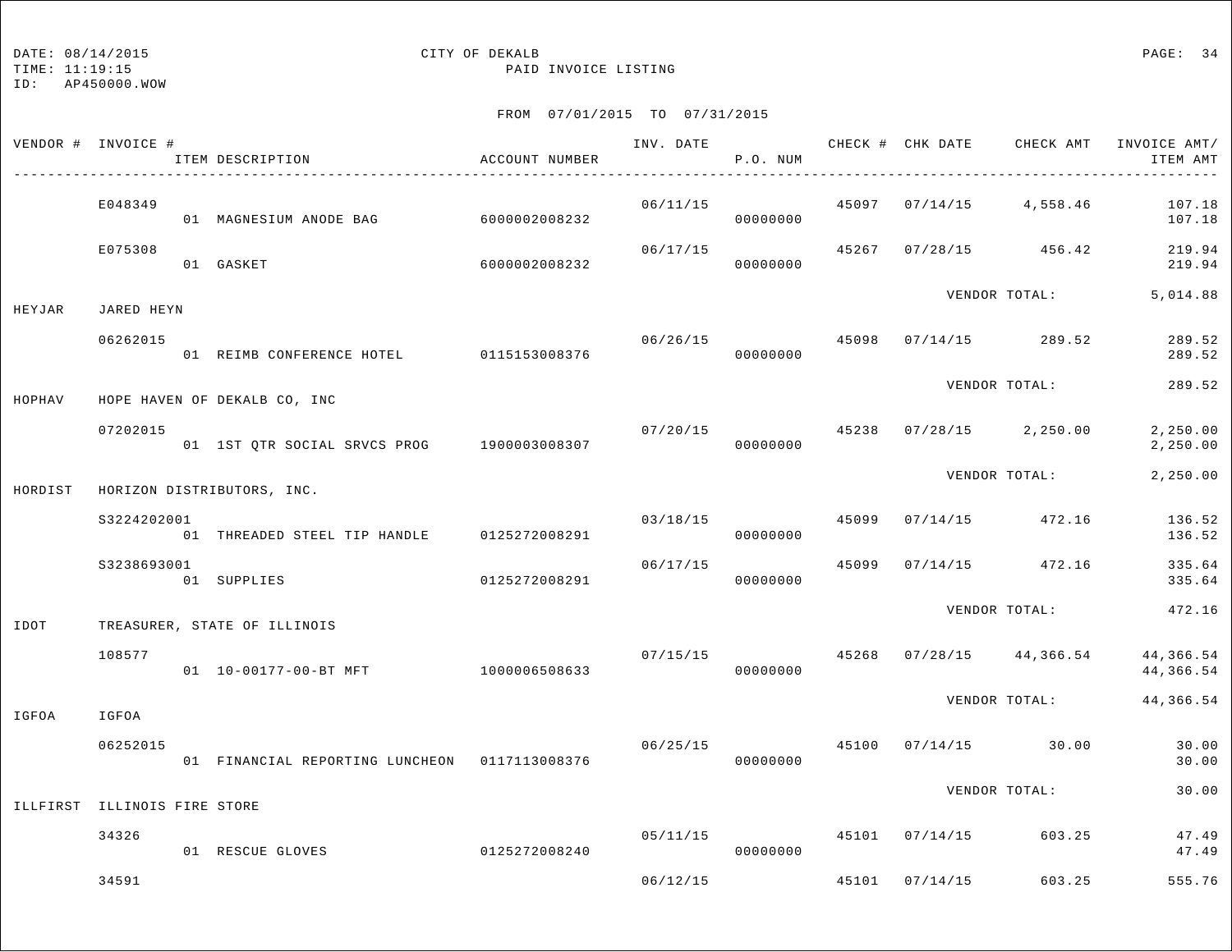DATE: 08/14/2015 CITY OF DEKALB
TIME: 11:19:15 PAID INVOICE LISTING
ID: AP450000.WOW

FROM 07/01/2015 TO 07/31/2015

| VENDOR # | INVOICE # / ITEM DESCRIPTION | ACCOUNT NUMBER | INV. DATE | P.O. NUM | CHECK # | CHK DATE | CHECK AMT | INVOICE AMT/ ITEM AMT |
|---|---|---|---|---|---|---|---|---|
| | E048349 | | 06/11/15 | | 45097 | 07/14/15 | 4,558.46 | 107.18 |
| | 01 MAGNESIUM ANODE BAG | 6000002008232 | | 00000000 | | | | 107.18 |
| | E075308 | | 06/17/15 | | 45267 | 07/28/15 | 456.42 | 219.94 |
| | 01 GASKET | 6000002008232 | | 00000000 | | | | 219.94 |
| | | | | | | VENDOR TOTAL: | | 5,014.88 |
| HEYJAR | JARED HEYN | | | | | | | |
| | 06262015 | | 06/26/15 | | 45098 | 07/14/15 | 289.52 | 289.52 |
| | 01 REIMB CONFERENCE HOTEL | 0115153008376 | | 00000000 | | | | 289.52 |
| | | | | | | VENDOR TOTAL: | | 289.52 |
| HOPHAV | HOPE HAVEN OF DEKALB CO, INC | | | | | | | |
| | 07202015 | | 07/20/15 | | 45238 | 07/28/15 | 2,250.00 | 2,250.00 |
| | 01 1ST QTR SOCIAL SRVCS PROG | 1900003008307 | | 00000000 | | | | 2,250.00 |
| | | | | | | VENDOR TOTAL: | | 2,250.00 |
| HORDIST | HORIZON DISTRIBUTORS, INC. | | | | | | | |
| | S3224202001 | | 03/18/15 | | 45099 | 07/14/15 | 472.16 | 136.52 |
| | 01 THREADED STEEL TIP HANDLE | 0125272008291 | | 00000000 | | | | 136.52 |
| | S3238693001 | | 06/17/15 | | 45099 | 07/14/15 | 472.16 | 335.64 |
| | 01 SUPPLIES | 0125272008291 | | 00000000 | | | | 335.64 |
| | | | | | | VENDOR TOTAL: | | 472.16 |
| IDOT | TREASURER, STATE OF ILLINOIS | | | | | | | |
| | 108577 | | 07/15/15 | | 45268 | 07/28/15 | 44,366.54 | 44,366.54 |
| | 01 10-00177-00-BT MFT | 1000006508633 | | 00000000 | | | | 44,366.54 |
| | | | | | | VENDOR TOTAL: | | 44,366.54 |
| IGFOA | IGFOA | | | | | | | |
| | 06252015 | | 06/25/15 | | 45100 | 07/14/15 | 30.00 | 30.00 |
| | 01 FINANCIAL REPORTING LUNCHEON | 0117113008376 | | 00000000 | | | | 30.00 |
| | | | | | | VENDOR TOTAL: | | 30.00 |
| ILLFIRST | ILLINOIS FIRE STORE | | | | | | | |
| | 34326 | | 05/11/15 | | 45101 | 07/14/15 | 603.25 | 47.49 |
| | 01 RESCUE GLOVES | 0125272008240 | | 00000000 | | | | 47.49 |
| | 34591 | | 06/12/15 | | 45101 | 07/14/15 | 603.25 | 555.76 |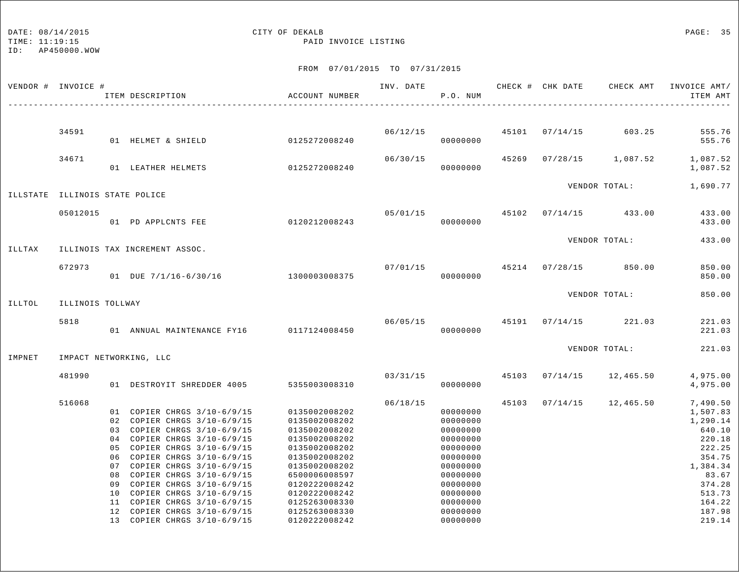DATE: 08/14/2015
TIME: 11:19:15
ID: AP450000.WOW

# CITY OF DEKALB

## PAID INVOICE LISTING

FROM 07/01/2015 TO 07/31/2015

| VENDOR # | INVOICE # | ITEM DESCRIPTION | ACCOUNT NUMBER | INV. DATE | P.O. NUM | CHECK # | CHK DATE | CHECK AMT | INVOICE AMT/ ITEM AMT |
|---|---|---|---|---|---|---|---|---|---|
| | 34591 | | | 06/12/15 | | 45101 | 07/14/15 | 603.25 | 555.76 |
| | | 01 HELMET & SHIELD | 0125272008240 | | 00000000 | | | | 555.76 |
| | 34671 | | | 06/30/15 | | 45269 | 07/28/15 | 1,087.52 | 1,087.52 |
| | | 01 LEATHER HELMETS | 0125272008240 | | 00000000 | | | | 1,087.52 |
| | | | | | | | VENDOR TOTAL: | | 1,690.77 |
| ILLSTATE | ILLINOIS STATE POLICE | | | | | | | | |
| | 05012015 | | | 05/01/15 | | 45102 | 07/14/15 | 433.00 | 433.00 |
| | | 01 PD APPLCNTS FEE | 0120212008243 | | 00000000 | | | | 433.00 |
| | | | | | | | VENDOR TOTAL: | | 433.00 |
| ILLTAX | ILLINOIS TAX INCREMENT ASSOC. | | | | | | | | |
| | 672973 | | | 07/01/15 | | 45214 | 07/28/15 | 850.00 | 850.00 |
| | | 01 DUE 7/1/16-6/30/16 | 1300003008375 | | 00000000 | | | | 850.00 |
| | | | | | | | VENDOR TOTAL: | | 850.00 |
| ILLTOL | ILLINOIS TOLLWAY | | | | | | | | |
| | 5818 | | | 06/05/15 | | 45191 | 07/14/15 | 221.03 | 221.03 |
| | | 01 ANNUAL MAINTENANCE FY16 | 0117124008450 | | 00000000 | | | | 221.03 |
| | | | | | | | VENDOR TOTAL: | | 221.03 |
| IMPNET | IMPACT NETWORKING, LLC | | | | | | | | |
| | 481990 | | | 03/31/15 | | 45103 | 07/14/15 | 12,465.50 | 4,975.00 |
| | | 01 DESTROYIT SHREDDER 4005 | 5355003008310 | | 00000000 | | | | 4,975.00 |
| | 516068 | | | 06/18/15 | | 45103 | 07/14/15 | 12,465.50 | 7,490.50 |
| | | 01 COPIER CHRGS 3/10-6/9/15 | 0135002008202 | | 00000000 | | | | 1,507.83 |
| | | 02 COPIER CHRGS 3/10-6/9/15 | 0135002008202 | | 00000000 | | | | 1,290.14 |
| | | 03 COPIER CHRGS 3/10-6/9/15 | 0135002008202 | | 00000000 | | | | 640.10 |
| | | 04 COPIER CHRGS 3/10-6/9/15 | 0135002008202 | | 00000000 | | | | 220.18 |
| | | 05 COPIER CHRGS 3/10-6/9/15 | 0135002008202 | | 00000000 | | | | 222.25 |
| | | 06 COPIER CHRGS 3/10-6/9/15 | 0135002008202 | | 00000000 | | | | 354.75 |
| | | 07 COPIER CHRGS 3/10-6/9/15 | 0135002008202 | | 00000000 | | | | 1,384.34 |
| | | 08 COPIER CHRGS 3/10-6/9/15 | 6500006008597 | | 00000000 | | | | 83.67 |
| | | 09 COPIER CHRGS 3/10-6/9/15 | 0120222008242 | | 00000000 | | | | 374.28 |
| | | 10 COPIER CHRGS 3/10-6/9/15 | 0120222008242 | | 00000000 | | | | 513.73 |
| | | 11 COPIER CHRGS 3/10-6/9/15 | 0125263008330 | | 00000000 | | | | 164.22 |
| | | 12 COPIER CHRGS 3/10-6/9/15 | 0125263008330 | | 00000000 | | | | 187.98 |
| | | 13 COPIER CHRGS 3/10-6/9/15 | 0120222008242 | | 00000000 | | | | 219.14 |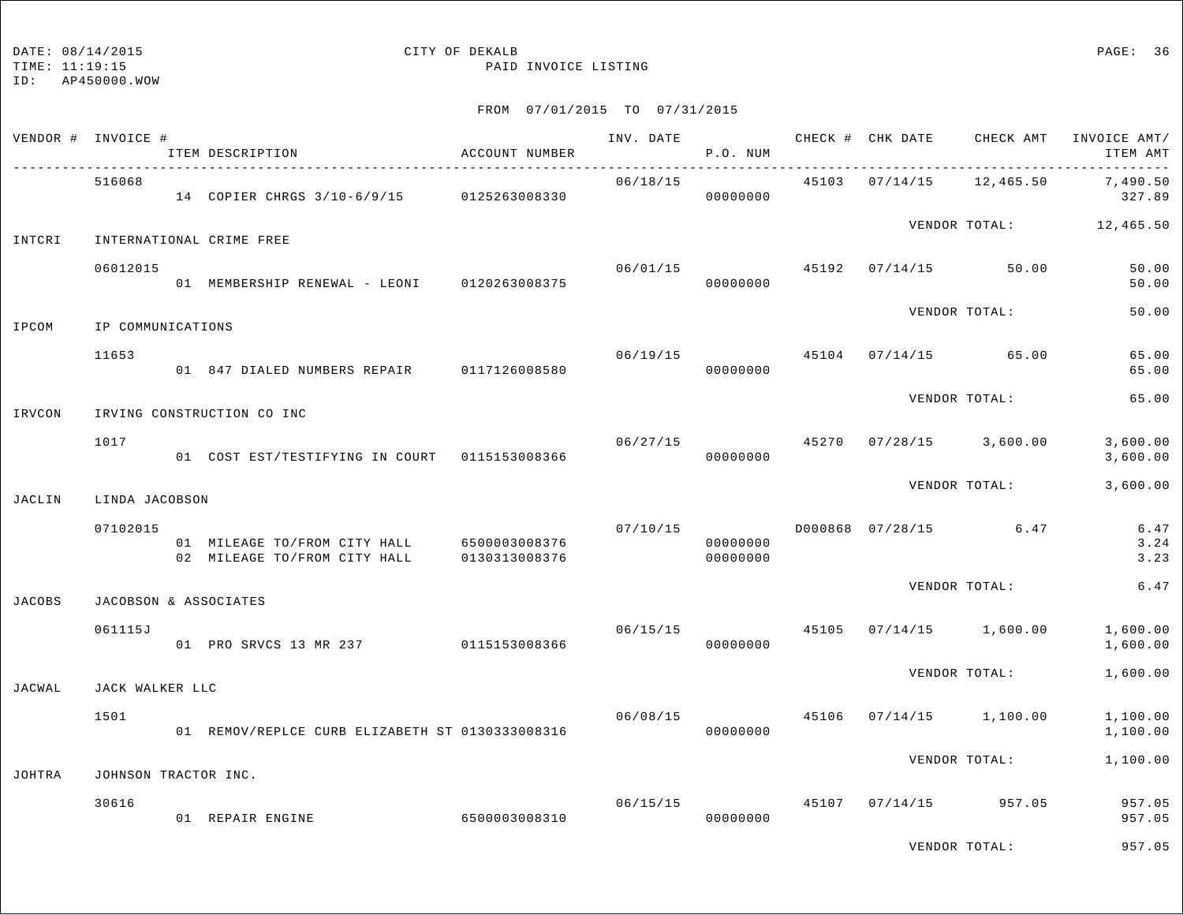DATE: 08/14/2015 CITY OF DEKALB PAGE: 36
TIME: 11:19:15 PAID INVOICE LISTING
ID: AP450000.WOW

FROM 07/01/2015 TO 07/31/2015

| VENDOR # | INVOICE # / ITEM DESCRIPTION | ACCOUNT NUMBER | INV. DATE | P.O. NUM | CHECK # | CHK DATE | CHECK AMT | INVOICE AMT/ ITEM AMT |
|---|---|---|---|---|---|---|---|---|
| | 516068 | | 06/18/15 | | 45103 | 07/14/15 | 12,465.50 | 7,490.50 |
| | 14 COPIER CHRGS 3/10-6/9/15 | 0125263008330 | | 00000000 | | | | 327.89 |
| | | | | | | VENDOR TOTAL: | | 12,465.50 |
| INTCRI | INTERNATIONAL CRIME FREE | | | | | | | |
| | 06012015 | | 06/01/15 | | 45192 | 07/14/15 | 50.00 | 50.00 |
| | 01 MEMBERSHIP RENEWAL - LEONI | 0120263008375 | | 00000000 | | | | 50.00 |
| | | | | | | VENDOR TOTAL: | | 50.00 |
| IPCOM | IP COMMUNICATIONS | | | | | | | |
| | 11653 | | 06/19/15 | | 45104 | 07/14/15 | 65.00 | 65.00 |
| | 01 847 DIALED NUMBERS REPAIR | 0117126008580 | | 00000000 | | | | 65.00 |
| | | | | | | VENDOR TOTAL: | | 65.00 |
| IRVCON | IRVING CONSTRUCTION CO INC | | | | | | | |
| | 1017 | | 06/27/15 | | 45270 | 07/28/15 | 3,600.00 | 3,600.00 |
| | 01 COST EST/TESTIFYING IN COURT | 0115153008366 | | 00000000 | | | | 3,600.00 |
| | | | | | | VENDOR TOTAL: | | 3,600.00 |
| JACLIN | LINDA JACOBSON | | | | | | | |
| | 07102015 | | 07/10/15 | | D000868 | 07/28/15 | 6.47 | 6.47 |
| | 01 MILEAGE TO/FROM CITY HALL | 6500003008376 | | 00000000 | | | | 3.24 |
| | 02 MILEAGE TO/FROM CITY HALL | 0130313008376 | | 00000000 | | | | 3.23 |
| | | | | | | VENDOR TOTAL: | | 6.47 |
| JACOBS | JACOBSON & ASSOCIATES | | | | | | | |
| | 061115J | | 06/15/15 | | 45105 | 07/14/15 | 1,600.00 | 1,600.00 |
| | 01 PRO SRVCS 13 MR 237 | 0115153008366 | | 00000000 | | | | 1,600.00 |
| | | | | | | VENDOR TOTAL: | | 1,600.00 |
| JACWAL | JACK WALKER LLC | | | | | | | |
| | 1501 | | 06/08/15 | | 45106 | 07/14/15 | 1,100.00 | 1,100.00 |
| | 01 REMOV/REPLCE CURB ELIZABETH ST | 0130333008316 | | 00000000 | | | | 1,100.00 |
| | | | | | | VENDOR TOTAL: | | 1,100.00 |
| JOHTRA | JOHNSON TRACTOR INC. | | | | | | | |
| | 30616 | | 06/15/15 | | 45107 | 07/14/15 | 957.05 | 957.05 |
| | 01 REPAIR ENGINE | 6500003008310 | | 00000000 | | | | 957.05 |
| | | | | | | VENDOR TOTAL: | | 957.05 |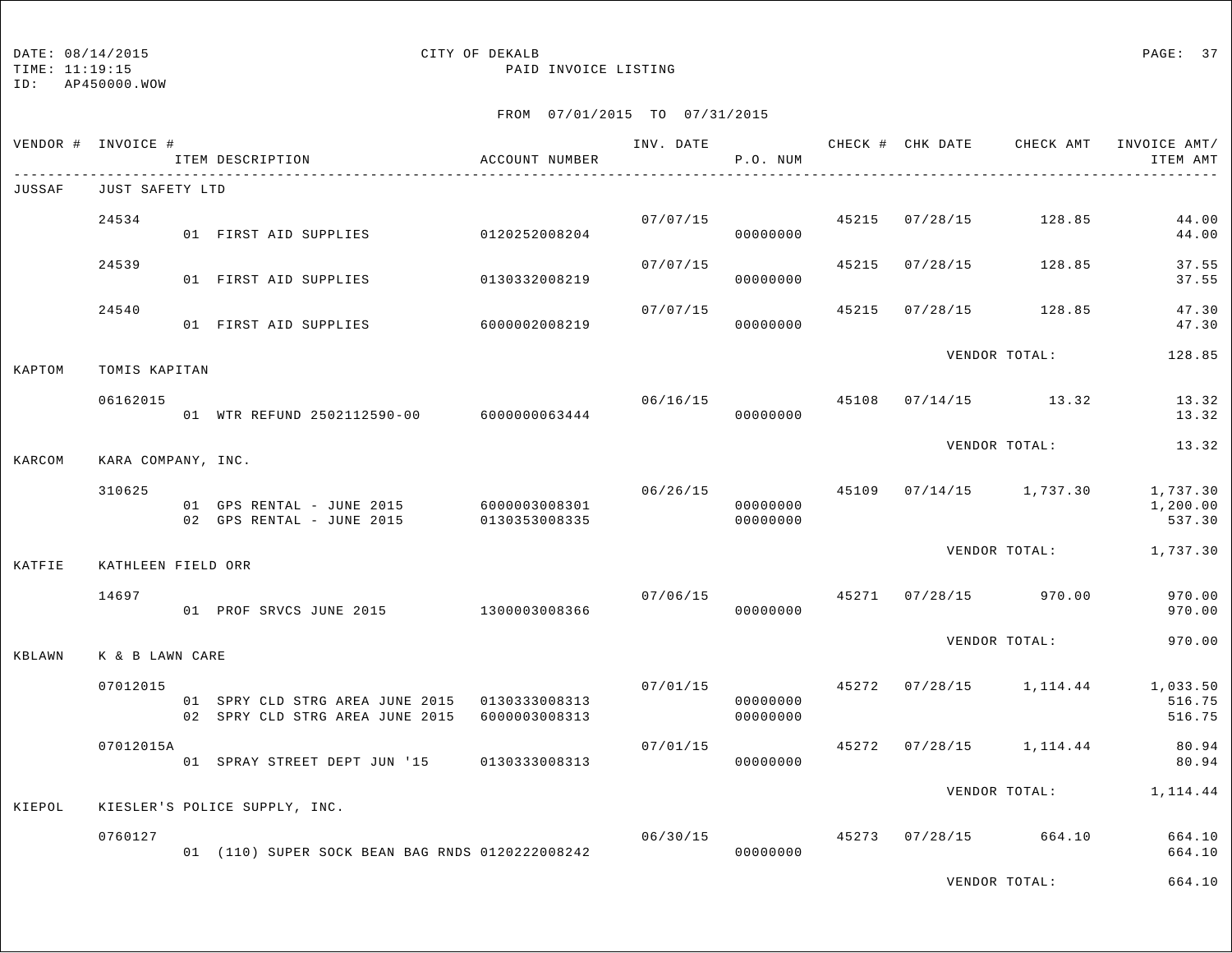DATE: 08/14/2015 CITY OF DEKALB
TIME: 11:19:15 PAID INVOICE LISTING
ID: AP450000.WOW

FROM 07/01/2015 TO 07/31/2015

| VENDOR # | INVOICE # / ITEM DESCRIPTION | ACCOUNT NUMBER | INV. DATE | P.O. NUM | CHECK # | CHK DATE | CHECK AMT | INVOICE AMT/ ITEM AMT |
|---|---|---|---|---|---|---|---|---|
| JUSSAF | JUST SAFETY LTD | | | | | | | |
| | 24534 | | 07/07/15 | | 45215 | 07/28/15 | 128.85 | 44.00 |
| | 01 FIRST AID SUPPLIES | 0120252008204 | | 00000000 | | | | 44.00 |
| | 24539 | | 07/07/15 | | 45215 | 07/28/15 | 128.85 | 37.55 |
| | 01 FIRST AID SUPPLIES | 0130332008219 | | 00000000 | | | | 37.55 |
| | 24540 | | 07/07/15 | | 45215 | 07/28/15 | 128.85 | 47.30 |
| | 01 FIRST AID SUPPLIES | 6000002008219 | | 00000000 | | | | 47.30 |
| | | | | | | VENDOR TOTAL: | | 128.85 |
| KAPTOM | TOMIS KAPITAN | | | | | | | |
| | 06162015 | | 06/16/15 | | 45108 | 07/14/15 | 13.32 | 13.32 |
| | 01 WTR REFUND 2502112590-00 | 6000000063444 | | 00000000 | | | | 13.32 |
| | | | | | | VENDOR TOTAL: | | 13.32 |
| KARCOM | KARA COMPANY, INC. | | | | | | | |
| | 310625 | | 06/26/15 | | 45109 | 07/14/15 | 1,737.30 | 1,737.30 |
| | 01 GPS RENTAL - JUNE 2015 | 6000003008301 | | 00000000 | | | | 1,200.00 |
| | 02 GPS RENTAL - JUNE 2015 | 0130353008335 | | 00000000 | | | | 537.30 |
| | | | | | | VENDOR TOTAL: | | 1,737.30 |
| KATFIE | KATHLEEN FIELD ORR | | | | | | | |
| | 14697 | | 07/06/15 | | 45271 | 07/28/15 | 970.00 | 970.00 |
| | 01 PROF SRVCS JUNE 2015 | 1300003008366 | | 00000000 | | | | 970.00 |
| | | | | | | VENDOR TOTAL: | | 970.00 |
| KBLAWN | K & B LAWN CARE | | | | | | | |
| | 07012015 | | 07/01/15 | | 45272 | 07/28/15 | 1,114.44 | 1,033.50 |
| | 01 SPRY CLD STRG AREA JUNE 2015 | 0130333008313 | | 00000000 | | | | 516.75 |
| | 02 SPRY CLD STRG AREA JUNE 2015 | 6000003008313 | | 00000000 | | | | 516.75 |
| | 07012015A | | 07/01/15 | | 45272 | 07/28/15 | 1,114.44 | 80.94 |
| | 01 SPRAY STREET DEPT JUN '15 | 0130333008313 | | 00000000 | | | | 80.94 |
| | | | | | | VENDOR TOTAL: | | 1,114.44 |
| KIEPOL | KIESLER'S POLICE SUPPLY, INC. | | | | | | | |
| | 0760127 | | 06/30/15 | | 45273 | 07/28/15 | 664.10 | 664.10 |
| | 01 (110) SUPER SOCK BEAN BAG RNDS | 0120222008242 | | 00000000 | | | | 664.10 |
| | | | | | | VENDOR TOTAL: | | 664.10 |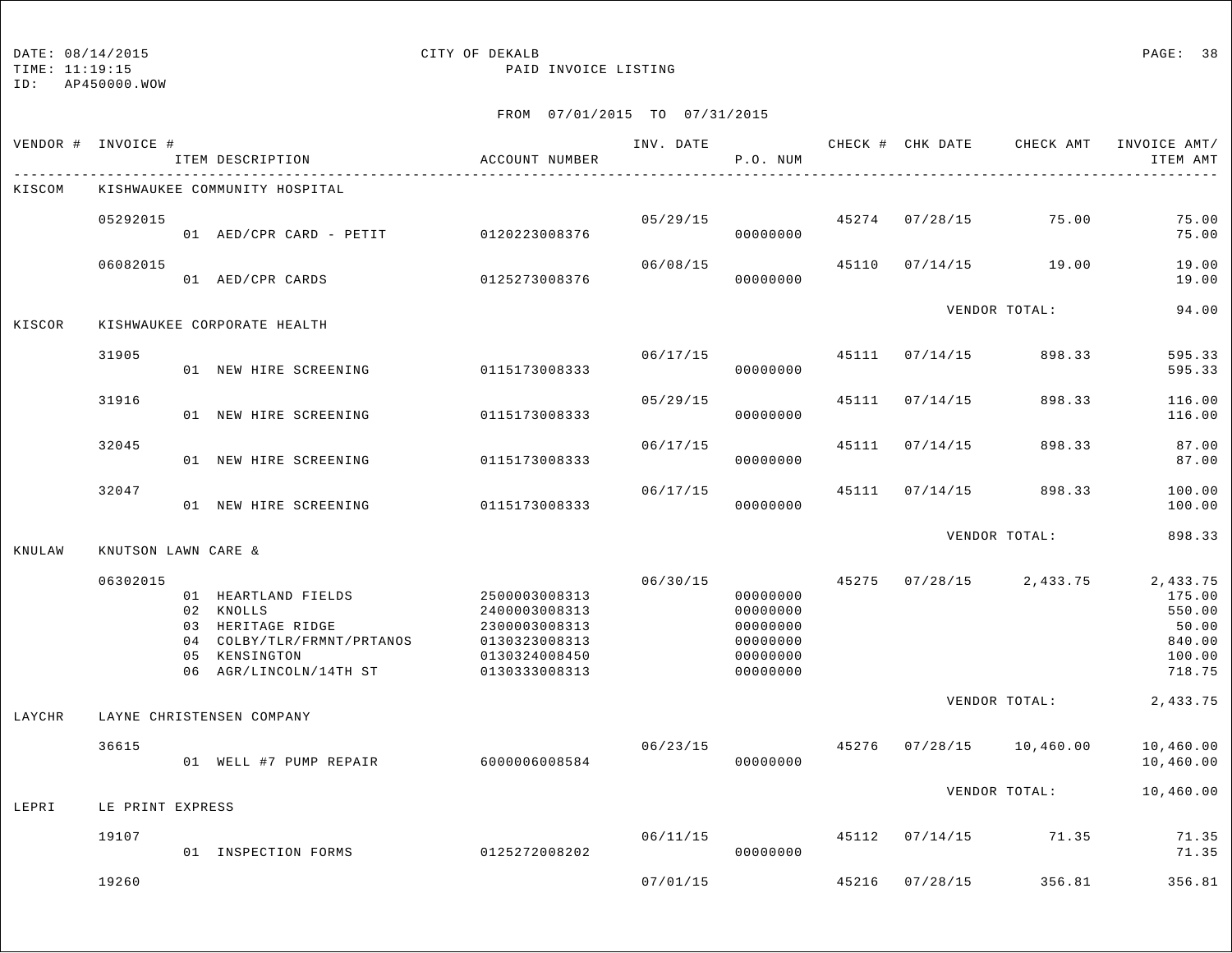DATE: 08/14/2015 CITY OF DEKALB
TIME: 11:19:15 PAID INVOICE LISTING
ID: AP450000.WOW

FROM 07/01/2015 TO 07/31/2015

| VENDOR # | INVOICE # / ITEM DESCRIPTION | ACCOUNT NUMBER | INV. DATE | P.O. NUM | CHECK # | CHK DATE | CHECK AMT | INVOICE AMT/ ITEM AMT |
|---|---|---|---|---|---|---|---|---|
| KISCOM | KISHWAUKEE COMMUNITY HOSPITAL | | | | | | | |
| | 05292015 | | 05/29/15 | | 45274 | 07/28/15 | 75.00 | 75.00 |
| | 01 AED/CPR CARD - PETIT | 0120223008376 | | 00000000 | | | | 75.00 |
| | 06082015 | | 06/08/15 | | 45110 | 07/14/15 | 19.00 | 19.00 |
| | 01 AED/CPR CARDS | 0125273008376 | | 00000000 | | | | 19.00 |
| | | | | | | VENDOR TOTAL: | | 94.00 |
| KISCOR | KISHWAUKEE CORPORATE HEALTH | | | | | | | |
| | 31905 | | 06/17/15 | | 45111 | 07/14/15 | 898.33 | 595.33 |
| | 01 NEW HIRE SCREENING | 0115173008333 | | 00000000 | | | | 595.33 |
| | 31916 | | 05/29/15 | | 45111 | 07/14/15 | 898.33 | 116.00 |
| | 01 NEW HIRE SCREENING | 0115173008333 | | 00000000 | | | | 116.00 |
| | 32045 | | 06/17/15 | | 45111 | 07/14/15 | 898.33 | 87.00 |
| | 01 NEW HIRE SCREENING | 0115173008333 | | 00000000 | | | | 87.00 |
| | 32047 | | 06/17/15 | | 45111 | 07/14/15 | 898.33 | 100.00 |
| | 01 NEW HIRE SCREENING | 0115173008333 | | 00000000 | | | | 100.00 |
| | | | | | | VENDOR TOTAL: | | 898.33 |
| KNULAW | KNUTSON LAWN CARE & | | | | | | | |
| | 06302015 | | 06/30/15 | | 45275 | 07/28/15 | 2,433.75 | 2,433.75 |
| | 01 HEARTLAND FIELDS | 2500003008313 | | 00000000 | | | | 175.00 |
| | 02 KNOLLS | 2400003008313 | | 00000000 | | | | 550.00 |
| | 03 HERITAGE RIDGE | 2300003008313 | | 00000000 | | | | 50.00 |
| | 04 COLBY/TLR/FRMNT/PRTANOS | 0130323008313 | | 00000000 | | | | 840.00 |
| | 05 KENSINGTON | 0130324008450 | | 00000000 | | | | 100.00 |
| | 06 AGR/LINCOLN/14TH ST | 0130333008313 | | 00000000 | | | | 718.75 |
| | | | | | | VENDOR TOTAL: | | 2,433.75 |
| LAYCHR | LAYNE CHRISTENSEN COMPANY | | | | | | | |
| | 36615 | | 06/23/15 | | 45276 | 07/28/15 | 10,460.00 | 10,460.00 |
| | 01 WELL #7 PUMP REPAIR | 6000006008584 | | 00000000 | | | | 10,460.00 |
| | | | | | | VENDOR TOTAL: | | 10,460.00 |
| LEPRI | LE PRINT EXPRESS | | | | | | | |
| | 19107 | | 06/11/15 | | 45112 | 07/14/15 | 71.35 | 71.35 |
| | 01 INSPECTION FORMS | 0125272008202 | | 00000000 | | | | 71.35 |
| | 19260 | | 07/01/15 | | 45216 | 07/28/15 | 356.81 | 356.81 |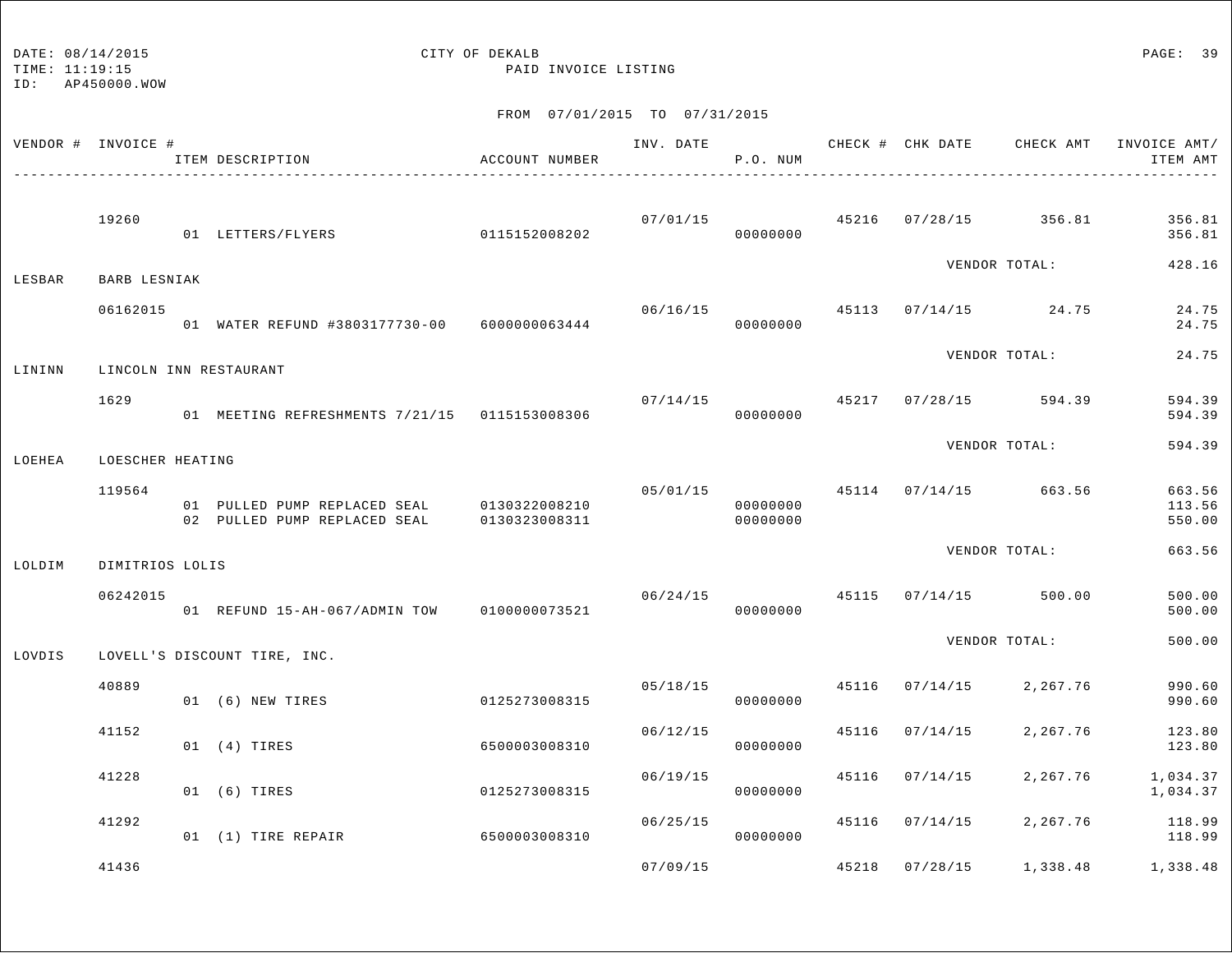DATE: 08/14/2015 CITY OF DEKALB PAGE: 39
TIME: 11:19:15 PAID INVOICE LISTING
ID: AP450000.WOW

FROM 07/01/2015 TO 07/31/2015

| VENDOR # | INVOICE # / ITEM DESCRIPTION | ACCOUNT NUMBER | INV. DATE | P.O. NUM | CHECK # | CHK DATE | CHECK AMT | INVOICE AMT/ ITEM AMT |
|---|---|---|---|---|---|---|---|---|
| | 19260 | | 07/01/15 | | 45216 | 07/28/15 | 356.81 | 356.81 |
| | 01 LETTERS/FLYERS | 0115152008202 | | 00000000 | | | | 356.81 |
| | | | | | | VENDOR TOTAL: | | 428.16 |
| LESBAR | BARB LESNIAK | | | | | | | |
| | 06162015 | | 06/16/15 | | 45113 | 07/14/15 | 24.75 | 24.75 |
| | 01 WATER REFUND #3803177730-00 | 6000000063444 | | 00000000 | | | | 24.75 |
| | | | | | | VENDOR TOTAL: | | 24.75 |
| LININN | LINCOLN INN RESTAURANT | | | | | | | |
| | 1629 | | 07/14/15 | | 45217 | 07/28/15 | 594.39 | 594.39 |
| | 01 MEETING REFRESHMENTS 7/21/15 | 0115153008306 | | 00000000 | | | | 594.39 |
| | | | | | | VENDOR TOTAL: | | 594.39 |
| LOEHEA | LOESCHER HEATING | | | | | | | |
| | 119564 | | 05/01/15 | | 45114 | 07/14/15 | 663.56 | 663.56 |
| | 01 PULLED PUMP REPLACED SEAL | 0130322008210 | | 00000000 | | | | 113.56 |
| | 02 PULLED PUMP REPLACED SEAL | 0130323008311 | | 00000000 | | | | 550.00 |
| | | | | | | VENDOR TOTAL: | | 663.56 |
| LOLDIM | DIMITRIOS LOLIS | | | | | | | |
| | 06242015 | | 06/24/15 | | 45115 | 07/14/15 | 500.00 | 500.00 |
| | 01 REFUND 15-AH-067/ADMIN TOW | 0100000073521 | | 00000000 | | | | 500.00 |
| | | | | | | VENDOR TOTAL: | | 500.00 |
| LOVDIS | LOVELL'S DISCOUNT TIRE, INC. | | | | | | | |
| | 40889 | | 05/18/15 | | 45116 | 07/14/15 | 2,267.76 | 990.60 |
| | 01 (6) NEW TIRES | 0125273008315 | | 00000000 | | | | 990.60 |
| | 41152 | | 06/12/15 | | 45116 | 07/14/15 | 2,267.76 | 123.80 |
| | 01 (4) TIRES | 6500003008310 | | 00000000 | | | | 123.80 |
| | 41228 | | 06/19/15 | | 45116 | 07/14/15 | 2,267.76 | 1,034.37 |
| | 01 (6) TIRES | 0125273008315 | | 00000000 | | | | 1,034.37 |
| | 41292 | | 06/25/15 | | 45116 | 07/14/15 | 2,267.76 | 118.99 |
| | 01 (1) TIRE REPAIR | 6500003008310 | | 00000000 | | | | 118.99 |
| | 41436 | | 07/09/15 | | 45218 | 07/28/15 | 1,338.48 | 1,338.48 |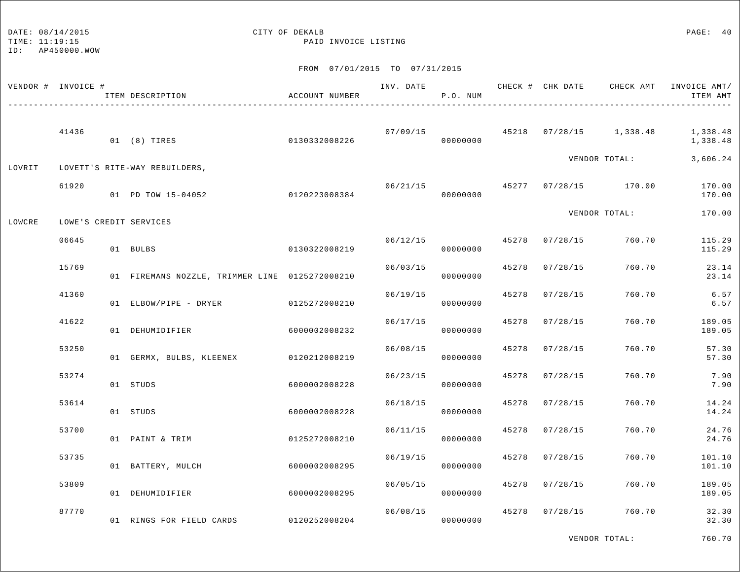DATE: 08/14/2015
TIME: 11:19:15
ID: AP450000.WOW

CITY OF DEKALB

PAID INVOICE LISTING

FROM 07/01/2015 TO 07/31/2015

| VENDOR # | INVOICE # | ITEM DESCRIPTION | ACCOUNT NUMBER | INV. DATE | P.O. NUM | CHECK # | CHK DATE | CHECK AMT | INVOICE AMT/ ITEM AMT |
|---|---|---|---|---|---|---|---|---|---|
| | 41436 | | | 07/09/15 | | 45218 | 07/28/15 | 1,338.48 | 1,338.48 |
| | | 01 (8) TIRES | 0130332008226 | | 00000000 | | | | 1,338.48 |
| | | | | | | | | VENDOR TOTAL: | 3,606.24 |
| LOVRIT | LOVETT'S RITE-WAY REBUILDERS, | | | | | | | | |
| | 61920 | | | 06/21/15 | | 45277 | 07/28/15 | 170.00 | 170.00 |
| | | 01 PD TOW 15-04052 | 0120223008384 | | 00000000 | | | | 170.00 |
| | | | | | | | | VENDOR TOTAL: | 170.00 |
| LOWCRE | LOWE'S CREDIT SERVICES | | | | | | | | |
| | 06645 | | | 06/12/15 | | 45278 | 07/28/15 | 760.70 | 115.29 |
| | | 01 BULBS | 0130322008219 | | 00000000 | | | | 115.29 |
| | 15769 | | | 06/03/15 | | 45278 | 07/28/15 | 760.70 | 23.14 |
| | | 01 FIREMANS NOZZLE, TRIMMER LINE | 0125272008210 | | 00000000 | | | | 23.14 |
| | 41360 | | | 06/19/15 | | 45278 | 07/28/15 | 760.70 | 6.57 |
| | | 01 ELBOW/PIPE - DRYER | 0125272008210 | | 00000000 | | | | 6.57 |
| | 41622 | | | 06/17/15 | | 45278 | 07/28/15 | 760.70 | 189.05 |
| | | 01 DEHUMIDIFIER | 6000002008232 | | 00000000 | | | | 189.05 |
| | 53250 | | | 06/08/15 | | 45278 | 07/28/15 | 760.70 | 57.30 |
| | | 01 GERMX, BULBS, KLEENEX | 0120212008219 | | 00000000 | | | | 57.30 |
| | 53274 | | | 06/23/15 | | 45278 | 07/28/15 | 760.70 | 7.90 |
| | | 01 STUDS | 6000002008228 | | 00000000 | | | | 7.90 |
| | 53614 | | | 06/18/15 | | 45278 | 07/28/15 | 760.70 | 14.24 |
| | | 01 STUDS | 6000002008228 | | 00000000 | | | | 14.24 |
| | 53700 | | | 06/11/15 | | 45278 | 07/28/15 | 760.70 | 24.76 |
| | | 01 PAINT & TRIM | 0125272008210 | | 00000000 | | | | 24.76 |
| | 53735 | | | 06/19/15 | | 45278 | 07/28/15 | 760.70 | 101.10 |
| | | 01 BATTERY, MULCH | 6000002008295 | | 00000000 | | | | 101.10 |
| | 53809 | | | 06/05/15 | | 45278 | 07/28/15 | 760.70 | 189.05 |
| | | 01 DEHUMIDIFIER | 6000002008295 | | 00000000 | | | | 189.05 |
| | 87770 | | | 06/08/15 | | 45278 | 07/28/15 | 760.70 | 32.30 |
| | | 01 RINGS FOR FIELD CARDS | 0120252008204 | | 00000000 | | | | 32.30 |
| | | | | | | | | VENDOR TOTAL: | 760.70 |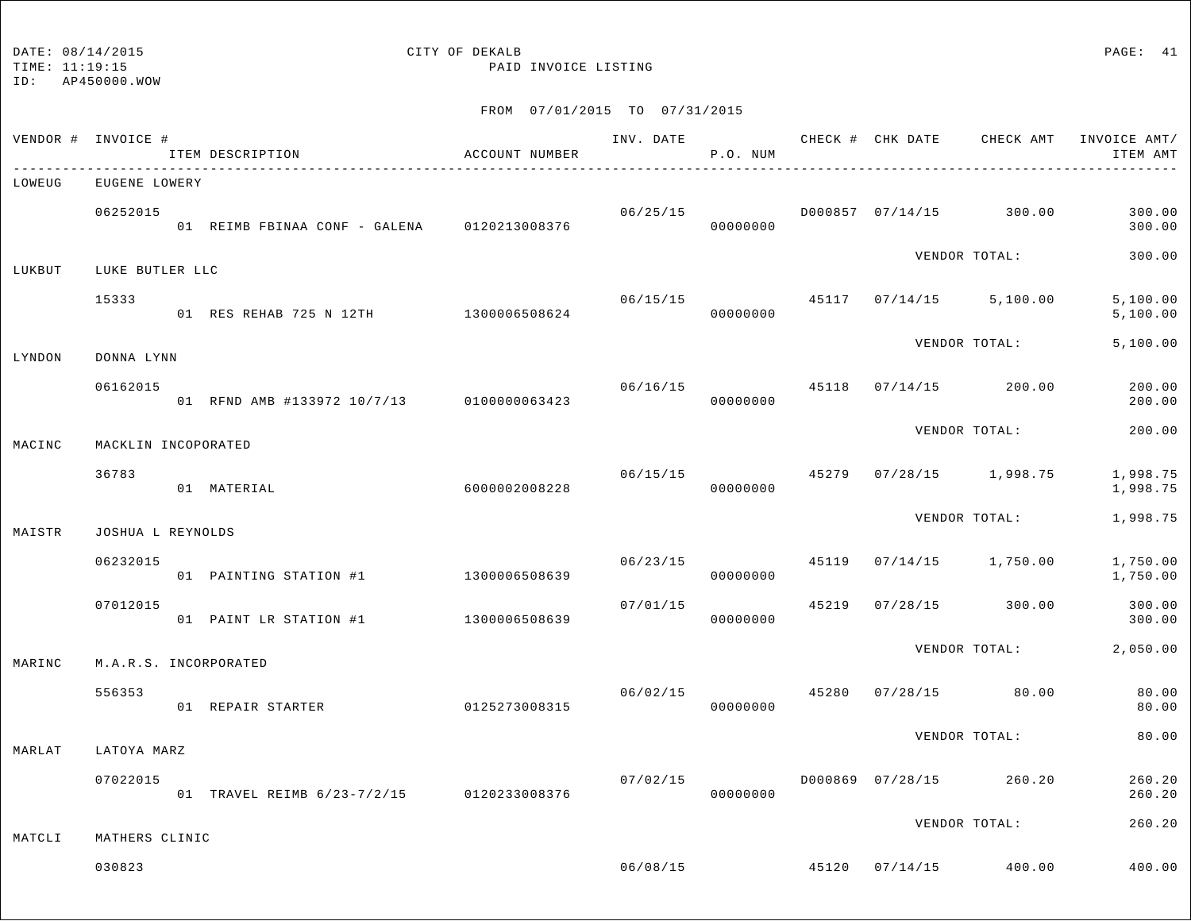DATE: 08/14/2015 CITY OF DEKALB
TIME: 11:19:15 PAID INVOICE LISTING
ID: AP450000.WOW

FROM 07/01/2015 TO 07/31/2015

| VENDOR # | INVOICE # / ITEM DESCRIPTION | ACCOUNT NUMBER | INV. DATE | P.O. NUM | CHECK # | CHK DATE | CHECK AMT | INVOICE AMT/ ITEM AMT |
|---|---|---|---|---|---|---|---|---|
| LOWEUG | EUGENE LOWERY | | | | | | | |
| | 06252015 | | 06/25/15 | | D000857 | 07/14/15 | 300.00 | 300.00 |
| | 01 REIMB FBINAA CONF - GALENA | 0120213008376 | | 00000000 | | | | 300.00 |
| | | | | | | VENDOR TOTAL: | | 300.00 |
| LUKBUT | LUKE BUTLER LLC | | | | | | | |
| | 15333 | | 06/15/15 | | 45117 | 07/14/15 | 5,100.00 | 5,100.00 |
| | 01 RES REHAB 725 N 12TH | 1300006508624 | | 00000000 | | | | 5,100.00 |
| | | | | | | VENDOR TOTAL: | | 5,100.00 |
| LYNDON | DONNA LYNN | | | | | | | |
| | 06162015 | | 06/16/15 | | 45118 | 07/14/15 | 200.00 | 200.00 |
| | 01 RFND AMB #133972 10/7/13 | 0100000063423 | | 00000000 | | | | 200.00 |
| | | | | | | VENDOR TOTAL: | | 200.00 |
| MACINC | MACKLIN INCOPORATED | | | | | | | |
| | 36783 | | 06/15/15 | | 45279 | 07/28/15 | 1,998.75 | 1,998.75 |
| | 01 MATERIAL | 6000002008228 | | 00000000 | | | | 1,998.75 |
| | | | | | | VENDOR TOTAL: | | 1,998.75 |
| MAISTR | JOSHUA L REYNOLDS | | | | | | | |
| | 06232015 | | 06/23/15 | | 45119 | 07/14/15 | 1,750.00 | 1,750.00 |
| | 01 PAINTING STATION #1 | 1300006508639 | | 00000000 | | | | 1,750.00 |
| | 07012015 | | 07/01/15 | | 45219 | 07/28/15 | 300.00 | 300.00 |
| | 01 PAINT LR STATION #1 | 1300006508639 | | 00000000 | | | | 300.00 |
| | | | | | | VENDOR TOTAL: | | 2,050.00 |
| MARINC | M.A.R.S. INCORPORATED | | | | | | | |
| | 556353 | | 06/02/15 | | 45280 | 07/28/15 | 80.00 | 80.00 |
| | 01 REPAIR STARTER | 0125273008315 | | 00000000 | | | | 80.00 |
| | | | | | | VENDOR TOTAL: | | 80.00 |
| MARLAT | LATOYA MARZ | | | | | | | |
| | 07022015 | | 07/02/15 | | D000869 | 07/28/15 | 260.20 | 260.20 |
| | 01 TRAVEL REIMB 6/23-7/2/15 | 0120233008376 | | 00000000 | | | | 260.20 |
| | | | | | | VENDOR TOTAL: | | 260.20 |
| MATCLI | MATHERS CLINIC | | | | | | | |
| | 030823 | | 06/08/15 | | 45120 | 07/14/15 | 400.00 | 400.00 |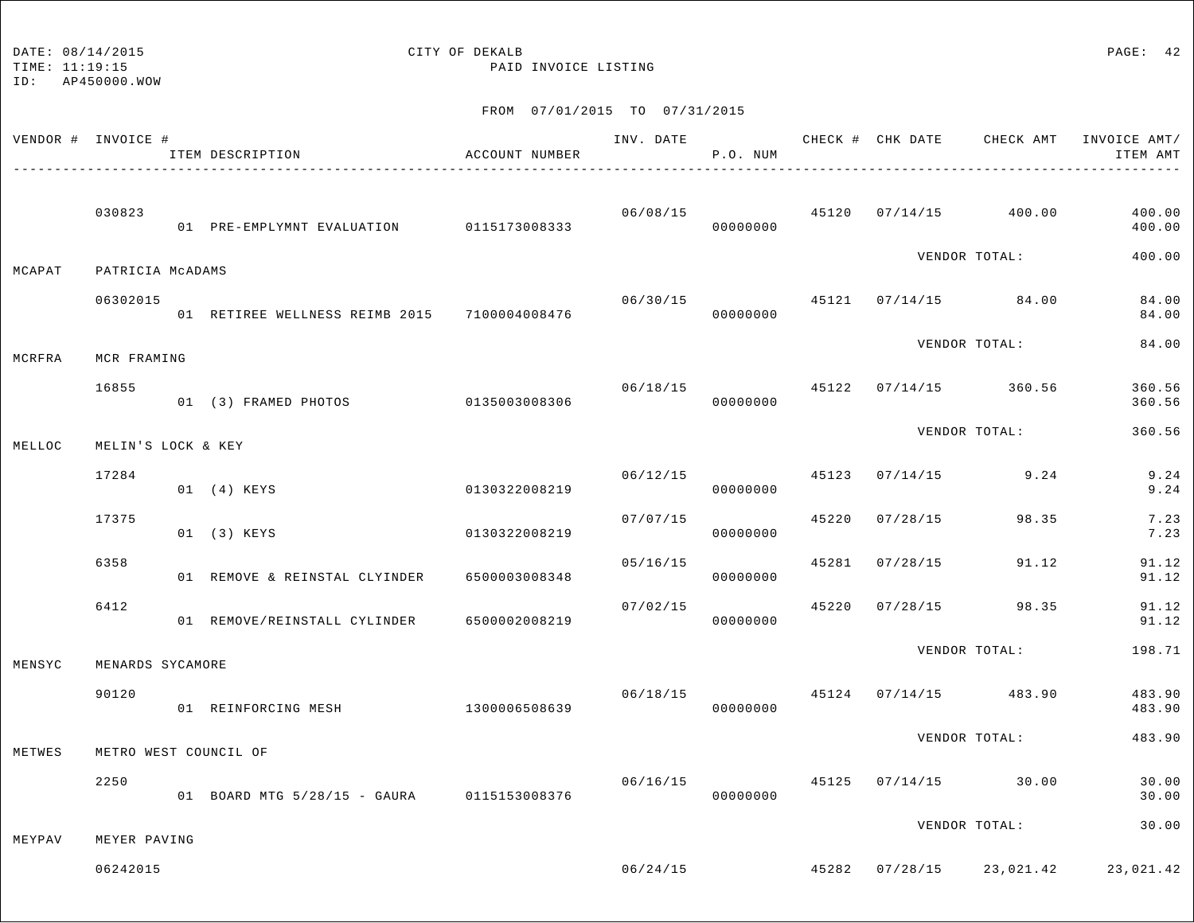DATE: 08/14/2015 CITY OF DEKALB
TIME: 11:19:15 PAID INVOICE LISTING
ID: AP450000.WOW

FROM 07/01/2015 TO 07/31/2015

| VENDOR # | INVOICE # / ITEM DESCRIPTION | ACCOUNT NUMBER | INV. DATE | P.O. NUM | CHECK # | CHK DATE | CHECK AMT | INVOICE AMT/ ITEM AMT |
|---|---|---|---|---|---|---|---|---|
| | 030823 | | 06/08/15 | | 45120 | 07/14/15 | 400.00 | 400.00 |
| | 01 PRE-EMPLYMNT EVALUATION | 0115173008333 | | 00000000 | | | | 400.00 |
| | | | | | | VENDOR TOTAL: | | 400.00 |
| MCAPAT | PATRICIA McADAMS | | | | | | | |
| | 06302015 | | 06/30/15 | | 45121 | 07/14/15 | 84.00 | 84.00 |
| | 01 RETIREE WELLNESS REIMB 2015 | 7100004008476 | | 00000000 | | | | 84.00 |
| | | | | | | VENDOR TOTAL: | | 84.00 |
| MCRFRA | MCR FRAMING | | | | | | | |
| | 16855 | | 06/18/15 | | 45122 | 07/14/15 | 360.56 | 360.56 |
| | 01 (3) FRAMED PHOTOS | 0135003008306 | | 00000000 | | | | 360.56 |
| | | | | | | VENDOR TOTAL: | | 360.56 |
| MELLOC | MELIN'S LOCK & KEY | | | | | | | |
| | 17284 | | 06/12/15 | | 45123 | 07/14/15 | 9.24 | 9.24 |
| | 01 (4) KEYS | 0130322008219 | | 00000000 | | | | 9.24 |
| | 17375 | | 07/07/15 | | 45220 | 07/28/15 | 98.35 | 7.23 |
| | 01 (3) KEYS | 0130322008219 | | 00000000 | | | | 7.23 |
| | 6358 | | 05/16/15 | | 45281 | 07/28/15 | 91.12 | 91.12 |
| | 01 REMOVE & REINSTAL CLYINDER | 6500003008348 | | 00000000 | | | | 91.12 |
| | 6412 | | 07/02/15 | | 45220 | 07/28/15 | 98.35 | 91.12 |
| | 01 REMOVE/REINSTALL CYLINDER | 6500002008219 | | 00000000 | | | | 91.12 |
| | | | | | | VENDOR TOTAL: | | 198.71 |
| MENSYC | MENARDS SYCAMORE | | | | | | | |
| | 90120 | | 06/18/15 | | 45124 | 07/14/15 | 483.90 | 483.90 |
| | 01 REINFORCING MESH | 1300006508639 | | 00000000 | | | | 483.90 |
| | | | | | | VENDOR TOTAL: | | 483.90 |
| METWES | METRO WEST COUNCIL OF | | | | | | | |
| | 2250 | | 06/16/15 | | 45125 | 07/14/15 | 30.00 | 30.00 |
| | 01 BOARD MTG 5/28/15 - GAURA | 0115153008376 | | 00000000 | | | | 30.00 |
| | | | | | | VENDOR TOTAL: | | 30.00 |
| MEYPAV | MEYER PAVING | | | | | | | |
| | 06242015 | | 06/24/15 | | 45282 | 07/28/15 | 23,021.42 | 23,021.42 |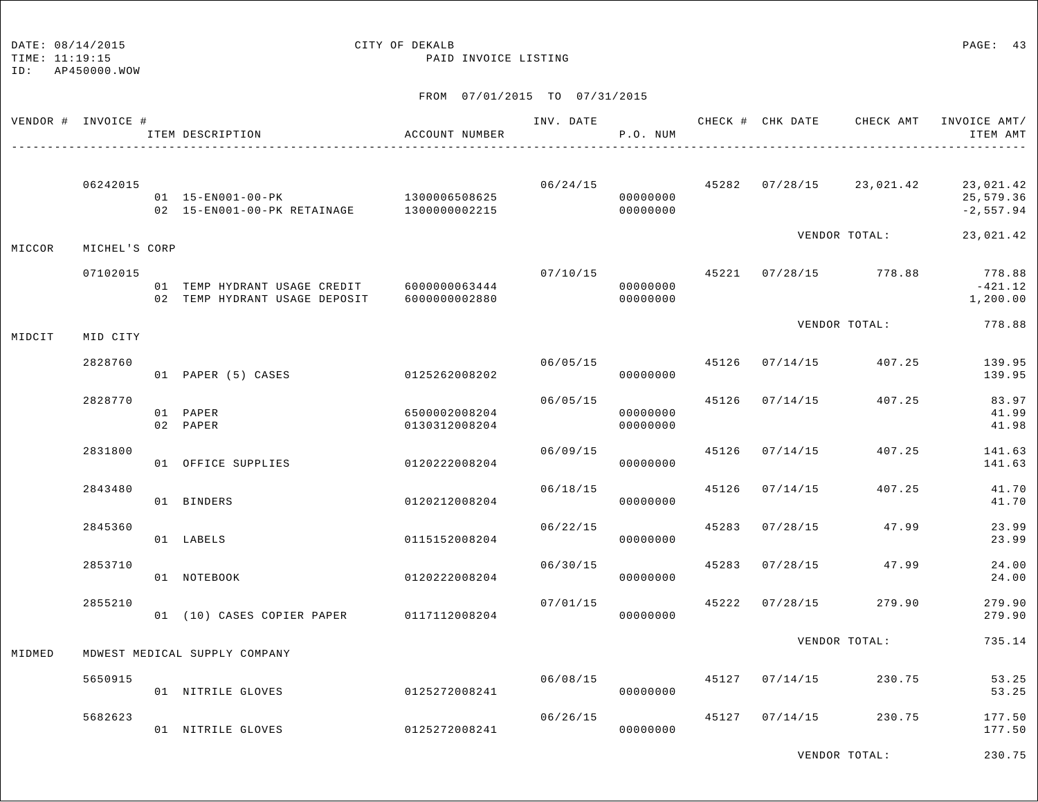DATE: 08/14/2015 CITY OF DEKALB
TIME: 11:19:15 PAID INVOICE LISTING
ID: AP450000.WOW

FROM 07/01/2015 TO 07/31/2015

| VENDOR # | INVOICE # | ITEM DESCRIPTION | ACCOUNT NUMBER | INV. DATE | P.O. NUM | CHECK # | CHK DATE | CHECK AMT | INVOICE AMT/ ITEM AMT |
|---|---|---|---|---|---|---|---|---|---|
| | 06242015 | | | 06/24/15 | | 45282 | 07/28/15 | 23,021.42 | 23,021.42 |
| | | 01 15-EN001-00-PK | 1300006508625 | | 00000000 | | | | 25,579.36 |
| | | 02 15-EN001-00-PK RETAINAGE | 1300000002215 | | 00000000 | | | | -2,557.94 |
| | | | | | | | VENDOR TOTAL: | | 23,021.42 |
| MICCOR | MICHEL'S CORP | | | | | | | | |
| | 07102015 | | | 07/10/15 | | 45221 | 07/28/15 | 778.88 | 778.88 |
| | | 01 TEMP HYDRANT USAGE CREDIT | 6000000063444 | | 00000000 | | | | -421.12 |
| | | 02 TEMP HYDRANT USAGE DEPOSIT | 6000000002880 | | 00000000 | | | | 1,200.00 |
| | | | | | | | VENDOR TOTAL: | | 778.88 |
| MIDCIT | MID CITY | | | | | | | | |
| | 2828760 | | | 06/05/15 | | 45126 | 07/14/15 | 407.25 | 139.95 |
| | | 01 PAPER (5) CASES | 0125262008202 | | 00000000 | | | | 139.95 |
| | 2828770 | | | 06/05/15 | | 45126 | 07/14/15 | 407.25 | 83.97 |
| | | 01 PAPER | 6500002008204 | | 00000000 | | | | 41.99 |
| | | 02 PAPER | 0130312008204 | | 00000000 | | | | 41.98 |
| | 2831800 | | | 06/09/15 | | 45126 | 07/14/15 | 407.25 | 141.63 |
| | | 01 OFFICE SUPPLIES | 0120222008204 | | 00000000 | | | | 141.63 |
| | 2843480 | | | 06/18/15 | | 45126 | 07/14/15 | 407.25 | 41.70 |
| | | 01 BINDERS | 0120212008204 | | 00000000 | | | | 41.70 |
| | 2845360 | | | 06/22/15 | | 45283 | 07/28/15 | 47.99 | 23.99 |
| | | 01 LABELS | 0115152008204 | | 00000000 | | | | 23.99 |
| | 2853710 | | | 06/30/15 | | 45283 | 07/28/15 | 47.99 | 24.00 |
| | | 01 NOTEBOOK | 0120222008204 | | 00000000 | | | | 24.00 |
| | 2855210 | | | 07/01/15 | | 45222 | 07/28/15 | 279.90 | 279.90 |
| | | 01 (10) CASES COPIER PAPER | 0117112008204 | | 00000000 | | | | 279.90 |
| | | | | | | | VENDOR TOTAL: | | 735.14 |
| MIDMED | MDWEST MEDICAL SUPPLY COMPANY | | | | | | | | |
| | 5650915 | | | 06/08/15 | | 45127 | 07/14/15 | 230.75 | 53.25 |
| | | 01 NITRILE GLOVES | 0125272008241 | | 00000000 | | | | 53.25 |
| | 5682623 | | | 06/26/15 | | 45127 | 07/14/15 | 230.75 | 177.50 |
| | | 01 NITRILE GLOVES | 0125272008241 | | 00000000 | | | | 177.50 |
| | | | | | | | VENDOR TOTAL: | | 230.75 |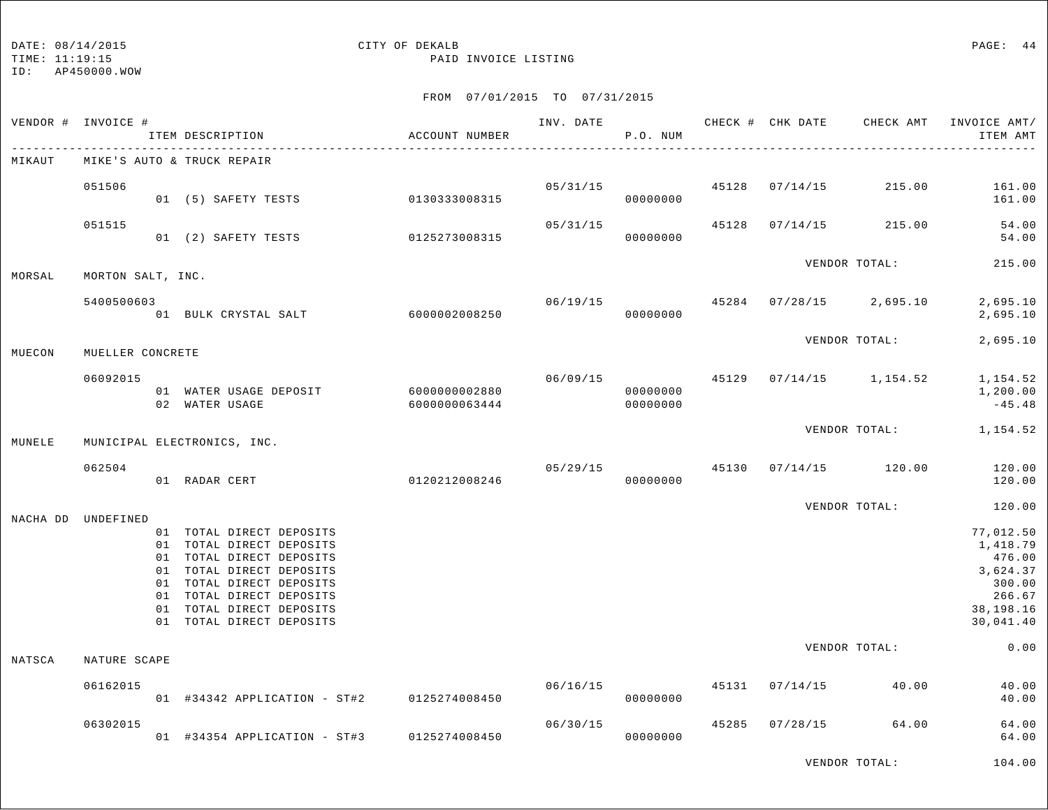DATE: 08/14/2015
TIME: 11:19:15
ID: AP450000.WOW

CITY OF DEKALB
PAID INVOICE LISTING

FROM 07/01/2015 TO 07/31/2015

| VENDOR # | INVOICE # / ITEM DESCRIPTION | ACCOUNT NUMBER | INV. DATE | P.O. NUM | CHECK # | CHK DATE | CHECK AMT | INVOICE AMT/ ITEM AMT |
|---|---|---|---|---|---|---|---|---|
| MIKAUT | MIKE'S AUTO & TRUCK REPAIR | | | | | | | |
| | 051506 | | 05/31/15 | | 45128 | 07/14/15 | 215.00 | 161.00 |
| | 01 (5) SAFETY TESTS | 0130333008315 | | 00000000 | | | | 161.00 |
| | 051515 | | 05/31/15 | | 45128 | 07/14/15 | 215.00 | 54.00 |
| | 01 (2) SAFETY TESTS | 0125273008315 | | 00000000 | | | | 54.00 |
| | | | | | | VENDOR TOTAL: | | 215.00 |
| MORSAL | MORTON SALT, INC. | | | | | | | |
| | 5400500603 | | 06/19/15 | | 45284 | 07/28/15 | 2,695.10 | 2,695.10 |
| | 01 BULK CRYSTAL SALT | 6000002008250 | | 00000000 | | | | 2,695.10 |
| | | | | | | VENDOR TOTAL: | | 2,695.10 |
| MUECON | MUELLER CONCRETE | | | | | | | |
| | 06092015 | | 06/09/15 | | 45129 | 07/14/15 | 1,154.52 | 1,154.52 |
| | 01 WATER USAGE DEPOSIT | 6000000002880 | | 00000000 | | | | 1,200.00 |
| | 02 WATER USAGE | 6000000063444 | | 00000000 | | | | -45.48 |
| | | | | | | VENDOR TOTAL: | | 1,154.52 |
| MUNELE | MUNICIPAL ELECTRONICS, INC. | | | | | | | |
| | 062504 | | 05/29/15 | | 45130 | 07/14/15 | 120.00 | 120.00 |
| | 01 RADAR CERT | 0120212008246 | | 00000000 | | | | 120.00 |
| | | | | | | VENDOR TOTAL: | | 120.00 |
| NACHA DD | UNDEFINED | | | | | | | |
| | 01 TOTAL DIRECT DEPOSITS | | | | | | | 77,012.50 |
| | 01 TOTAL DIRECT DEPOSITS | | | | | | | 1,418.79 |
| | 01 TOTAL DIRECT DEPOSITS | | | | | | | 476.00 |
| | 01 TOTAL DIRECT DEPOSITS | | | | | | | 3,624.37 |
| | 01 TOTAL DIRECT DEPOSITS | | | | | | | 300.00 |
| | 01 TOTAL DIRECT DEPOSITS | | | | | | | 266.67 |
| | 01 TOTAL DIRECT DEPOSITS | | | | | | | 38,198.16 |
| | 01 TOTAL DIRECT DEPOSITS | | | | | | | 30,041.40 |
| | | | | | | VENDOR TOTAL: | | 0.00 |
| NATSCA | NATURE SCAPE | | | | | | | |
| | 06162015 | | 06/16/15 | | 45131 | 07/14/15 | 40.00 | 40.00 |
| | 01 #34342 APPLICATION - ST#2 | 0125274008450 | | 00000000 | | | | 40.00 |
| | 06302015 | | 06/30/15 | | 45285 | 07/28/15 | 64.00 | 64.00 |
| | 01 #34354 APPLICATION - ST#3 | 0125274008450 | | 00000000 | | | | 64.00 |
| | | | | | | VENDOR TOTAL: | | 104.00 |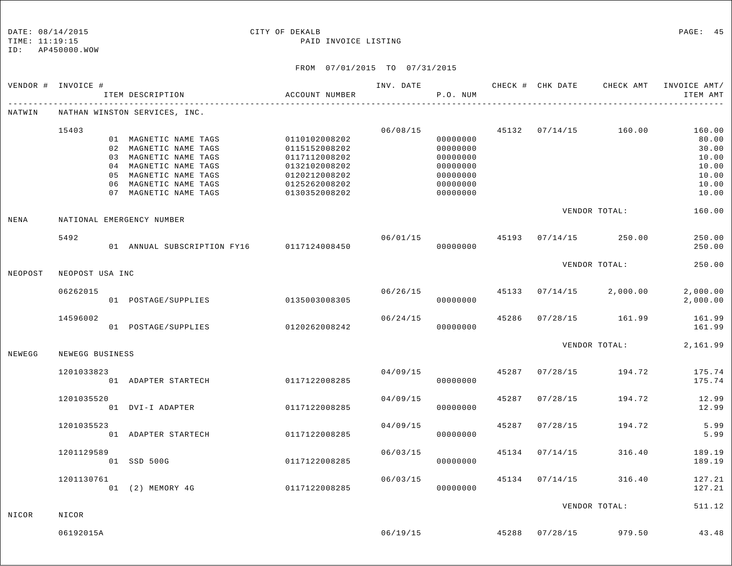DATE: 08/14/2015 CITY OF DEKALB
TIME: 11:19:15 PAID INVOICE LISTING
ID: AP450000.WOW

FROM 07/01/2015 TO 07/31/2015

| VENDOR # | INVOICE # / ITEM DESCRIPTION | ACCOUNT NUMBER | INV. DATE | P.O. NUM | CHECK # | CHK DATE | CHECK AMT | INVOICE AMT/ ITEM AMT |
|---|---|---|---|---|---|---|---|---|
| NATWIN | NATHAN WINSTON SERVICES, INC. | | | | | | | |
| | 15403 | | 06/08/15 | | 45132 | 07/14/15 | 160.00 | 160.00 |
| | 01 MAGNETIC NAME TAGS | 0110102008202 | | 00000000 | | | | 80.00 |
| | 02 MAGNETIC NAME TAGS | 0115152008202 | | 00000000 | | | | 30.00 |
| | 03 MAGNETIC NAME TAGS | 0117112008202 | | 00000000 | | | | 10.00 |
| | 04 MAGNETIC NAME TAGS | 0132102008202 | | 00000000 | | | | 10.00 |
| | 05 MAGNETIC NAME TAGS | 0120212008202 | | 00000000 | | | | 10.00 |
| | 06 MAGNETIC NAME TAGS | 0125262008202 | | 00000000 | | | | 10.00 |
| | 07 MAGNETIC NAME TAGS | 0130352008202 | | 00000000 | | | | 10.00 |
| | | | | | | | VENDOR TOTAL: | 160.00 |
| NENA | NATIONAL EMERGENCY NUMBER | | | | | | | |
| | 5492 | | 06/01/15 | | 45193 | 07/14/15 | 250.00 | 250.00 |
| | 01 ANNUAL SUBSCRIPTION FY16 | 0117124008450 | | 00000000 | | | | 250.00 |
| | | | | | | | VENDOR TOTAL: | 250.00 |
| NEOPOST | NEOPOST USA INC | | | | | | | |
| | 06262015 | | 06/26/15 | | 45133 | 07/14/15 | 2,000.00 | 2,000.00 |
| | 01 POSTAGE/SUPPLIES | 0135003008305 | | 00000000 | | | | 2,000.00 |
| | 14596002 | | 06/24/15 | | 45286 | 07/28/15 | 161.99 | 161.99 |
| | 01 POSTAGE/SUPPLIES | 0120262008242 | | 00000000 | | | | 161.99 |
| | | | | | | | VENDOR TOTAL: | 2,161.99 |
| NEWEGG | NEWEGG BUSINESS | | | | | | | |
| | 1201033823 | | 04/09/15 | | 45287 | 07/28/15 | 194.72 | 175.74 |
| | 01 ADAPTER STARTECH | 0117122008285 | | 00000000 | | | | 175.74 |
| | 1201035520 | | 04/09/15 | | 45287 | 07/28/15 | 194.72 | 12.99 |
| | 01 DVI-I ADAPTER | 0117122008285 | | 00000000 | | | | 12.99 |
| | 1201035523 | | 04/09/15 | | 45287 | 07/28/15 | 194.72 | 5.99 |
| | 01 ADAPTER STARTECH | 0117122008285 | | 00000000 | | | | 5.99 |
| | 1201129589 | | 06/03/15 | | 45134 | 07/14/15 | 316.40 | 189.19 |
| | 01 SSD 500G | 0117122008285 | | 00000000 | | | | 189.19 |
| | 1201130761 | | 06/03/15 | | 45134 | 07/14/15 | 316.40 | 127.21 |
| | 01 (2) MEMORY 4G | 0117122008285 | | 00000000 | | | | 127.21 |
| | | | | | | | VENDOR TOTAL: | 511.12 |
| NICOR | NICOR | | | | | | | |
| | 06192015A | | 06/19/15 | | 45288 | 07/28/15 | 979.50 | 43.48 |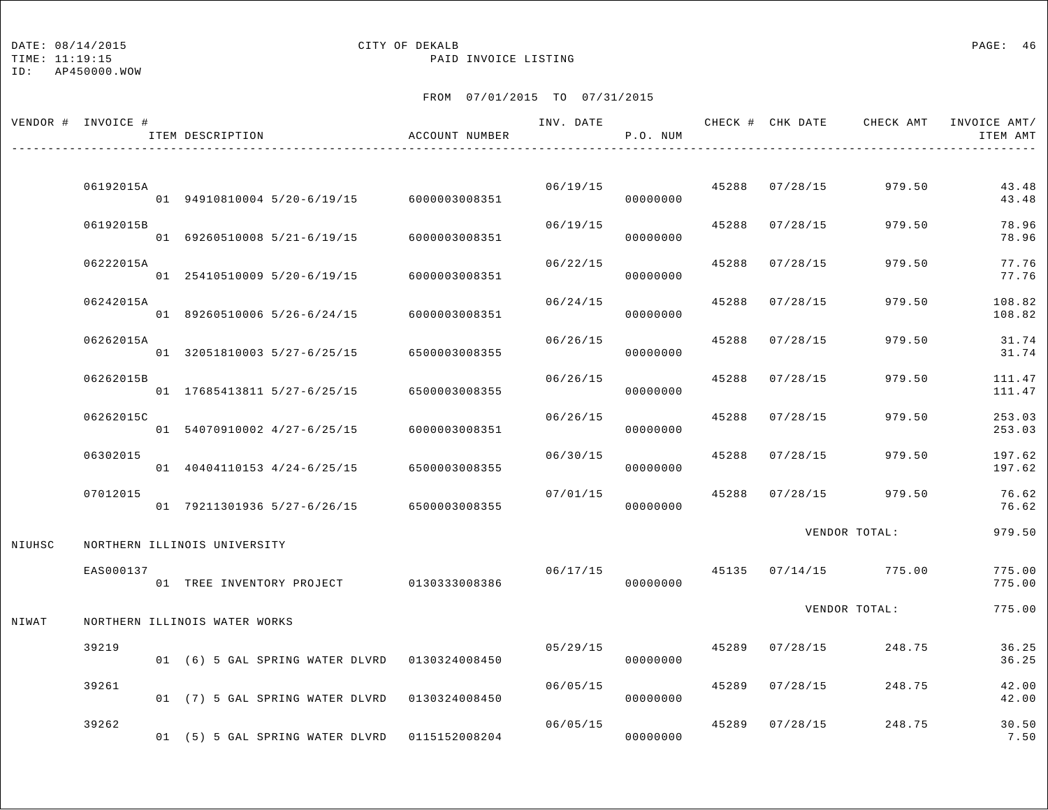DATE: 08/14/2015 CITY OF DEKALB
TIME: 11:19:15 PAID INVOICE LISTING
ID: AP450000.WOW

FROM 07/01/2015 TO 07/31/2015

| VENDOR # | INVOICE # / ITEM DESCRIPTION | ACCOUNT NUMBER | INV. DATE | P.O. NUM | CHECK # | CHK DATE | CHECK AMT | INVOICE AMT/ ITEM AMT |
|---|---|---|---|---|---|---|---|---|
| | 06192015A | | 06/19/15 | | 45288 | 07/28/15 | 979.50 | 43.48 |
| | 01 94910810004 5/20-6/19/15 | 6000003008351 | | 00000000 | | | | 43.48 |
| | 06192015B | | 06/19/15 | | 45288 | 07/28/15 | 979.50 | 78.96 |
| | 01 69260510008 5/21-6/19/15 | 6000003008351 | | 00000000 | | | | 78.96 |
| | 06222015A | | 06/22/15 | | 45288 | 07/28/15 | 979.50 | 77.76 |
| | 01 25410510009 5/20-6/19/15 | 6000003008351 | | 00000000 | | | | 77.76 |
| | 06242015A | | 06/24/15 | | 45288 | 07/28/15 | 979.50 | 108.82 |
| | 01 89260510006 5/26-6/24/15 | 6000003008351 | | 00000000 | | | | 108.82 |
| | 06262015A | | 06/26/15 | | 45288 | 07/28/15 | 979.50 | 31.74 |
| | 01 32051810003 5/27-6/25/15 | 6500003008355 | | 00000000 | | | | 31.74 |
| | 06262015B | | 06/26/15 | | 45288 | 07/28/15 | 979.50 | 111.47 |
| | 01 17685413811 5/27-6/25/15 | 6500003008355 | | 00000000 | | | | 111.47 |
| | 06262015C | | 06/26/15 | | 45288 | 07/28/15 | 979.50 | 253.03 |
| | 01 54070910002 4/27-6/25/15 | 6000003008351 | | 00000000 | | | | 253.03 |
| | 06302015 | | 06/30/15 | | 45288 | 07/28/15 | 979.50 | 197.62 |
| | 01 40404110153 4/24-6/25/15 | 6500003008355 | | 00000000 | | | | 197.62 |
| | 07012015 | | 07/01/15 | | 45288 | 07/28/15 | 979.50 | 76.62 |
| | 01 79211301936 5/27-6/26/15 | 6500003008355 | | 00000000 | | | | 76.62 |
| | | | | | | | VENDOR TOTAL: | 979.50 |
| NIUHSC | NORTHERN ILLINOIS UNIVERSITY | | | | | | | |
| | EAS000137 | | 06/17/15 | | 45135 | 07/14/15 | 775.00 | 775.00 |
| | 01 TREE INVENTORY PROJECT | 0130333008386 | | 00000000 | | | | 775.00 |
| | | | | | | | VENDOR TOTAL: | 775.00 |
| NIWAT | NORTHERN ILLINOIS WATER WORKS | | | | | | | |
| | 39219 | | 05/29/15 | | 45289 | 07/28/15 | 248.75 | 36.25 |
| | 01 (6) 5 GAL SPRING WATER DLVRD | 0130324008450 | | 00000000 | | | | 36.25 |
| | 39261 | | 06/05/15 | | 45289 | 07/28/15 | 248.75 | 42.00 |
| | 01 (7) 5 GAL SPRING WATER DLVRD | 0130324008450 | | 00000000 | | | | 42.00 |
| | 39262 | | 06/05/15 | | 45289 | 07/28/15 | 248.75 | 30.50 |
| | 01 (5) 5 GAL SPRING WATER DLVRD | 0115152008204 | | 00000000 | | | | 7.50 |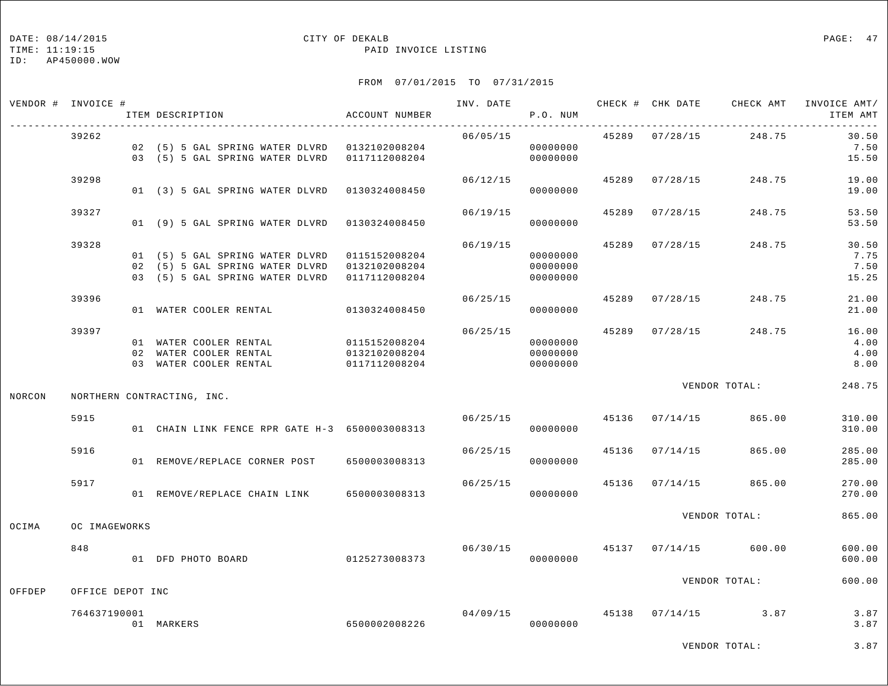DATE: 08/14/2015 CITY OF DEKALB
TIME: 11:19:15 PAID INVOICE LISTING
ID: AP450000.WOW

FROM 07/01/2015 TO 07/31/2015

| VENDOR # | INVOICE # | ITEM DESCRIPTION | ACCOUNT NUMBER | INV. DATE | P.O. NUM | CHECK # | CHK DATE | CHECK AMT | INVOICE AMT/ ITEM AMT |
|---|---|---|---|---|---|---|---|---|---|
| | 39262 | | | 06/05/15 | | 45289 | 07/28/15 | 248.75 | 30.50 |
| | | 02 (5) 5 GAL SPRING WATER DLVRD | 0132102008204 | | 00000000 | | | | 7.50 |
| | | 03 (5) 5 GAL SPRING WATER DLVRD | 0117112008204 | | 00000000 | | | | 15.50 |
| | 39298 | | | 06/12/15 | | 45289 | 07/28/15 | 248.75 | 19.00 |
| | | 01 (3) 5 GAL SPRING WATER DLVRD | 0130324008450 | | 00000000 | | | | 19.00 |
| | 39327 | | | 06/19/15 | | 45289 | 07/28/15 | 248.75 | 53.50 |
| | | 01 (9) 5 GAL SPRING WATER DLVRD | 0130324008450 | | 00000000 | | | | 53.50 |
| | 39328 | | | 06/19/15 | | 45289 | 07/28/15 | 248.75 | 30.50 |
| | | 01 (5) 5 GAL SPRING WATER DLVRD | 0115152008204 | | 00000000 | | | | 7.75 |
| | | 02 (5) 5 GAL SPRING WATER DLVRD | 0132102008204 | | 00000000 | | | | 7.50 |
| | | 03 (5) 5 GAL SPRING WATER DLVRD | 0117112008204 | | 00000000 | | | | 15.25 |
| | 39396 | | | 06/25/15 | | 45289 | 07/28/15 | 248.75 | 21.00 |
| | | 01 WATER COOLER RENTAL | 0130324008450 | | 00000000 | | | | 21.00 |
| | 39397 | | | 06/25/15 | | 45289 | 07/28/15 | 248.75 | 16.00 |
| | | 01 WATER COOLER RENTAL | 0115152008204 | | 00000000 | | | | 4.00 |
| | | 02 WATER COOLER RENTAL | 0132102008204 | | 00000000 | | | | 4.00 |
| | | 03 WATER COOLER RENTAL | 0117112008204 | | 00000000 | | | | 8.00 |
| | | | | | | | VENDOR TOTAL: | | 248.75 |
| NORCON | NORTHERN CONTRACTING, INC. | | | | | | | | |
| | 5915 | | | 06/25/15 | | 45136 | 07/14/15 | 865.00 | 310.00 |
| | | 01 CHAIN LINK FENCE RPR GATE H-3 | 6500003008313 | | 00000000 | | | | 310.00 |
| | 5916 | | | 06/25/15 | | 45136 | 07/14/15 | 865.00 | 285.00 |
| | | 01 REMOVE/REPLACE CORNER POST | 6500003008313 | | 00000000 | | | | 285.00 |
| | 5917 | | | 06/25/15 | | 45136 | 07/14/15 | 865.00 | 270.00 |
| | | 01 REMOVE/REPLACE CHAIN LINK | 6500003008313 | | 00000000 | | | | 270.00 |
| | | | | | | | VENDOR TOTAL: | | 865.00 |
| OCIMA | OC IMAGEWORKS | | | | | | | | |
| | 848 | | | 06/30/15 | | 45137 | 07/14/15 | 600.00 | 600.00 |
| | | 01 DFD PHOTO BOARD | 0125273008373 | | 00000000 | | | | 600.00 |
| | | | | | | | VENDOR TOTAL: | | 600.00 |
| OFFDEP | OFFICE DEPOT INC | | | | | | | | |
| | 764637190001 | | | 04/09/15 | | 45138 | 07/14/15 | 3.87 | 3.87 |
| | | 01 MARKERS | 6500002008226 | | 00000000 | | | | 3.87 |
| | | | | | | | VENDOR TOTAL: | | 3.87 |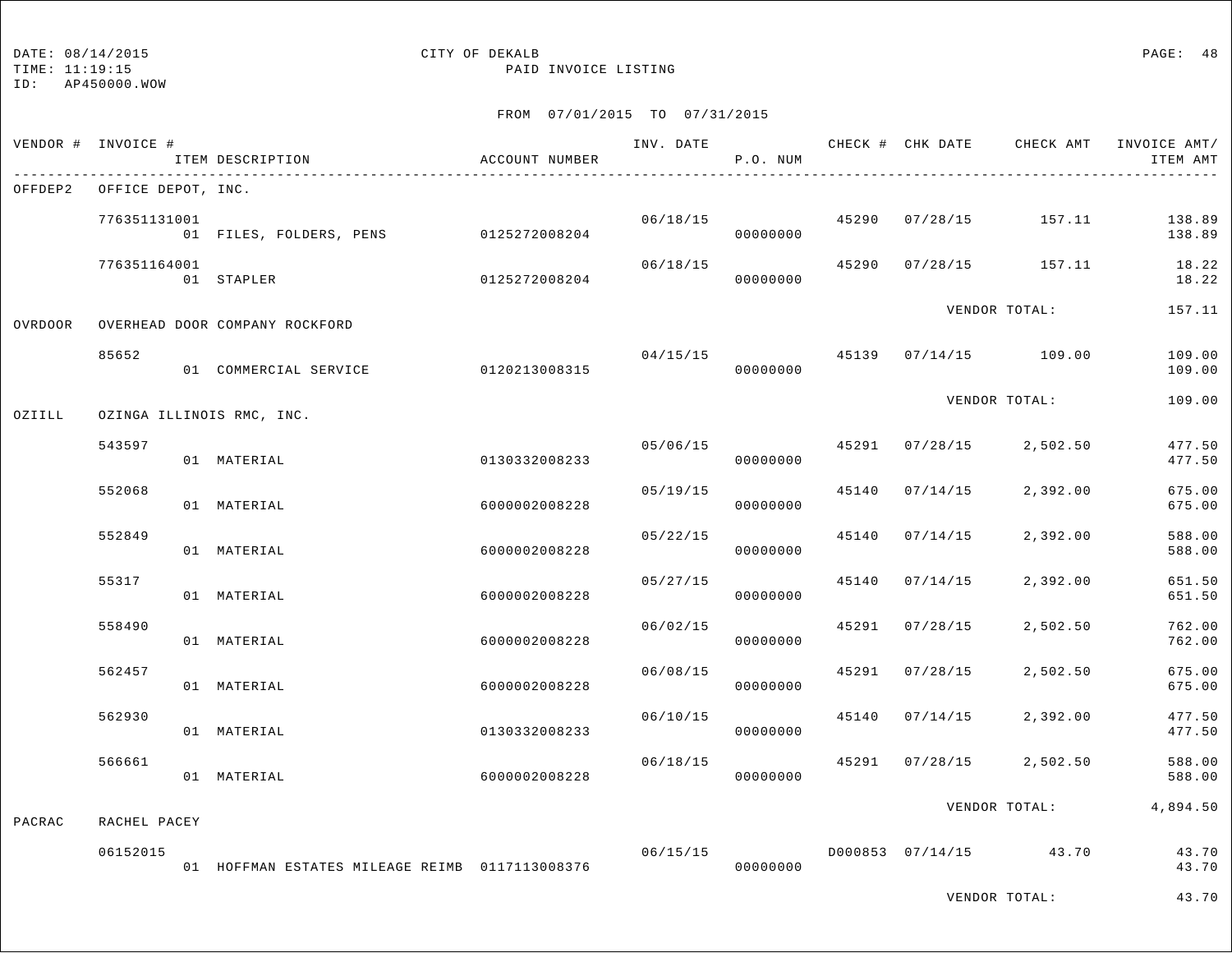DATE: 08/14/2015 CITY OF DEKALB
TIME: 11:19:15 PAID INVOICE LISTING
ID: AP450000.WOW

FROM 07/01/2015 TO 07/31/2015

| VENDOR # | INVOICE # / ITEM DESCRIPTION | ACCOUNT NUMBER | INV. DATE | P.O. NUM | CHECK # | CHK DATE | CHECK AMT | INVOICE AMT/ ITEM AMT |
|---|---|---|---|---|---|---|---|---|
| OFFDEP2 | OFFICE DEPOT, INC. | | | | | | | |
| | 776351131001 | | 06/18/15 | | 45290 | 07/28/15 | 157.11 | 138.89 |
| | 01 FILES, FOLDERS, PENS | 0125272008204 | | 00000000 | | | | 138.89 |
| | 776351164001 | | 06/18/15 | | 45290 | 07/28/15 | 157.11 | 18.22 |
| | 01 STAPLER | 0125272008204 | | 00000000 | | | | 18.22 |
| | | | | | | VENDOR TOTAL: | | 157.11 |
| OVRDOOR | OVERHEAD DOOR COMPANY ROCKFORD | | | | | | | |
| | 85652 | | 04/15/15 | | 45139 | 07/14/15 | 109.00 | 109.00 |
| | 01 COMMERCIAL SERVICE | 0120213008315 | | 00000000 | | | | 109.00 |
| | | | | | | VENDOR TOTAL: | | 109.00 |
| OZIILL | OZINGA ILLINOIS RMC, INC. | | | | | | | |
| | 543597 | | 05/06/15 | | 45291 | 07/28/15 | 2,502.50 | 477.50 |
| | 01 MATERIAL | 0130332008233 | | 00000000 | | | | 477.50 |
| | 552068 | | 05/19/15 | | 45140 | 07/14/15 | 2,392.00 | 675.00 |
| | 01 MATERIAL | 6000002008228 | | 00000000 | | | | 675.00 |
| | 552849 | | 05/22/15 | | 45140 | 07/14/15 | 2,392.00 | 588.00 |
| | 01 MATERIAL | 6000002008228 | | 00000000 | | | | 588.00 |
| | 55317 | | 05/27/15 | | 45140 | 07/14/15 | 2,392.00 | 651.50 |
| | 01 MATERIAL | 6000002008228 | | 00000000 | | | | 651.50 |
| | 558490 | | 06/02/15 | | 45291 | 07/28/15 | 2,502.50 | 762.00 |
| | 01 MATERIAL | 6000002008228 | | 00000000 | | | | 762.00 |
| | 562457 | | 06/08/15 | | 45291 | 07/28/15 | 2,502.50 | 675.00 |
| | 01 MATERIAL | 6000002008228 | | 00000000 | | | | 675.00 |
| | 562930 | | 06/10/15 | | 45140 | 07/14/15 | 2,392.00 | 477.50 |
| | 01 MATERIAL | 0130332008233 | | 00000000 | | | | 477.50 |
| | 566661 | | 06/18/15 | | 45291 | 07/28/15 | 2,502.50 | 588.00 |
| | 01 MATERIAL | 6000002008228 | | 00000000 | | | | 588.00 |
| | | | | | | VENDOR TOTAL: | | 4,894.50 |
| PACRAC | RACHEL PACEY | | | | | | | |
| | 06152015 | | 06/15/15 | | D000853 | 07/14/15 | 43.70 | 43.70 |
| | 01 HOFFMAN ESTATES MILEAGE REIMB | 0117113008376 | | 00000000 | | | | 43.70 |
| | | | | | | VENDOR TOTAL: | | 43.70 |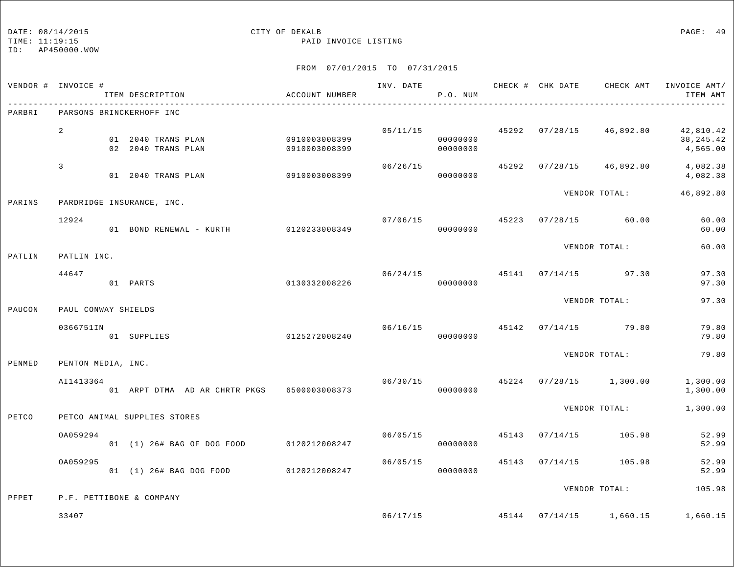DATE: 08/14/2015 CITY OF DEKALB
TIME: 11:19:15 PAID INVOICE LISTING
ID: AP450000.WOW

FROM 07/01/2015 TO 07/31/2015

| VENDOR # | INVOICE # / ITEM DESCRIPTION | ACCOUNT NUMBER | INV. DATE | P.O. NUM | CHECK # | CHK DATE | CHECK AMT | INVOICE AMT/ ITEM AMT |
|---|---|---|---|---|---|---|---|---|
| PARBRI | PARSONS BRINCKERHOFF INC | | | | | | | |
| | 2 | | 05/11/15 | | 45292 | 07/28/15 | 46,892.80 | 42,810.42 |
| | 01 2040 TRANS PLAN | 0910003008399 | | 00000000 | | | | 38,245.42 |
| | 02 2040 TRANS PLAN | 0910003008399 | | 00000000 | | | | 4,565.00 |
| | 3 | | 06/26/15 | | 45292 | 07/28/15 | 46,892.80 | 4,082.38 |
| | 01 2040 TRANS PLAN | 0910003008399 | | 00000000 | | | | 4,082.38 |
| | | | | | | VENDOR TOTAL: | | 46,892.80 |
| PARINS | PARDRIDGE INSURANCE, INC. | | | | | | | |
| | 12924 | | 07/06/15 | | 45223 | 07/28/15 | 60.00 | 60.00 |
| | 01 BOND RENEWAL - KURTH | 0120233008349 | | 00000000 | | | | 60.00 |
| | | | | | | VENDOR TOTAL: | | 60.00 |
| PATLIN | PATLIN INC. | | | | | | | |
| | 44647 | | 06/24/15 | | 45141 | 07/14/15 | 97.30 | 97.30 |
| | 01 PARTS | 0130332008226 | | 00000000 | | | | 97.30 |
| | | | | | | VENDOR TOTAL: | | 97.30 |
| PAUCON | PAUL CONWAY SHIELDS | | | | | | | |
| | 0366751IN | | 06/16/15 | | 45142 | 07/14/15 | 79.80 | 79.80 |
| | 01 SUPPLIES | 0125272008240 | | 00000000 | | | | 79.80 |
| | | | | | | VENDOR TOTAL: | | 79.80 |
| PENMED | PENTON MEDIA, INC. | | | | | | | |
| | AI1413364 | | 06/30/15 | | 45224 | 07/28/15 | 1,300.00 | 1,300.00 |
| | 01 ARPT DTMA AD AR CHRTR PKGS | 6500003008373 | | 00000000 | | | | 1,300.00 |
| | | | | | | VENDOR TOTAL: | | 1,300.00 |
| PETCO | PETCO ANIMAL SUPPLIES STORES | | | | | | | |
| | OA059294 | | 06/05/15 | | 45143 | 07/14/15 | 105.98 | 52.99 |
| | 01 (1) 26# BAG OF DOG FOOD | 0120212008247 | | 00000000 | | | | 52.99 |
| | OA059295 | | 06/05/15 | | 45143 | 07/14/15 | 105.98 | 52.99 |
| | 01 (1) 26# BAG DOG FOOD | 0120212008247 | | 00000000 | | | | 52.99 |
| | | | | | | VENDOR TOTAL: | | 105.98 |
| PFPET | P.F. PETTIBONE & COMPANY | | | | | | | |
| | 33407 | | 06/17/15 | | 45144 | 07/14/15 | 1,660.15 | 1,660.15 |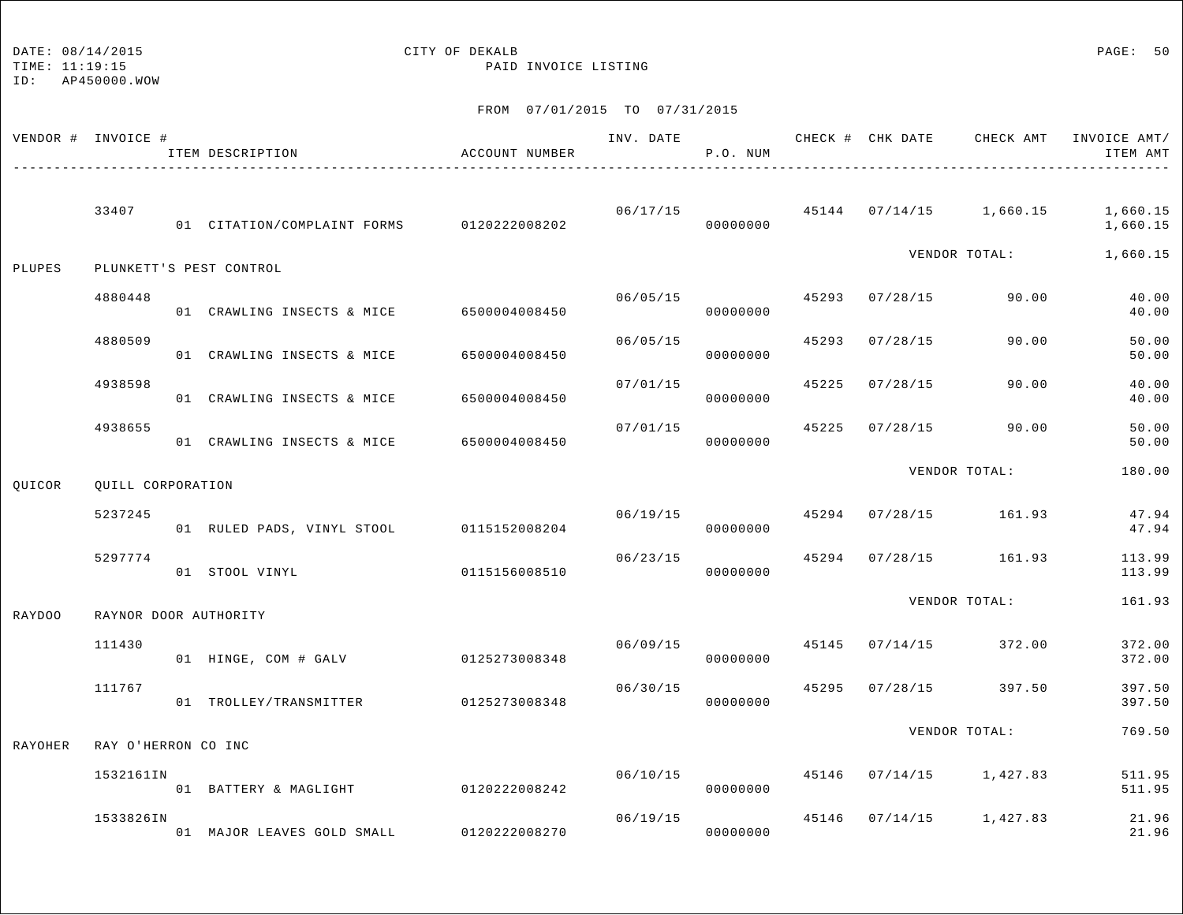DATE: 08/14/2015 CITY OF DEKALB PAGE: 50
TIME: 11:19:15 PAID INVOICE LISTING
ID: AP450000.WOW

FROM 07/01/2015 TO 07/31/2015

| VENDOR # | INVOICE # / ITEM DESCRIPTION | ACCOUNT NUMBER | INV. DATE | P.O. NUM | CHECK # | CHK DATE | CHECK AMT | INVOICE AMT/ ITEM AMT |
|---|---|---|---|---|---|---|---|---|
| | 33407 | | 06/17/15 | | 45144 | 07/14/15 | 1,660.15 | 1,660.15 |
| | 01 CITATION/COMPLAINT FORMS | 0120222008202 | | 00000000 | | | | 1,660.15 |
| | | | | | | VENDOR TOTAL: | | 1,660.15 |
| PLUPES | PLUNKETT'S PEST CONTROL | | | | | | | |
| | 4880448 | | 06/05/15 | | 45293 | 07/28/15 | 90.00 | 40.00 |
| | 01 CRAWLING INSECTS & MICE | 6500004008450 | | 00000000 | | | | 40.00 |
| | 4880509 | | 06/05/15 | | 45293 | 07/28/15 | 90.00 | 50.00 |
| | 01 CRAWLING INSECTS & MICE | 6500004008450 | | 00000000 | | | | 50.00 |
| | 4938598 | | 07/01/15 | | 45225 | 07/28/15 | 90.00 | 40.00 |
| | 01 CRAWLING INSECTS & MICE | 6500004008450 | | 00000000 | | | | 40.00 |
| | 4938655 | | 07/01/15 | | 45225 | 07/28/15 | 90.00 | 50.00 |
| | 01 CRAWLING INSECTS & MICE | 6500004008450 | | 00000000 | | | | 50.00 |
| | | | | | | VENDOR TOTAL: | | 180.00 |
| QUICOR | QUILL CORPORATION | | | | | | | |
| | 5237245 | | 06/19/15 | | 45294 | 07/28/15 | 161.93 | 47.94 |
| | 01 RULED PADS, VINYL STOOL | 0115152008204 | | 00000000 | | | | 47.94 |
| | 5297774 | | 06/23/15 | | 45294 | 07/28/15 | 161.93 | 113.99 |
| | 01 STOOL VINYL | 0115156008510 | | 00000000 | | | | 113.99 |
| | | | | | | VENDOR TOTAL: | | 161.93 |
| RAYDOO | RAYNOR DOOR AUTHORITY | | | | | | | |
| | 111430 | | 06/09/15 | | 45145 | 07/14/15 | 372.00 | 372.00 |
| | 01 HINGE, COM # GALV | 0125273008348 | | 00000000 | | | | 372.00 |
| | 111767 | | 06/30/15 | | 45295 | 07/28/15 | 397.50 | 397.50 |
| | 01 TROLLEY/TRANSMITTER | 0125273008348 | | 00000000 | | | | 397.50 |
| | | | | | | VENDOR TOTAL: | | 769.50 |
| RAYOHER | RAY O'HERRON CO INC | | | | | | | |
| | 1532161IN | | 06/10/15 | | 45146 | 07/14/15 | 1,427.83 | 511.95 |
| | 01 BATTERY & MAGLIGHT | 0120222008242 | | 00000000 | | | | 511.95 |
| | 1533826IN | | 06/19/15 | | 45146 | 07/14/15 | 1,427.83 | 21.96 |
| | 01 MAJOR LEAVES GOLD SMALL | 0120222008270 | | 00000000 | | | | 21.96 |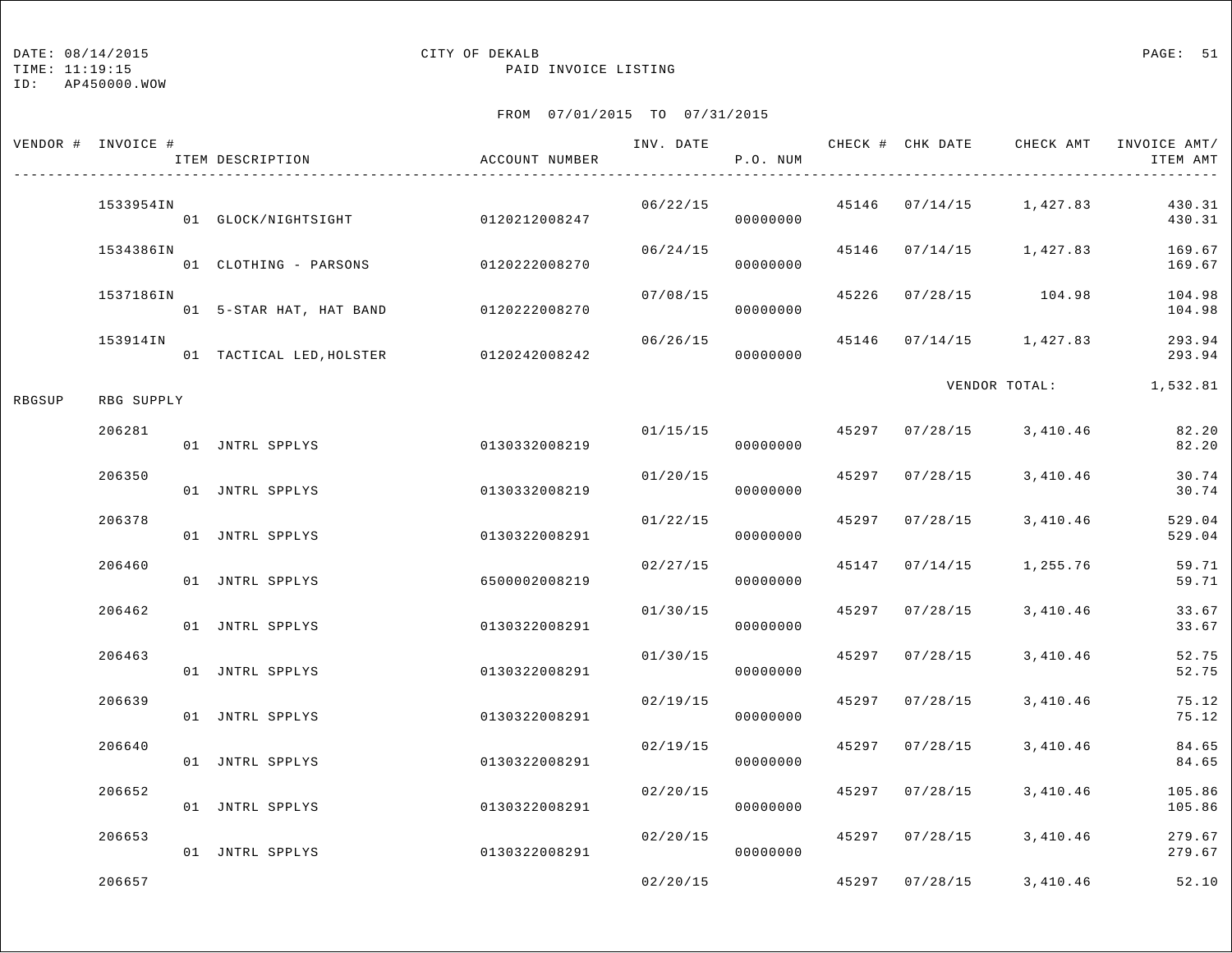CITY OF DEKALB

PAID INVOICE LISTING

DATE: 08/14/2015
TIME: 11:19:15
ID: AP450000.WOW

FROM 07/01/2015 TO 07/31/2015

| VENDOR # | INVOICE # / ITEM DESCRIPTION | ACCOUNT NUMBER | INV. DATE | P.O. NUM | CHECK # | CHK DATE | CHECK AMT | INVOICE AMT/ ITEM AMT |
|---|---|---|---|---|---|---|---|---|
| | 1533954IN | | 06/22/15 | | 45146 | 07/14/15 | 1,427.83 | 430.31 |
| | 01 GLOCK/NIGHTSIGHT | 0120212008247 | | 00000000 | | | | 430.31 |
| | 1534386IN | | 06/24/15 | | 45146 | 07/14/15 | 1,427.83 | 169.67 |
| | 01 CLOTHING - PARSONS | 0120222008270 | | 00000000 | | | | 169.67 |
| | 1537186IN | | 07/08/15 | | 45226 | 07/28/15 | 104.98 | 104.98 |
| | 01 5-STAR HAT, HAT BAND | 0120222008270 | | 00000000 | | | | 104.98 |
| | 153914IN | | 06/26/15 | | 45146 | 07/14/15 | 1,427.83 | 293.94 |
| | 01 TACTICAL LED,HOLSTER | 0120242008242 | | 00000000 | | | | 293.94 |
| | | | | | | | VENDOR TOTAL: | 1,532.81 |
| RBGSUP | RBG SUPPLY | | | | | | | |
| | 206281 | | 01/15/15 | | 45297 | 07/28/15 | 3,410.46 | 82.20 |
| | 01 JNTRL SPPLYS | 0130332008219 | | 00000000 | | | | 82.20 |
| | 206350 | | 01/20/15 | | 45297 | 07/28/15 | 3,410.46 | 30.74 |
| | 01 JNTRL SPPLYS | 0130332008219 | | 00000000 | | | | 30.74 |
| | 206378 | | 01/22/15 | | 45297 | 07/28/15 | 3,410.46 | 529.04 |
| | 01 JNTRL SPPLYS | 0130322008291 | | 00000000 | | | | 529.04 |
| | 206460 | | 02/27/15 | | 45147 | 07/14/15 | 1,255.76 | 59.71 |
| | 01 JNTRL SPPLYS | 6500002008219 | | 00000000 | | | | 59.71 |
| | 206462 | | 01/30/15 | | 45297 | 07/28/15 | 3,410.46 | 33.67 |
| | 01 JNTRL SPPLYS | 0130322008291 | | 00000000 | | | | 33.67 |
| | 206463 | | 01/30/15 | | 45297 | 07/28/15 | 3,410.46 | 52.75 |
| | 01 JNTRL SPPLYS | 0130322008291 | | 00000000 | | | | 52.75 |
| | 206639 | | 02/19/15 | | 45297 | 07/28/15 | 3,410.46 | 75.12 |
| | 01 JNTRL SPPLYS | 0130322008291 | | 00000000 | | | | 75.12 |
| | 206640 | | 02/19/15 | | 45297 | 07/28/15 | 3,410.46 | 84.65 |
| | 01 JNTRL SPPLYS | 0130322008291 | | 00000000 | | | | 84.65 |
| | 206652 | | 02/20/15 | | 45297 | 07/28/15 | 3,410.46 | 105.86 |
| | 01 JNTRL SPPLYS | 0130322008291 | | 00000000 | | | | 105.86 |
| | 206653 | | 02/20/15 | | 45297 | 07/28/15 | 3,410.46 | 279.67 |
| | 01 JNTRL SPPLYS | 0130322008291 | | 00000000 | | | | 279.67 |
| | 206657 | | 02/20/15 | | 45297 | 07/28/15 | 3,410.46 | 52.10 |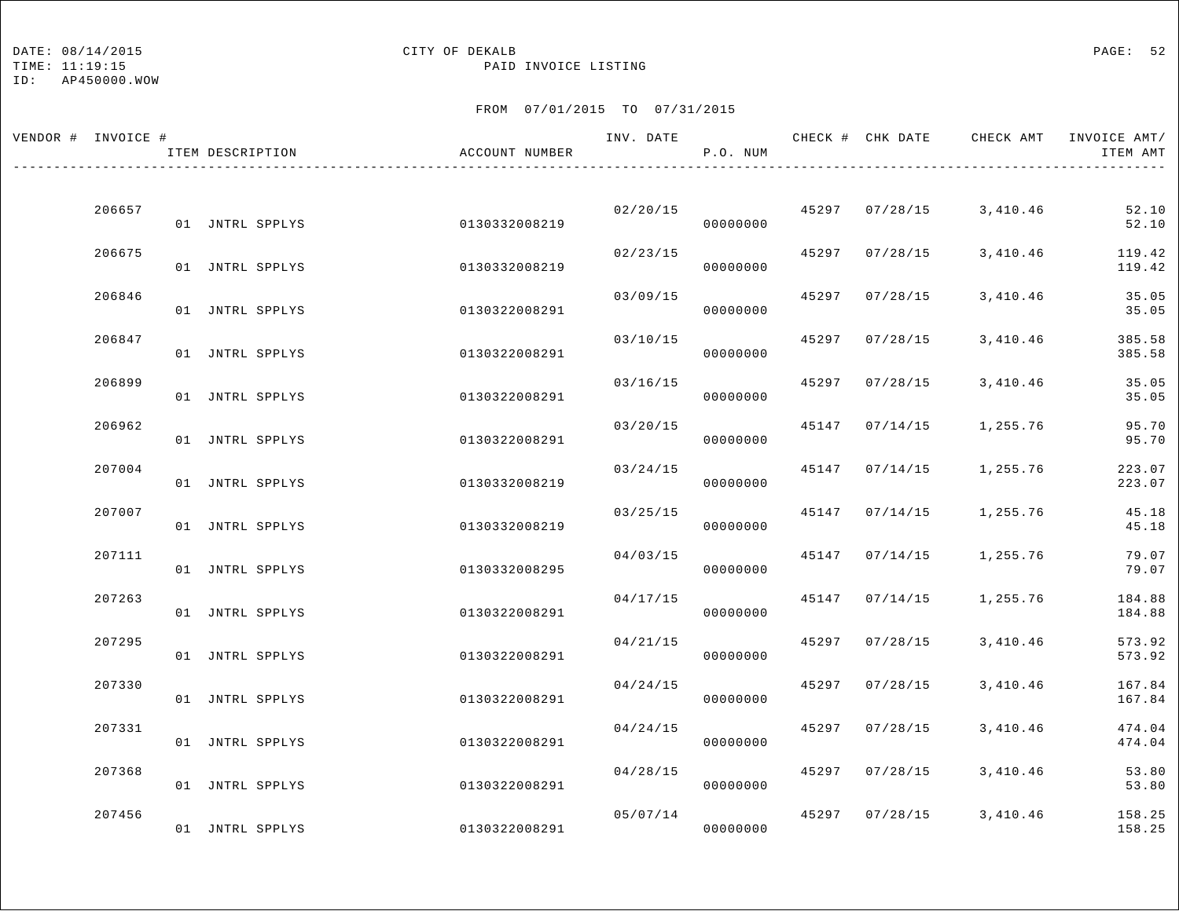DATE: 08/14/2015
TIME: 11:19:15
ID: AP450000.WOW

CITY OF DEKALB
PAID INVOICE LISTING

FROM 07/01/2015 TO 07/31/2015

| VENDOR # | INVOICE # | ITEM DESCRIPTION | ACCOUNT NUMBER | INV. DATE | P.O. NUM | CHECK # | CHK DATE | CHECK AMT | INVOICE AMT/ ITEM AMT |
|---|---|---|---|---|---|---|---|---|---|
| | 206657 | | | 02/20/15 | | 45297 | 07/28/15 | 3,410.46 | 52.10 |
| | | 01 JNTRL SPPLYS | 0130332008219 | | 00000000 | | | | 52.10 |
| | 206675 | | | 02/23/15 | | 45297 | 07/28/15 | 3,410.46 | 119.42 |
| | | 01 JNTRL SPPLYS | 0130332008219 | | 00000000 | | | | 119.42 |
| | 206846 | | | 03/09/15 | | 45297 | 07/28/15 | 3,410.46 | 35.05 |
| | | 01 JNTRL SPPLYS | 0130322008291 | | 00000000 | | | | 35.05 |
| | 206847 | | | 03/10/15 | | 45297 | 07/28/15 | 3,410.46 | 385.58 |
| | | 01 JNTRL SPPLYS | 0130322008291 | | 00000000 | | | | 385.58 |
| | 206899 | | | 03/16/15 | | 45297 | 07/28/15 | 3,410.46 | 35.05 |
| | | 01 JNTRL SPPLYS | 0130322008291 | | 00000000 | | | | 35.05 |
| | 206962 | | | 03/20/15 | | 45147 | 07/14/15 | 1,255.76 | 95.70 |
| | | 01 JNTRL SPPLYS | 0130322008291 | | 00000000 | | | | 95.70 |
| | 207004 | | | 03/24/15 | | 45147 | 07/14/15 | 1,255.76 | 223.07 |
| | | 01 JNTRL SPPLYS | 0130332008219 | | 00000000 | | | | 223.07 |
| | 207007 | | | 03/25/15 | | 45147 | 07/14/15 | 1,255.76 | 45.18 |
| | | 01 JNTRL SPPLYS | 0130332008219 | | 00000000 | | | | 45.18 |
| | 207111 | | | 04/03/15 | | 45147 | 07/14/15 | 1,255.76 | 79.07 |
| | | 01 JNTRL SPPLYS | 0130332008295 | | 00000000 | | | | 79.07 |
| | 207263 | | | 04/17/15 | | 45147 | 07/14/15 | 1,255.76 | 184.88 |
| | | 01 JNTRL SPPLYS | 0130322008291 | | 00000000 | | | | 184.88 |
| | 207295 | | | 04/21/15 | | 45297 | 07/28/15 | 3,410.46 | 573.92 |
| | | 01 JNTRL SPPLYS | 0130322008291 | | 00000000 | | | | 573.92 |
| | 207330 | | | 04/24/15 | | 45297 | 07/28/15 | 3,410.46 | 167.84 |
| | | 01 JNTRL SPPLYS | 0130322008291 | | 00000000 | | | | 167.84 |
| | 207331 | | | 04/24/15 | | 45297 | 07/28/15 | 3,410.46 | 474.04 |
| | | 01 JNTRL SPPLYS | 0130322008291 | | 00000000 | | | | 474.04 |
| | 207368 | | | 04/28/15 | | 45297 | 07/28/15 | 3,410.46 | 53.80 |
| | | 01 JNTRL SPPLYS | 0130322008291 | | 00000000 | | | | 53.80 |
| | 207456 | | | 05/07/14 | | 45297 | 07/28/15 | 3,410.46 | 158.25 |
| | | 01 JNTRL SPPLYS | 0130322008291 | | 00000000 | | | | 158.25 |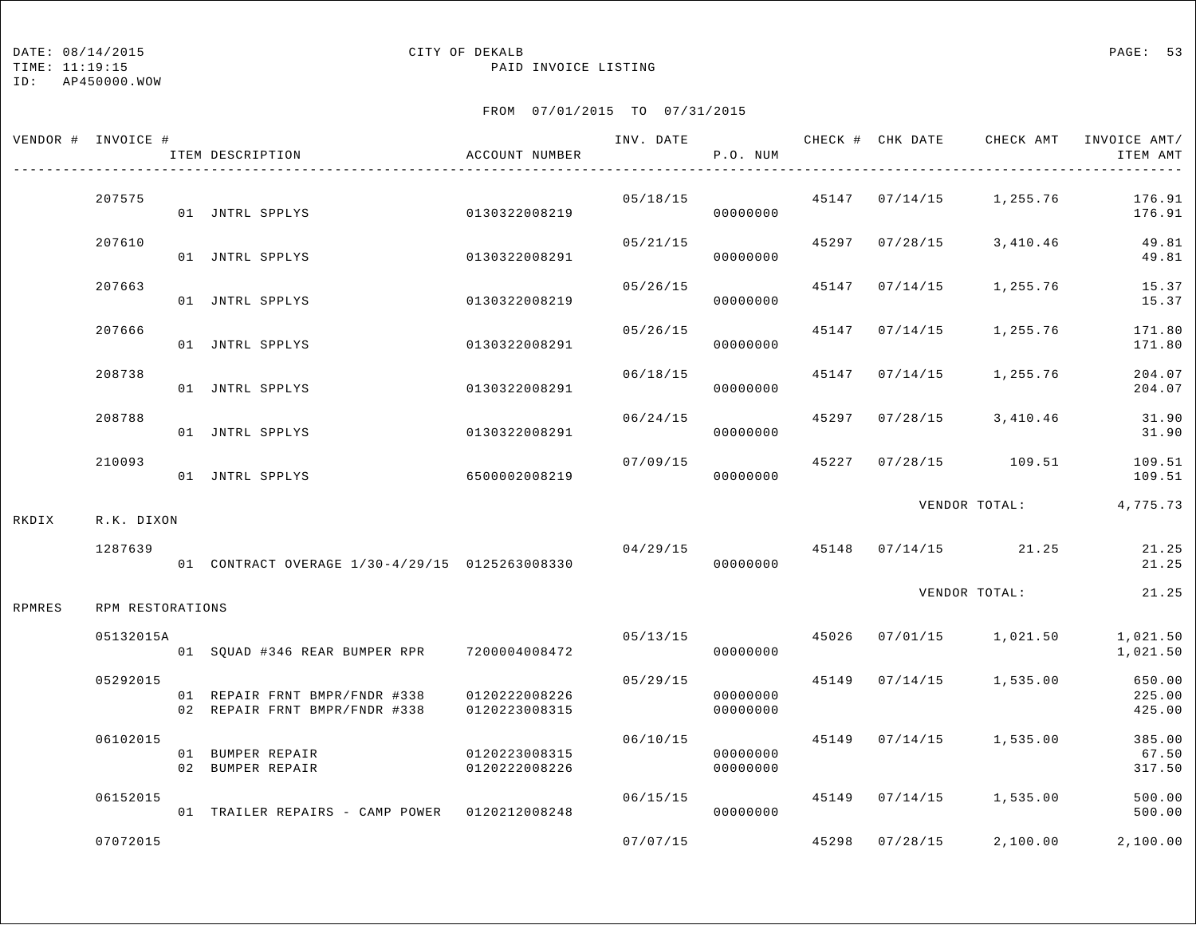DATE: 08/14/2015　　　　CITY OF DEKALB
TIME: 11:19:15　　　　PAID INVOICE LISTING
ID: AP450000.WOW

FROM 07/01/2015 TO 07/31/2015

| VENDOR # | INVOICE # | ITEM DESCRIPTION | ACCOUNT NUMBER | INV. DATE | P.O. NUM | CHECK # | CHK DATE | CHECK AMT | INVOICE AMT/ ITEM AMT |
|---|---|---|---|---|---|---|---|---|---|
| | 207575 | | | 05/18/15 | | 45147 | 07/14/15 | 1,255.76 | 176.91 |
| | | 01 JNTRL SPPLYS | 0130322008219 | | 00000000 | | | | 176.91 |
| | 207610 | | | 05/21/15 | | 45297 | 07/28/15 | 3,410.46 | 49.81 |
| | | 01 JNTRL SPPLYS | 0130322008291 | | 00000000 | | | | 49.81 |
| | 207663 | | | 05/26/15 | | 45147 | 07/14/15 | 1,255.76 | 15.37 |
| | | 01 JNTRL SPPLYS | 0130322008219 | | 00000000 | | | | 15.37 |
| | 207666 | | | 05/26/15 | | 45147 | 07/14/15 | 1,255.76 | 171.80 |
| | | 01 JNTRL SPPLYS | 0130322008291 | | 00000000 | | | | 171.80 |
| | 208738 | | | 06/18/15 | | 45147 | 07/14/15 | 1,255.76 | 204.07 |
| | | 01 JNTRL SPPLYS | 0130322008291 | | 00000000 | | | | 204.07 |
| | 208788 | | | 06/24/15 | | 45297 | 07/28/15 | 3,410.46 | 31.90 |
| | | 01 JNTRL SPPLYS | 0130322008291 | | 00000000 | | | | 31.90 |
| | 210093 | | | 07/09/15 | | 45227 | 07/28/15 | 109.51 | 109.51 |
| | | 01 JNTRL SPPLYS | 6500002008219 | | 00000000 | | | | 109.51 |
| | | | | | | | VENDOR TOTAL: | | 4,775.73 |
| RKDIX | R.K. DIXON | | | | | | | | |
| | 1287639 | | | 04/29/15 | | 45148 | 07/14/15 | 21.25 | 21.25 |
| | | 01 CONTRACT OVERAGE 1/30-4/29/15 | 0125263008330 | | 00000000 | | | | 21.25 |
| | | | | | | | VENDOR TOTAL: | | 21.25 |
| RPMRES | RPM RESTORATIONS | | | | | | | | |
| | 05132015A | | | 05/13/15 | | 45026 | 07/01/15 | 1,021.50 | 1,021.50 |
| | | 01 SQUAD #346 REAR BUMPER RPR | 7200004008472 | | 00000000 | | | | 1,021.50 |
| | 05292015 | | | 05/29/15 | | 45149 | 07/14/15 | 1,535.00 | 650.00 |
| | | 01 REPAIR FRNT BMPR/FNDR #338 | 0120222008226 | | 00000000 | | | | 225.00 |
| | | 02 REPAIR FRNT BMPR/FNDR #338 | 0120223008315 | | 00000000 | | | | 425.00 |
| | 06102015 | | | 06/10/15 | | 45149 | 07/14/15 | 1,535.00 | 385.00 |
| | | 01 BUMPER REPAIR | 0120223008315 | | 00000000 | | | | 67.50 |
| | | 02 BUMPER REPAIR | 0120222008226 | | 00000000 | | | | 317.50 |
| | 06152015 | | | 06/15/15 | | 45149 | 07/14/15 | 1,535.00 | 500.00 |
| | | 01 TRAILER REPAIRS - CAMP POWER | 0120212008248 | | 00000000 | | | | 500.00 |
| | 07072015 | | | 07/07/15 | | 45298 | 07/28/15 | 2,100.00 | 2,100.00 |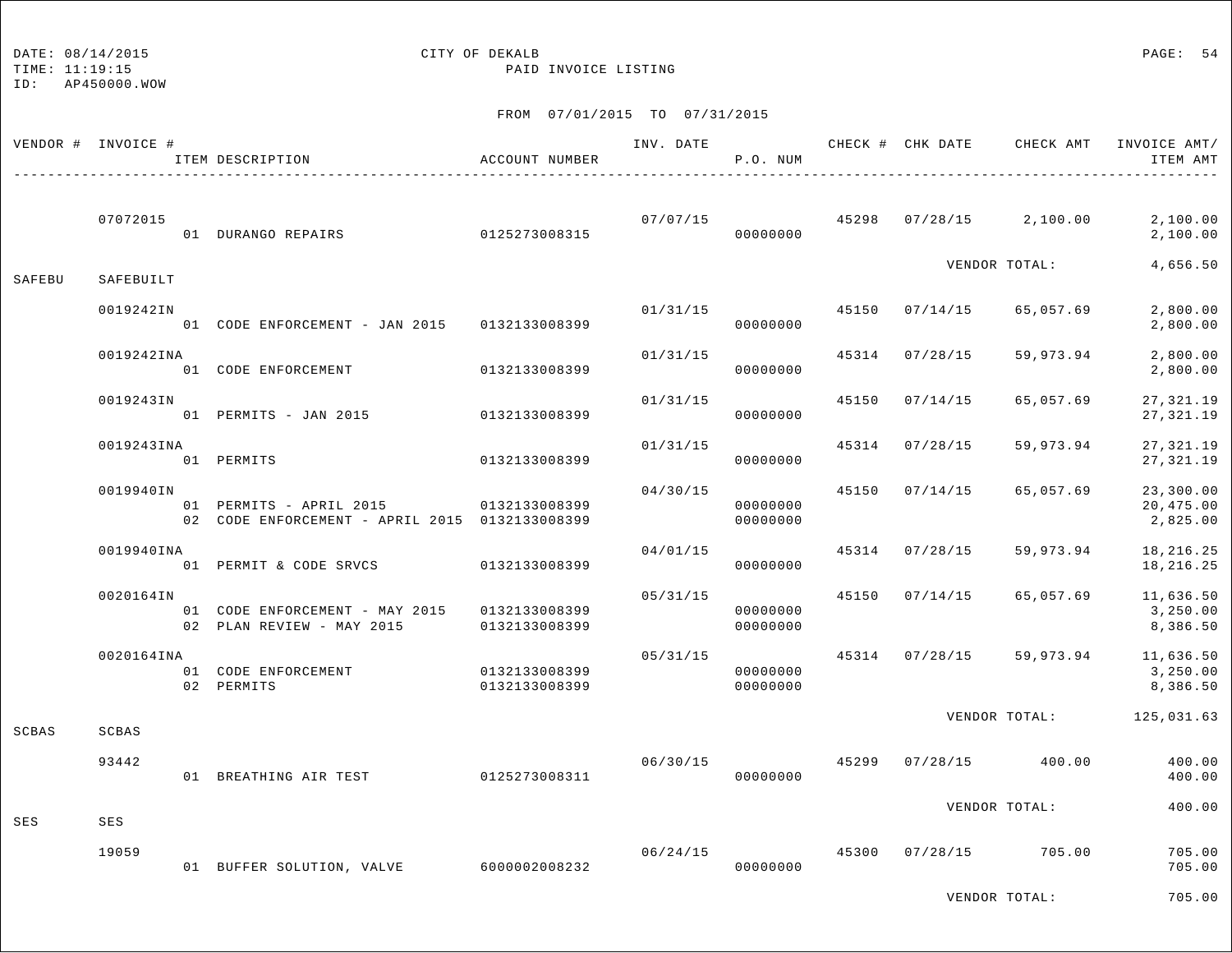DATE: 08/14/2015 CITY OF DEKALB PAGE: 54
TIME: 11:19:15 PAID INVOICE LISTING
ID: AP450000.WOW

FROM 07/01/2015 TO 07/31/2015

| VENDOR # | INVOICE # | ITEM DESCRIPTION | ACCOUNT NUMBER | INV. DATE | P.O. NUM | CHECK # | CHK DATE | CHECK AMT | INVOICE AMT/ ITEM AMT |
|---|---|---|---|---|---|---|---|---|---|
| | 07072015 | | | 07/07/15 | | 45298 | 07/28/15 | 2,100.00 | 2,100.00 |
| | | 01 DURANGO REPAIRS | 0125273008315 | | 00000000 | | | | 2,100.00 |
| | | | | | | | VENDOR TOTAL: | | 4,656.50 |
| SAFEBU | SAFEBUILT | | | | | | | | |
| | 0019242IN | | | 01/31/15 | | 45150 | 07/14/15 | 65,057.69 | 2,800.00 |
| | | 01 CODE ENFORCEMENT - JAN 2015 | 0132133008399 | | 00000000 | | | | 2,800.00 |
| | 0019242INA | | | 01/31/15 | | 45314 | 07/28/15 | 59,973.94 | 2,800.00 |
| | | 01 CODE ENFORCEMENT | 0132133008399 | | 00000000 | | | | 2,800.00 |
| | 0019243IN | | | 01/31/15 | | 45150 | 07/14/15 | 65,057.69 | 27,321.19 |
| | | 01 PERMITS - JAN 2015 | 0132133008399 | | 00000000 | | | | 27,321.19 |
| | 0019243INA | | | 01/31/15 | | 45314 | 07/28/15 | 59,973.94 | 27,321.19 |
| | | 01 PERMITS | 0132133008399 | | 00000000 | | | | 27,321.19 |
| | 0019940IN | | | 04/30/15 | | 45150 | 07/14/15 | 65,057.69 | 23,300.00 |
| | | 01 PERMITS - APRIL 2015 | 0132133008399 | | 00000000 | | | | 20,475.00 |
| | | 02 CODE ENFORCEMENT - APRIL 2015 | 0132133008399 | | 00000000 | | | | 2,825.00 |
| | 0019940INA | | | 04/01/15 | | 45314 | 07/28/15 | 59,973.94 | 18,216.25 |
| | | 01 PERMIT & CODE SRVCS | 0132133008399 | | 00000000 | | | | 18,216.25 |
| | 0020164IN | | | 05/31/15 | | 45150 | 07/14/15 | 65,057.69 | 11,636.50 |
| | | 01 CODE ENFORCEMENT - MAY 2015 | 0132133008399 | | 00000000 | | | | 3,250.00 |
| | | 02 PLAN REVIEW - MAY 2015 | 0132133008399 | | 00000000 | | | | 8,386.50 |
| | 0020164INA | | | 05/31/15 | | 45314 | 07/28/15 | 59,973.94 | 11,636.50 |
| | | 01 CODE ENFORCEMENT | 0132133008399 | | 00000000 | | | | 3,250.00 |
| | | 02 PERMITS | 0132133008399 | | 00000000 | | | | 8,386.50 |
| | | | | | | | VENDOR TOTAL: | | 125,031.63 |
| SCBAS | SCBAS | | | | | | | | |
| | 93442 | | | 06/30/15 | | 45299 | 07/28/15 | 400.00 | 400.00 |
| | | 01 BREATHING AIR TEST | 0125273008311 | | 00000000 | | | | 400.00 |
| | | | | | | | VENDOR TOTAL: | | 400.00 |
| SES | SES | | | | | | | | |
| | 19059 | | | 06/24/15 | | 45300 | 07/28/15 | 705.00 | 705.00 |
| | | 01 BUFFER SOLUTION, VALVE | 6000002008232 | | 00000000 | | | | 705.00 |
| | | | | | | | VENDOR TOTAL: | | 705.00 |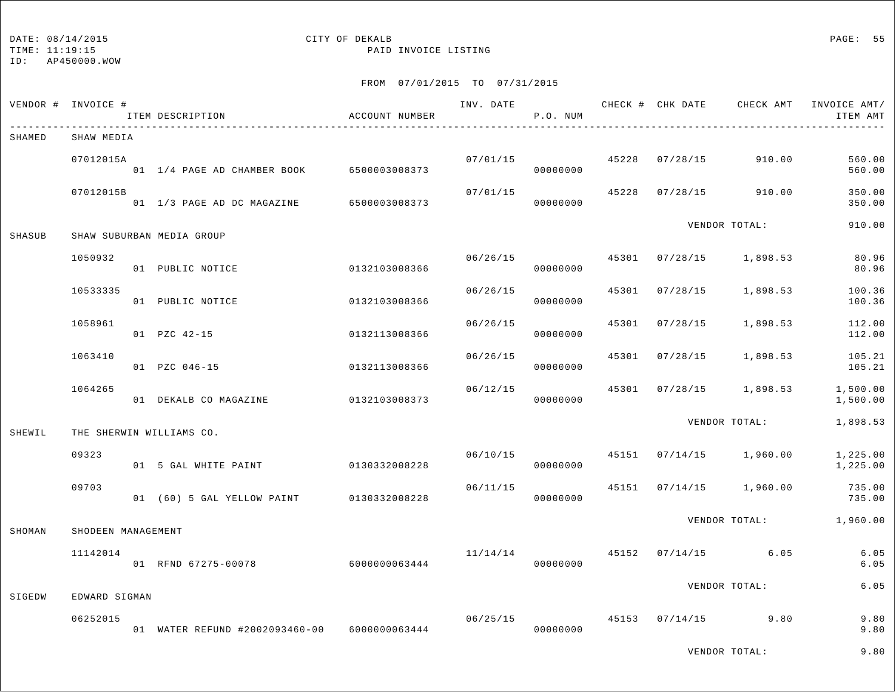DATE: 08/14/2015 CITY OF DEKALB
TIME: 11:19:15 PAID INVOICE LISTING
ID: AP450000.WOW

FROM 07/01/2015 TO 07/31/2015

| VENDOR # | INVOICE # / ITEM DESCRIPTION | ACCOUNT NUMBER | INV. DATE | P.O. NUM | CHECK # | CHK DATE | CHECK AMT | INVOICE AMT/ ITEM AMT |
|---|---|---|---|---|---|---|---|---|
| SHAMED | SHAW MEDIA | | | | | | | |
| | 07012015A | | 07/01/15 | | 45228 | 07/28/15 | 910.00 | 560.00 |
| | 01 1/4 PAGE AD CHAMBER BOOK | 6500003008373 | | 00000000 | | | | 560.00 |
| | 07012015B | | 07/01/15 | | 45228 | 07/28/15 | 910.00 | 350.00 |
| | 01 1/3 PAGE AD DC MAGAZINE | 6500003008373 | | 00000000 | | | | 350.00 |
| | | | | | | | VENDOR TOTAL: | 910.00 |
| SHASUB | SHAW SUBURBAN MEDIA GROUP | | | | | | | |
| | 1050932 | | 06/26/15 | | 45301 | 07/28/15 | 1,898.53 | 80.96 |
| | 01 PUBLIC NOTICE | 0132103008366 | | 00000000 | | | | 80.96 |
| | 10533335 | | 06/26/15 | | 45301 | 07/28/15 | 1,898.53 | 100.36 |
| | 01 PUBLIC NOTICE | 0132103008366 | | 00000000 | | | | 100.36 |
| | 1058961 | | 06/26/15 | | 45301 | 07/28/15 | 1,898.53 | 112.00 |
| | 01 PZC 42-15 | 0132113008366 | | 00000000 | | | | 112.00 |
| | 1063410 | | 06/26/15 | | 45301 | 07/28/15 | 1,898.53 | 105.21 |
| | 01 PZC 046-15 | 0132113008366 | | 00000000 | | | | 105.21 |
| | 1064265 | | 06/12/15 | | 45301 | 07/28/15 | 1,898.53 | 1,500.00 |
| | 01 DEKALB CO MAGAZINE | 0132103008373 | | 00000000 | | | | 1,500.00 |
| | | | | | | | VENDOR TOTAL: | 1,898.53 |
| SHEWIL | THE SHERWIN WILLIAMS CO. | | | | | | | |
| | 09323 | | 06/10/15 | | 45151 | 07/14/15 | 1,960.00 | 1,225.00 |
| | 01 5 GAL WHITE PAINT | 0130332008228 | | 00000000 | | | | 1,225.00 |
| | 09703 | | 06/11/15 | | 45151 | 07/14/15 | 1,960.00 | 735.00 |
| | 01 (60) 5 GAL YELLOW PAINT | 0130332008228 | | 00000000 | | | | 735.00 |
| | | | | | | | VENDOR TOTAL: | 1,960.00 |
| SHOMAN | SHODEEN MANAGEMENT | | | | | | | |
| | 11142014 | | 11/14/14 | | 45152 | 07/14/15 | 6.05 | 6.05 |
| | 01 RFND 67275-00078 | 6000000063444 | | 00000000 | | | | 6.05 |
| | | | | | | | VENDOR TOTAL: | 6.05 |
| SIGEDW | EDWARD SIGMAN | | | | | | | |
| | 06252015 | | 06/25/15 | | 45153 | 07/14/15 | 9.80 | 9.80 |
| | 01 WATER REFUND #2002093460-00 | 6000000063444 | | 00000000 | | | | 9.80 |
| | | | | | | | VENDOR TOTAL: | 9.80 |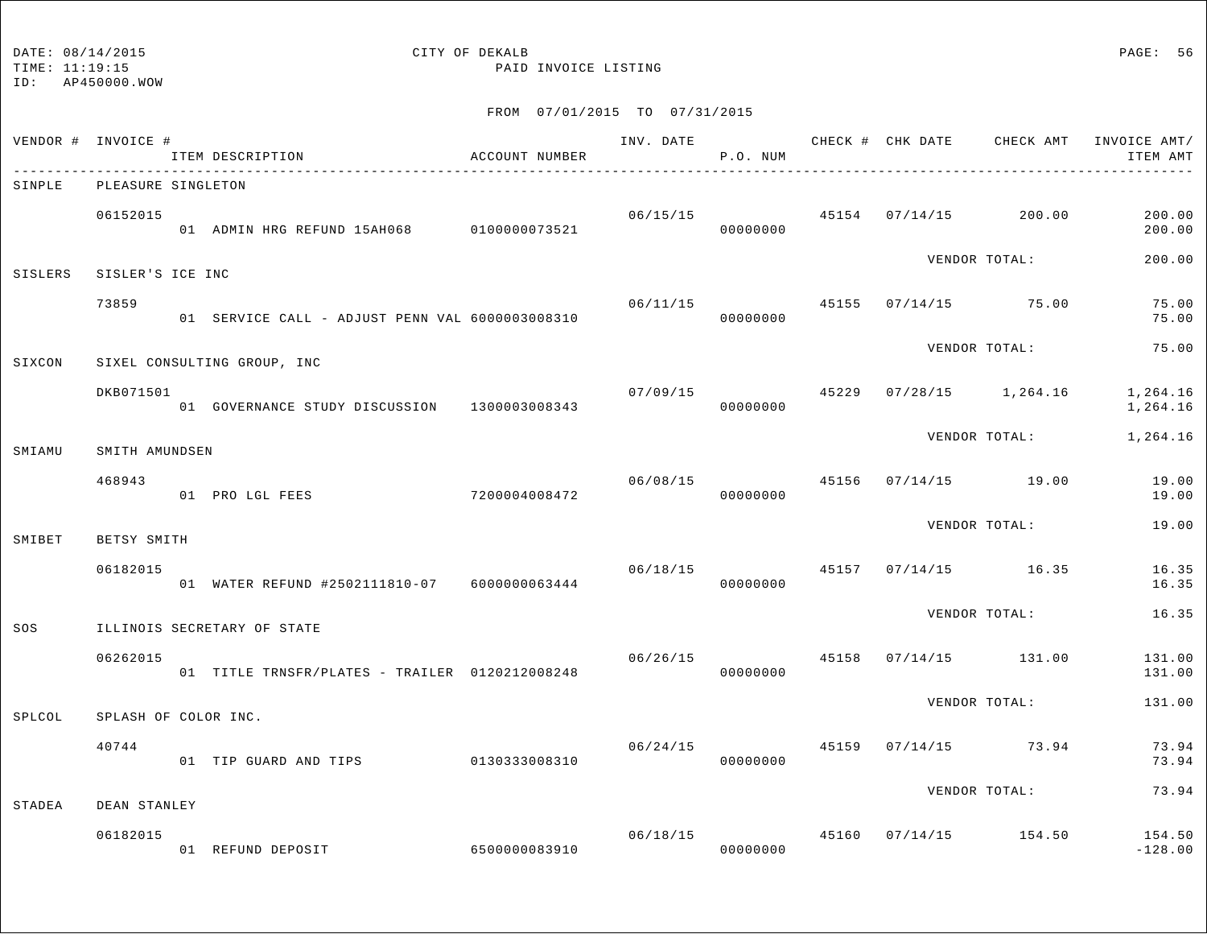DATE: 08/14/2015
TIME: 11:19:15
ID: AP450000.WOW

CITY OF DEKALB
PAID INVOICE LISTING

FROM 07/01/2015 TO 07/31/2015

| VENDOR # | INVOICE # / ITEM DESCRIPTION | ACCOUNT NUMBER | INV. DATE | P.O. NUM | CHECK # | CHK DATE | CHECK AMT | INVOICE AMT/ ITEM AMT |
|---|---|---|---|---|---|---|---|---|
| SINPLE | PLEASURE SINGLETON | | | | | | | |
| | 06152015 | | 06/15/15 | | 45154 | 07/14/15 | 200.00 | 200.00 |
| | 01 ADMIN HRG REFUND 15AH068 | 0100000073521 | | 00000000 | | | | 200.00 |
| | | | | | | VENDOR TOTAL: | | 200.00 |
| SISLERS | SISLER'S ICE INC | | | | | | | |
| | 73859 | | 06/11/15 | | 45155 | 07/14/15 | 75.00 | 75.00 |
| | 01 SERVICE CALL - ADJUST PENN VAL | 6000003008310 | | 00000000 | | | | 75.00 |
| | | | | | | VENDOR TOTAL: | | 75.00 |
| SIXCON | SIXEL CONSULTING GROUP, INC | | | | | | | |
| | DKB071501 | | 07/09/15 | | 45229 | 07/28/15 | 1,264.16 | 1,264.16 |
| | 01 GOVERNANCE STUDY DISCUSSION | 1300003008343 | | 00000000 | | | | 1,264.16 |
| | | | | | | VENDOR TOTAL: | | 1,264.16 |
| SMIAMU | SMITH AMUNDSEN | | | | | | | |
| | 468943 | | 06/08/15 | | 45156 | 07/14/15 | 19.00 | 19.00 |
| | 01 PRO LGL FEES | 7200004008472 | | 00000000 | | | | 19.00 |
| | | | | | | VENDOR TOTAL: | | 19.00 |
| SMIBET | BETSY SMITH | | | | | | | |
| | 06182015 | | 06/18/15 | | 45157 | 07/14/15 | 16.35 | 16.35 |
| | 01 WATER REFUND #2502111810-07 | 6000000063444 | | 00000000 | | | | 16.35 |
| | | | | | | VENDOR TOTAL: | | 16.35 |
| SOS | ILLINOIS SECRETARY OF STATE | | | | | | | |
| | 06262015 | | 06/26/15 | | 45158 | 07/14/15 | 131.00 | 131.00 |
| | 01 TITLE TRNSFR/PLATES - TRAILER | 0120212008248 | | 00000000 | | | | 131.00 |
| | | | | | | VENDOR TOTAL: | | 131.00 |
| SPLCOL | SPLASH OF COLOR INC. | | | | | | | |
| | 40744 | | 06/24/15 | | 45159 | 07/14/15 | 73.94 | 73.94 |
| | 01 TIP GUARD AND TIPS | 0130333008310 | | 00000000 | | | | 73.94 |
| | | | | | | VENDOR TOTAL: | | 73.94 |
| STADEA | DEAN STANLEY | | | | | | | |
| | 06182015 | | 06/18/15 | | 45160 | 07/14/15 | 154.50 | 154.50 |
| | 01 REFUND DEPOSIT | 6500000083910 | | 00000000 | | | | -128.00 |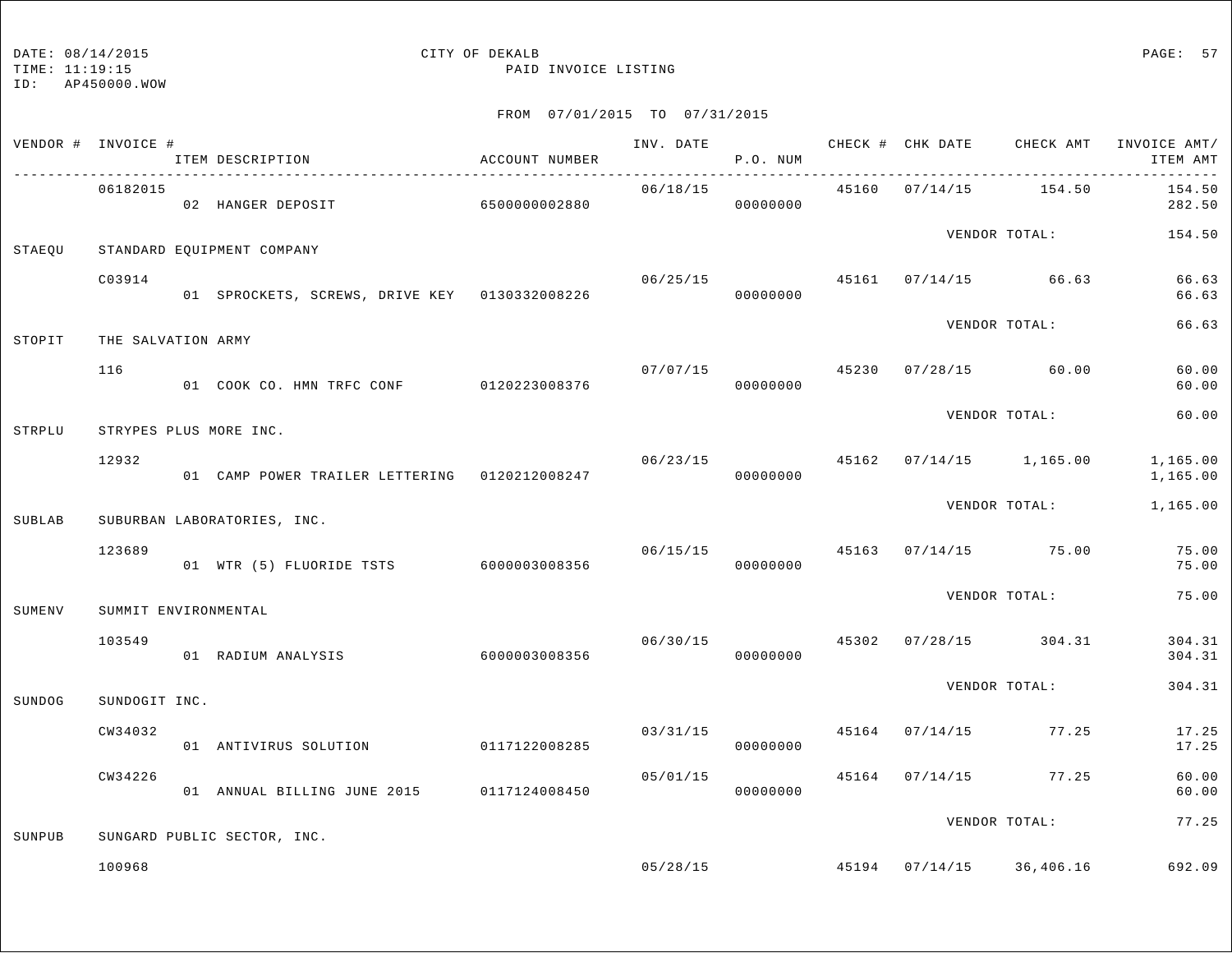DATE: 08/14/2015 CITY OF DEKALB
TIME: 11:19:15 PAID INVOICE LISTING
ID: AP450000.WOW

FROM 07/01/2015 TO 07/31/2015

| VENDOR # | INVOICE # / ITEM DESCRIPTION | ACCOUNT NUMBER | INV. DATE | P.O. NUM | CHECK # | CHK DATE | CHECK AMT | INVOICE AMT/ ITEM AMT |
|---|---|---|---|---|---|---|---|---|
| | 06182015 | | 06/18/15 | | 45160 | 07/14/15 | 154.50 | 154.50 |
| | 02 HANGER DEPOSIT | 6500000002880 | | 00000000 | | | | 282.50 |
| | | | | | | | VENDOR TOTAL: | 154.50 |
| STAEQU | STANDARD EQUIPMENT COMPANY | | | | | | | |
| | C03914 | | 06/25/15 | | 45161 | 07/14/15 | 66.63 | 66.63 |
| | 01 SPROCKETS, SCREWS, DRIVE KEY | 0130332008226 | | 00000000 | | | | 66.63 |
| | | | | | | | VENDOR TOTAL: | 66.63 |
| STOPIT | THE SALVATION ARMY | | | | | | | |
| | 116 | | 07/07/15 | | 45230 | 07/28/15 | 60.00 | 60.00 |
| | 01 COOK CO. HMN TRFC CONF | 0120223008376 | | 00000000 | | | | 60.00 |
| | | | | | | | VENDOR TOTAL: | 60.00 |
| STRPLU | STRYPES PLUS MORE INC. | | | | | | | |
| | 12932 | | 06/23/15 | | 45162 | 07/14/15 | 1,165.00 | 1,165.00 |
| | 01 CAMP POWER TRAILER LETTERING | 0120212008247 | | 00000000 | | | | 1,165.00 |
| | | | | | | | VENDOR TOTAL: | 1,165.00 |
| SUBLAB | SUBURBAN LABORATORIES, INC. | | | | | | | |
| | 123689 | | 06/15/15 | | 45163 | 07/14/15 | 75.00 | 75.00 |
| | 01 WTR (5) FLUORIDE TSTS | 6000003008356 | | 00000000 | | | | 75.00 |
| | | | | | | | VENDOR TOTAL: | 75.00 |
| SUMENV | SUMMIT ENVIRONMENTAL | | | | | | | |
| | 103549 | | 06/30/15 | | 45302 | 07/28/15 | 304.31 | 304.31 |
| | 01 RADIUM ANALYSIS | 6000003008356 | | 00000000 | | | | 304.31 |
| | | | | | | | VENDOR TOTAL: | 304.31 |
| SUNDOG | SUNDOGIT INC. | | | | | | | |
| | CW34032 | | 03/31/15 | | 45164 | 07/14/15 | 77.25 | 17.25 |
| | 01 ANTIVIRUS SOLUTION | 0117122008285 | | 00000000 | | | | 17.25 |
| | CW34226 | | 05/01/15 | | 45164 | 07/14/15 | 77.25 | 60.00 |
| | 01 ANNUAL BILLING JUNE 2015 | 0117124008450 | | 00000000 | | | | 60.00 |
| | | | | | | | VENDOR TOTAL: | 77.25 |
| SUNPUB | SUNGARD PUBLIC SECTOR, INC. | | | | | | | |
| | 100968 | | 05/28/15 | | 45194 | 07/14/15 | 36,406.16 | 692.09 |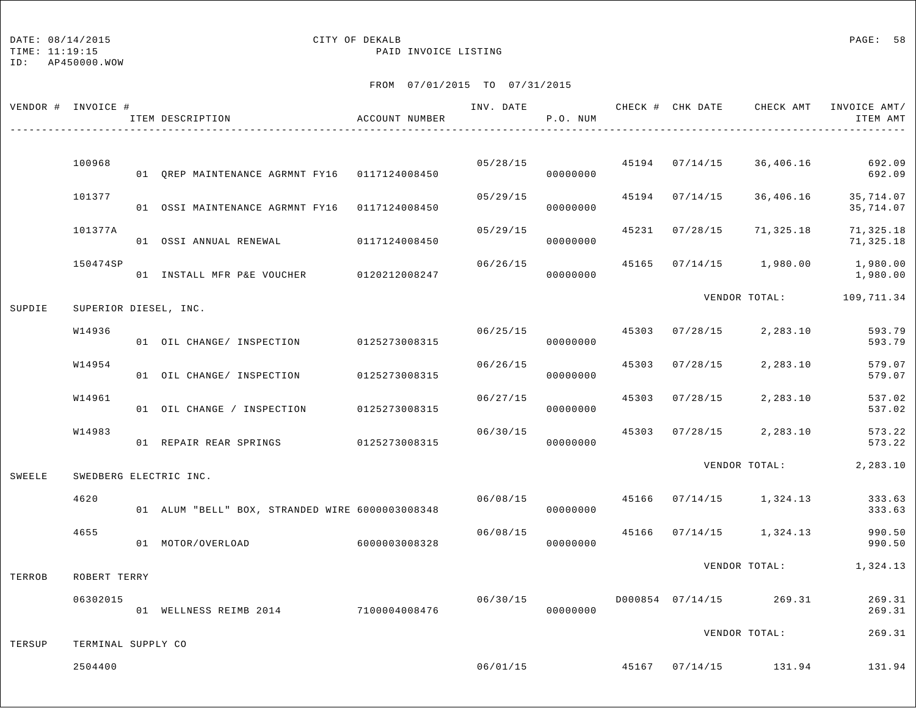DATE: 08/14/2015 CITY OF DEKALB
TIME: 11:19:15 PAID INVOICE LISTING
ID: AP450000.WOW

FROM 07/01/2015 TO 07/31/2015

| VENDOR # | INVOICE # / ITEM DESCRIPTION | ACCOUNT NUMBER | INV. DATE | P.O. NUM | CHECK # | CHK DATE | CHECK AMT | INVOICE AMT/ ITEM AMT |
|---|---|---|---|---|---|---|---|---|
| | 100968 | | 05/28/15 | | 45194 | 07/14/15 | 36,406.16 | 692.09 |
| | 01 QREP MAINTENANCE AGRMNT FY16 | 0117124008450 | | 00000000 | | | | 692.09 |
| | 101377 | | 05/29/15 | | 45194 | 07/14/15 | 36,406.16 | 35,714.07 |
| | 01 OSSI MAINTENANCE AGRMNT FY16 | 0117124008450 | | 00000000 | | | | 35,714.07 |
| | 101377A | | 05/29/15 | | 45231 | 07/28/15 | 71,325.18 | 71,325.18 |
| | 01 OSSI ANNUAL RENEWAL | 0117124008450 | | 00000000 | | | | 71,325.18 |
| | 150474SP | | 06/26/15 | | 45165 | 07/14/15 | 1,980.00 | 1,980.00 |
| | 01 INSTALL MFR P&E VOUCHER | 0120212008247 | | 00000000 | | | | 1,980.00 |
| | | | | | | | VENDOR TOTAL: | 109,711.34 |
| SUPDIE | SUPERIOR DIESEL, INC. | | | | | | | |
| | W14936 | | 06/25/15 | | 45303 | 07/28/15 | 2,283.10 | 593.79 |
| | 01 OIL CHANGE/ INSPECTION | 0125273008315 | | 00000000 | | | | 593.79 |
| | W14954 | | 06/26/15 | | 45303 | 07/28/15 | 2,283.10 | 579.07 |
| | 01 OIL CHANGE/ INSPECTION | 0125273008315 | | 00000000 | | | | 579.07 |
| | W14961 | | 06/27/15 | | 45303 | 07/28/15 | 2,283.10 | 537.02 |
| | 01 OIL CHANGE / INSPECTION | 0125273008315 | | 00000000 | | | | 537.02 |
| | W14983 | | 06/30/15 | | 45303 | 07/28/15 | 2,283.10 | 573.22 |
| | 01 REPAIR REAR SPRINGS | 0125273008315 | | 00000000 | | | | 573.22 |
| | | | | | | | VENDOR TOTAL: | 2,283.10 |
| SWEELE | SWEDBERG ELECTRIC INC. | | | | | | | |
| | 4620 | | 06/08/15 | | 45166 | 07/14/15 | 1,324.13 | 333.63 |
| | 01 ALUM "BELL" BOX, STRANDED WIRE | 6000003008348 | | 00000000 | | | | 333.63 |
| | 4655 | | 06/08/15 | | 45166 | 07/14/15 | 1,324.13 | 990.50 |
| | 01 MOTOR/OVERLOAD | 6000003008328 | | 00000000 | | | | 990.50 |
| | | | | | | | VENDOR TOTAL: | 1,324.13 |
| TERROB | ROBERT TERRY | | | | | | | |
| | 06302015 | | 06/30/15 | | D000854 | 07/14/15 | 269.31 | 269.31 |
| | 01 WELLNESS REIMB 2014 | 7100004008476 | | 00000000 | | | | 269.31 |
| | | | | | | | VENDOR TOTAL: | 269.31 |
| TERSUP | TERMINAL SUPPLY CO | | | | | | | |
| | 2504400 | | 06/01/15 | | 45167 | 07/14/15 | 131.94 | 131.94 |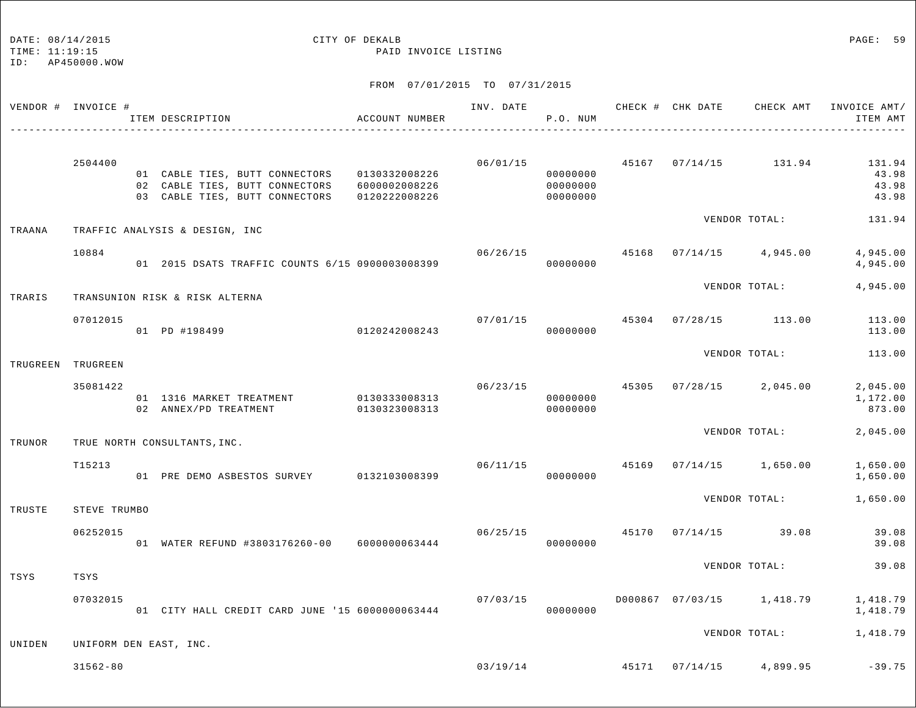DATE: 08/14/2015 CITY OF DEKALB
TIME: 11:19:15 PAID INVOICE LISTING
ID: AP450000.WOW

FROM 07/01/2015 TO 07/31/2015

| VENDOR # | INVOICE # | ITEM DESCRIPTION | ACCOUNT NUMBER | INV. DATE | P.O. NUM | CHECK # | CHK DATE | CHECK AMT | INVOICE AMT/ ITEM AMT |
|---|---|---|---|---|---|---|---|---|---|
| | 2504400 | | | 06/01/15 | | 45167 | 07/14/15 | 131.94 | 131.94 |
| | | 01 CABLE TIES, BUTT CONNECTORS | 0130332008226 | | 00000000 | | | | 43.98 |
| | | 02 CABLE TIES, BUTT CONNECTORS | 6000002008226 | | 00000000 | | | | 43.98 |
| | | 03 CABLE TIES, BUTT CONNECTORS | 0120222008226 | | 00000000 | | | | 43.98 |
| | | | | | | | VENDOR TOTAL: | | 131.94 |
| TRAANA | TRAFFIC ANALYSIS & DESIGN, INC | | | | | | | | |
| | 10884 | | | 06/26/15 | | 45168 | 07/14/15 | 4,945.00 | 4,945.00 |
| | | 01 2015 DSATS TRAFFIC COUNTS 6/15 | 0900003008399 | | 00000000 | | | | 4,945.00 |
| | | | | | | | VENDOR TOTAL: | | 4,945.00 |
| TRARIS | TRANSUNION RISK & RISK ALTERNA | | | | | | | | |
| | 07012015 | | | 07/01/15 | | 45304 | 07/28/15 | 113.00 | 113.00 |
| | | 01 PD #198499 | 0120242008243 | | 00000000 | | | | 113.00 |
| | | | | | | | VENDOR TOTAL: | | 113.00 |
| TRUGREEN | TRUGREEN | | | | | | | | |
| | 35081422 | | | 06/23/15 | | 45305 | 07/28/15 | 2,045.00 | 2,045.00 |
| | | 01 1316 MARKET TREATMENT | 0130333008313 | | 00000000 | | | | 1,172.00 |
| | | 02 ANNEX/PD TREATMENT | 0130323008313 | | 00000000 | | | | 873.00 |
| | | | | | | | VENDOR TOTAL: | | 2,045.00 |
| TRUNOR | TRUE NORTH CONSULTANTS,INC. | | | | | | | | |
| | T15213 | | | 06/11/15 | | 45169 | 07/14/15 | 1,650.00 | 1,650.00 |
| | | 01 PRE DEMO ASBESTOS SURVEY | 0132103008399 | | 00000000 | | | | 1,650.00 |
| | | | | | | | VENDOR TOTAL: | | 1,650.00 |
| TRUSTE | STEVE TRUMBO | | | | | | | | |
| | 06252015 | | | 06/25/15 | | 45170 | 07/14/15 | 39.08 | 39.08 |
| | | 01 WATER REFUND #3803176260-00 | 6000000063444 | | 00000000 | | | | 39.08 |
| | | | | | | | VENDOR TOTAL: | | 39.08 |
| TSYS | TSYS | | | | | | | | |
| | 07032015 | | | 07/03/15 | | D000867 | 07/03/15 | 1,418.79 | 1,418.79 |
| | | 01 CITY HALL CREDIT CARD JUNE '15 | 6000000063444 | | 00000000 | | | | 1,418.79 |
| | | | | | | | VENDOR TOTAL: | | 1,418.79 |
| UNIDEN | UNIFORM DEN EAST, INC. | | | | | | | | |
| | 31562-80 | | | 03/19/14 | | 45171 | 07/14/15 | 4,899.95 | -39.75 |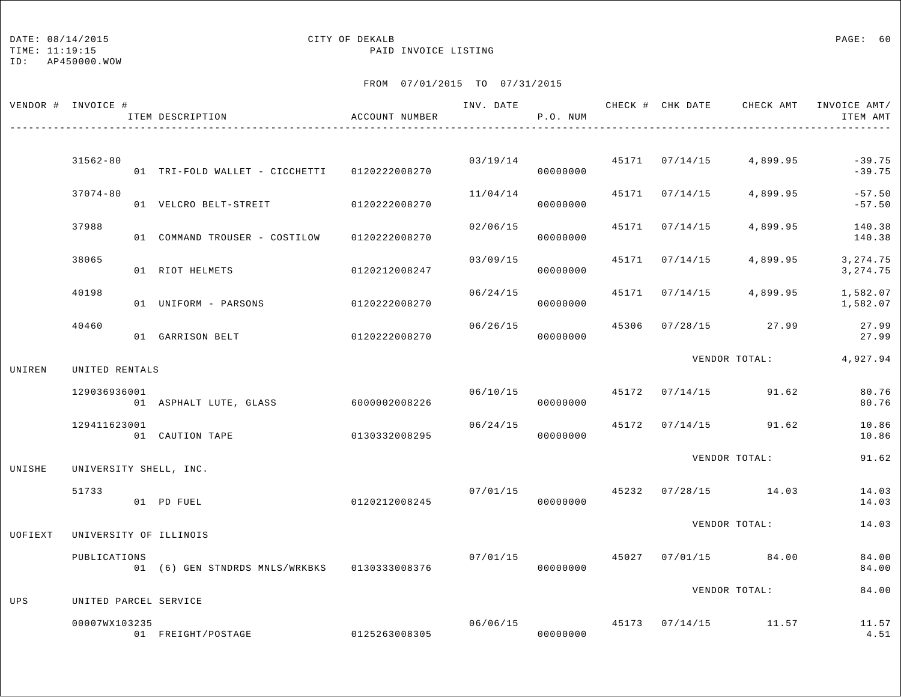DATE: 08/14/2015
TIME: 11:19:15
ID: AP450000.WOW

CITY OF DEKALB
PAID INVOICE LISTING

FROM 07/01/2015 TO 07/31/2015

| VENDOR # | INVOICE # / ITEM DESCRIPTION | ACCOUNT NUMBER | INV. DATE | P.O. NUM | CHECK # | CHK DATE | CHECK AMT | INVOICE AMT/ ITEM AMT |
|---|---|---|---|---|---|---|---|---|
| | 31562-80 | | 03/19/14 | | 45171 | 07/14/15 | 4,899.95 | -39.75 |
| | 01 TRI-FOLD WALLET - CICCHETTI | 0120222008270 | | 00000000 | | | | -39.75 |
| | 37074-80 | | 11/04/14 | | 45171 | 07/14/15 | 4,899.95 | -57.50 |
| | 01 VELCRO BELT-STREIT | 0120222008270 | | 00000000 | | | | -57.50 |
| | 37988 | | 02/06/15 | | 45171 | 07/14/15 | 4,899.95 | 140.38 |
| | 01 COMMAND TROUSER - COSTILOW | 0120222008270 | | 00000000 | | | | 140.38 |
| | 38065 | | 03/09/15 | | 45171 | 07/14/15 | 4,899.95 | 3,274.75 |
| | 01 RIOT HELMETS | 0120212008247 | | 00000000 | | | | 3,274.75 |
| | 40198 | | 06/24/15 | | 45171 | 07/14/15 | 4,899.95 | 1,582.07 |
| | 01 UNIFORM - PARSONS | 0120222008270 | | 00000000 | | | | 1,582.07 |
| | 40460 | | 06/26/15 | | 45306 | 07/28/15 | 27.99 | 27.99 |
| | 01 GARRISON BELT | 0120222008270 | | 00000000 | | | | 27.99 |
| | | | | | | VENDOR TOTAL: | | 4,927.94 |
| UNIREN | UNITED RENTALS | | | | | | | |
| | 129036936001 | | 06/10/15 | | 45172 | 07/14/15 | 91.62 | 80.76 |
| | 01 ASPHALT LUTE, GLASS | 6000002008226 | | 00000000 | | | | 80.76 |
| | 129411623001 | | 06/24/15 | | 45172 | 07/14/15 | 91.62 | 10.86 |
| | 01 CAUTION TAPE | 0130332008295 | | 00000000 | | | | 10.86 |
| | | | | | | VENDOR TOTAL: | | 91.62 |
| UNISHE | UNIVERSITY SHELL, INC. | | | | | | | |
| | 51733 | | 07/01/15 | | 45232 | 07/28/15 | 14.03 | 14.03 |
| | 01 PD FUEL | 0120212008245 | | 00000000 | | | | 14.03 |
| | | | | | | VENDOR TOTAL: | | 14.03 |
| UOFIEXT | UNIVERSITY OF ILLINOIS | | | | | | | |
| | PUBLICATIONS | | 07/01/15 | | 45027 | 07/01/15 | 84.00 | 84.00 |
| | 01 (6) GEN STNDRDS MNLS/WRKBKS | 0130333008376 | | 00000000 | | | | 84.00 |
| | | | | | | VENDOR TOTAL: | | 84.00 |
| UPS | UNITED PARCEL SERVICE | | | | | | | |
| | 00007WX103235 | | 06/06/15 | | 45173 | 07/14/15 | 11.57 | 11.57 |
| | 01 FREIGHT/POSTAGE | 0125263008305 | | 00000000 | | | | 4.51 |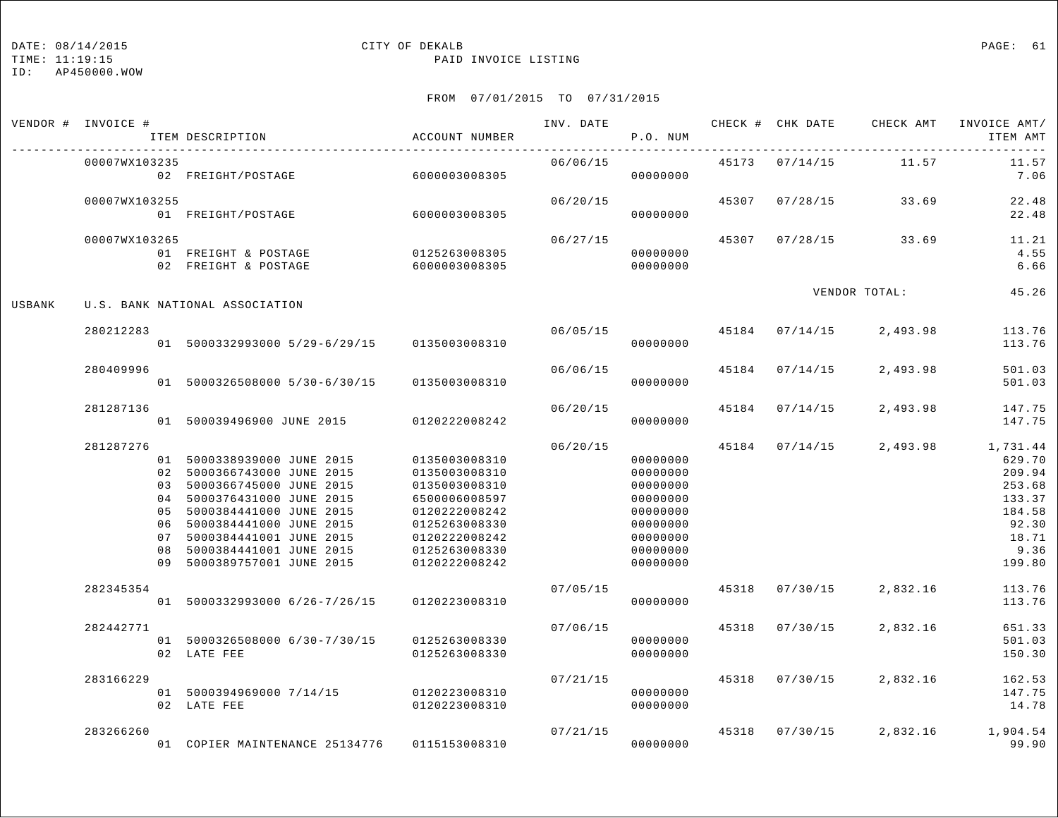DATE: 08/14/2015 CITY OF DEKALB
TIME: 11:19:15 PAID INVOICE LISTING
ID: AP450000.WOW

FROM 07/01/2015 TO 07/31/2015

| VENDOR # | INVOICE # | ITEM DESCRIPTION | ACCOUNT NUMBER | INV. DATE | P.O. NUM | CHECK # | CHK DATE | CHECK AMT | INVOICE AMT/ ITEM AMT |
|---|---|---|---|---|---|---|---|---|---|
| | 00007WX103235 | | | 06/06/15 | | 45173 | 07/14/15 | 11.57 | 11.57 |
| | | 02 FREIGHT/POSTAGE | 6000003008305 | | 00000000 | | | | 7.06 |
| | 00007WX103255 | | | 06/20/15 | | 45307 | 07/28/15 | 33.69 | 22.48 |
| | | 01 FREIGHT/POSTAGE | 6000003008305 | | 00000000 | | | | 22.48 |
| | 00007WX103265 | | | 06/27/15 | | 45307 | 07/28/15 | 33.69 | 11.21 |
| | | 01 FREIGHT & POSTAGE | 0125263008305 | | 00000000 | | | | 4.55 |
| | | 02 FREIGHT & POSTAGE | 6000003008305 | | 00000000 | | | | 6.66 |
| | | | | | | | | VENDOR TOTAL: | 45.26 |
| USBANK | U.S. BANK NATIONAL ASSOCIATION | | | | | | | | |
| | 280212283 | | | 06/05/15 | | 45184 | 07/14/15 | 2,493.98 | 113.76 |
| | | 01 5000332993000 5/29-6/29/15 | 0135003008310 | | 00000000 | | | | 113.76 |
| | 280409996 | | | 06/06/15 | | 45184 | 07/14/15 | 2,493.98 | 501.03 |
| | | 01 5000326508000 5/30-6/30/15 | 0135003008310 | | 00000000 | | | | 501.03 |
| | 281287136 | | | 06/20/15 | | 45184 | 07/14/15 | 2,493.98 | 147.75 |
| | | 01 500039496900 JUNE 2015 | 0120222008242 | | 00000000 | | | | 147.75 |
| | 281287276 | | | 06/20/15 | | 45184 | 07/14/15 | 2,493.98 | 1,731.44 |
| | | 01 5000338939000 JUNE 2015 | 0135003008310 | | 00000000 | | | | 629.70 |
| | | 02 5000366743000 JUNE 2015 | 0135003008310 | | 00000000 | | | | 209.94 |
| | | 03 5000366745000 JUNE 2015 | 0135003008310 | | 00000000 | | | | 253.68 |
| | | 04 5000376431000 JUNE 2015 | 6500006008597 | | 00000000 | | | | 133.37 |
| | | 05 5000384441000 JUNE 2015 | 0120222008242 | | 00000000 | | | | 184.58 |
| | | 06 5000384441000 JUNE 2015 | 0125263008330 | | 00000000 | | | | 92.30 |
| | | 07 5000384441001 JUNE 2015 | 0120222008242 | | 00000000 | | | | 18.71 |
| | | 08 5000384441001 JUNE 2015 | 0125263008330 | | 00000000 | | | | 9.36 |
| | | 09 5000389757001 JUNE 2015 | 0120222008242 | | 00000000 | | | | 199.80 |
| | 282345354 | | | 07/05/15 | | 45318 | 07/30/15 | 2,832.16 | 113.76 |
| | | 01 5000332993000 6/26-7/26/15 | 0120223008310 | | 00000000 | | | | 113.76 |
| | 282442771 | | | 07/06/15 | | 45318 | 07/30/15 | 2,832.16 | 651.33 |
| | | 01 5000326508000 6/30-7/30/15 | 0125263008330 | | 00000000 | | | | 501.03 |
| | | 02 LATE FEE | 0125263008330 | | 00000000 | | | | 150.30 |
| | 283166229 | | | 07/21/15 | | 45318 | 07/30/15 | 2,832.16 | 162.53 |
| | | 01 5000394969000 7/14/15 | 0120223008310 | | 00000000 | | | | 147.75 |
| | | 02 LATE FEE | 0120223008310 | | 00000000 | | | | 14.78 |
| | 283266260 | | | 07/21/15 | | 45318 | 07/30/15 | 2,832.16 | 1,904.54 |
| | | 01 COPIER MAINTENANCE 25134776 | 0115153008310 | | 00000000 | | | | 99.90 |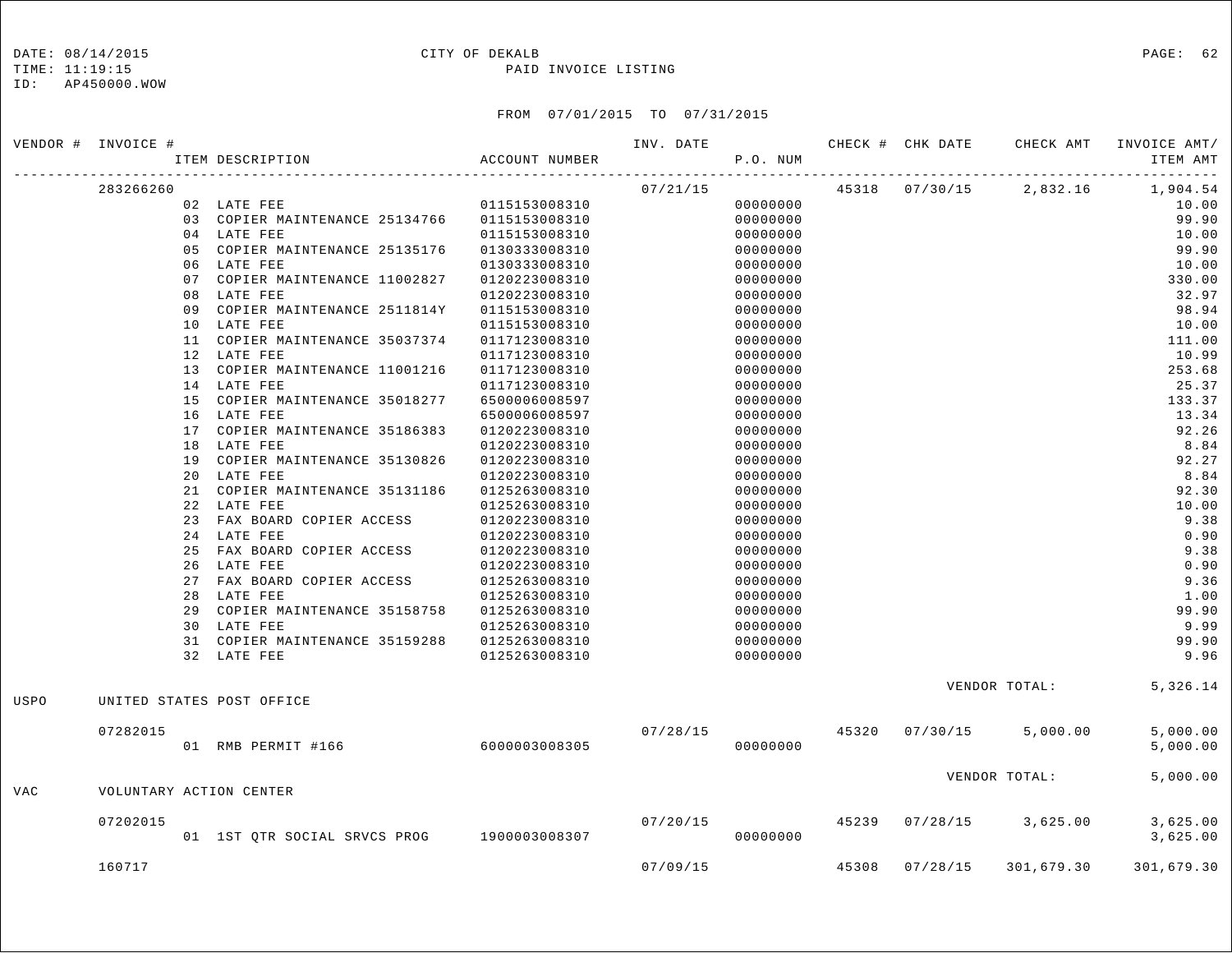DATE: 08/14/2015
TIME: 11:19:15
ID: AP450000.WOW

CITY OF DEKALB
PAID INVOICE LISTING

FROM 07/01/2015 TO 07/31/2015

| VENDOR # | INVOICE # / ITEM DESCRIPTION | ACCOUNT NUMBER | INV. DATE | P.O. NUM | CHECK # | CHK DATE | CHECK AMT | INVOICE AMT/ ITEM AMT |
|---|---|---|---|---|---|---|---|---|
| | 283266260 | | 07/21/15 | | 45318 | 07/30/15 | 2,832.16 | 1,904.54 |
| | 02 LATE FEE | 0115153008310 | | 00000000 | | | | 10.00 |
| | 03 COPIER MAINTENANCE 25134766 | 0115153008310 | | 00000000 | | | | 99.90 |
| | 04 LATE FEE | 0115153008310 | | 00000000 | | | | 10.00 |
| | 05 COPIER MAINTENANCE 25135176 | 0130333008310 | | 00000000 | | | | 99.90 |
| | 06 LATE FEE | 0130333008310 | | 00000000 | | | | 10.00 |
| | 07 COPIER MAINTENANCE 11002827 | 0120223008310 | | 00000000 | | | | 330.00 |
| | 08 LATE FEE | 0120223008310 | | 00000000 | | | | 32.97 |
| | 09 COPIER MAINTENANCE 2511814Y | 0115153008310 | | 00000000 | | | | 98.94 |
| | 10 LATE FEE | 0115153008310 | | 00000000 | | | | 10.00 |
| | 11 COPIER MAINTENANCE 35037374 | 0117123008310 | | 00000000 | | | | 111.00 |
| | 12 LATE FEE | 0117123008310 | | 00000000 | | | | 10.99 |
| | 13 COPIER MAINTENANCE 11001216 | 0117123008310 | | 00000000 | | | | 253.68 |
| | 14 LATE FEE | 0117123008310 | | 00000000 | | | | 25.37 |
| | 15 COPIER MAINTENANCE 35018277 | 6500006008597 | | 00000000 | | | | 133.37 |
| | 16 LATE FEE | 6500006008597 | | 00000000 | | | | 13.34 |
| | 17 COPIER MAINTENANCE 35186383 | 0120223008310 | | 00000000 | | | | 92.26 |
| | 18 LATE FEE | 0120223008310 | | 00000000 | | | | 8.84 |
| | 19 COPIER MAINTENANCE 35130826 | 0120223008310 | | 00000000 | | | | 92.27 |
| | 20 LATE FEE | 0120223008310 | | 00000000 | | | | 8.84 |
| | 21 COPIER MAINTENANCE 35131186 | 0125263008310 | | 00000000 | | | | 92.30 |
| | 22 LATE FEE | 0125263008310 | | 00000000 | | | | 10.00 |
| | 23 FAX BOARD COPIER ACCESS | 0120223008310 | | 00000000 | | | | 9.38 |
| | 24 LATE FEE | 0120223008310 | | 00000000 | | | | 0.90 |
| | 25 FAX BOARD COPIER ACCESS | 0120223008310 | | 00000000 | | | | 9.38 |
| | 26 LATE FEE | 0120223008310 | | 00000000 | | | | 0.90 |
| | 27 FAX BOARD COPIER ACCESS | 0125263008310 | | 00000000 | | | | 9.36 |
| | 28 LATE FEE | 0125263008310 | | 00000000 | | | | 1.00 |
| | 29 COPIER MAINTENANCE 35158758 | 0125263008310 | | 00000000 | | | | 99.90 |
| | 30 LATE FEE | 0125263008310 | | 00000000 | | | | 9.99 |
| | 31 COPIER MAINTENANCE 35159288 | 0125263008310 | | 00000000 | | | | 99.90 |
| | 32 LATE FEE | 0125263008310 | | 00000000 | | | | 9.96 |
| | | | | | | | VENDOR TOTAL: | 5,326.14 |
| USPO | UNITED STATES POST OFFICE | | | | | | | |
| | 07282015 | | 07/28/15 | | 45320 | 07/30/15 | 5,000.00 | 5,000.00 |
| | 01 RMB PERMIT #166 | 6000003008305 | | 00000000 | | | | 5,000.00 |
| | | | | | | | VENDOR TOTAL: | 5,000.00 |
| VAC | VOLUNTARY ACTION CENTER | | | | | | | |
| | 07202015 | | 07/20/15 | | 45239 | 07/28/15 | 3,625.00 | 3,625.00 |
| | 01 1ST QTR SOCIAL SRVCS PROG | 1900003008307 | | 00000000 | | | | 3,625.00 |
| | 160717 | | 07/09/15 | | 45308 | 07/28/15 | 301,679.30 | 301,679.30 |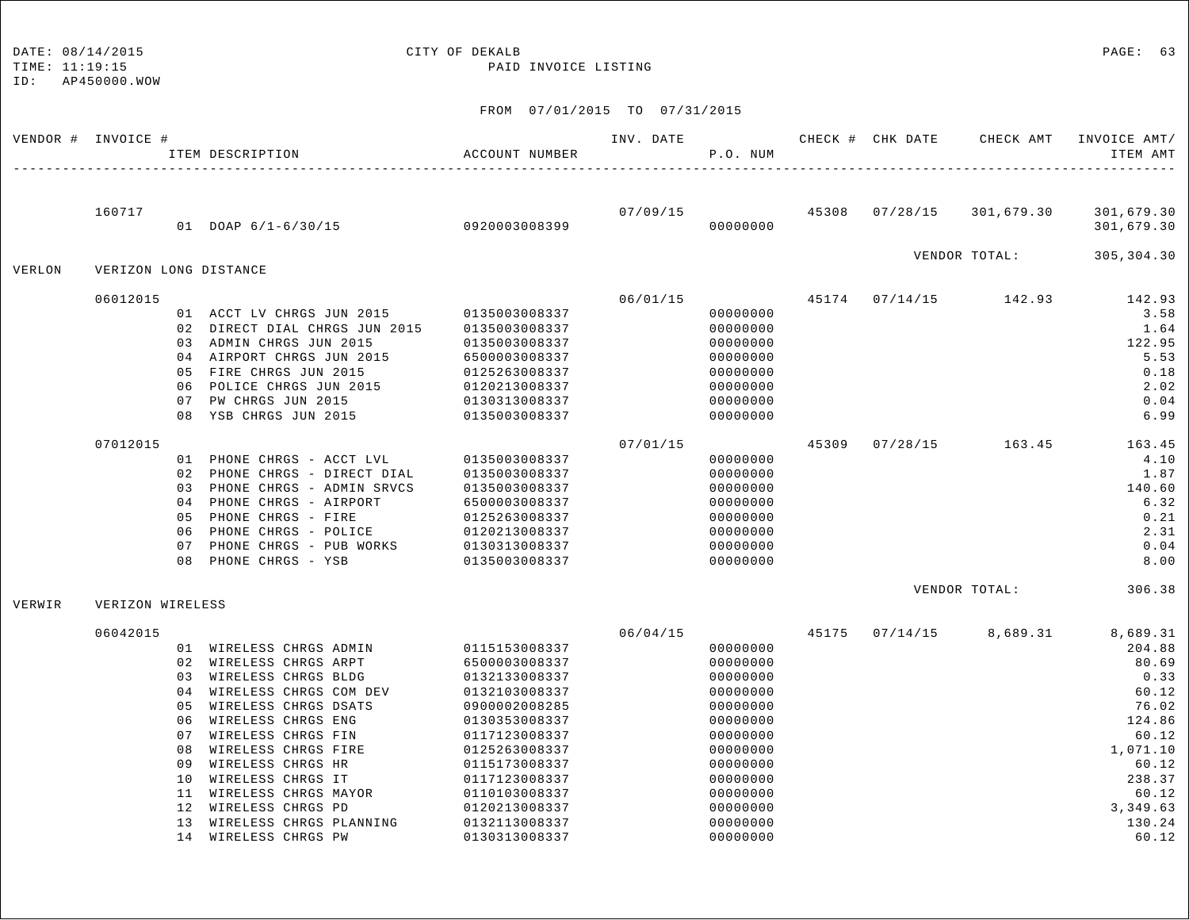DATE: 08/14/2015 CITY OF DEKALB
TIME: 11:19:15 PAID INVOICE LISTING
ID: AP450000.WOW

FROM 07/01/2015 TO 07/31/2015

| VENDOR # | INVOICE # | ITEM DESCRIPTION | ACCOUNT NUMBER | INV. DATE | P.O. NUM | CHECK # | CHK DATE | CHECK AMT | INVOICE AMT/ ITEM AMT |
|---|---|---|---|---|---|---|---|---|---|
| | 160717 | | | 07/09/15 | | 45308 | 07/28/15 | 301,679.30 | 301,679.30 |
| | | 01 DOAP 6/1-6/30/15 | 0920003008399 | | 00000000 | | | | 301,679.30 |
| | | | | | | | | VENDOR TOTAL: | 305,304.30 |
| VERLON | VERIZON LONG DISTANCE | | | | | | | | |
| | 06012015 | | | 06/01/15 | | 45174 | 07/14/15 | 142.93 | 142.93 |
| | | 01 ACCT LV CHRGS JUN 2015 | 0135003008337 | | 00000000 | | | | 3.58 |
| | | 02 DIRECT DIAL CHRGS JUN 2015 | 0135003008337 | | 00000000 | | | | 1.64 |
| | | 03 ADMIN CHRGS JUN 2015 | 0135003008337 | | 00000000 | | | | 122.95 |
| | | 04 AIRPORT CHRGS JUN 2015 | 6500003008337 | | 00000000 | | | | 5.53 |
| | | 05 FIRE CHRGS JUN 2015 | 0125263008337 | | 00000000 | | | | 0.18 |
| | | 06 POLICE CHRGS JUN 2015 | 0120213008337 | | 00000000 | | | | 2.02 |
| | | 07 PW CHRGS JUN 2015 | 0130313008337 | | 00000000 | | | | 0.04 |
| | | 08 YSB CHRGS JUN 2015 | 0135003008337 | | 00000000 | | | | 6.99 |
| | 07012015 | | | 07/01/15 | | 45309 | 07/28/15 | 163.45 | 163.45 |
| | | 01 PHONE CHRGS - ACCT LVL | 0135003008337 | | 00000000 | | | | 4.10 |
| | | 02 PHONE CHRGS - DIRECT DIAL | 0135003008337 | | 00000000 | | | | 1.87 |
| | | 03 PHONE CHRGS - ADMIN SRVCS | 0135003008337 | | 00000000 | | | | 140.60 |
| | | 04 PHONE CHRGS - AIRPORT | 6500003008337 | | 00000000 | | | | 6.32 |
| | | 05 PHONE CHRGS - FIRE | 0125263008337 | | 00000000 | | | | 0.21 |
| | | 06 PHONE CHRGS - POLICE | 0120213008337 | | 00000000 | | | | 2.31 |
| | | 07 PHONE CHRGS - PUB WORKS | 0130313008337 | | 00000000 | | | | 0.04 |
| | | 08 PHONE CHRGS - YSB | 0135003008337 | | 00000000 | | | | 8.00 |
| | | | | | | | | VENDOR TOTAL: | 306.38 |
| VERWIR | VERIZON WIRELESS | | | | | | | | |
| | 06042015 | | | 06/04/15 | | 45175 | 07/14/15 | 8,689.31 | 8,689.31 |
| | | 01 WIRELESS CHRGS ADMIN | 0115153008337 | | 00000000 | | | | 204.88 |
| | | 02 WIRELESS CHRGS ARPT | 6500003008337 | | 00000000 | | | | 80.69 |
| | | 03 WIRELESS CHRGS BLDG | 0132133008337 | | 00000000 | | | | 0.33 |
| | | 04 WIRELESS CHRGS COM DEV | 0132103008337 | | 00000000 | | | | 60.12 |
| | | 05 WIRELESS CHRGS DSATS | 0900002008285 | | 00000000 | | | | 76.02 |
| | | 06 WIRELESS CHRGS ENG | 0130353008337 | | 00000000 | | | | 124.86 |
| | | 07 WIRELESS CHRGS FIN | 0117123008337 | | 00000000 | | | | 60.12 |
| | | 08 WIRELESS CHRGS FIRE | 0125263008337 | | 00000000 | | | | 1,071.10 |
| | | 09 WIRELESS CHRGS HR | 0115173008337 | | 00000000 | | | | 60.12 |
| | | 10 WIRELESS CHRGS IT | 0117123008337 | | 00000000 | | | | 238.37 |
| | | 11 WIRELESS CHRGS MAYOR | 0110103008337 | | 00000000 | | | | 60.12 |
| | | 12 WIRELESS CHRGS PD | 0120213008337 | | 00000000 | | | | 3,349.63 |
| | | 13 WIRELESS CHRGS PLANNING | 0132113008337 | | 00000000 | | | | 130.24 |
| | | 14 WIRELESS CHRGS PW | 0130313008337 | | 00000000 | | | | 60.12 |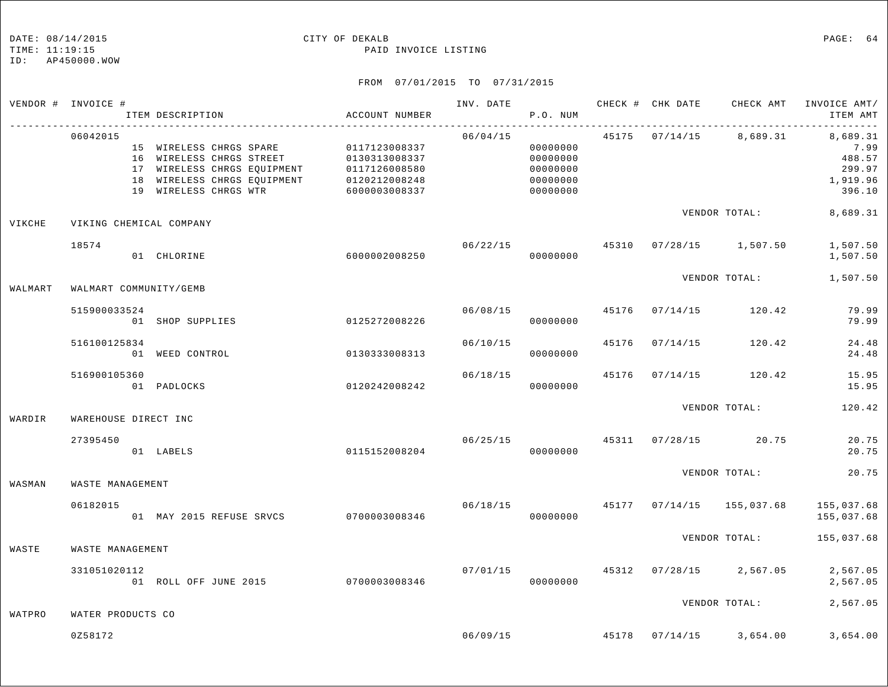DATE: 08/14/2015 CITY OF DEKALB PAGE: 64
TIME: 11:19:15 PAID INVOICE LISTING
ID: AP450000.WOW

FROM 07/01/2015 TO 07/31/2015

| VENDOR # | INVOICE # / ITEM DESCRIPTION | ACCOUNT NUMBER | INV. DATE | P.O. NUM | CHECK # | CHK DATE | CHECK AMT | INVOICE AMT/ ITEM AMT |
|---|---|---|---|---|---|---|---|---|
| | 06042015 | | 06/04/15 | | 45175 | 07/14/15 | 8,689.31 | 8,689.31 |
| | 15 WIRELESS CHRGS SPARE | 0117123008337 | | 00000000 | | | | 7.99 |
| | 16 WIRELESS CHRGS STREET | 0130313008337 | | 00000000 | | | | 488.57 |
| | 17 WIRELESS CHRGS EQUIPMENT | 0117126008580 | | 00000000 | | | | 299.97 |
| | 18 WIRELESS CHRGS EQUIPMENT | 0120212008248 | | 00000000 | | | | 1,919.96 |
| | 19 WIRELESS CHRGS WTR | 6000003008337 | | 00000000 | | | | 396.10 |
| | | | | | | VENDOR TOTAL: | | 8,689.31 |
| VIKCHE | VIKING CHEMICAL COMPANY | | | | | | | |
| | 18574 | | 06/22/15 | | 45310 | 07/28/15 | 1,507.50 | 1,507.50 |
| | 01 CHLORINE | 6000002008250 | | 00000000 | | | | 1,507.50 |
| | | | | | | VENDOR TOTAL: | | 1,507.50 |
| WALMART | WALMART COMMUNITY/GEMB | | | | | | | |
| | 515900033524 | | 06/08/15 | | 45176 | 07/14/15 | 120.42 | 79.99 |
| | 01 SHOP SUPPLIES | 0125272008226 | | 00000000 | | | | 79.99 |
| | 516100125834 | | 06/10/15 | | 45176 | 07/14/15 | 120.42 | 24.48 |
| | 01 WEED CONTROL | 0130333008313 | | 00000000 | | | | 24.48 |
| | 516900105360 | | 06/18/15 | | 45176 | 07/14/15 | 120.42 | 15.95 |
| | 01 PADLOCKS | 0120242008242 | | 00000000 | | | | 15.95 |
| | | | | | | VENDOR TOTAL: | | 120.42 |
| WARDIR | WAREHOUSE DIRECT INC | | | | | | | |
| | 27395450 | | 06/25/15 | | 45311 | 07/28/15 | 20.75 | 20.75 |
| | 01 LABELS | 0115152008204 | | 00000000 | | | | 20.75 |
| | | | | | | VENDOR TOTAL: | | 20.75 |
| WASMAN | WASTE MANAGEMENT | | | | | | | |
| | 06182015 | | 06/18/15 | | 45177 | 07/14/15 | 155,037.68 | 155,037.68 |
| | 01 MAY 2015 REFUSE SRVCS | 0700003008346 | | 00000000 | | | | 155,037.68 |
| | | | | | | VENDOR TOTAL: | | 155,037.68 |
| WASTE | WASTE MANAGEMENT | | | | | | | |
| | 331051020112 | | 07/01/15 | | 45312 | 07/28/15 | 2,567.05 | 2,567.05 |
| | 01 ROLL OFF JUNE 2015 | 0700003008346 | | 00000000 | | | | 2,567.05 |
| | | | | | | VENDOR TOTAL: | | 2,567.05 |
| WATPRO | WATER PRODUCTS CO | | | | | | | |
| | 0Z58172 | | 06/09/15 | | 45178 | 07/14/15 | 3,654.00 | 3,654.00 |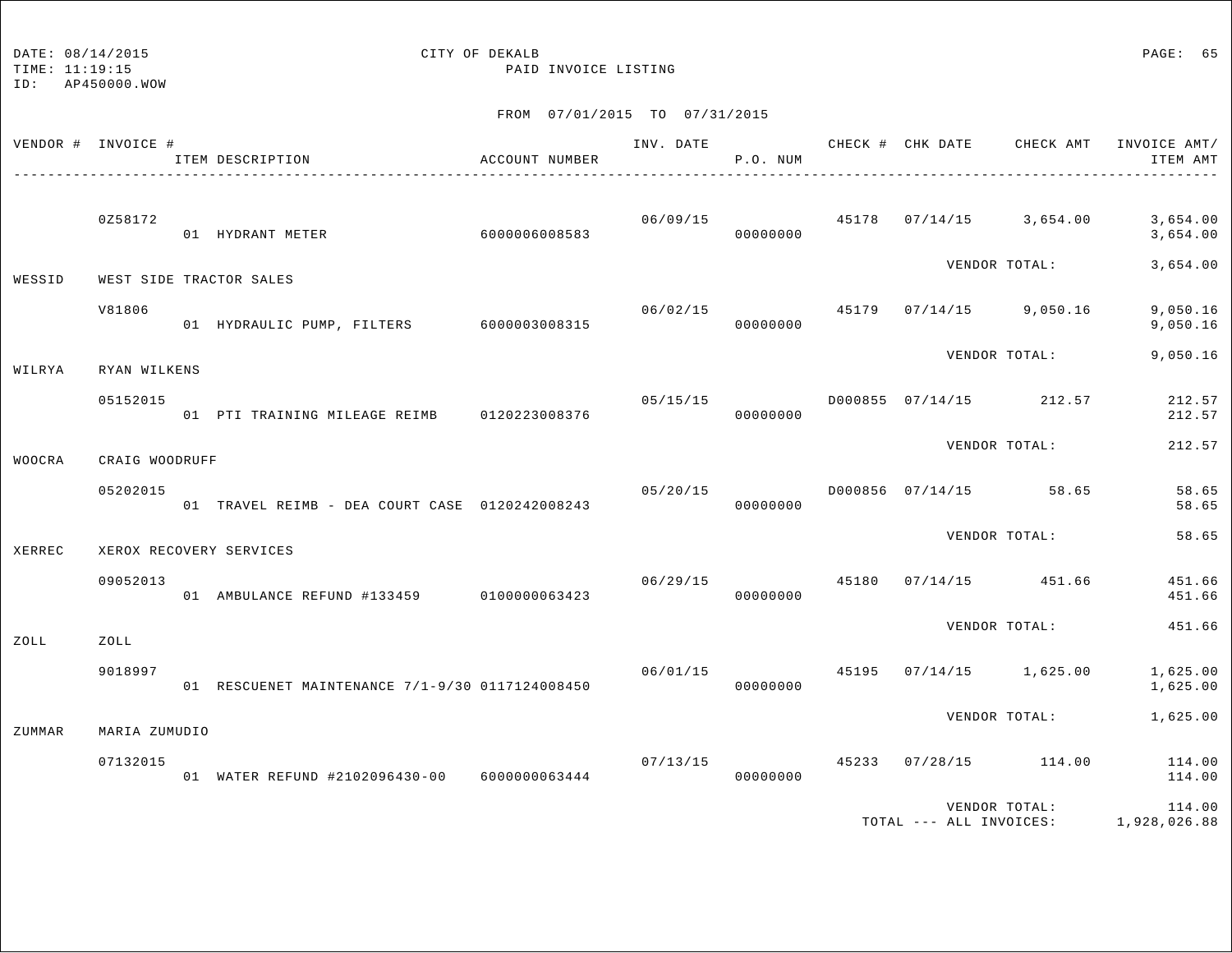DATE: 08/14/2015
TIME: 11:19:15
ID: AP450000.WOW

CITY OF DEKALB
PAID INVOICE LISTING

FROM 07/01/2015 TO 07/31/2015

| VENDOR # | INVOICE # / ITEM DESCRIPTION | ACCOUNT NUMBER | INV. DATE | P.O. NUM | CHECK # | CHK DATE | CHECK AMT | INVOICE AMT/ ITEM AMT |
|---|---|---|---|---|---|---|---|---|
| | 0Z58172 | | 06/09/15 | | 45178 | 07/14/15 | 3,654.00 | 3,654.00 |
| | 01 HYDRANT METER | 6000006008583 | | 00000000 | | | | 3,654.00 |
| | | | | | | VENDOR TOTAL: | | 3,654.00 |
| WESSID | WEST SIDE TRACTOR SALES | | | | | | | |
| | V81806 | | 06/02/15 | | 45179 | 07/14/15 | 9,050.16 | 9,050.16 |
| | 01 HYDRAULIC PUMP, FILTERS | 6000003008315 | | 00000000 | | | | 9,050.16 |
| | | | | | | VENDOR TOTAL: | | 9,050.16 |
| WILRYA | RYAN WILKENS | | | | | | | |
| | 05152015 | | 05/15/15 | | D000855 | 07/14/15 | 212.57 | 212.57 |
| | 01 PTI TRAINING MILEAGE REIMB | 0120223008376 | | 00000000 | | | | 212.57 |
| | | | | | | VENDOR TOTAL: | | 212.57 |
| WOOCRA | CRAIG WOODRUFF | | | | | | | |
| | 05202015 | | 05/20/15 | | D000856 | 07/14/15 | 58.65 | 58.65 |
| | 01 TRAVEL REIMB - DEA COURT CASE | 0120242008243 | | 00000000 | | | | 58.65 |
| | | | | | | VENDOR TOTAL: | | 58.65 |
| XERREC | XEROX RECOVERY SERVICES | | | | | | | |
| | 09052013 | | 06/29/15 | | 45180 | 07/14/15 | 451.66 | 451.66 |
| | 01 AMBULANCE REFUND #133459 | 0100000063423 | | 00000000 | | | | 451.66 |
| | | | | | | VENDOR TOTAL: | | 451.66 |
| ZOLL | ZOLL | | | | | | | |
| | 9018997 | | 06/01/15 | | 45195 | 07/14/15 | 1,625.00 | 1,625.00 |
| | 01 RESCUENET MAINTENANCE 7/1-9/30 | 0117124008450 | | 00000000 | | | | 1,625.00 |
| | | | | | | VENDOR TOTAL: | | 1,625.00 |
| ZUMMAR | MARIA ZUMUDIO | | | | | | | |
| | 07132015 | | 07/13/15 | | 45233 | 07/28/15 | 114.00 | 114.00 |
| | 01 WATER REFUND #2102096430-00 | 6000000063444 | | 00000000 | | | | 114.00 |
| | | | | | | VENDOR TOTAL: | | 114.00 |
| | | | | | | TOTAL --- ALL INVOICES: | | 1,928,026.88 |